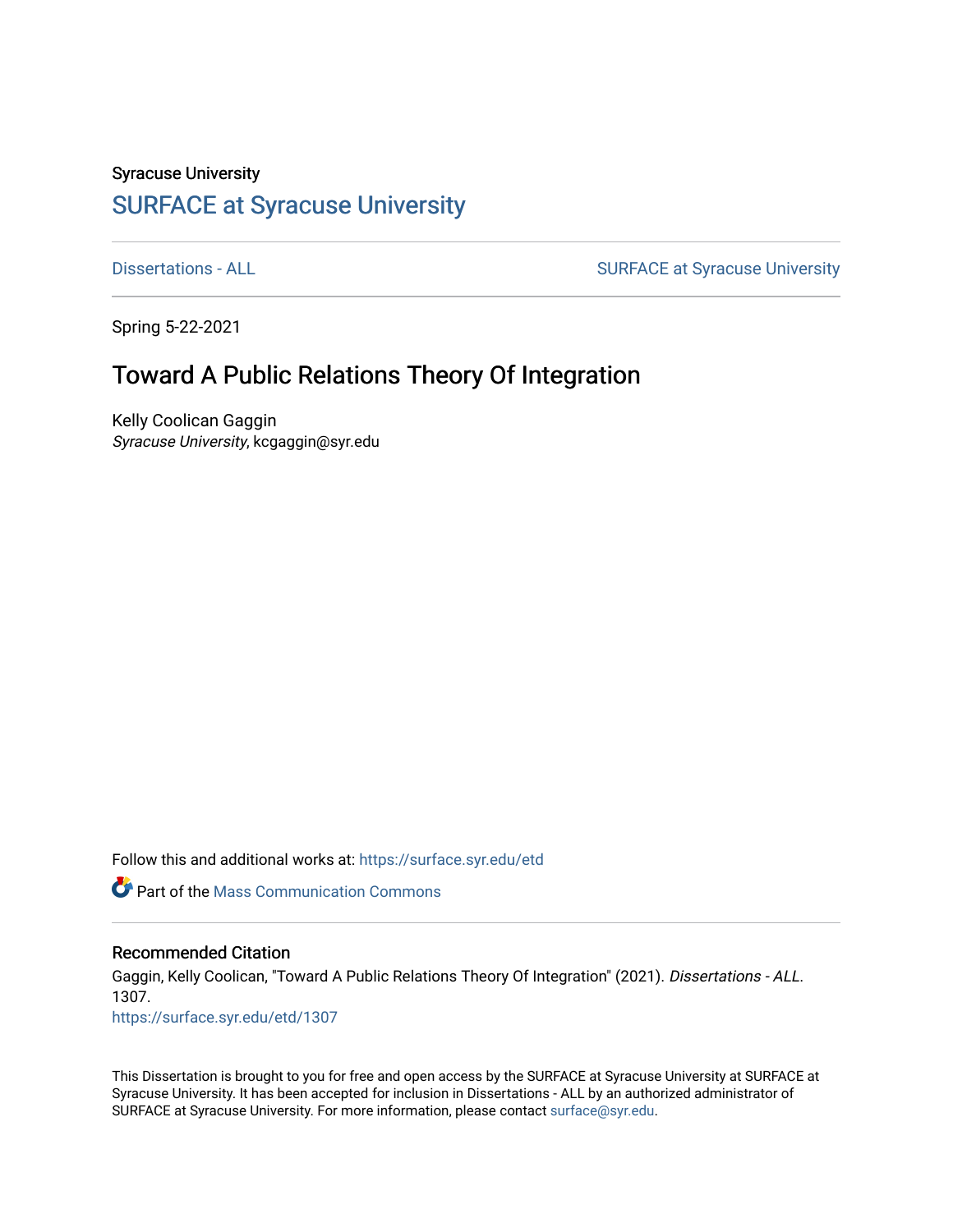Syracuse University

# SURFACE at Syracuse University

Dissertations - ALL SURFACE at Syracuse University

Spring 5-22-2021

## Toward A Public Relations Theory Of Integration

Kelly Coolican Gaggin
*Syracuse University*, kcgaggin@syr.edu

Follow this and additional works at: https://surface.syr.edu/etd

Part of the Mass Communication Commons

### Recommended Citation

Gaggin, Kelly Coolican, "Toward A Public Relations Theory Of Integration" (2021). *Dissertations - ALL*. 1307.
https://surface.syr.edu/etd/1307

This Dissertation is brought to you for free and open access by the SURFACE at Syracuse University at SURFACE at Syracuse University. It has been accepted for inclusion in Dissertations - ALL by an authorized administrator of SURFACE at Syracuse University. For more information, please contact surface@syr.edu.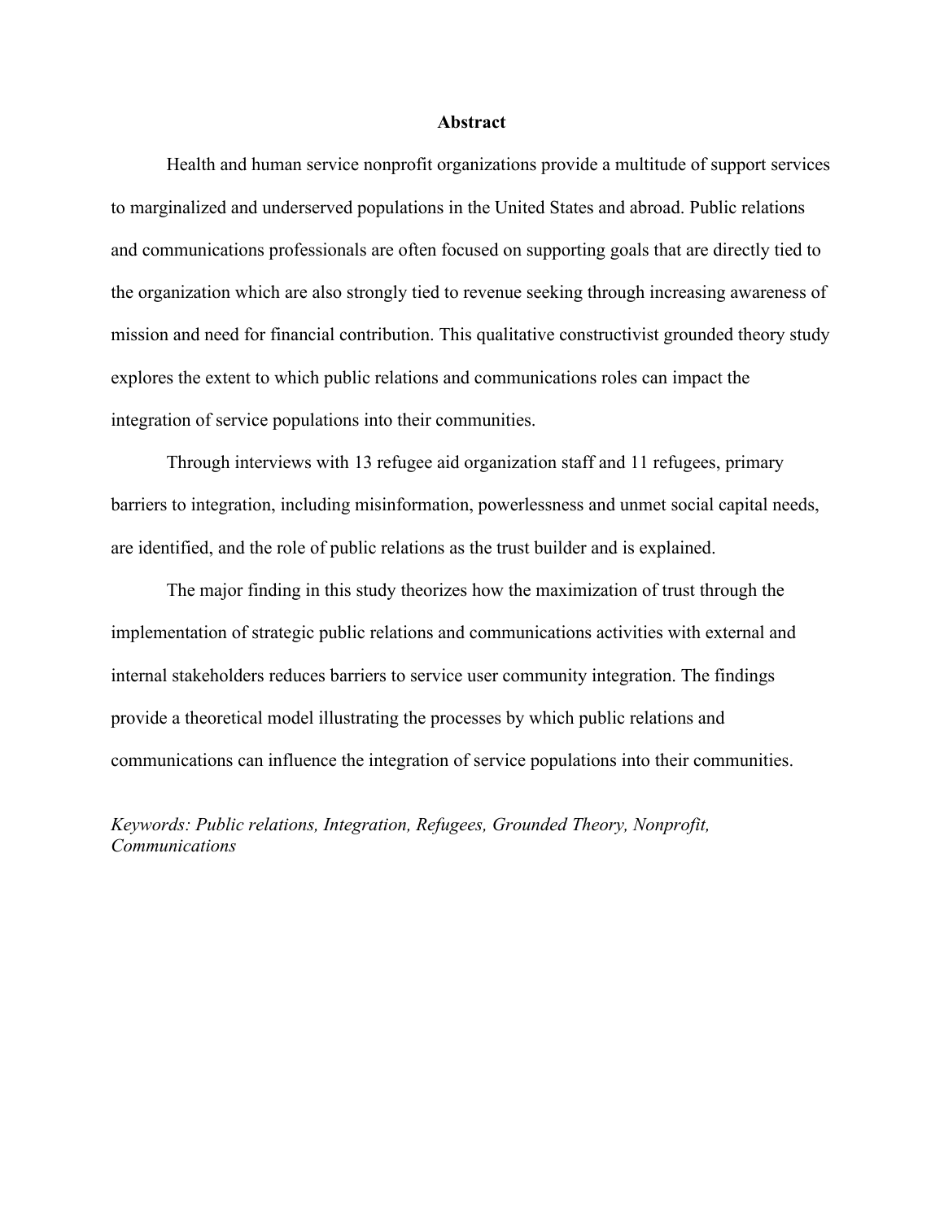# Abstract

Health and human service nonprofit organizations provide a multitude of support services to marginalized and underserved populations in the United States and abroad. Public relations and communications professionals are often focused on supporting goals that are directly tied to the organization which are also strongly tied to revenue seeking through increasing awareness of mission and need for financial contribution. This qualitative constructivist grounded theory study explores the extent to which public relations and communications roles can impact the integration of service populations into their communities.

Through interviews with 13 refugee aid organization staff and 11 refugees, primary barriers to integration, including misinformation, powerlessness and unmet social capital needs, are identified, and the role of public relations as the trust builder and is explained.

The major finding in this study theorizes how the maximization of trust through the implementation of strategic public relations and communications activities with external and internal stakeholders reduces barriers to service user community integration. The findings provide a theoretical model illustrating the processes by which public relations and communications can influence the integration of service populations into their communities.

*Keywords: Public relations, Integration, Refugees, Grounded Theory, Nonprofit, Communications*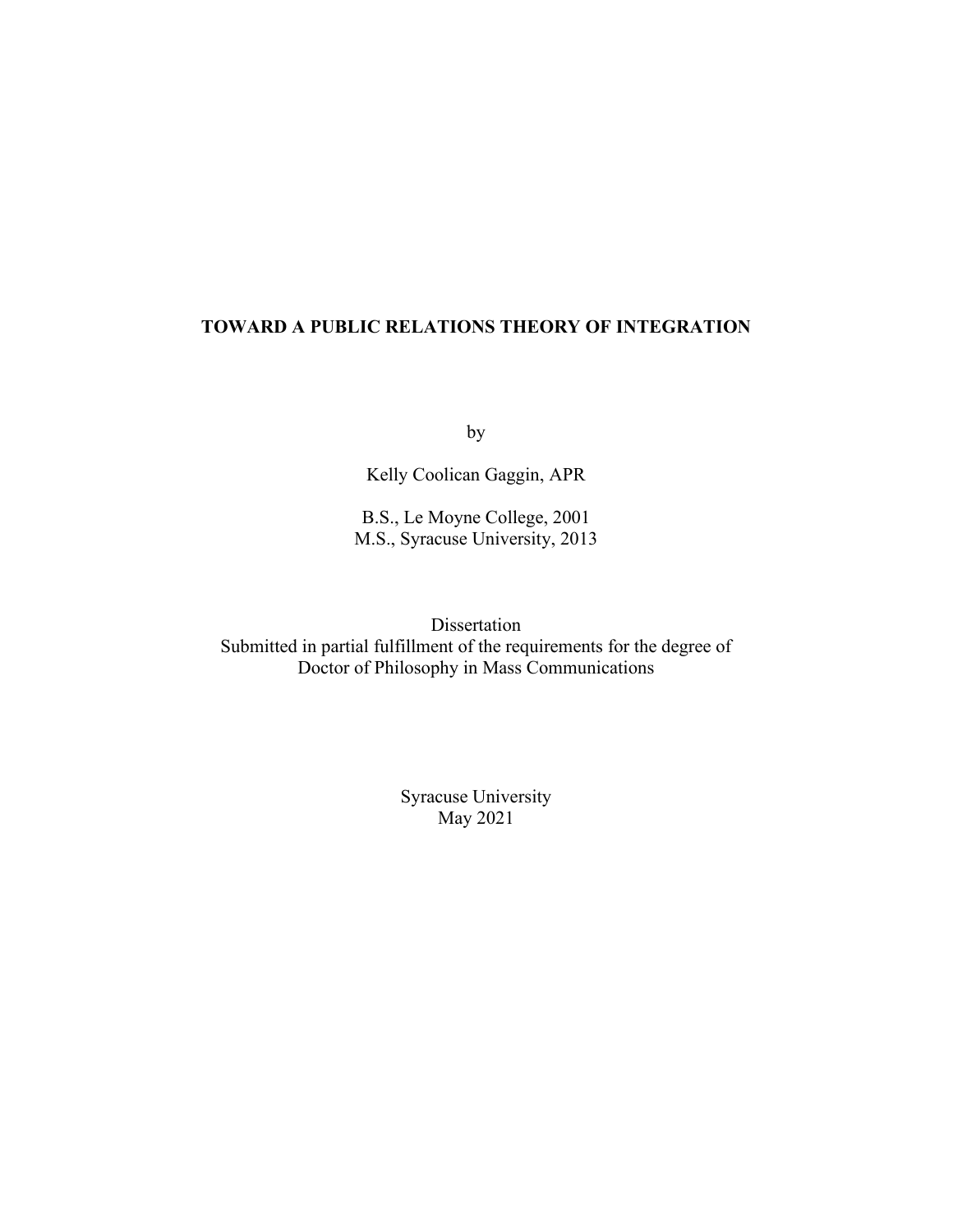**TOWARD A PUBLIC RELATIONS THEORY OF INTEGRATION**

by

Kelly Coolican Gaggin, APR

B.S., Le Moyne College, 2001
M.S., Syracuse University, 2013

Dissertation
Submitted in partial fulfillment of the requirements for the degree of
Doctor of Philosophy in Mass Communications

Syracuse University
May 2021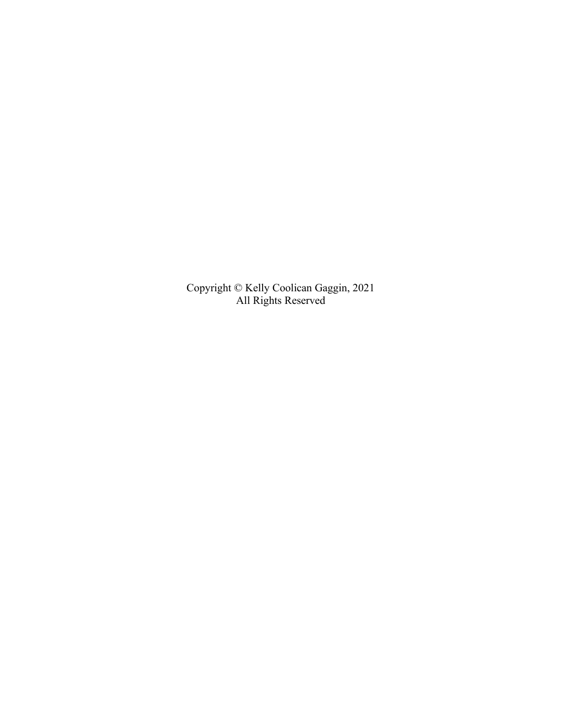Copyright © Kelly Coolican Gaggin, 2021
All Rights Reserved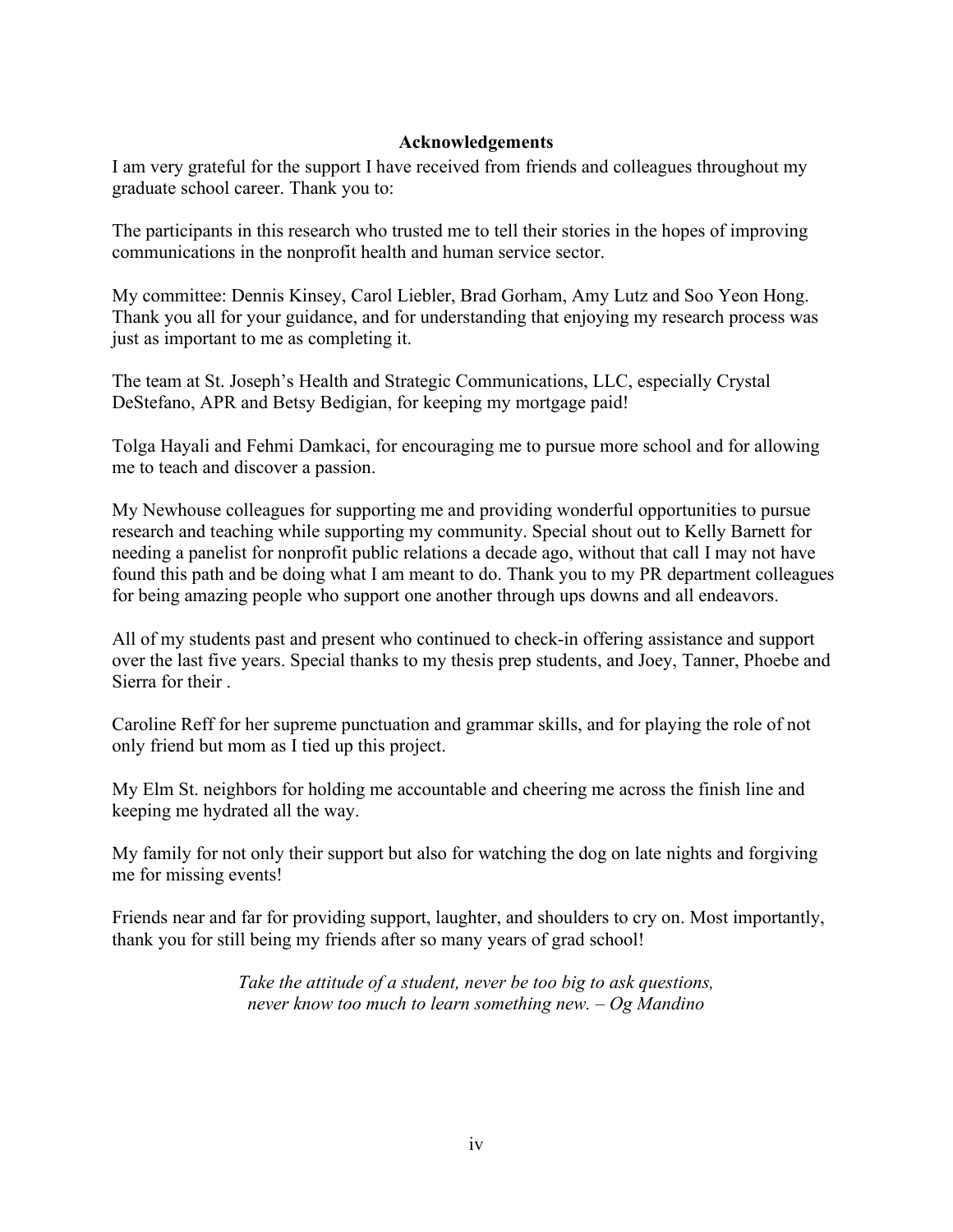## Acknowledgements

I am very grateful for the support I have received from friends and colleagues throughout my graduate school career. Thank you to:

The participants in this research who trusted me to tell their stories in the hopes of improving communications in the nonprofit health and human service sector.

My committee: Dennis Kinsey, Carol Liebler, Brad Gorham, Amy Lutz and Soo Yeon Hong. Thank you all for your guidance, and for understanding that enjoying my research process was just as important to me as completing it.

The team at St. Joseph's Health and Strategic Communications, LLC, especially Crystal DeStefano, APR and Betsy Bedigian, for keeping my mortgage paid!

Tolga Hayali and Fehmi Damkaci, for encouraging me to pursue more school and for allowing me to teach and discover a passion.

My Newhouse colleagues for supporting me and providing wonderful opportunities to pursue research and teaching while supporting my community. Special shout out to Kelly Barnett for needing a panelist for nonprofit public relations a decade ago, without that call I may not have found this path and be doing what I am meant to do. Thank you to my PR department colleagues for being amazing people who support one another through ups downs and all endeavors.

All of my students past and present who continued to check-in offering assistance and support over the last five years. Special thanks to my thesis prep students, and Joey, Tanner, Phoebe and Sierra for their .

Caroline Reff for her supreme punctuation and grammar skills, and for playing the role of not only friend but mom as I tied up this project.

My Elm St. neighbors for holding me accountable and cheering me across the finish line and keeping me hydrated all the way.

My family for not only their support but also for watching the dog on late nights and forgiving me for missing events!

Friends near and far for providing support, laughter, and shoulders to cry on. Most importantly, thank you for still being my friends after so many years of grad school!

*Take the attitude of a student, never be too big to ask questions, never know too much to learn something new. – Og Mandino*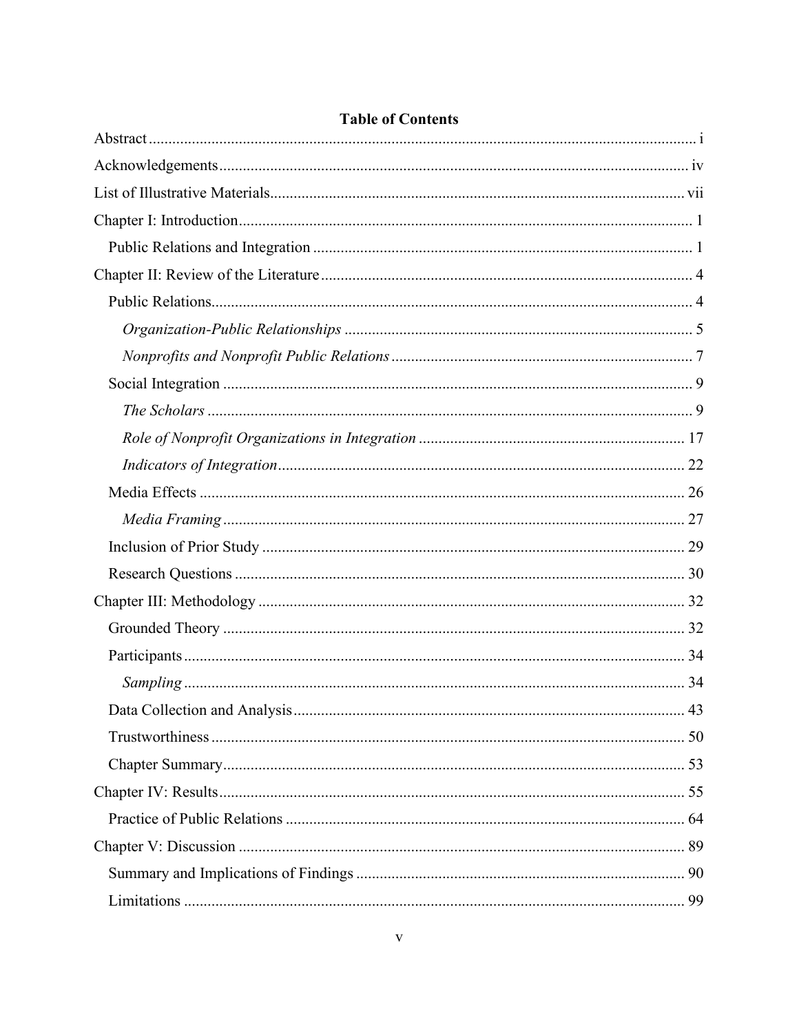# Table of Contents

Abstract ........ i

Acknowledgements ........ iv

List of Illustrative Materials ........ vii

Chapter I: Introduction ........ 1

- Public Relations and Integration ........ 1

Chapter II: Review of the Literature ........ 4

- Public Relations ........ 4
  - *Organization-Public Relationships* ........ 5
  - *Nonprofits and Nonprofit Public Relations* ........ 7
- Social Integration ........ 9
  - *The Scholars* ........ 9
  - *Role of Nonprofit Organizations in Integration* ........ 17
  - *Indicators of Integration* ........ 22
- Media Effects ........ 26
  - *Media Framing* ........ 27
- Inclusion of Prior Study ........ 29
- Research Questions ........ 30

Chapter III: Methodology ........ 32

- Grounded Theory ........ 32
- Participants ........ 34
  - *Sampling* ........ 34
- Data Collection and Analysis ........ 43
- Trustworthiness ........ 50
- Chapter Summary ........ 53

Chapter IV: Results ........ 55

- Practice of Public Relations ........ 64

Chapter V: Discussion ........ 89

- Summary and Implications of Findings ........ 90
- Limitations ........ 99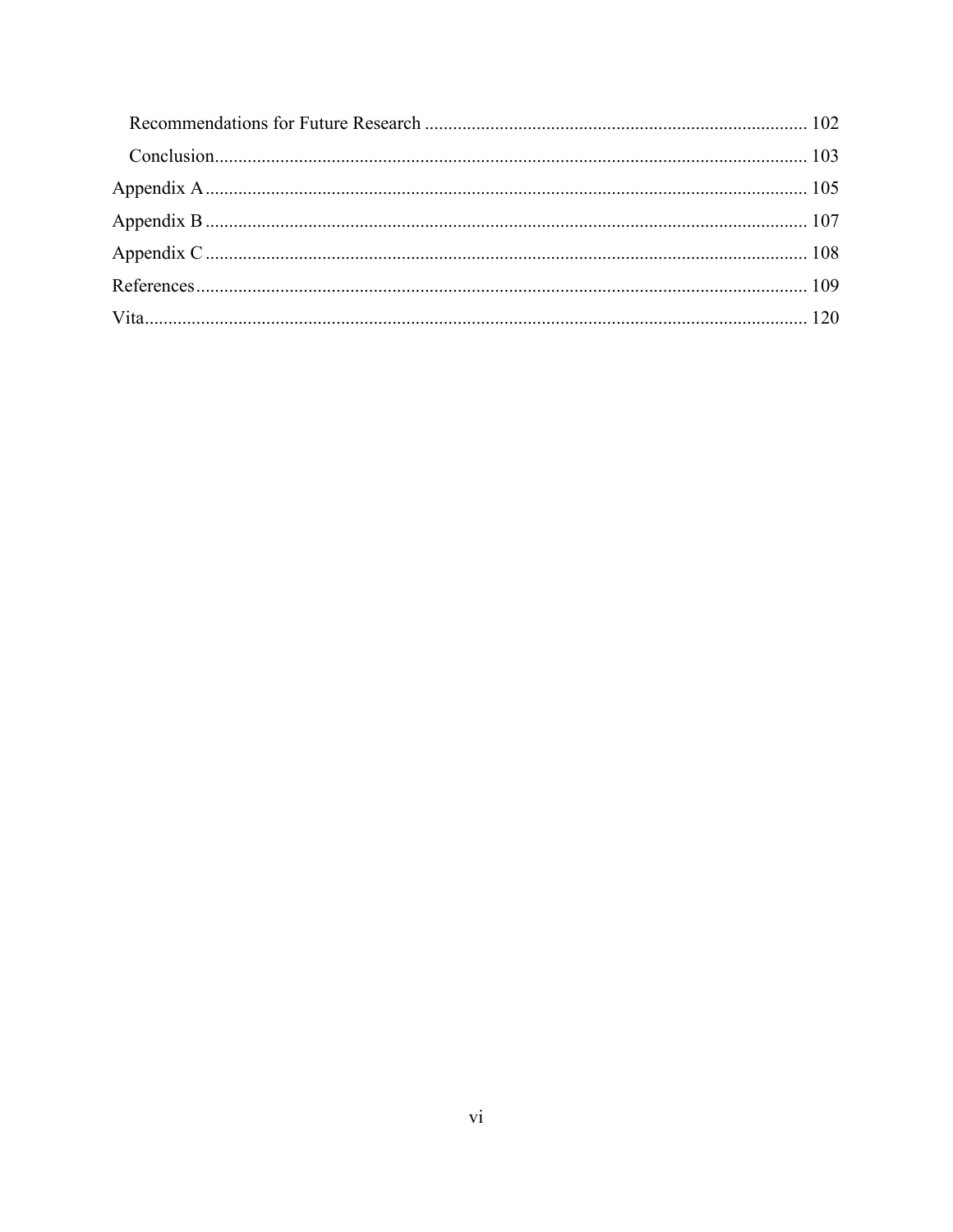Recommendations for Future Research ........................................................................ 102

Conclusion........................................................................................................................ 103

Appendix A ............................................................................................................................ 105

Appendix B ............................................................................................................................ 107

Appendix C ............................................................................................................................ 108

References.............................................................................................................................. 109

Vita.......................................................................................................................................... 120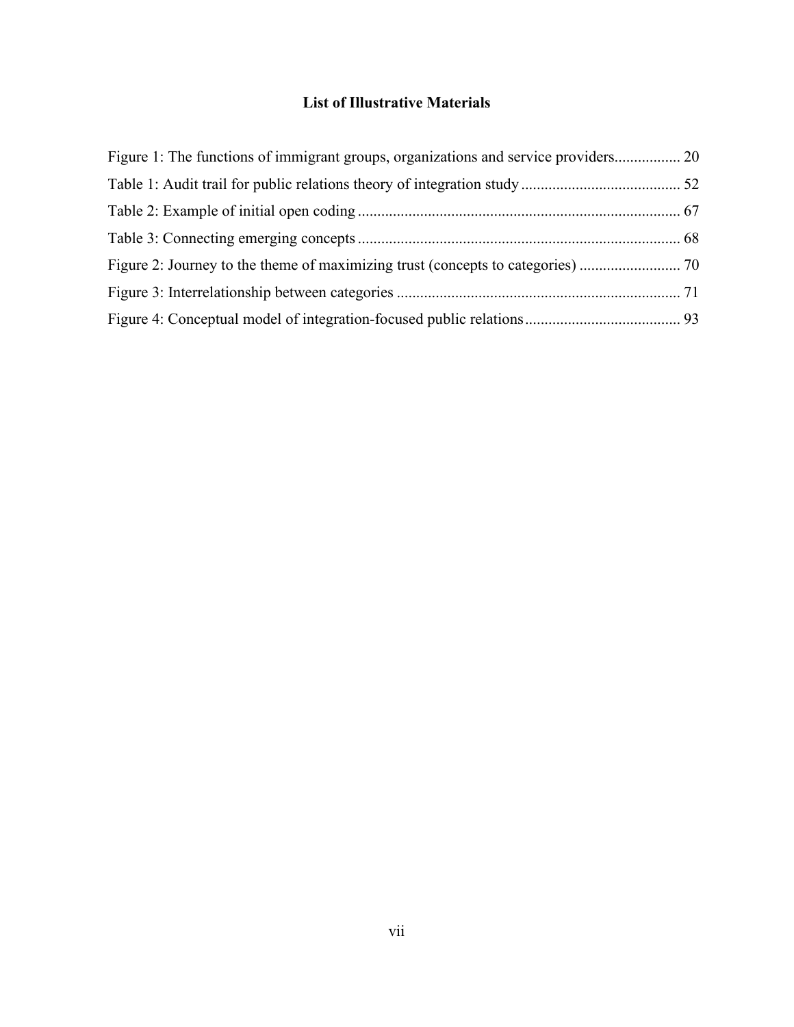# List of Illustrative Materials

Figure 1: The functions of immigrant groups, organizations and service providers................. 20
Table 1: Audit trail for public relations theory of integration study......................................... 52
Table 2: Example of initial open coding.................................................................................. 67
Table 3: Connecting emerging concepts.................................................................................. 68
Figure 2: Journey to the theme of maximizing trust (concepts to categories) .......................... 70
Figure 3: Interrelationship between categories ........................................................................ 71
Figure 4: Conceptual model of integration-focused public relations........................................ 93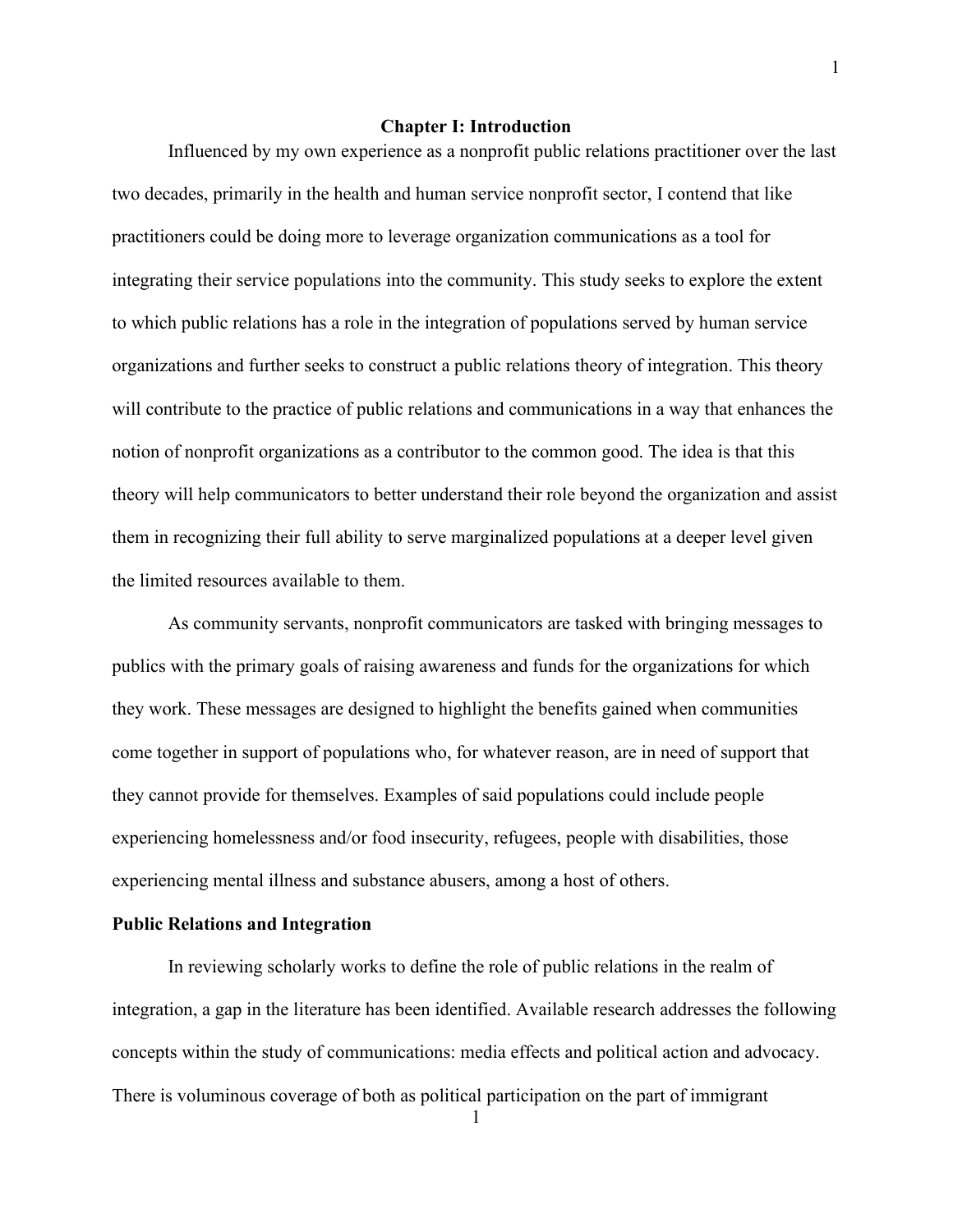# Chapter I: Introduction

Influenced by my own experience as a nonprofit public relations practitioner over the last two decades, primarily in the health and human service nonprofit sector, I contend that like practitioners could be doing more to leverage organization communications as a tool for integrating their service populations into the community. This study seeks to explore the extent to which public relations has a role in the integration of populations served by human service organizations and further seeks to construct a public relations theory of integration. This theory will contribute to the practice of public relations and communications in a way that enhances the notion of nonprofit organizations as a contributor to the common good. The idea is that this theory will help communicators to better understand their role beyond the organization and assist them in recognizing their full ability to serve marginalized populations at a deeper level given the limited resources available to them.

As community servants, nonprofit communicators are tasked with bringing messages to publics with the primary goals of raising awareness and funds for the organizations for which they work. These messages are designed to highlight the benefits gained when communities come together in support of populations who, for whatever reason, are in need of support that they cannot provide for themselves. Examples of said populations could include people experiencing homelessness and/or food insecurity, refugees, people with disabilities, those experiencing mental illness and substance abusers, among a host of others.

## Public Relations and Integration

In reviewing scholarly works to define the role of public relations in the realm of integration, a gap in the literature has been identified. Available research addresses the following concepts within the study of communications: media effects and political action and advocacy. There is voluminous coverage of both as political participation on the part of immigrant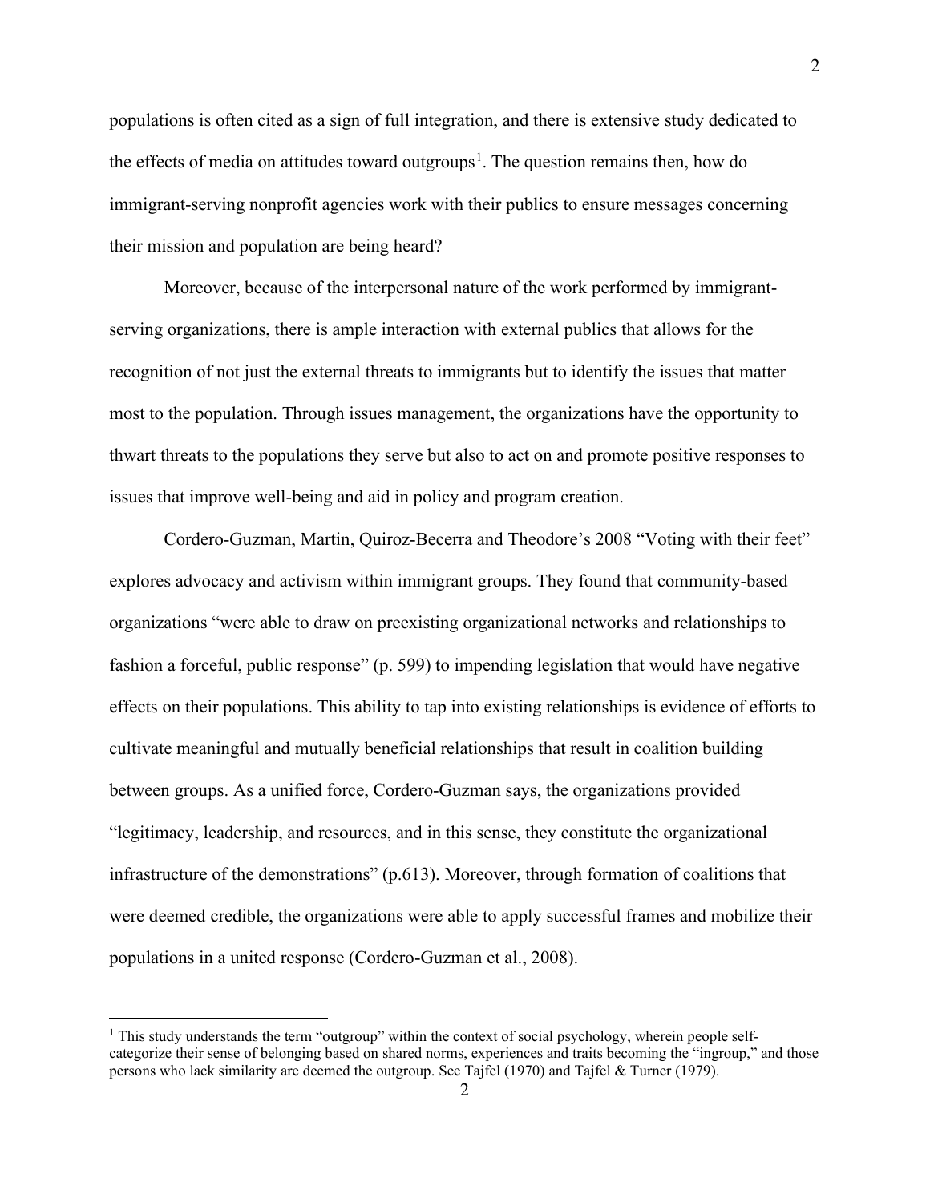populations is often cited as a sign of full integration, and there is extensive study dedicated to the effects of media on attitudes toward outgroups[1]. The question remains then, how do immigrant-serving nonprofit agencies work with their publics to ensure messages concerning their mission and population are being heard?

Moreover, because of the interpersonal nature of the work performed by immigrant-serving organizations, there is ample interaction with external publics that allows for the recognition of not just the external threats to immigrants but to identify the issues that matter most to the population. Through issues management, the organizations have the opportunity to thwart threats to the populations they serve but also to act on and promote positive responses to issues that improve well-being and aid in policy and program creation.

Cordero-Guzman, Martin, Quiroz-Becerra and Theodore's 2008 "Voting with their feet" explores advocacy and activism within immigrant groups. They found that community-based organizations "were able to draw on preexisting organizational networks and relationships to fashion a forceful, public response" (p. 599) to impending legislation that would have negative effects on their populations. This ability to tap into existing relationships is evidence of efforts to cultivate meaningful and mutually beneficial relationships that result in coalition building between groups. As a unified force, Cordero-Guzman says, the organizations provided "legitimacy, leadership, and resources, and in this sense, they constitute the organizational infrastructure of the demonstrations" (p.613). Moreover, through formation of coalitions that were deemed credible, the organizations were able to apply successful frames and mobilize their populations in a united response (Cordero-Guzman et al., 2008).

[1] This study understands the term "outgroup" within the context of social psychology, wherein people self-categorize their sense of belonging based on shared norms, experiences and traits becoming the "ingroup," and those persons who lack similarity are deemed the outgroup. See Tajfel (1970) and Tajfel & Turner (1979).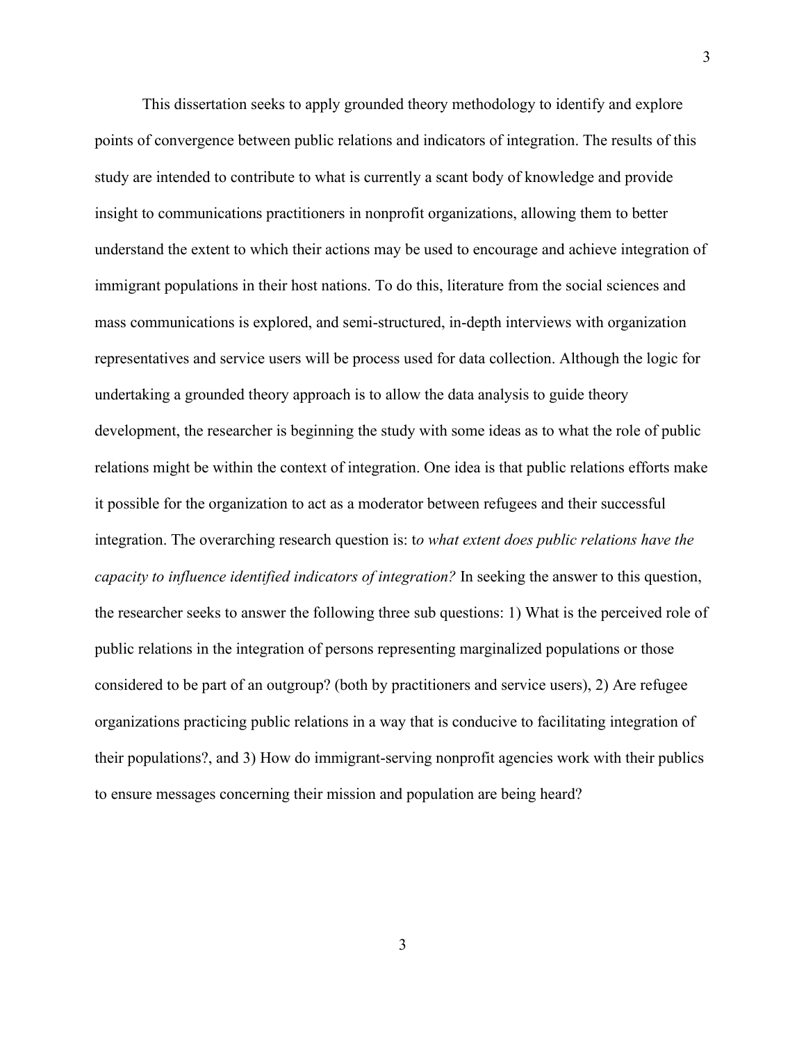This dissertation seeks to apply grounded theory methodology to identify and explore points of convergence between public relations and indicators of integration. The results of this study are intended to contribute to what is currently a scant body of knowledge and provide insight to communications practitioners in nonprofit organizations, allowing them to better understand the extent to which their actions may be used to encourage and achieve integration of immigrant populations in their host nations. To do this, literature from the social sciences and mass communications is explored, and semi-structured, in-depth interviews with organization representatives and service users will be process used for data collection. Although the logic for undertaking a grounded theory approach is to allow the data analysis to guide theory development, the researcher is beginning the study with some ideas as to what the role of public relations might be within the context of integration. One idea is that public relations efforts make it possible for the organization to act as a moderator between refugees and their successful integration. The overarching research question is: t*o what extent does public relations have the capacity to influence identified indicators of integration?* In seeking the answer to this question, the researcher seeks to answer the following three sub questions: 1) What is the perceived role of public relations in the integration of persons representing marginalized populations or those considered to be part of an outgroup? (both by practitioners and service users), 2) Are refugee organizations practicing public relations in a way that is conducive to facilitating integration of their populations?, and 3) How do immigrant-serving nonprofit agencies work with their publics to ensure messages concerning their mission and population are being heard?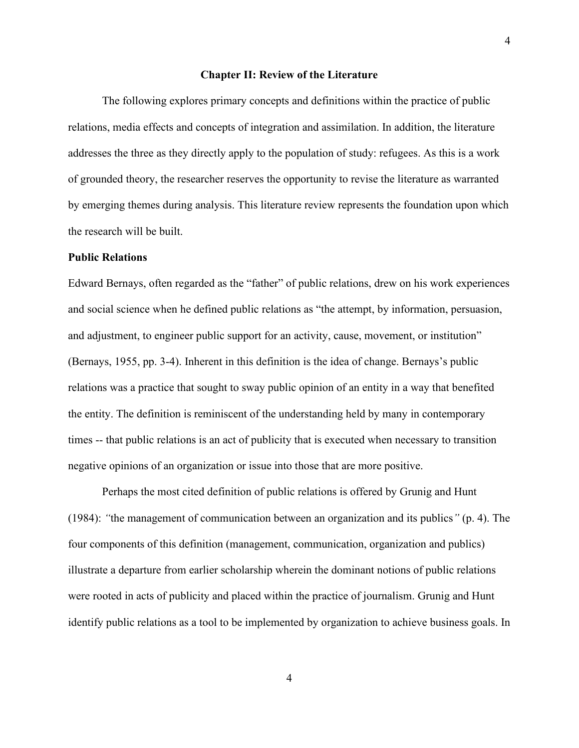## Chapter II: Review of the Literature

The following explores primary concepts and definitions within the practice of public relations, media effects and concepts of integration and assimilation. In addition, the literature addresses the three as they directly apply to the population of study: refugees. As this is a work of grounded theory, the researcher reserves the opportunity to revise the literature as warranted by emerging themes during analysis. This literature review represents the foundation upon which the research will be built.

### Public Relations

Edward Bernays, often regarded as the "father" of public relations, drew on his work experiences and social science when he defined public relations as "the attempt, by information, persuasion, and adjustment, to engineer public support for an activity, cause, movement, or institution" (Bernays, 1955, pp. 3-4). Inherent in this definition is the idea of change. Bernays's public relations was a practice that sought to sway public opinion of an entity in a way that benefited the entity. The definition is reminiscent of the understanding held by many in contemporary times -- that public relations is an act of publicity that is executed when necessary to transition negative opinions of an organization or issue into those that are more positive.

Perhaps the most cited definition of public relations is offered by Grunig and Hunt (1984): *"*the management of communication between an organization and its publics*"* (p. 4). The four components of this definition (management, communication, organization and publics) illustrate a departure from earlier scholarship wherein the dominant notions of public relations were rooted in acts of publicity and placed within the practice of journalism. Grunig and Hunt identify public relations as a tool to be implemented by organization to achieve business goals. In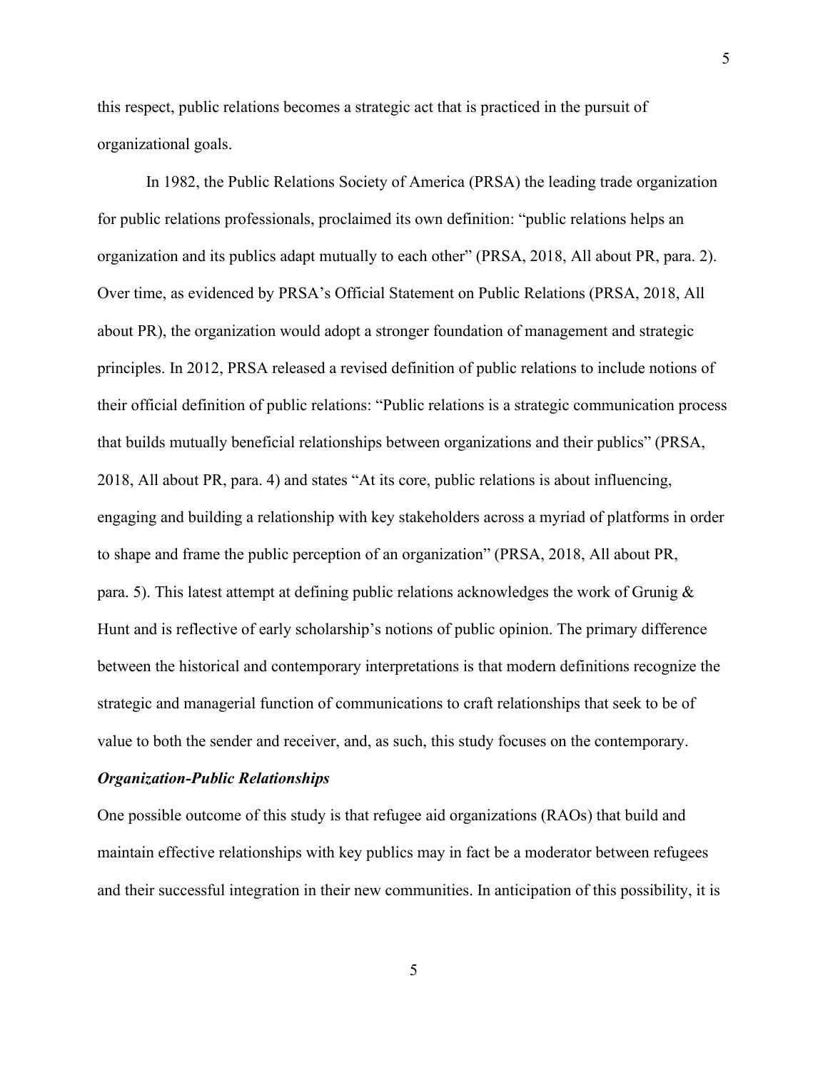this respect, public relations becomes a strategic act that is practiced in the pursuit of organizational goals.

In 1982, the Public Relations Society of America (PRSA) the leading trade organization for public relations professionals, proclaimed its own definition: "public relations helps an organization and its publics adapt mutually to each other" (PRSA, 2018, All about PR, para. 2). Over time, as evidenced by PRSA's Official Statement on Public Relations (PRSA, 2018, All about PR), the organization would adopt a stronger foundation of management and strategic principles. In 2012, PRSA released a revised definition of public relations to include notions of their official definition of public relations: "Public relations is a strategic communication process that builds mutually beneficial relationships between organizations and their publics" (PRSA, 2018, All about PR, para. 4) and states "At its core, public relations is about influencing, engaging and building a relationship with key stakeholders across a myriad of platforms in order to shape and frame the public perception of an organization" (PRSA, 2018, All about PR, para. 5). This latest attempt at defining public relations acknowledges the work of Grunig & Hunt and is reflective of early scholarship's notions of public opinion. The primary difference between the historical and contemporary interpretations is that modern definitions recognize the strategic and managerial function of communications to craft relationships that seek to be of value to both the sender and receiver, and, as such, this study focuses on the contemporary.

***Organization-Public Relationships***

One possible outcome of this study is that refugee aid organizations (RAOs) that build and maintain effective relationships with key publics may in fact be a moderator between refugees and their successful integration in their new communities. In anticipation of this possibility, it is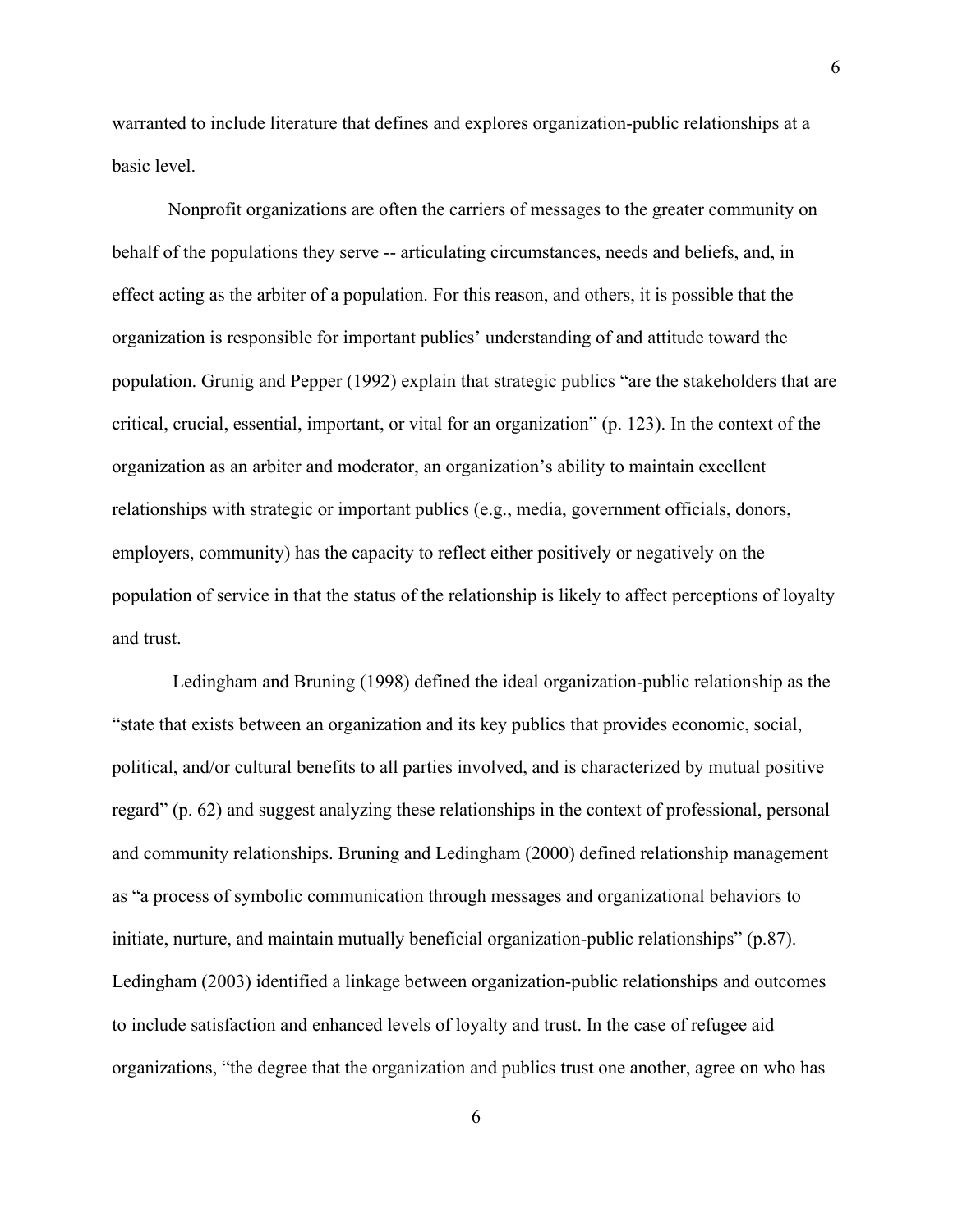warranted to include literature that defines and explores organization-public relationships at a basic level.

Nonprofit organizations are often the carriers of messages to the greater community on behalf of the populations they serve -- articulating circumstances, needs and beliefs, and, in effect acting as the arbiter of a population. For this reason, and others, it is possible that the organization is responsible for important publics' understanding of and attitude toward the population. Grunig and Pepper (1992) explain that strategic publics "are the stakeholders that are critical, crucial, essential, important, or vital for an organization" (p. 123). In the context of the organization as an arbiter and moderator, an organization's ability to maintain excellent relationships with strategic or important publics (e.g., media, government officials, donors, employers, community) has the capacity to reflect either positively or negatively on the population of service in that the status of the relationship is likely to affect perceptions of loyalty and trust.

Ledingham and Bruning (1998) defined the ideal organization-public relationship as the "state that exists between an organization and its key publics that provides economic, social, political, and/or cultural benefits to all parties involved, and is characterized by mutual positive regard" (p. 62) and suggest analyzing these relationships in the context of professional, personal and community relationships. Bruning and Ledingham (2000) defined relationship management as "a process of symbolic communication through messages and organizational behaviors to initiate, nurture, and maintain mutually beneficial organization-public relationships" (p.87). Ledingham (2003) identified a linkage between organization-public relationships and outcomes to include satisfaction and enhanced levels of loyalty and trust. In the case of refugee aid organizations, "the degree that the organization and publics trust one another, agree on who has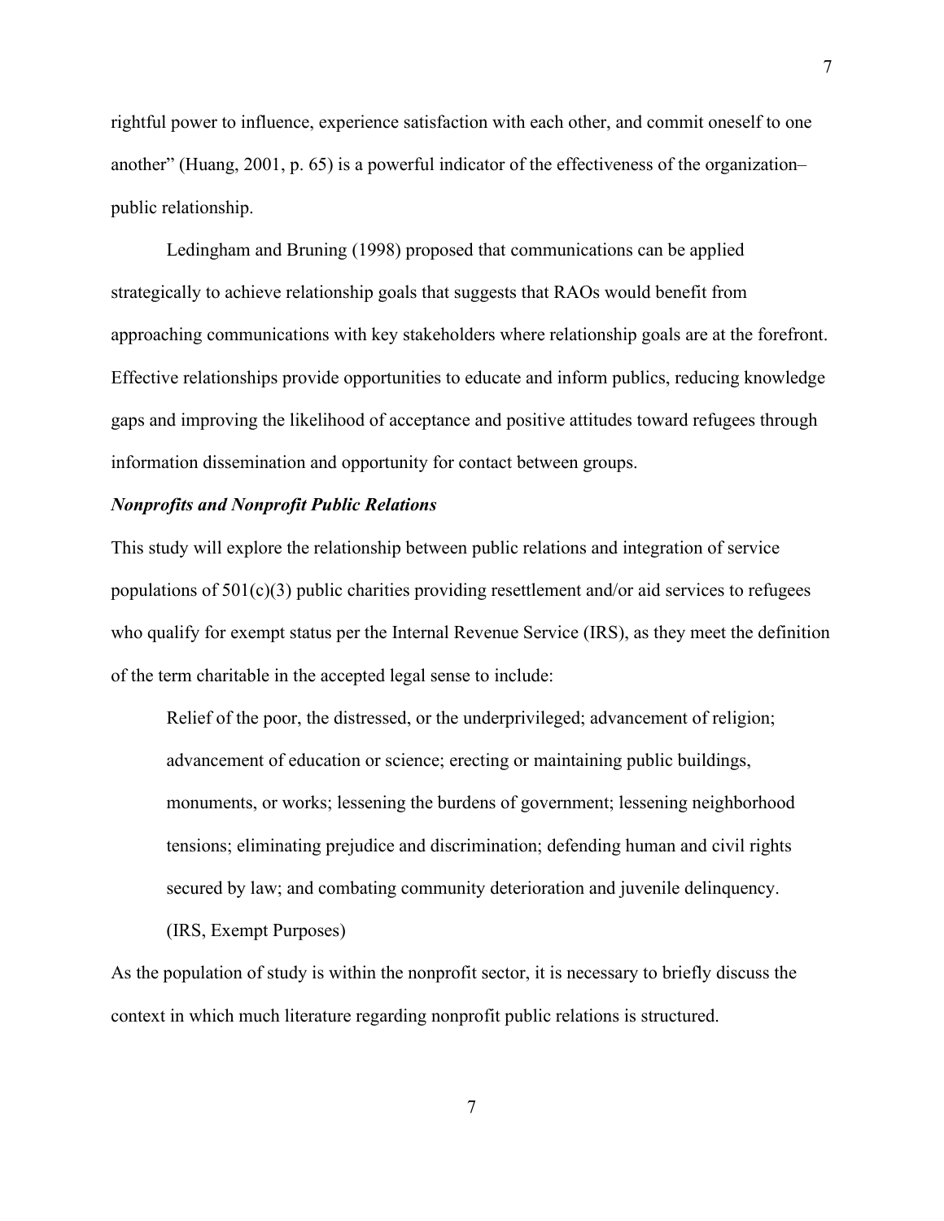rightful power to influence, experience satisfaction with each other, and commit oneself to one another" (Huang, 2001, p. 65) is a powerful indicator of the effectiveness of the organization–public relationship.

Ledingham and Bruning (1998) proposed that communications can be applied strategically to achieve relationship goals that suggests that RAOs would benefit from approaching communications with key stakeholders where relationship goals are at the forefront. Effective relationships provide opportunities to educate and inform publics, reducing knowledge gaps and improving the likelihood of acceptance and positive attitudes toward refugees through information dissemination and opportunity for contact between groups.

***Nonprofits and Nonprofit Public Relations***

This study will explore the relationship between public relations and integration of service populations of 501(c)(3) public charities providing resettlement and/or aid services to refugees who qualify for exempt status per the Internal Revenue Service (IRS), as they meet the definition of the term charitable in the accepted legal sense to include:

> Relief of the poor, the distressed, or the underprivileged; advancement of religion; advancement of education or science; erecting or maintaining public buildings, monuments, or works; lessening the burdens of government; lessening neighborhood tensions; eliminating prejudice and discrimination; defending human and civil rights secured by law; and combating community deterioration and juvenile delinquency. (IRS, Exempt Purposes)

As the population of study is within the nonprofit sector, it is necessary to briefly discuss the context in which much literature regarding nonprofit public relations is structured.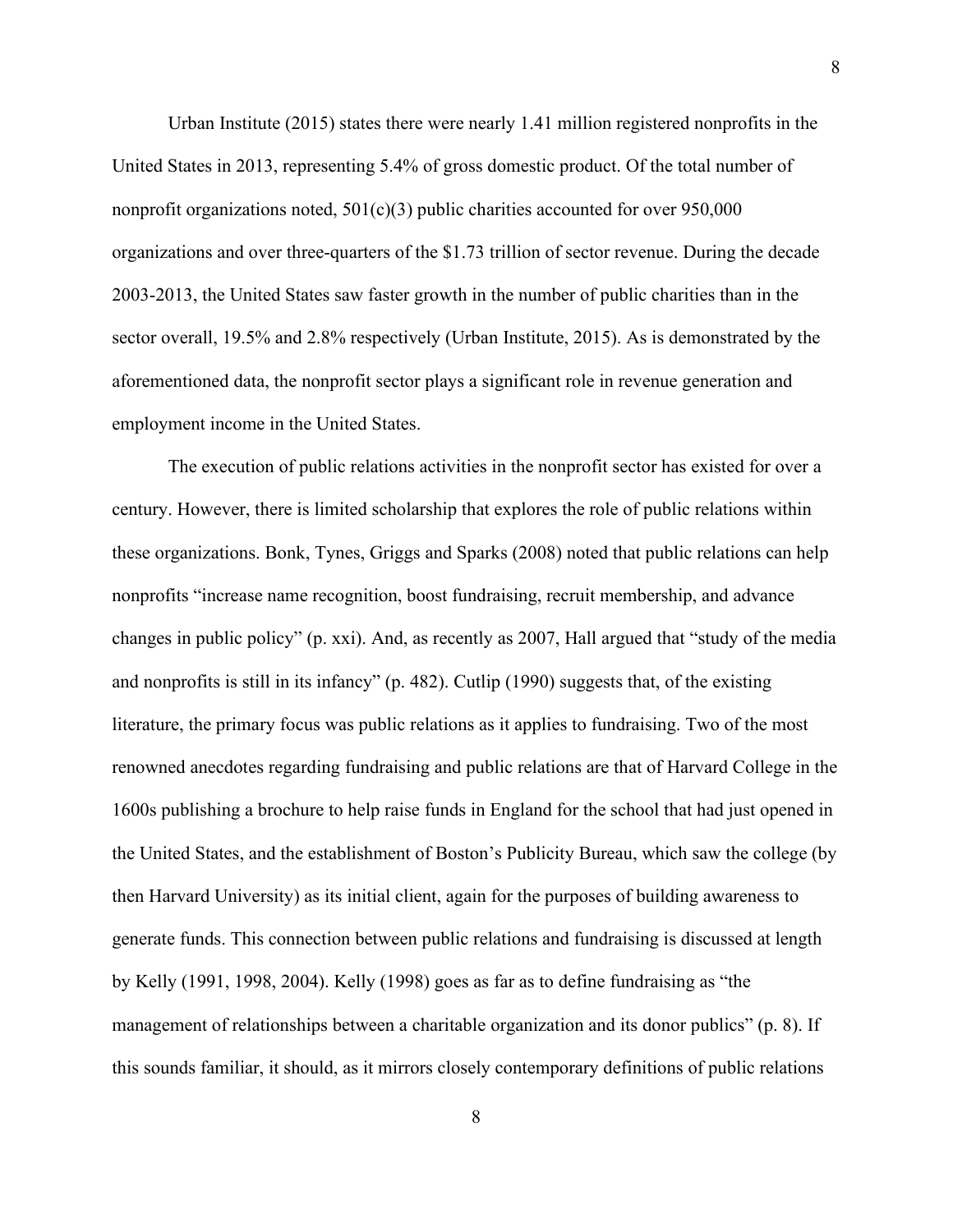Urban Institute (2015) states there were nearly 1.41 million registered nonprofits in the United States in 2013, representing 5.4% of gross domestic product. Of the total number of nonprofit organizations noted, 501(c)(3) public charities accounted for over 950,000 organizations and over three-quarters of the $1.73 trillion of sector revenue. During the decade 2003-2013, the United States saw faster growth in the number of public charities than in the sector overall, 19.5% and 2.8% respectively (Urban Institute, 2015). As is demonstrated by the aforementioned data, the nonprofit sector plays a significant role in revenue generation and employment income in the United States.

The execution of public relations activities in the nonprofit sector has existed for over a century. However, there is limited scholarship that explores the role of public relations within these organizations. Bonk, Tynes, Griggs and Sparks (2008) noted that public relations can help nonprofits "increase name recognition, boost fundraising, recruit membership, and advance changes in public policy" (p. xxi). And, as recently as 2007, Hall argued that "study of the media and nonprofits is still in its infancy" (p. 482). Cutlip (1990) suggests that, of the existing literature, the primary focus was public relations as it applies to fundraising. Two of the most renowned anecdotes regarding fundraising and public relations are that of Harvard College in the 1600s publishing a brochure to help raise funds in England for the school that had just opened in the United States, and the establishment of Boston's Publicity Bureau, which saw the college (by then Harvard University) as its initial client, again for the purposes of building awareness to generate funds. This connection between public relations and fundraising is discussed at length by Kelly (1991, 1998, 2004). Kelly (1998) goes as far as to define fundraising as "the management of relationships between a charitable organization and its donor publics" (p. 8). If this sounds familiar, it should, as it mirrors closely contemporary definitions of public relations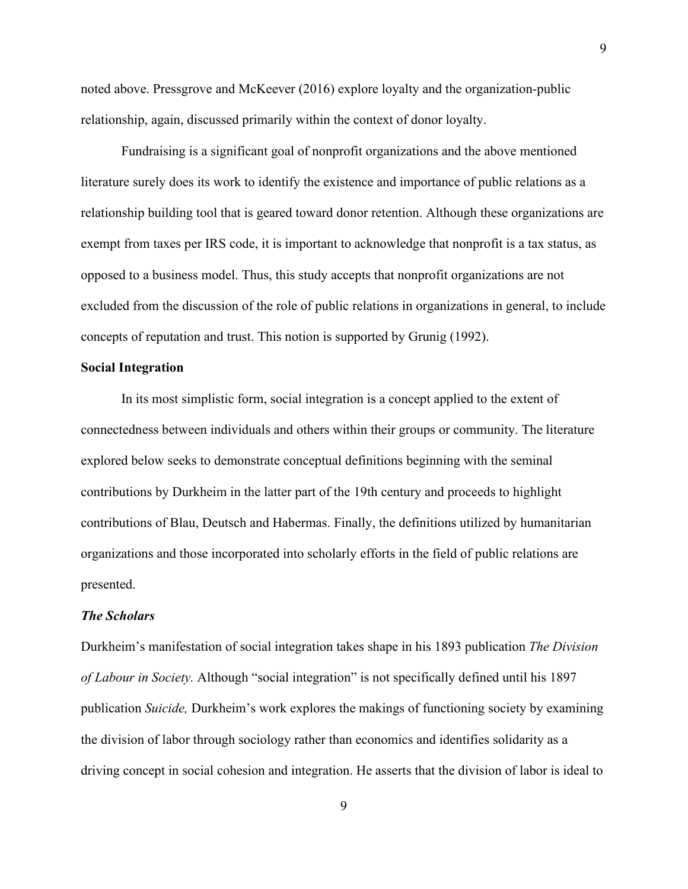noted above. Pressgrove and McKeever (2016) explore loyalty and the organization-public relationship, again, discussed primarily within the context of donor loyalty.

Fundraising is a significant goal of nonprofit organizations and the above mentioned literature surely does its work to identify the existence and importance of public relations as a relationship building tool that is geared toward donor retention. Although these organizations are exempt from taxes per IRS code, it is important to acknowledge that nonprofit is a tax status, as opposed to a business model. Thus, this study accepts that nonprofit organizations are not excluded from the discussion of the role of public relations in organizations in general, to include concepts of reputation and trust. This notion is supported by Grunig (1992).

## Social Integration

In its most simplistic form, social integration is a concept applied to the extent of connectedness between individuals and others within their groups or community. The literature explored below seeks to demonstrate conceptual definitions beginning with the seminal contributions by Durkheim in the latter part of the 19th century and proceeds to highlight contributions of Blau, Deutsch and Habermas. Finally, the definitions utilized by humanitarian organizations and those incorporated into scholarly efforts in the field of public relations are presented.

### *The Scholars*

Durkheim's manifestation of social integration takes shape in his 1893 publication *The Division of Labour in Society.* Although "social integration" is not specifically defined until his 1897 publication *Suicide,* Durkheim's work explores the makings of functioning society by examining the division of labor through sociology rather than economics and identifies solidarity as a driving concept in social cohesion and integration. He asserts that the division of labor is ideal to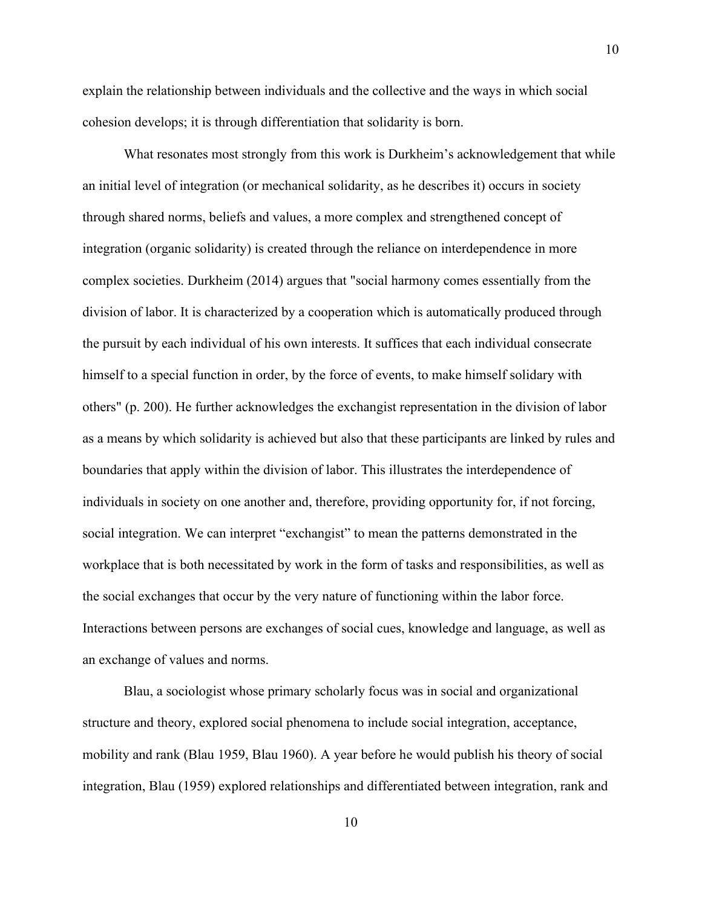explain the relationship between individuals and the collective and the ways in which social cohesion develops; it is through differentiation that solidarity is born.

What resonates most strongly from this work is Durkheim's acknowledgement that while an initial level of integration (or mechanical solidarity, as he describes it) occurs in society through shared norms, beliefs and values, a more complex and strengthened concept of integration (organic solidarity) is created through the reliance on interdependence in more complex societies. Durkheim (2014) argues that "social harmony comes essentially from the division of labor. It is characterized by a cooperation which is automatically produced through the pursuit by each individual of his own interests. It suffices that each individual consecrate himself to a special function in order, by the force of events, to make himself solidary with others" (p. 200). He further acknowledges the exchangist representation in the division of labor as a means by which solidarity is achieved but also that these participants are linked by rules and boundaries that apply within the division of labor. This illustrates the interdependence of individuals in society on one another and, therefore, providing opportunity for, if not forcing, social integration. We can interpret "exchangist" to mean the patterns demonstrated in the workplace that is both necessitated by work in the form of tasks and responsibilities, as well as the social exchanges that occur by the very nature of functioning within the labor force. Interactions between persons are exchanges of social cues, knowledge and language, as well as an exchange of values and norms.

Blau, a sociologist whose primary scholarly focus was in social and organizational structure and theory, explored social phenomena to include social integration, acceptance, mobility and rank (Blau 1959, Blau 1960). A year before he would publish his theory of social integration, Blau (1959) explored relationships and differentiated between integration, rank and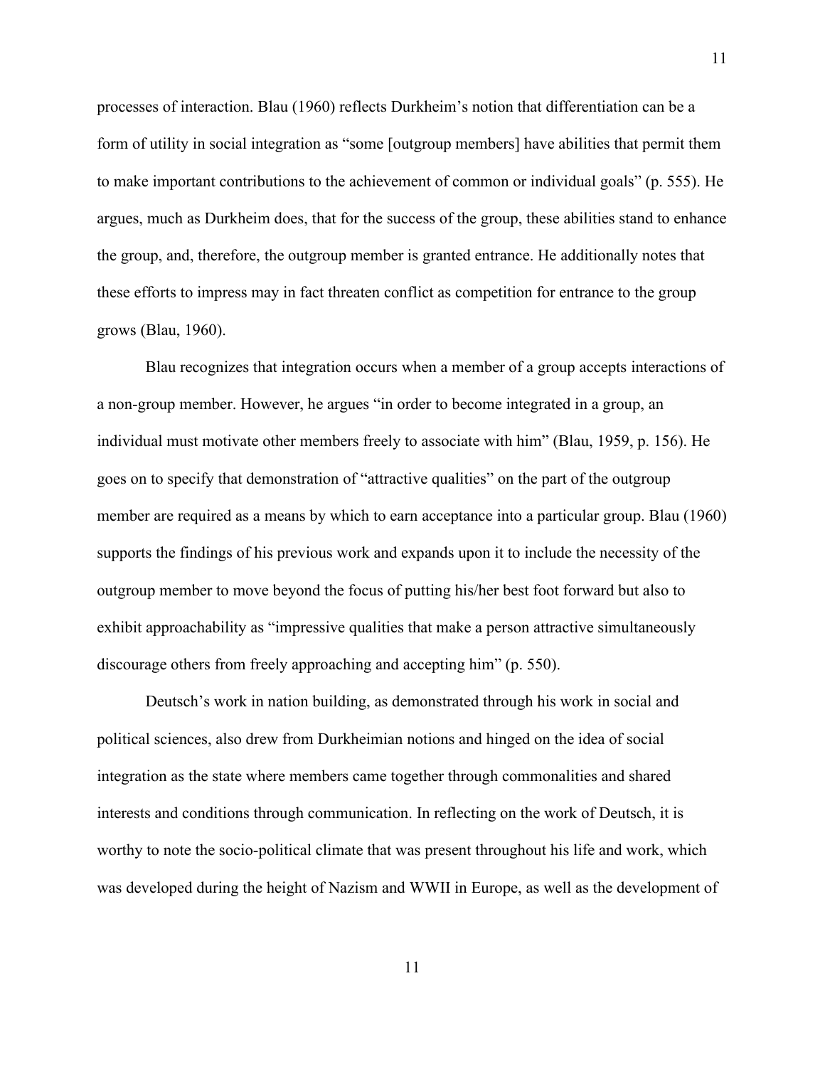processes of interaction. Blau (1960) reflects Durkheim's notion that differentiation can be a form of utility in social integration as "some [outgroup members] have abilities that permit them to make important contributions to the achievement of common or individual goals" (p. 555). He argues, much as Durkheim does, that for the success of the group, these abilities stand to enhance the group, and, therefore, the outgroup member is granted entrance. He additionally notes that these efforts to impress may in fact threaten conflict as competition for entrance to the group grows (Blau, 1960).

Blau recognizes that integration occurs when a member of a group accepts interactions of a non-group member. However, he argues "in order to become integrated in a group, an individual must motivate other members freely to associate with him" (Blau, 1959, p. 156). He goes on to specify that demonstration of "attractive qualities" on the part of the outgroup member are required as a means by which to earn acceptance into a particular group. Blau (1960) supports the findings of his previous work and expands upon it to include the necessity of the outgroup member to move beyond the focus of putting his/her best foot forward but also to exhibit approachability as "impressive qualities that make a person attractive simultaneously discourage others from freely approaching and accepting him" (p. 550).

Deutsch's work in nation building, as demonstrated through his work in social and political sciences, also drew from Durkheimian notions and hinged on the idea of social integration as the state where members came together through commonalities and shared interests and conditions through communication. In reflecting on the work of Deutsch, it is worthy to note the socio-political climate that was present throughout his life and work, which was developed during the height of Nazism and WWII in Europe, as well as the development of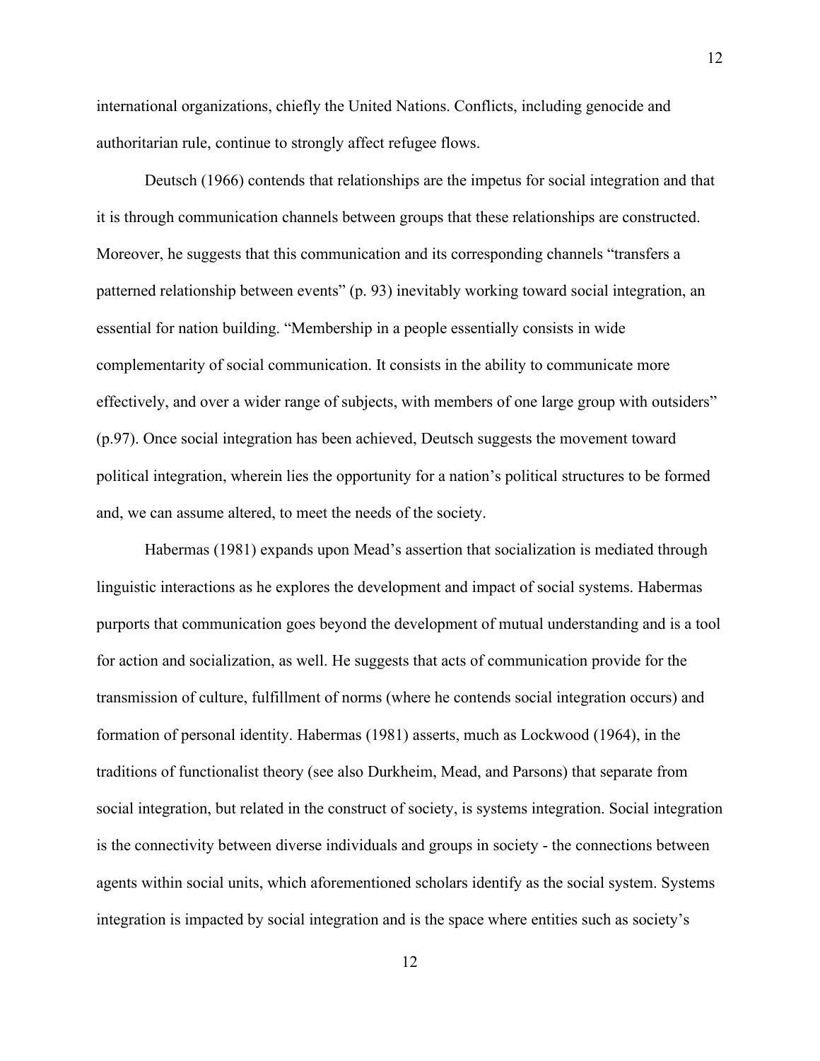international organizations, chiefly the United Nations. Conflicts, including genocide and authoritarian rule, continue to strongly affect refugee flows.

Deutsch (1966) contends that relationships are the impetus for social integration and that it is through communication channels between groups that these relationships are constructed. Moreover, he suggests that this communication and its corresponding channels "transfers a patterned relationship between events" (p. 93) inevitably working toward social integration, an essential for nation building. "Membership in a people essentially consists in wide complementarity of social communication. It consists in the ability to communicate more effectively, and over a wider range of subjects, with members of one large group with outsiders" (p.97). Once social integration has been achieved, Deutsch suggests the movement toward political integration, wherein lies the opportunity for a nation's political structures to be formed and, we can assume altered, to meet the needs of the society.

Habermas (1981) expands upon Mead's assertion that socialization is mediated through linguistic interactions as he explores the development and impact of social systems. Habermas purports that communication goes beyond the development of mutual understanding and is a tool for action and socialization, as well. He suggests that acts of communication provide for the transmission of culture, fulfillment of norms (where he contends social integration occurs) and formation of personal identity. Habermas (1981) asserts, much as Lockwood (1964), in the traditions of functionalist theory (see also Durkheim, Mead, and Parsons) that separate from social integration, but related in the construct of society, is systems integration. Social integration is the connectivity between diverse individuals and groups in society - the connections between agents within social units, which aforementioned scholars identify as the social system. Systems integration is impacted by social integration and is the space where entities such as society's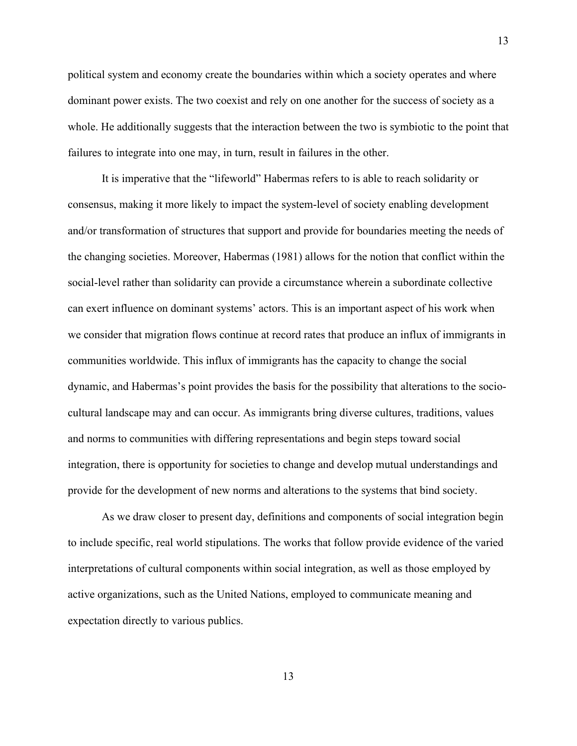political system and economy create the boundaries within which a society operates and where dominant power exists. The two coexist and rely on one another for the success of society as a whole. He additionally suggests that the interaction between the two is symbiotic to the point that failures to integrate into one may, in turn, result in failures in the other.

It is imperative that the "lifeworld" Habermas refers to is able to reach solidarity or consensus, making it more likely to impact the system-level of society enabling development and/or transformation of structures that support and provide for boundaries meeting the needs of the changing societies. Moreover, Habermas (1981) allows for the notion that conflict within the social-level rather than solidarity can provide a circumstance wherein a subordinate collective can exert influence on dominant systems' actors. This is an important aspect of his work when we consider that migration flows continue at record rates that produce an influx of immigrants in communities worldwide. This influx of immigrants has the capacity to change the social dynamic, and Habermas's point provides the basis for the possibility that alterations to the socio-cultural landscape may and can occur. As immigrants bring diverse cultures, traditions, values and norms to communities with differing representations and begin steps toward social integration, there is opportunity for societies to change and develop mutual understandings and provide for the development of new norms and alterations to the systems that bind society.

As we draw closer to present day, definitions and components of social integration begin to include specific, real world stipulations. The works that follow provide evidence of the varied interpretations of cultural components within social integration, as well as those employed by active organizations, such as the United Nations, employed to communicate meaning and expectation directly to various publics.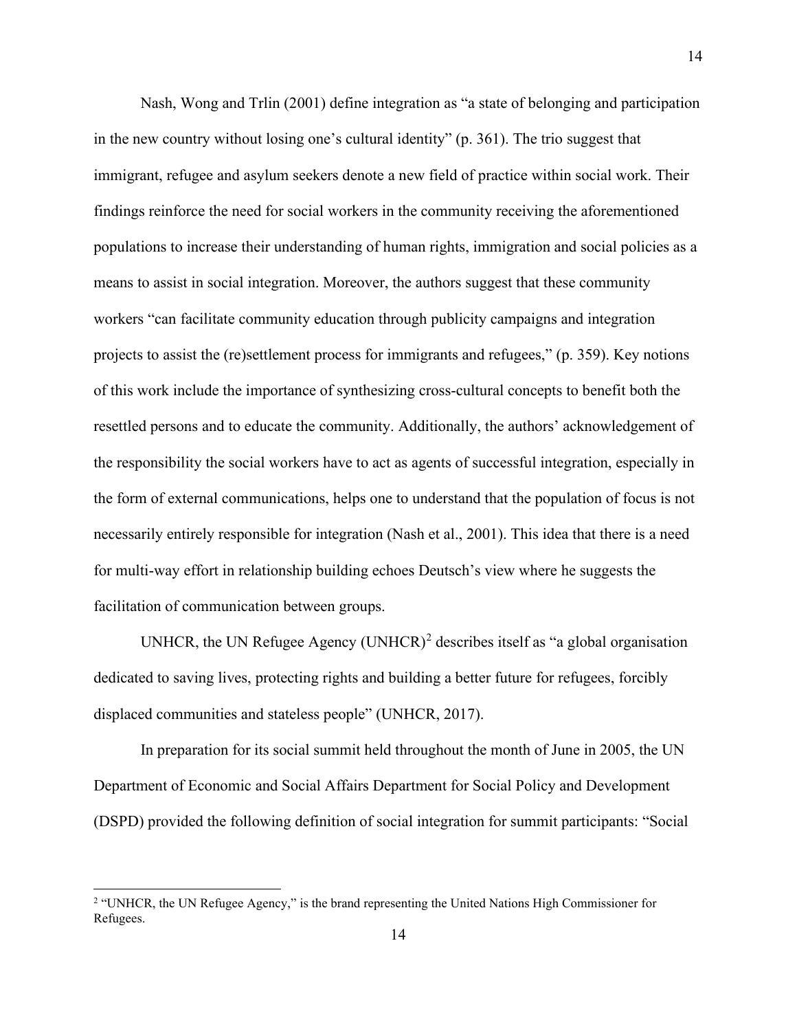Nash, Wong and Trlin (2001) define integration as “a state of belonging and participation in the new country without losing one’s cultural identity” (p. 361). The trio suggest that immigrant, refugee and asylum seekers denote a new field of practice within social work. Their findings reinforce the need for social workers in the community receiving the aforementioned populations to increase their understanding of human rights, immigration and social policies as a means to assist in social integration. Moreover, the authors suggest that these community workers “can facilitate community education through publicity campaigns and integration projects to assist the (re)settlement process for immigrants and refugees,” (p. 359). Key notions of this work include the importance of synthesizing cross-cultural concepts to benefit both the resettled persons and to educate the community. Additionally, the authors’ acknowledgement of the responsibility the social workers have to act as agents of successful integration, especially in the form of external communications, helps one to understand that the population of focus is not necessarily entirely responsible for integration (Nash et al., 2001). This idea that there is a need for multi-way effort in relationship building echoes Deutsch’s view where he suggests the facilitation of communication between groups.

UNHCR, the UN Refugee Agency (UNHCR)[2] describes itself as “a global organisation dedicated to saving lives, protecting rights and building a better future for refugees, forcibly displaced communities and stateless people” (UNHCR, 2017).

In preparation for its social summit held throughout the month of June in 2005, the UN Department of Economic and Social Affairs Department for Social Policy and Development (DSPD) provided the following definition of social integration for summit participants: “Social

[2] “UNHCR, the UN Refugee Agency,” is the brand representing the United Nations High Commissioner for Refugees.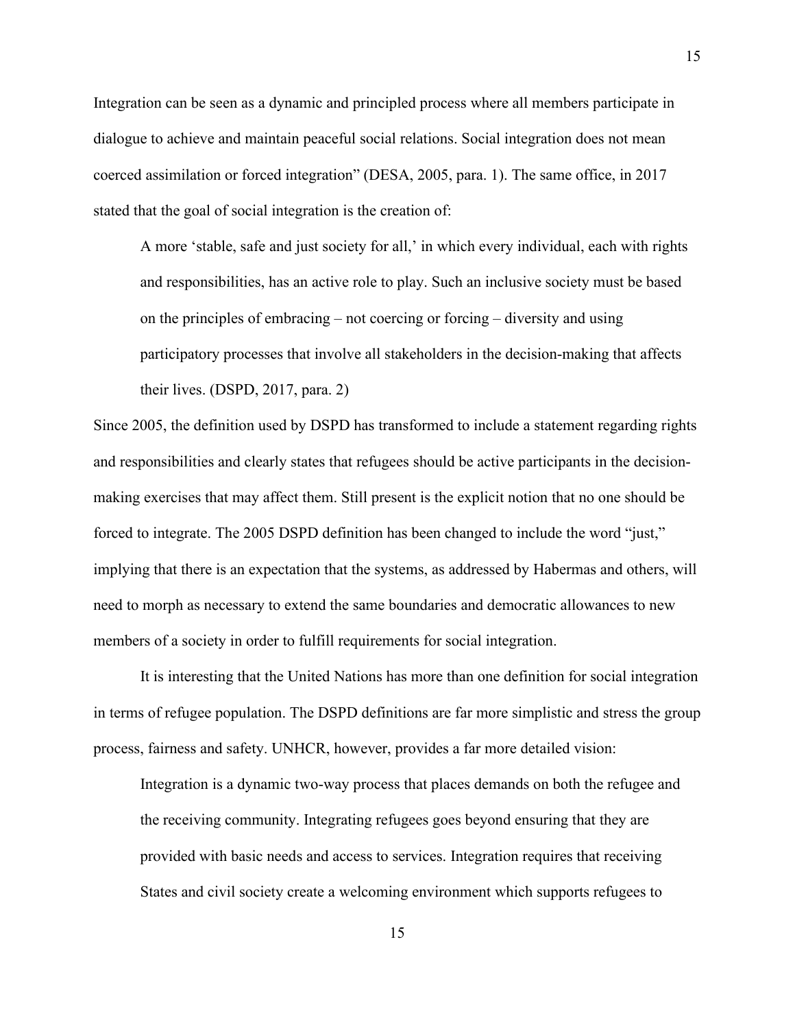Integration can be seen as a dynamic and principled process where all members participate in dialogue to achieve and maintain peaceful social relations. Social integration does not mean coerced assimilation or forced integration" (DESA, 2005, para. 1). The same office, in 2017 stated that the goal of social integration is the creation of:

> A more 'stable, safe and just society for all,' in which every individual, each with rights and responsibilities, has an active role to play. Such an inclusive society must be based on the principles of embracing – not coercing or forcing – diversity and using participatory processes that involve all stakeholders in the decision-making that affects their lives. (DSPD, 2017, para. 2)

Since 2005, the definition used by DSPD has transformed to include a statement regarding rights and responsibilities and clearly states that refugees should be active participants in the decision-making exercises that may affect them. Still present is the explicit notion that no one should be forced to integrate. The 2005 DSPD definition has been changed to include the word "just," implying that there is an expectation that the systems, as addressed by Habermas and others, will need to morph as necessary to extend the same boundaries and democratic allowances to new members of a society in order to fulfill requirements for social integration.

It is interesting that the United Nations has more than one definition for social integration in terms of refugee population. The DSPD definitions are far more simplistic and stress the group process, fairness and safety. UNHCR, however, provides a far more detailed vision:

> Integration is a dynamic two-way process that places demands on both the refugee and the receiving community. Integrating refugees goes beyond ensuring that they are provided with basic needs and access to services. Integration requires that receiving States and civil society create a welcoming environment which supports refugees to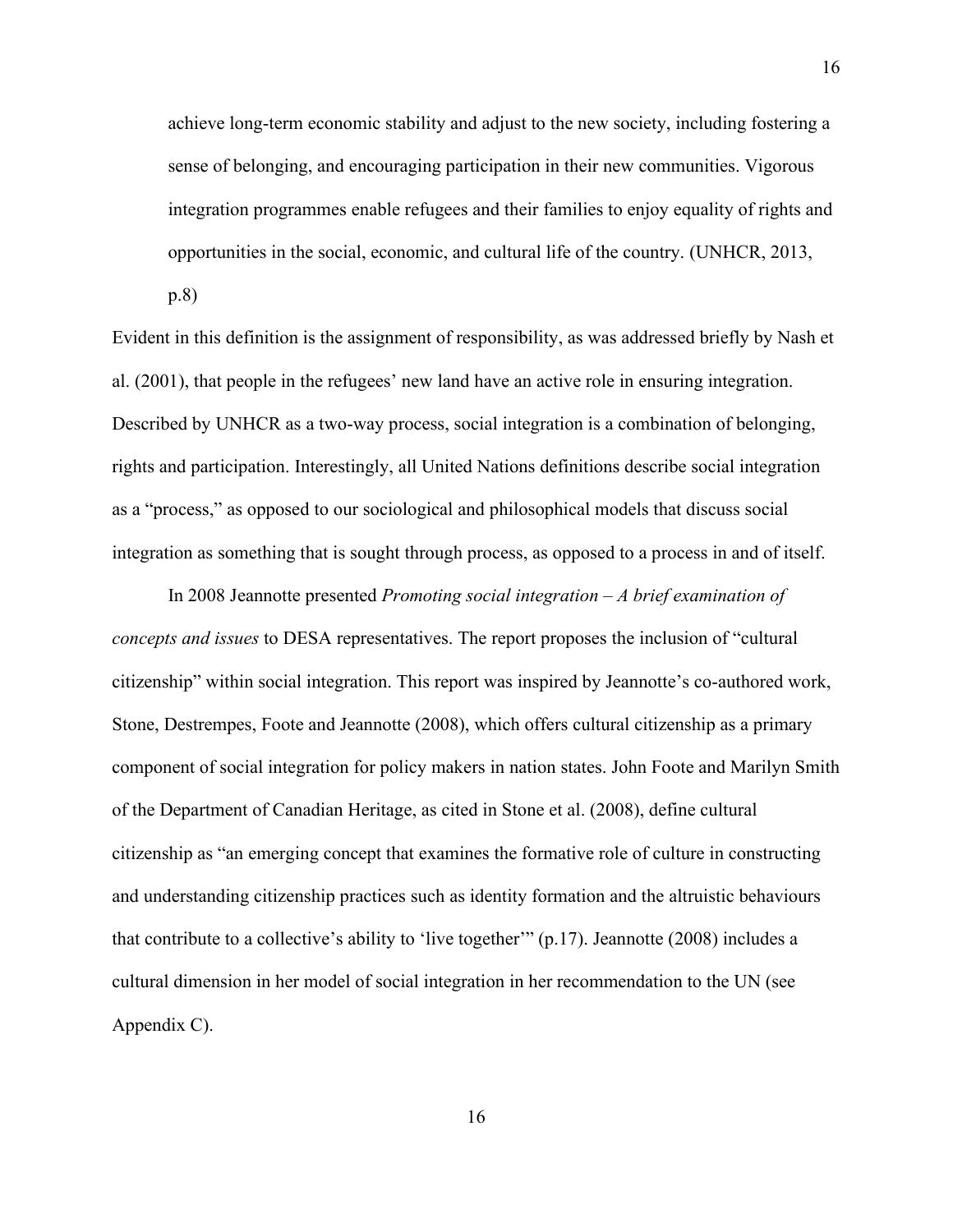> achieve long-term economic stability and adjust to the new society, including fostering a sense of belonging, and encouraging participation in their new communities. Vigorous integration programmes enable refugees and their families to enjoy equality of rights and opportunities in the social, economic, and cultural life of the country. (UNHCR, 2013, p.8)

Evident in this definition is the assignment of responsibility, as was addressed briefly by Nash et al. (2001), that people in the refugees' new land have an active role in ensuring integration. Described by UNHCR as a two-way process, social integration is a combination of belonging, rights and participation. Interestingly, all United Nations definitions describe social integration as a "process," as opposed to our sociological and philosophical models that discuss social integration as something that is sought through process, as opposed to a process in and of itself.

In 2008 Jeannotte presented *Promoting social integration – A brief examination of concepts and issues* to DESA representatives. The report proposes the inclusion of "cultural citizenship" within social integration. This report was inspired by Jeannotte's co-authored work, Stone, Destrempes, Foote and Jeannotte (2008), which offers cultural citizenship as a primary component of social integration for policy makers in nation states. John Foote and Marilyn Smith of the Department of Canadian Heritage, as cited in Stone et al. (2008), define cultural citizenship as "an emerging concept that examines the formative role of culture in constructing and understanding citizenship practices such as identity formation and the altruistic behaviours that contribute to a collective's ability to 'live together'" (p.17). Jeannotte (2008) includes a cultural dimension in her model of social integration in her recommendation to the UN (see Appendix C).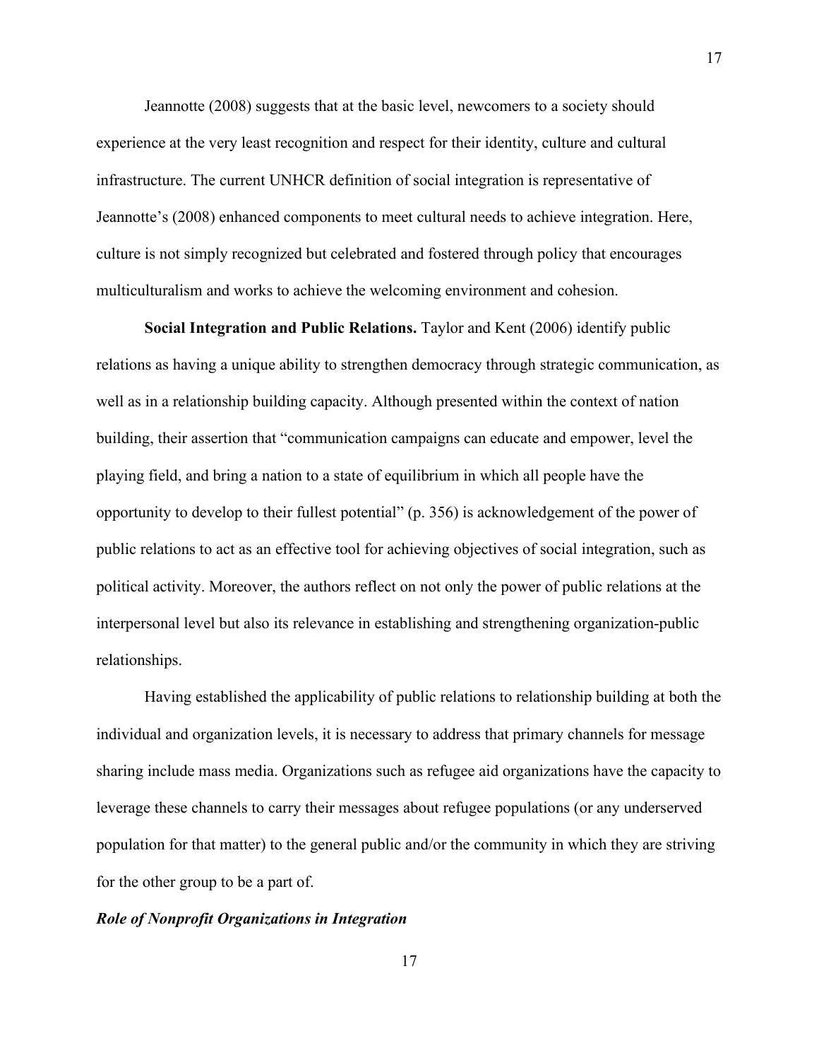Jeannotte (2008) suggests that at the basic level, newcomers to a society should experience at the very least recognition and respect for their identity, culture and cultural infrastructure. The current UNHCR definition of social integration is representative of Jeannotte's (2008) enhanced components to meet cultural needs to achieve integration. Here, culture is not simply recognized but celebrated and fostered through policy that encourages multiculturalism and works to achieve the welcoming environment and cohesion.

**Social Integration and Public Relations.** Taylor and Kent (2006) identify public relations as having a unique ability to strengthen democracy through strategic communication, as well as in a relationship building capacity. Although presented within the context of nation building, their assertion that "communication campaigns can educate and empower, level the playing field, and bring a nation to a state of equilibrium in which all people have the opportunity to develop to their fullest potential" (p. 356) is acknowledgement of the power of public relations to act as an effective tool for achieving objectives of social integration, such as political activity. Moreover, the authors reflect on not only the power of public relations at the interpersonal level but also its relevance in establishing and strengthening organization-public relationships.

Having established the applicability of public relations to relationship building at both the individual and organization levels, it is necessary to address that primary channels for message sharing include mass media. Organizations such as refugee aid organizations have the capacity to leverage these channels to carry their messages about refugee populations (or any underserved population for that matter) to the general public and/or the community in which they are striving for the other group to be a part of.

### ***Role of Nonprofit Organizations in Integration***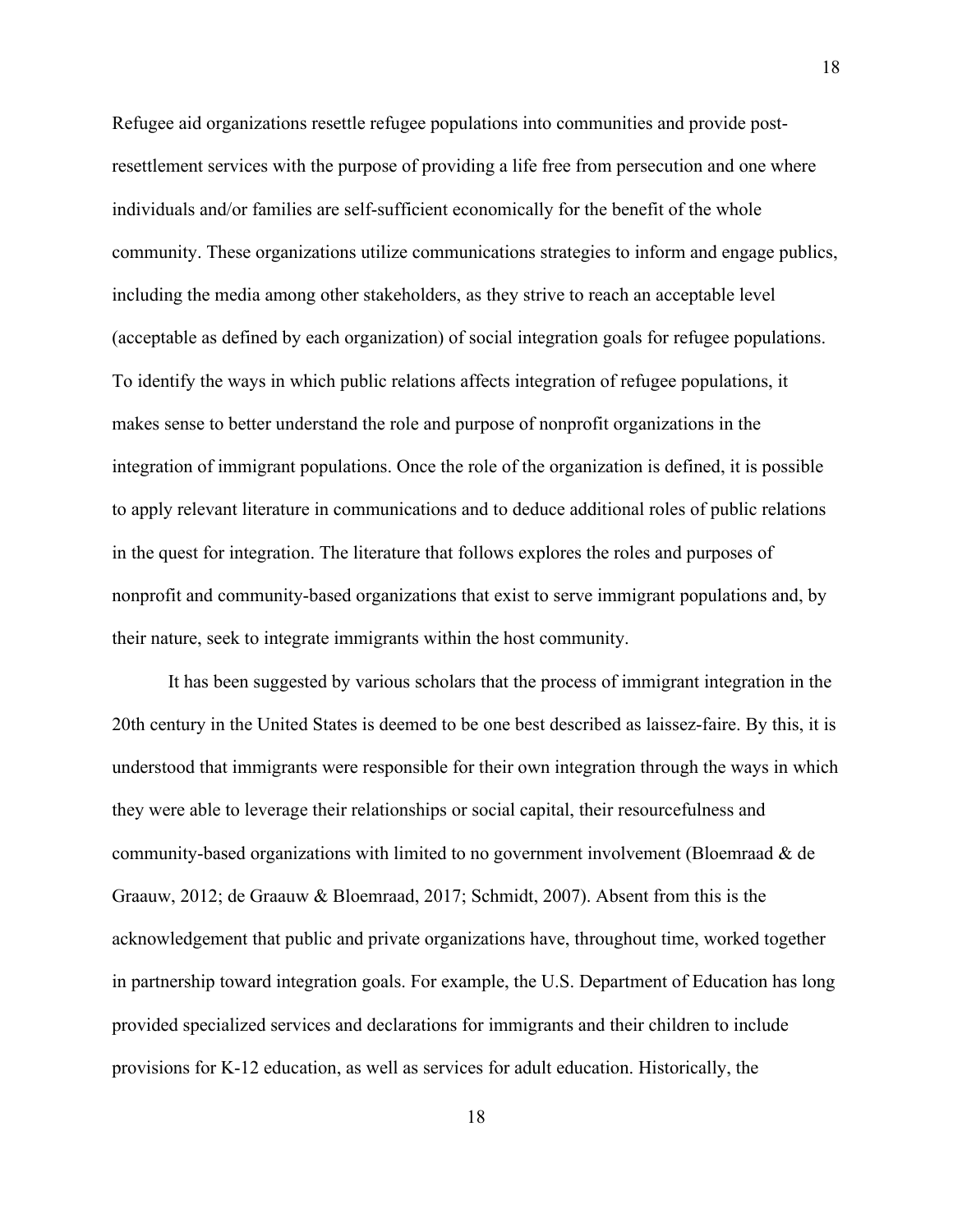Refugee aid organizations resettle refugee populations into communities and provide post-resettlement services with the purpose of providing a life free from persecution and one where individuals and/or families are self-sufficient economically for the benefit of the whole community. These organizations utilize communications strategies to inform and engage publics, including the media among other stakeholders, as they strive to reach an acceptable level (acceptable as defined by each organization) of social integration goals for refugee populations. To identify the ways in which public relations affects integration of refugee populations, it makes sense to better understand the role and purpose of nonprofit organizations in the integration of immigrant populations. Once the role of the organization is defined, it is possible to apply relevant literature in communications and to deduce additional roles of public relations in the quest for integration. The literature that follows explores the roles and purposes of nonprofit and community-based organizations that exist to serve immigrant populations and, by their nature, seek to integrate immigrants within the host community.

It has been suggested by various scholars that the process of immigrant integration in the 20th century in the United States is deemed to be one best described as laissez-faire. By this, it is understood that immigrants were responsible for their own integration through the ways in which they were able to leverage their relationships or social capital, their resourcefulness and community-based organizations with limited to no government involvement (Bloemraad & de Graauw, 2012; de Graauw & Bloemraad, 2017; Schmidt, 2007). Absent from this is the acknowledgement that public and private organizations have, throughout time, worked together in partnership toward integration goals. For example, the U.S. Department of Education has long provided specialized services and declarations for immigrants and their children to include provisions for K-12 education, as well as services for adult education. Historically, the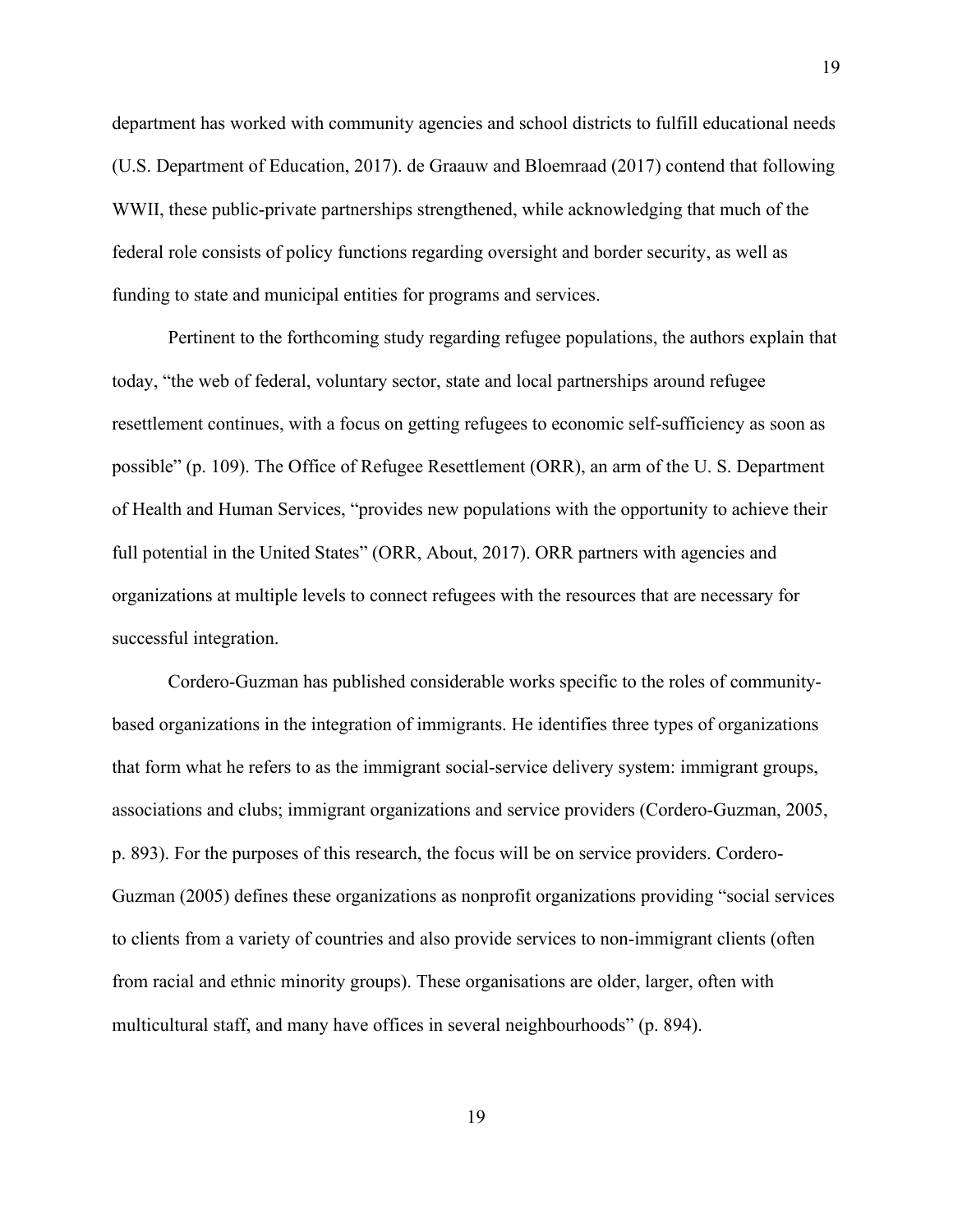department has worked with community agencies and school districts to fulfill educational needs (U.S. Department of Education, 2017). de Graauw and Bloemraad (2017) contend that following WWII, these public-private partnerships strengthened, while acknowledging that much of the federal role consists of policy functions regarding oversight and border security, as well as funding to state and municipal entities for programs and services.

Pertinent to the forthcoming study regarding refugee populations, the authors explain that today, "the web of federal, voluntary sector, state and local partnerships around refugee resettlement continues, with a focus on getting refugees to economic self-sufficiency as soon as possible" (p. 109). The Office of Refugee Resettlement (ORR), an arm of the U. S. Department of Health and Human Services, "provides new populations with the opportunity to achieve their full potential in the United States" (ORR, About, 2017). ORR partners with agencies and organizations at multiple levels to connect refugees with the resources that are necessary for successful integration.

Cordero-Guzman has published considerable works specific to the roles of community-based organizations in the integration of immigrants. He identifies three types of organizations that form what he refers to as the immigrant social-service delivery system: immigrant groups, associations and clubs; immigrant organizations and service providers (Cordero-Guzman, 2005, p. 893). For the purposes of this research, the focus will be on service providers. Cordero-Guzman (2005) defines these organizations as nonprofit organizations providing "social services to clients from a variety of countries and also provide services to non-immigrant clients (often from racial and ethnic minority groups). These organisations are older, larger, often with multicultural staff, and many have offices in several neighbourhoods" (p. 894).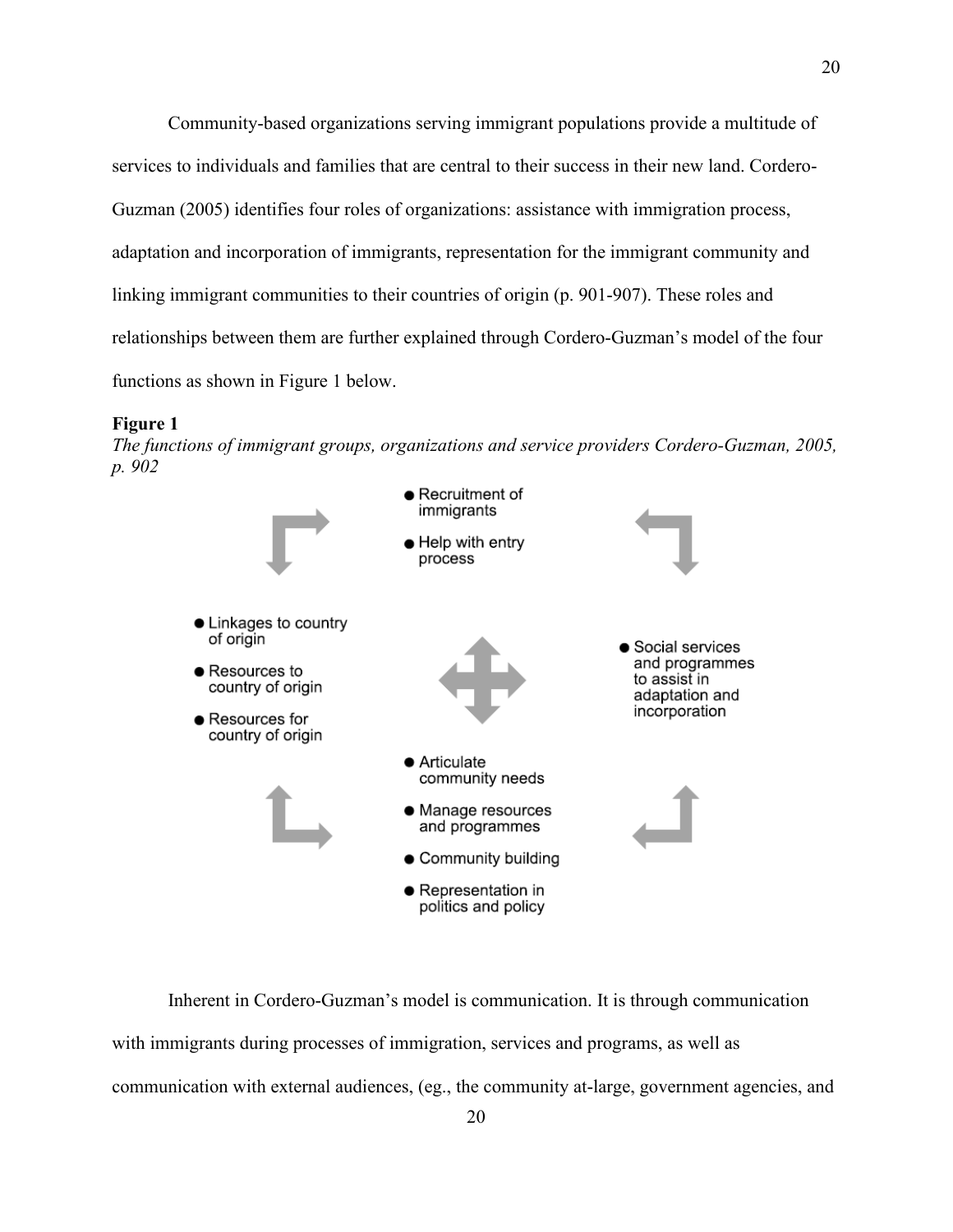Community-based organizations serving immigrant populations provide a multitude of services to individuals and families that are central to their success in their new land. Cordero-Guzman (2005) identifies four roles of organizations: assistance with immigration process, adaptation and incorporation of immigrants, representation for the immigrant community and linking immigrant communities to their countries of origin (p. 901-907). These roles and relationships between them are further explained through Cordero-Guzman's model of the four functions as shown in Figure 1 below.

**Figure 1**

*The functions of immigrant groups, organizations and service providers Cordero-Guzman, 2005, p. 902*

- Recruitment of immigrants
- Help with entry process

- Linkages to country of origin
- Resources to country of origin
- Resources for country of origin

- Social services and programmes to assist in adaptation and incorporation

- Articulate community needs
- Manage resources and programmes
- Community building
- Representation in politics and policy

Inherent in Cordero-Guzman's model is communication. It is through communication with immigrants during processes of immigration, services and programs, as well as communication with external audiences, (eg., the community at-large, government agencies, and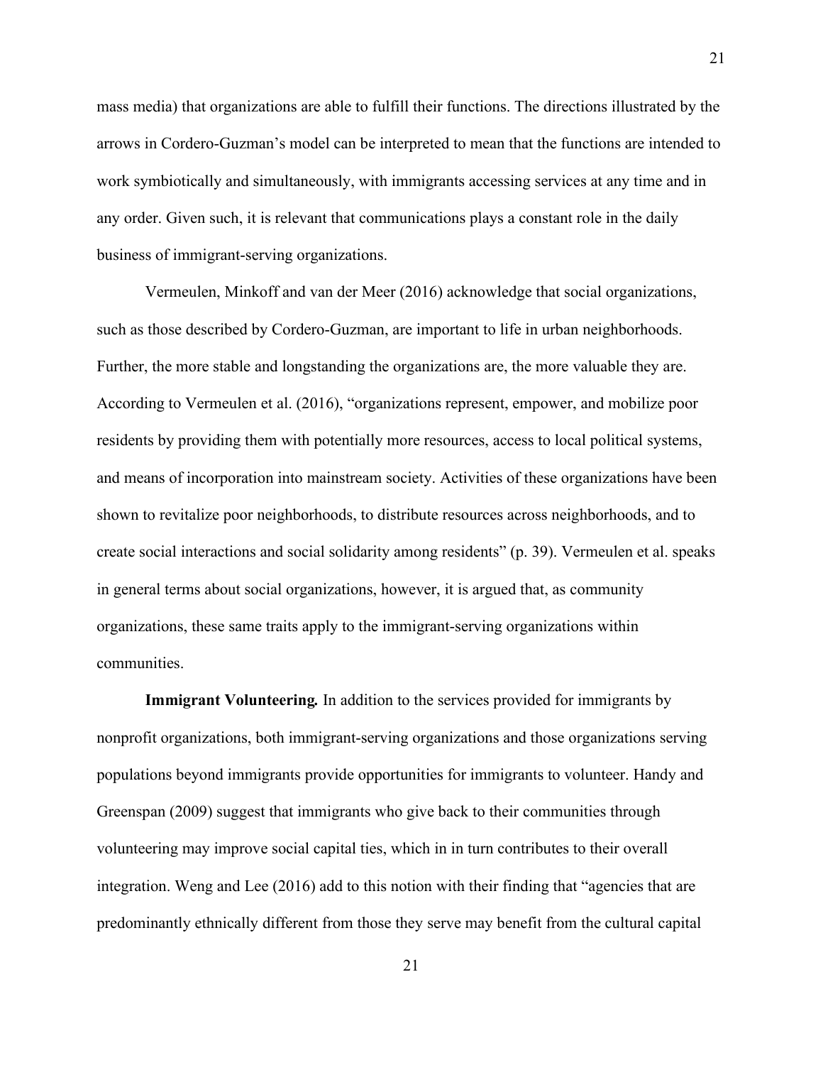mass media) that organizations are able to fulfill their functions. The directions illustrated by the arrows in Cordero-Guzman's model can be interpreted to mean that the functions are intended to work symbiotically and simultaneously, with immigrants accessing services at any time and in any order. Given such, it is relevant that communications plays a constant role in the daily business of immigrant-serving organizations.

Vermeulen, Minkoff and van der Meer (2016) acknowledge that social organizations, such as those described by Cordero-Guzman, are important to life in urban neighborhoods. Further, the more stable and longstanding the organizations are, the more valuable they are. According to Vermeulen et al. (2016), "organizations represent, empower, and mobilize poor residents by providing them with potentially more resources, access to local political systems, and means of incorporation into mainstream society. Activities of these organizations have been shown to revitalize poor neighborhoods, to distribute resources across neighborhoods, and to create social interactions and social solidarity among residents" (p. 39). Vermeulen et al. speaks in general terms about social organizations, however, it is argued that, as community organizations, these same traits apply to the immigrant-serving organizations within communities.

**Immigrant Volunteering.** In addition to the services provided for immigrants by nonprofit organizations, both immigrant-serving organizations and those organizations serving populations beyond immigrants provide opportunities for immigrants to volunteer. Handy and Greenspan (2009) suggest that immigrants who give back to their communities through volunteering may improve social capital ties, which in in turn contributes to their overall integration. Weng and Lee (2016) add to this notion with their finding that "agencies that are predominantly ethnically different from those they serve may benefit from the cultural capital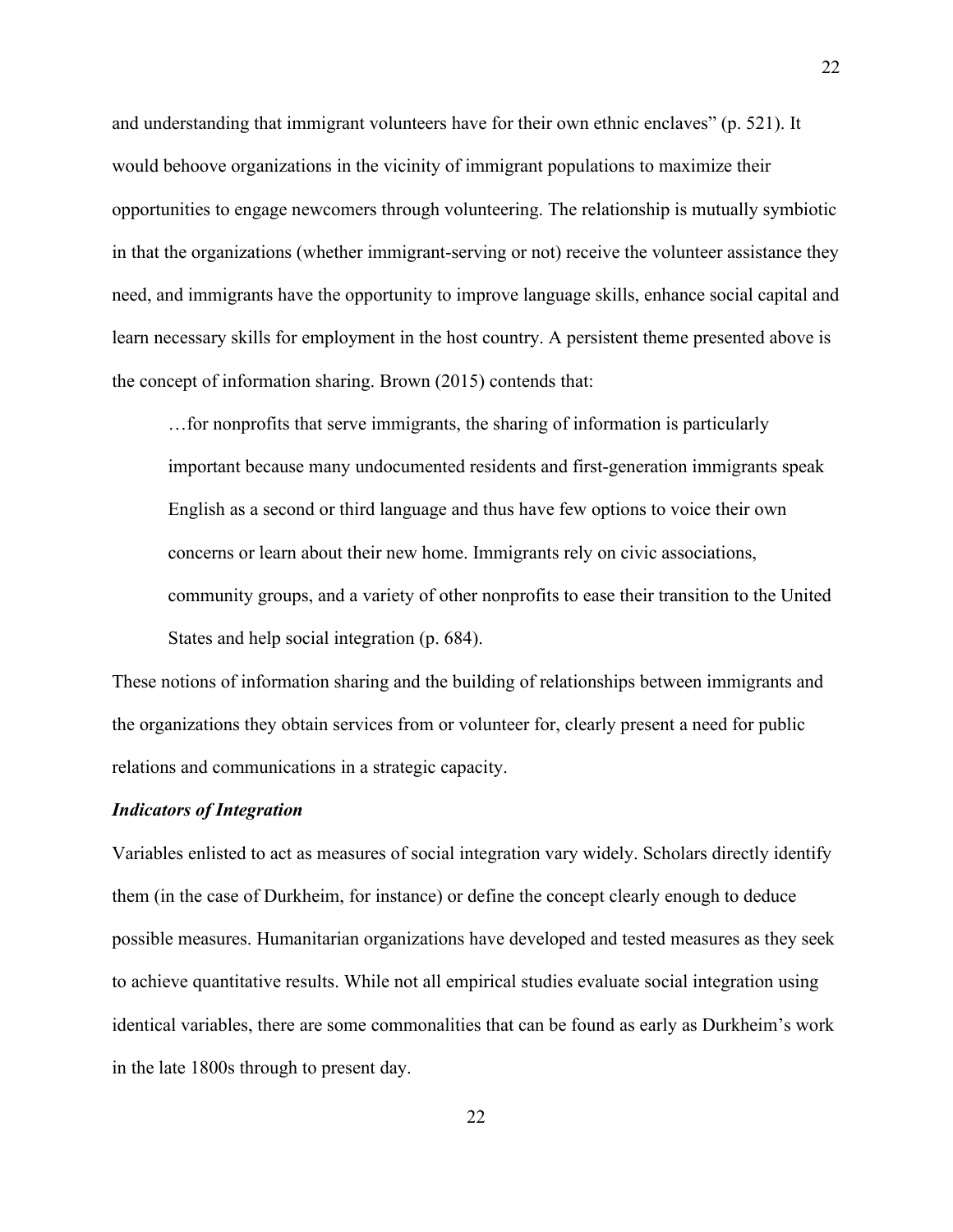and understanding that immigrant volunteers have for their own ethnic enclaves" (p. 521). It would behoove organizations in the vicinity of immigrant populations to maximize their opportunities to engage newcomers through volunteering. The relationship is mutually symbiotic in that the organizations (whether immigrant-serving or not) receive the volunteer assistance they need, and immigrants have the opportunity to improve language skills, enhance social capital and learn necessary skills for employment in the host country. A persistent theme presented above is the concept of information sharing. Brown (2015) contends that:

> …for nonprofits that serve immigrants, the sharing of information is particularly important because many undocumented residents and first-generation immigrants speak English as a second or third language and thus have few options to voice their own concerns or learn about their new home. Immigrants rely on civic associations, community groups, and a variety of other nonprofits to ease their transition to the United States and help social integration (p. 684).

These notions of information sharing and the building of relationships between immigrants and the organizations they obtain services from or volunteer for, clearly present a need for public relations and communications in a strategic capacity.

### *Indicators of Integration*

Variables enlisted to act as measures of social integration vary widely. Scholars directly identify them (in the case of Durkheim, for instance) or define the concept clearly enough to deduce possible measures. Humanitarian organizations have developed and tested measures as they seek to achieve quantitative results. While not all empirical studies evaluate social integration using identical variables, there are some commonalities that can be found as early as Durkheim's work in the late 1800s through to present day.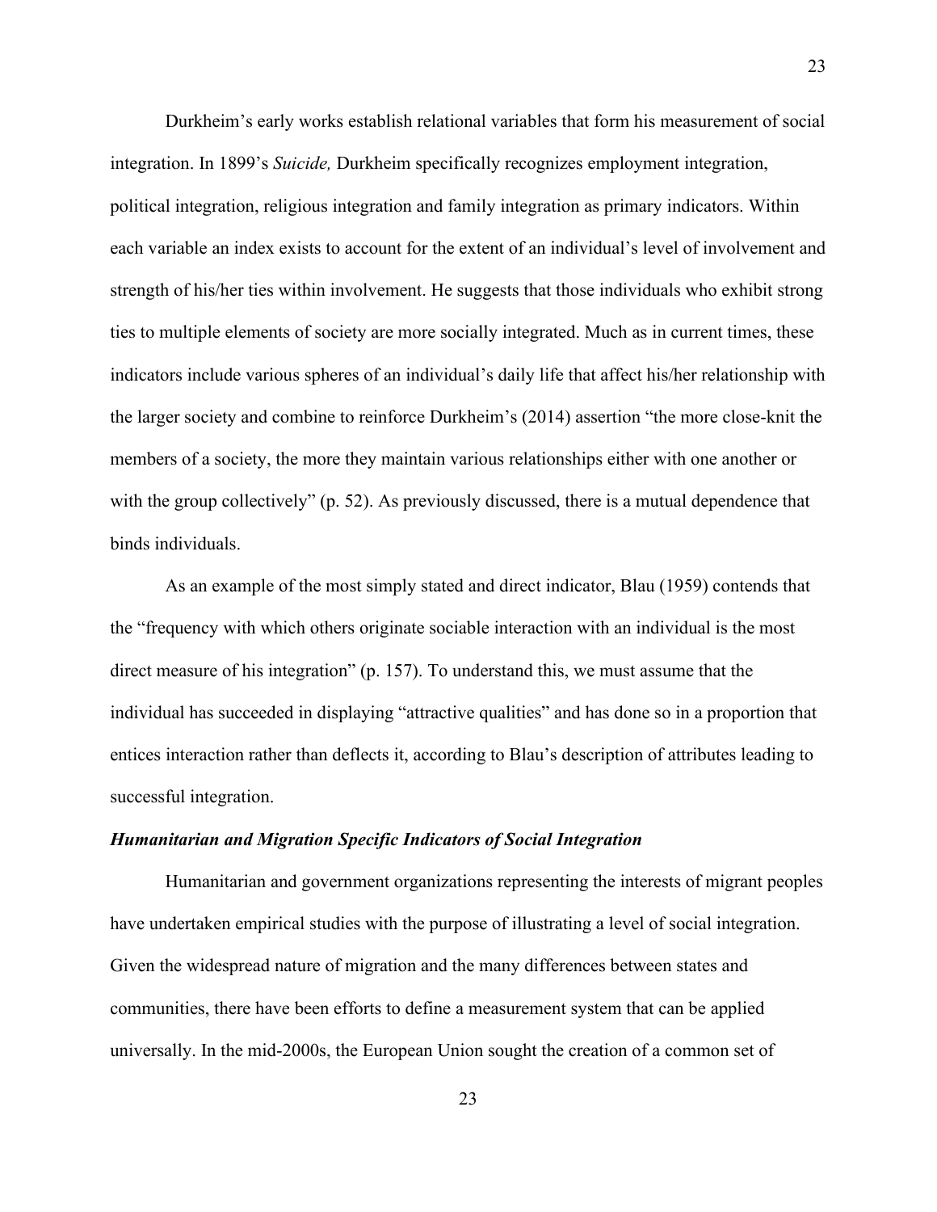Durkheim’s early works establish relational variables that form his measurement of social integration. In 1899’s *Suicide,* Durkheim specifically recognizes employment integration, political integration, religious integration and family integration as primary indicators. Within each variable an index exists to account for the extent of an individual’s level of involvement and strength of his/her ties within involvement. He suggests that those individuals who exhibit strong ties to multiple elements of society are more socially integrated. Much as in current times, these indicators include various spheres of an individual’s daily life that affect his/her relationship with the larger society and combine to reinforce Durkheim’s (2014) assertion “the more close-knit the members of a society, the more they maintain various relationships either with one another or with the group collectively” (p. 52). As previously discussed, there is a mutual dependence that binds individuals.

As an example of the most simply stated and direct indicator, Blau (1959) contends that the “frequency with which others originate sociable interaction with an individual is the most direct measure of his integration” (p. 157). To understand this, we must assume that the individual has succeeded in displaying “attractive qualities” and has done so in a proportion that entices interaction rather than deflects it, according to Blau’s description of attributes leading to successful integration.

### *Humanitarian and Migration Specific Indicators of Social Integration*

Humanitarian and government organizations representing the interests of migrant peoples have undertaken empirical studies with the purpose of illustrating a level of social integration. Given the widespread nature of migration and the many differences between states and communities, there have been efforts to define a measurement system that can be applied universally. In the mid-2000s, the European Union sought the creation of a common set of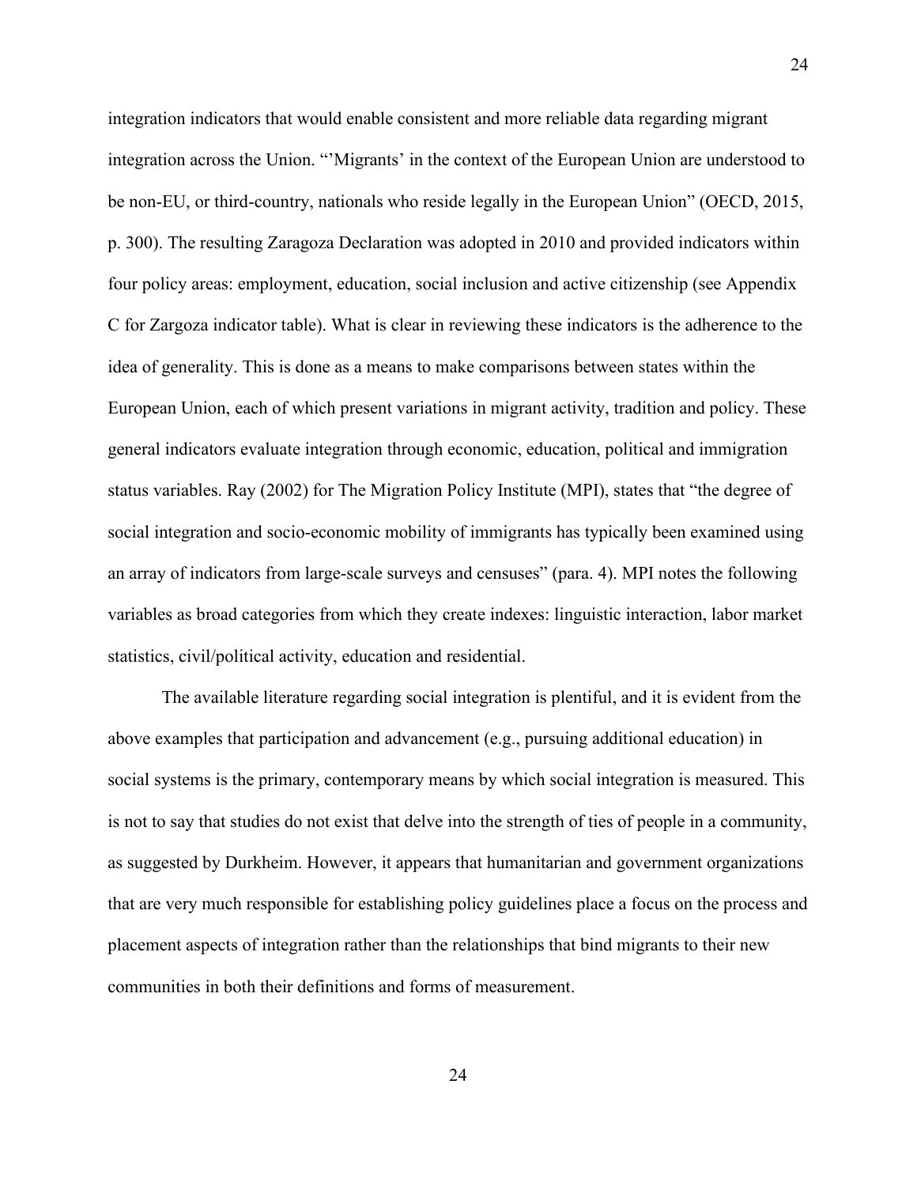integration indicators that would enable consistent and more reliable data regarding migrant integration across the Union. "'Migrants' in the context of the European Union are understood to be non-EU, or third-country, nationals who reside legally in the European Union" (OECD, 2015, p. 300). The resulting Zaragoza Declaration was adopted in 2010 and provided indicators within four policy areas: employment, education, social inclusion and active citizenship (see Appendix C for Zargoza indicator table). What is clear in reviewing these indicators is the adherence to the idea of generality. This is done as a means to make comparisons between states within the European Union, each of which present variations in migrant activity, tradition and policy. These general indicators evaluate integration through economic, education, political and immigration status variables. Ray (2002) for The Migration Policy Institute (MPI), states that "the degree of social integration and socio-economic mobility of immigrants has typically been examined using an array of indicators from large-scale surveys and censuses" (para. 4). MPI notes the following variables as broad categories from which they create indexes: linguistic interaction, labor market statistics, civil/political activity, education and residential.

The available literature regarding social integration is plentiful, and it is evident from the above examples that participation and advancement (e.g., pursuing additional education) in social systems is the primary, contemporary means by which social integration is measured. This is not to say that studies do not exist that delve into the strength of ties of people in a community, as suggested by Durkheim. However, it appears that humanitarian and government organizations that are very much responsible for establishing policy guidelines place a focus on the process and placement aspects of integration rather than the relationships that bind migrants to their new communities in both their definitions and forms of measurement.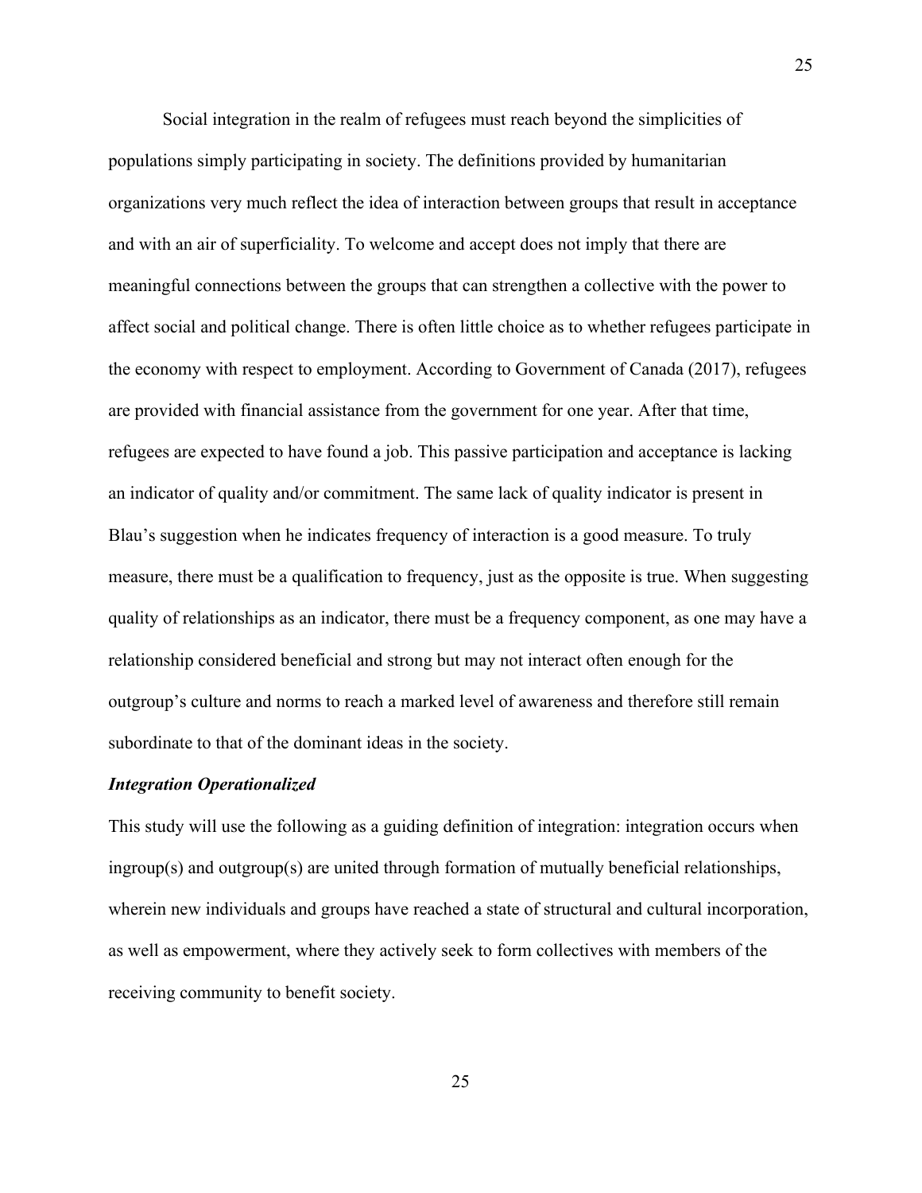Social integration in the realm of refugees must reach beyond the simplicities of populations simply participating in society. The definitions provided by humanitarian organizations very much reflect the idea of interaction between groups that result in acceptance and with an air of superficiality. To welcome and accept does not imply that there are meaningful connections between the groups that can strengthen a collective with the power to affect social and political change. There is often little choice as to whether refugees participate in the economy with respect to employment. According to Government of Canada (2017), refugees are provided with financial assistance from the government for one year. After that time, refugees are expected to have found a job. This passive participation and acceptance is lacking an indicator of quality and/or commitment. The same lack of quality indicator is present in Blau's suggestion when he indicates frequency of interaction is a good measure. To truly measure, there must be a qualification to frequency, just as the opposite is true. When suggesting quality of relationships as an indicator, there must be a frequency component, as one may have a relationship considered beneficial and strong but may not interact often enough for the outgroup's culture and norms to reach a marked level of awareness and therefore still remain subordinate to that of the dominant ideas in the society.

***Integration Operationalized***

This study will use the following as a guiding definition of integration: integration occurs when ingroup(s) and outgroup(s) are united through formation of mutually beneficial relationships, wherein new individuals and groups have reached a state of structural and cultural incorporation, as well as empowerment, where they actively seek to form collectives with members of the receiving community to benefit society.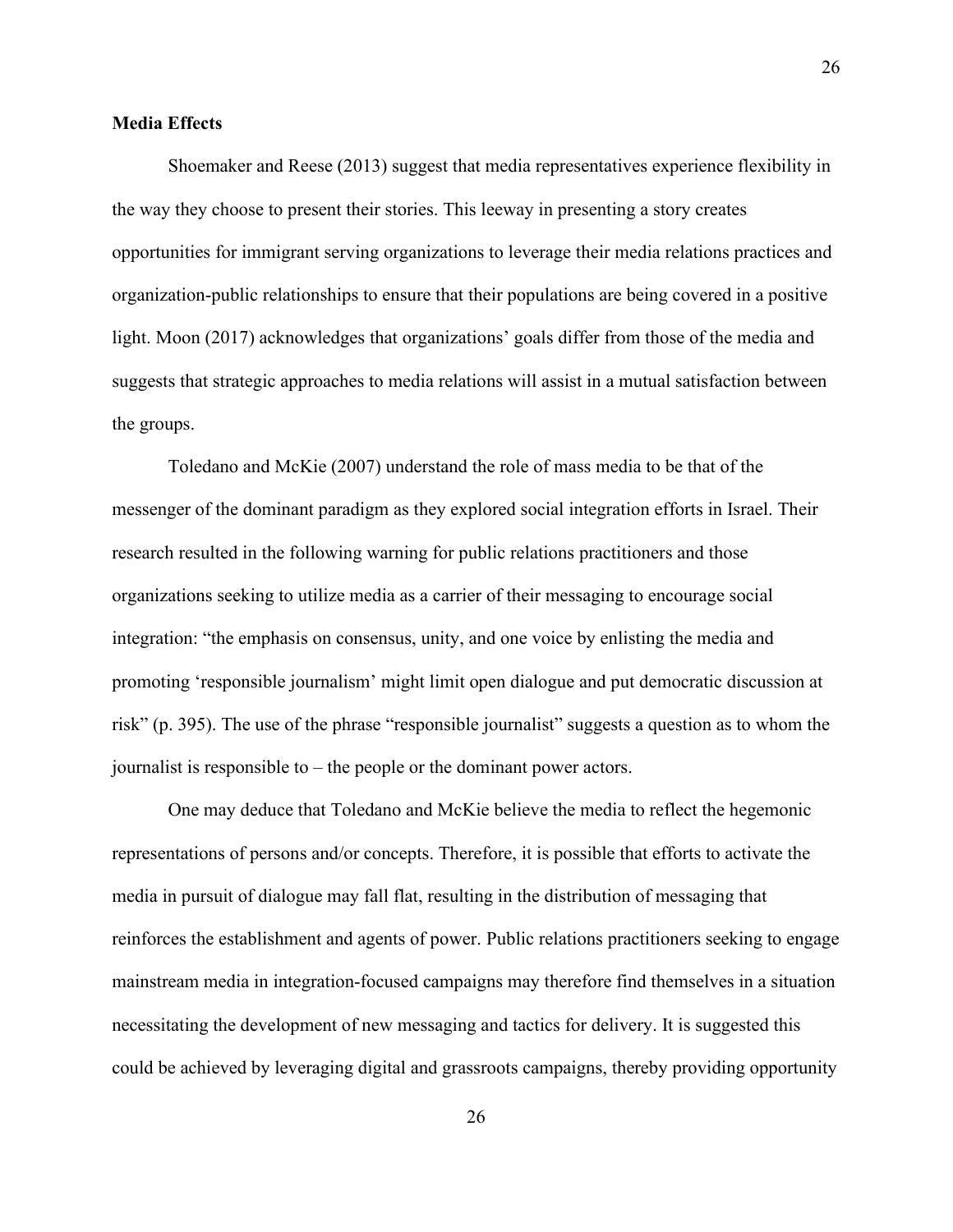**Media Effects**

Shoemaker and Reese (2013) suggest that media representatives experience flexibility in the way they choose to present their stories. This leeway in presenting a story creates opportunities for immigrant serving organizations to leverage their media relations practices and organization-public relationships to ensure that their populations are being covered in a positive light. Moon (2017) acknowledges that organizations' goals differ from those of the media and suggests that strategic approaches to media relations will assist in a mutual satisfaction between the groups.

Toledano and McKie (2007) understand the role of mass media to be that of the messenger of the dominant paradigm as they explored social integration efforts in Israel. Their research resulted in the following warning for public relations practitioners and those organizations seeking to utilize media as a carrier of their messaging to encourage social integration: "the emphasis on consensus, unity, and one voice by enlisting the media and promoting 'responsible journalism' might limit open dialogue and put democratic discussion at risk" (p. 395). The use of the phrase "responsible journalist" suggests a question as to whom the journalist is responsible to – the people or the dominant power actors.

One may deduce that Toledano and McKie believe the media to reflect the hegemonic representations of persons and/or concepts. Therefore, it is possible that efforts to activate the media in pursuit of dialogue may fall flat, resulting in the distribution of messaging that reinforces the establishment and agents of power. Public relations practitioners seeking to engage mainstream media in integration-focused campaigns may therefore find themselves in a situation necessitating the development of new messaging and tactics for delivery. It is suggested this could be achieved by leveraging digital and grassroots campaigns, thereby providing opportunity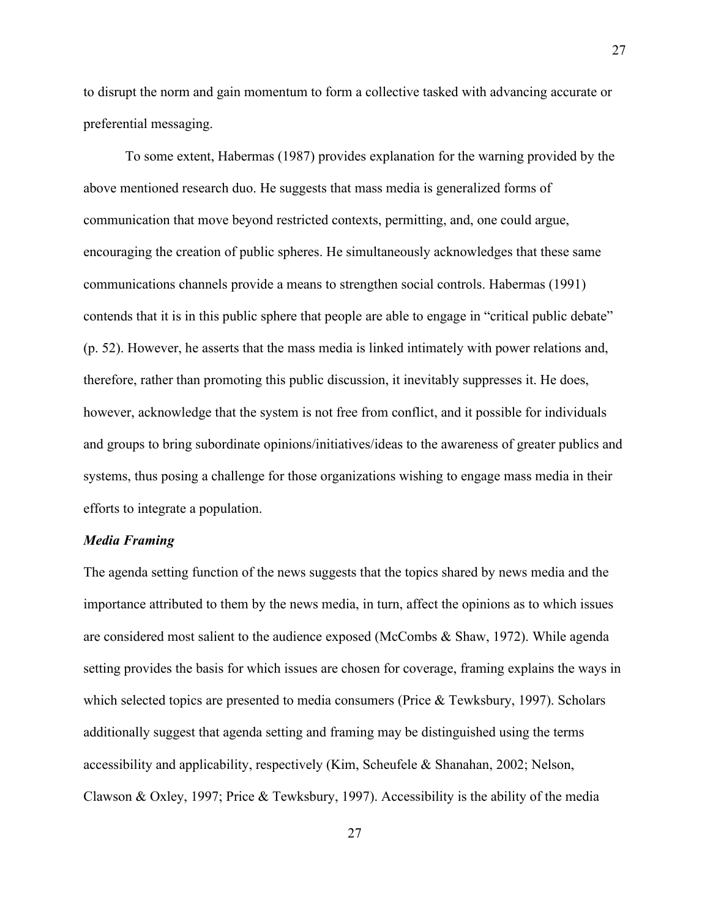to disrupt the norm and gain momentum to form a collective tasked with advancing accurate or preferential messaging.

To some extent, Habermas (1987) provides explanation for the warning provided by the above mentioned research duo. He suggests that mass media is generalized forms of communication that move beyond restricted contexts, permitting, and, one could argue, encouraging the creation of public spheres. He simultaneously acknowledges that these same communications channels provide a means to strengthen social controls. Habermas (1991) contends that it is in this public sphere that people are able to engage in "critical public debate" (p. 52). However, he asserts that the mass media is linked intimately with power relations and, therefore, rather than promoting this public discussion, it inevitably suppresses it. He does, however, acknowledge that the system is not free from conflict, and it possible for individuals and groups to bring subordinate opinions/initiatives/ideas to the awareness of greater publics and systems, thus posing a challenge for those organizations wishing to engage mass media in their efforts to integrate a population.

### *Media Framing*

The agenda setting function of the news suggests that the topics shared by news media and the importance attributed to them by the news media, in turn, affect the opinions as to which issues are considered most salient to the audience exposed (McCombs & Shaw, 1972). While agenda setting provides the basis for which issues are chosen for coverage, framing explains the ways in which selected topics are presented to media consumers (Price & Tewksbury, 1997). Scholars additionally suggest that agenda setting and framing may be distinguished using the terms accessibility and applicability, respectively (Kim, Scheufele & Shanahan, 2002; Nelson, Clawson & Oxley, 1997; Price & Tewksbury, 1997). Accessibility is the ability of the media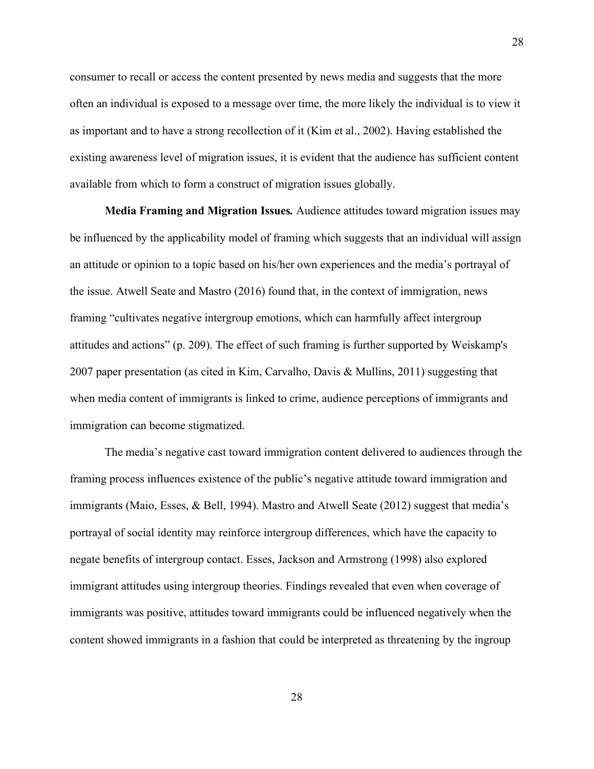consumer to recall or access the content presented by news media and suggests that the more often an individual is exposed to a message over time, the more likely the individual is to view it as important and to have a strong recollection of it (Kim et al., 2002). Having established the existing awareness level of migration issues, it is evident that the audience has sufficient content available from which to form a construct of migration issues globally.

**Media Framing and Migration Issues*.*** Audience attitudes toward migration issues may be influenced by the applicability model of framing which suggests that an individual will assign an attitude or opinion to a topic based on his/her own experiences and the media's portrayal of the issue. Atwell Seate and Mastro (2016) found that, in the context of immigration, news framing "cultivates negative intergroup emotions, which can harmfully affect intergroup attitudes and actions" (p. 209). The effect of such framing is further supported by Weiskamp's 2007 paper presentation (as cited in Kim, Carvalho, Davis & Mullins, 2011) suggesting that when media content of immigrants is linked to crime, audience perceptions of immigrants and immigration can become stigmatized.

The media's negative cast toward immigration content delivered to audiences through the framing process influences existence of the public's negative attitude toward immigration and immigrants (Maio, Esses, & Bell, 1994). Mastro and Atwell Seate (2012) suggest that media's portrayal of social identity may reinforce intergroup differences, which have the capacity to negate benefits of intergroup contact. Esses, Jackson and Armstrong (1998) also explored immigrant attitudes using intergroup theories. Findings revealed that even when coverage of immigrants was positive, attitudes toward immigrants could be influenced negatively when the content showed immigrants in a fashion that could be interpreted as threatening by the ingroup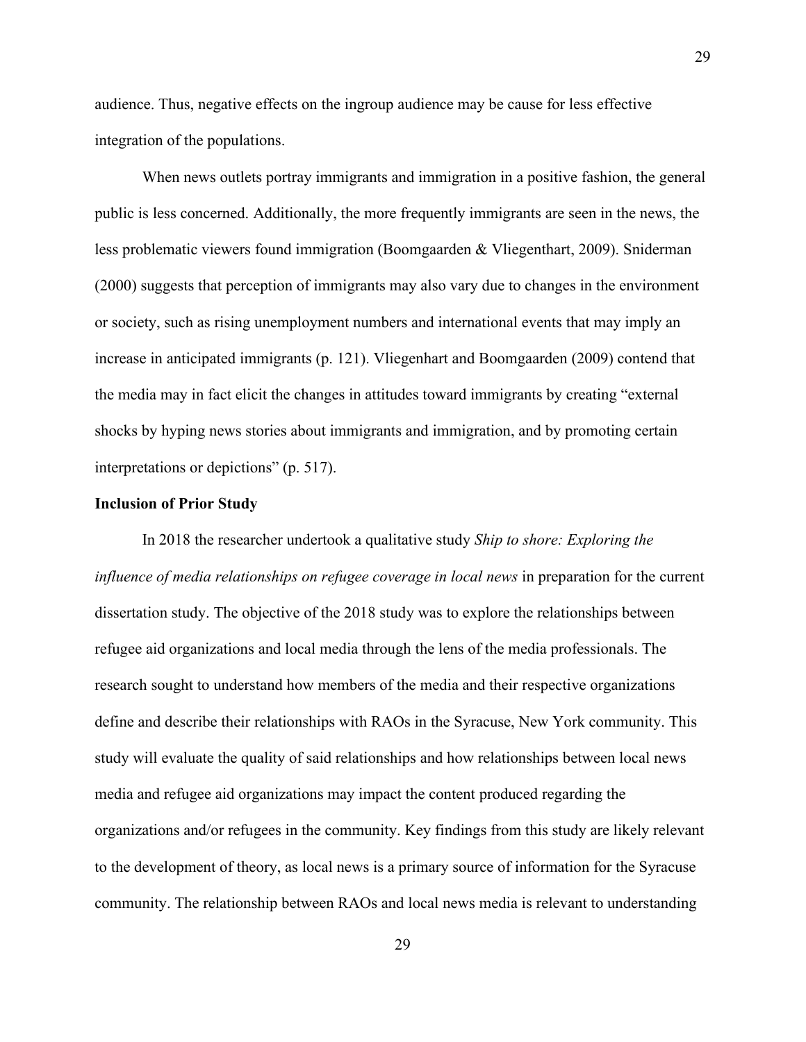audience. Thus, negative effects on the ingroup audience may be cause for less effective integration of the populations.

When news outlets portray immigrants and immigration in a positive fashion, the general public is less concerned. Additionally, the more frequently immigrants are seen in the news, the less problematic viewers found immigration (Boomgaarden & Vliegenthart, 2009). Sniderman (2000) suggests that perception of immigrants may also vary due to changes in the environment or society, such as rising unemployment numbers and international events that may imply an increase in anticipated immigrants (p. 121). Vliegenhart and Boomgaarden (2009) contend that the media may in fact elicit the changes in attitudes toward immigrants by creating "external shocks by hyping news stories about immigrants and immigration, and by promoting certain interpretations or depictions" (p. 517).

**Inclusion of Prior Study**

In 2018 the researcher undertook a qualitative study *Ship to shore: Exploring the influence of media relationships on refugee coverage in local news* in preparation for the current dissertation study. The objective of the 2018 study was to explore the relationships between refugee aid organizations and local media through the lens of the media professionals. The research sought to understand how members of the media and their respective organizations define and describe their relationships with RAOs in the Syracuse, New York community. This study will evaluate the quality of said relationships and how relationships between local news media and refugee aid organizations may impact the content produced regarding the organizations and/or refugees in the community. Key findings from this study are likely relevant to the development of theory, as local news is a primary source of information for the Syracuse community. The relationship between RAOs and local news media is relevant to understanding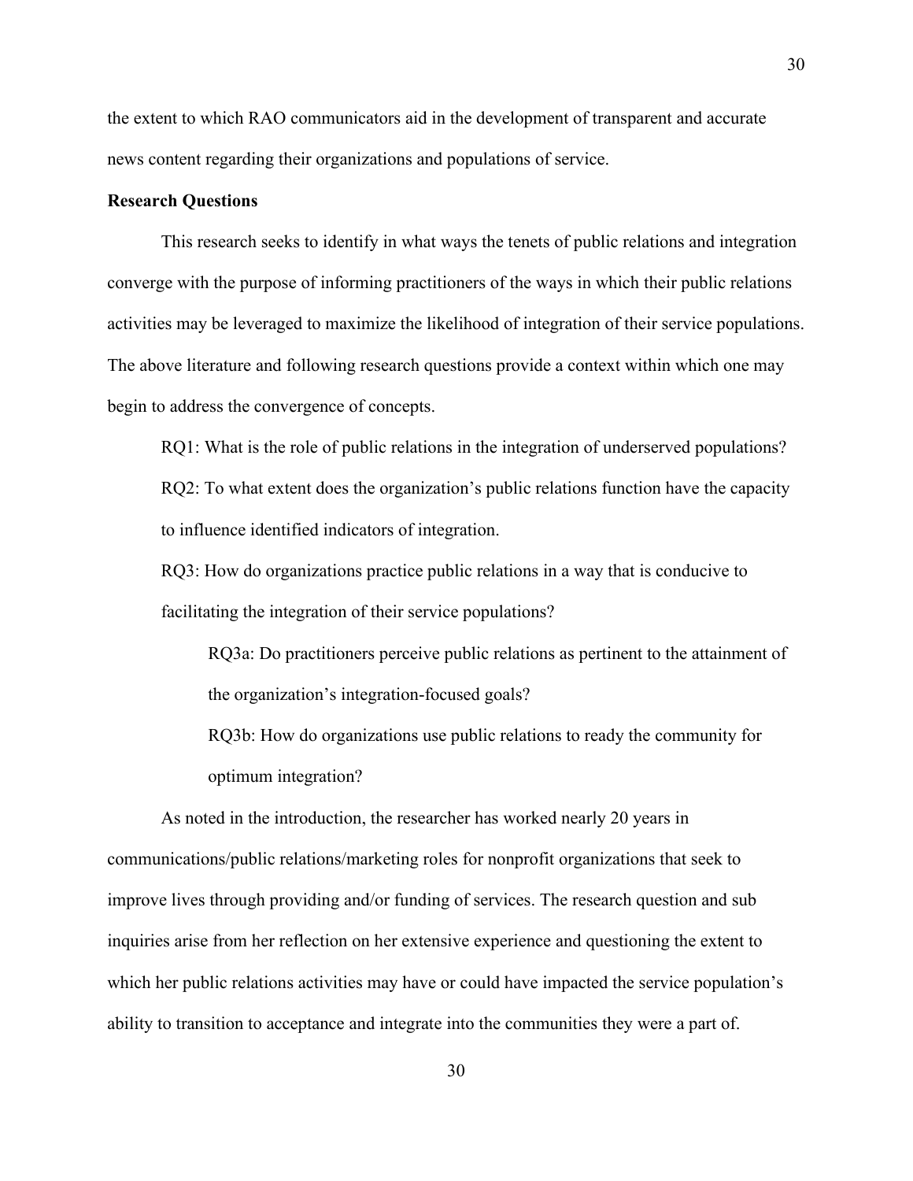the extent to which RAO communicators aid in the development of transparent and accurate news content regarding their organizations and populations of service.

**Research Questions**

This research seeks to identify in what ways the tenets of public relations and integration converge with the purpose of informing practitioners of the ways in which their public relations activities may be leveraged to maximize the likelihood of integration of their service populations. The above literature and following research questions provide a context within which one may begin to address the convergence of concepts.

RQ1: What is the role of public relations in the integration of underserved populations?

RQ2: To what extent does the organization's public relations function have the capacity to influence identified indicators of integration.

RQ3: How do organizations practice public relations in a way that is conducive to facilitating the integration of their service populations?

> RQ3a: Do practitioners perceive public relations as pertinent to the attainment of the organization's integration-focused goals?
>
> RQ3b: How do organizations use public relations to ready the community for optimum integration?

As noted in the introduction, the researcher has worked nearly 20 years in communications/public relations/marketing roles for nonprofit organizations that seek to improve lives through providing and/or funding of services. The research question and sub inquiries arise from her reflection on her extensive experience and questioning the extent to which her public relations activities may have or could have impacted the service population's ability to transition to acceptance and integrate into the communities they were a part of.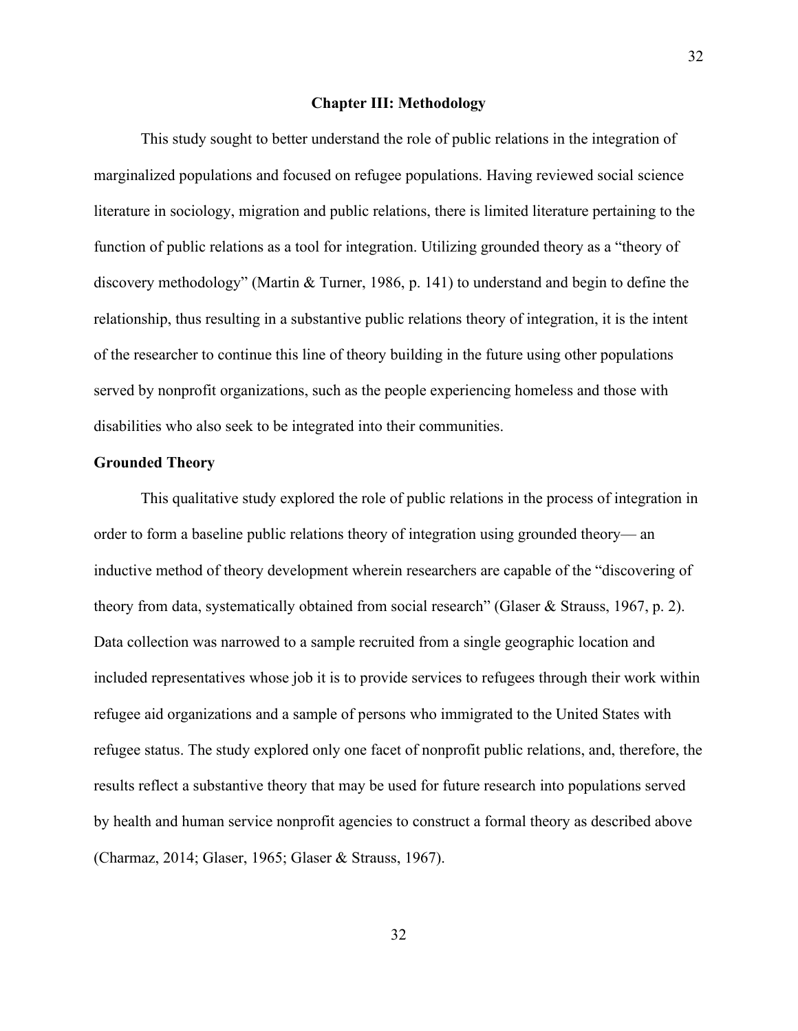# Chapter III: Methodology

This study sought to better understand the role of public relations in the integration of marginalized populations and focused on refugee populations. Having reviewed social science literature in sociology, migration and public relations, there is limited literature pertaining to the function of public relations as a tool for integration. Utilizing grounded theory as a "theory of discovery methodology" (Martin & Turner, 1986, p. 141) to understand and begin to define the relationship, thus resulting in a substantive public relations theory of integration, it is the intent of the researcher to continue this line of theory building in the future using other populations served by nonprofit organizations, such as the people experiencing homeless and those with disabilities who also seek to be integrated into their communities.

## Grounded Theory

This qualitative study explored the role of public relations in the process of integration in order to form a baseline public relations theory of integration using grounded theory— an inductive method of theory development wherein researchers are capable of the "discovering of theory from data, systematically obtained from social research" (Glaser & Strauss, 1967, p. 2). Data collection was narrowed to a sample recruited from a single geographic location and included representatives whose job it is to provide services to refugees through their work within refugee aid organizations and a sample of persons who immigrated to the United States with refugee status. The study explored only one facet of nonprofit public relations, and, therefore, the results reflect a substantive theory that may be used for future research into populations served by health and human service nonprofit agencies to construct a formal theory as described above (Charmaz, 2014; Glaser, 1965; Glaser & Strauss, 1967).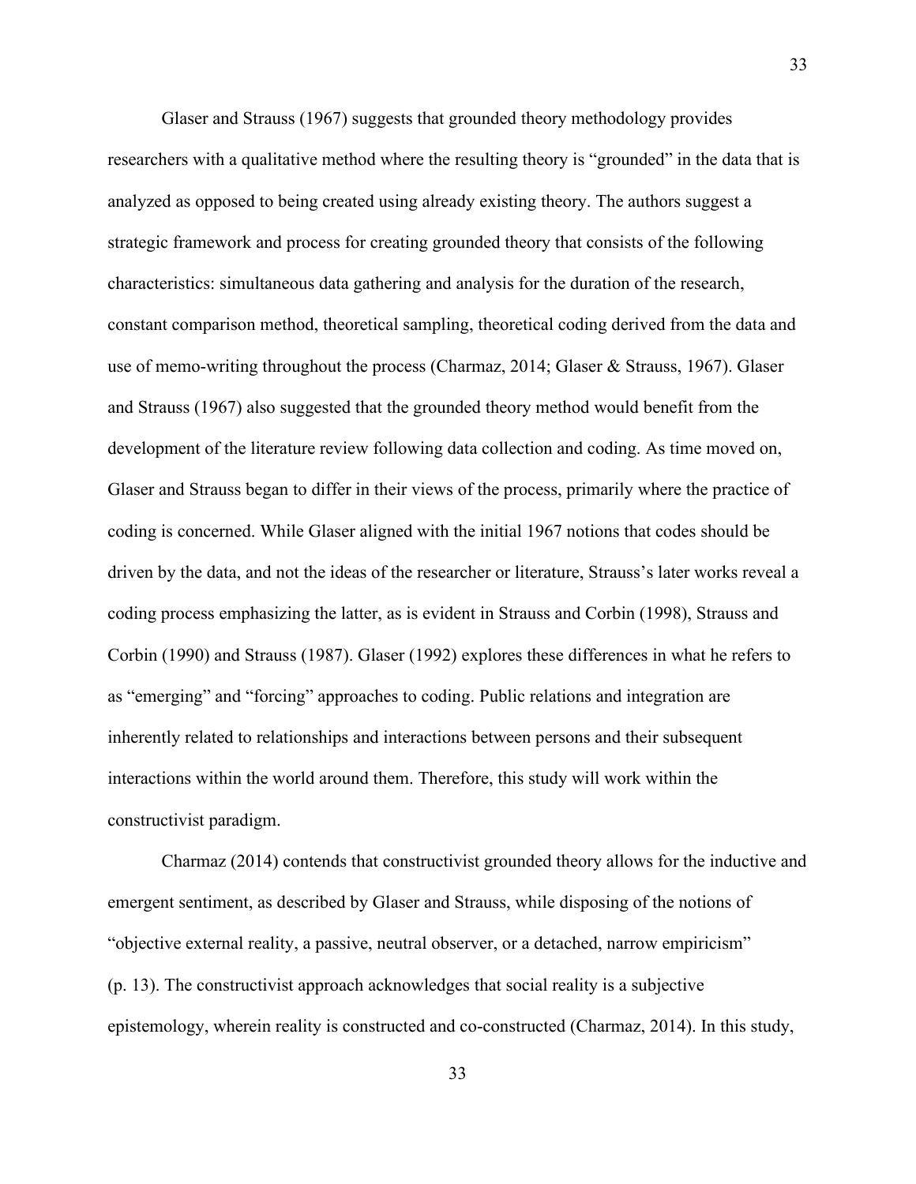Glaser and Strauss (1967) suggests that grounded theory methodology provides researchers with a qualitative method where the resulting theory is "grounded" in the data that is analyzed as opposed to being created using already existing theory. The authors suggest a strategic framework and process for creating grounded theory that consists of the following characteristics: simultaneous data gathering and analysis for the duration of the research, constant comparison method, theoretical sampling, theoretical coding derived from the data and use of memo-writing throughout the process (Charmaz, 2014; Glaser & Strauss, 1967). Glaser and Strauss (1967) also suggested that the grounded theory method would benefit from the development of the literature review following data collection and coding. As time moved on, Glaser and Strauss began to differ in their views of the process, primarily where the practice of coding is concerned. While Glaser aligned with the initial 1967 notions that codes should be driven by the data, and not the ideas of the researcher or literature, Strauss's later works reveal a coding process emphasizing the latter, as is evident in Strauss and Corbin (1998), Strauss and Corbin (1990) and Strauss (1987). Glaser (1992) explores these differences in what he refers to as "emerging" and "forcing" approaches to coding. Public relations and integration are inherently related to relationships and interactions between persons and their subsequent interactions within the world around them. Therefore, this study will work within the constructivist paradigm.

Charmaz (2014) contends that constructivist grounded theory allows for the inductive and emergent sentiment, as described by Glaser and Strauss, while disposing of the notions of "objective external reality, a passive, neutral observer, or a detached, narrow empiricism" (p. 13). The constructivist approach acknowledges that social reality is a subjective epistemology, wherein reality is constructed and co-constructed (Charmaz, 2014). In this study,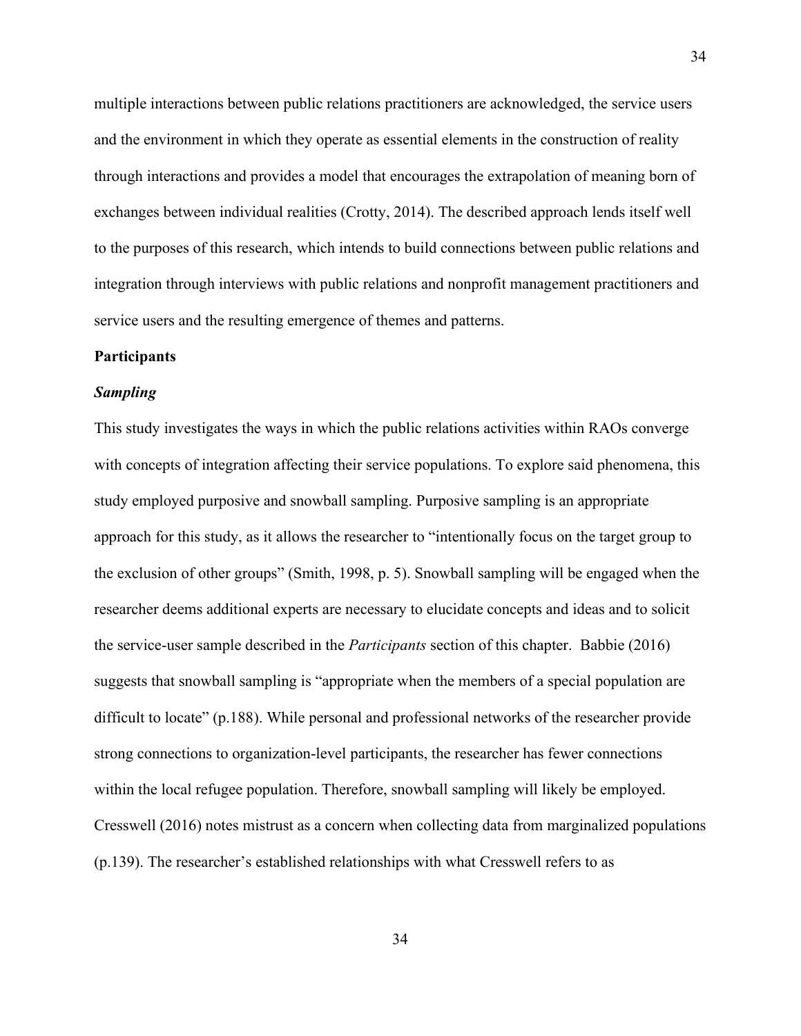multiple interactions between public relations practitioners are acknowledged, the service users and the environment in which they operate as essential elements in the construction of reality through interactions and provides a model that encourages the extrapolation of meaning born of exchanges between individual realities (Crotty, 2014). The described approach lends itself well to the purposes of this research, which intends to build connections between public relations and integration through interviews with public relations and nonprofit management practitioners and service users and the resulting emergence of themes and patterns.

## Participants

### *Sampling*

This study investigates the ways in which the public relations activities within RAOs converge with concepts of integration affecting their service populations. To explore said phenomena, this study employed purposive and snowball sampling. Purposive sampling is an appropriate approach for this study, as it allows the researcher to "intentionally focus on the target group to the exclusion of other groups" (Smith, 1998, p. 5). Snowball sampling will be engaged when the researcher deems additional experts are necessary to elucidate concepts and ideas and to solicit the service-user sample described in the *Participants* section of this chapter. Babbie (2016) suggests that snowball sampling is "appropriate when the members of a special population are difficult to locate" (p.188). While personal and professional networks of the researcher provide strong connections to organization-level participants, the researcher has fewer connections within the local refugee population. Therefore, snowball sampling will likely be employed. Cresswell (2016) notes mistrust as a concern when collecting data from marginalized populations (p.139). The researcher's established relationships with what Cresswell refers to as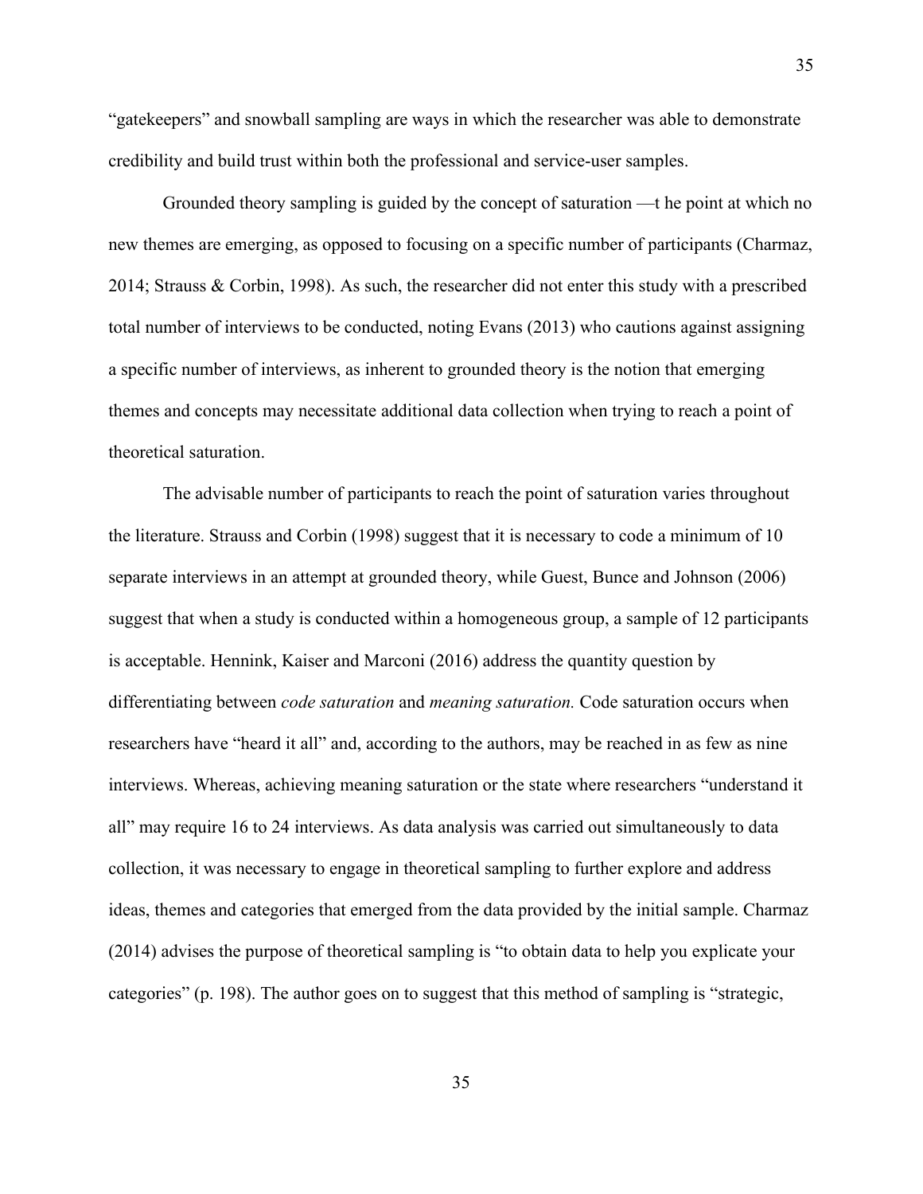“gatekeepers” and snowball sampling are ways in which the researcher was able to demonstrate credibility and build trust within both the professional and service-user samples.

Grounded theory sampling is guided by the concept of saturation —t he point at which no new themes are emerging, as opposed to focusing on a specific number of participants (Charmaz, 2014; Strauss & Corbin, 1998). As such, the researcher did not enter this study with a prescribed total number of interviews to be conducted, noting Evans (2013) who cautions against assigning a specific number of interviews, as inherent to grounded theory is the notion that emerging themes and concepts may necessitate additional data collection when trying to reach a point of theoretical saturation.

The advisable number of participants to reach the point of saturation varies throughout the literature. Strauss and Corbin (1998) suggest that it is necessary to code a minimum of 10 separate interviews in an attempt at grounded theory, while Guest, Bunce and Johnson (2006) suggest that when a study is conducted within a homogeneous group, a sample of 12 participants is acceptable. Hennink, Kaiser and Marconi (2016) address the quantity question by differentiating between *code saturation* and *meaning saturation.* Code saturation occurs when researchers have “heard it all” and, according to the authors, may be reached in as few as nine interviews. Whereas, achieving meaning saturation or the state where researchers “understand it all” may require 16 to 24 interviews. As data analysis was carried out simultaneously to data collection, it was necessary to engage in theoretical sampling to further explore and address ideas, themes and categories that emerged from the data provided by the initial sample. Charmaz (2014) advises the purpose of theoretical sampling is “to obtain data to help you explicate your categories” (p. 198). The author goes on to suggest that this method of sampling is “strategic,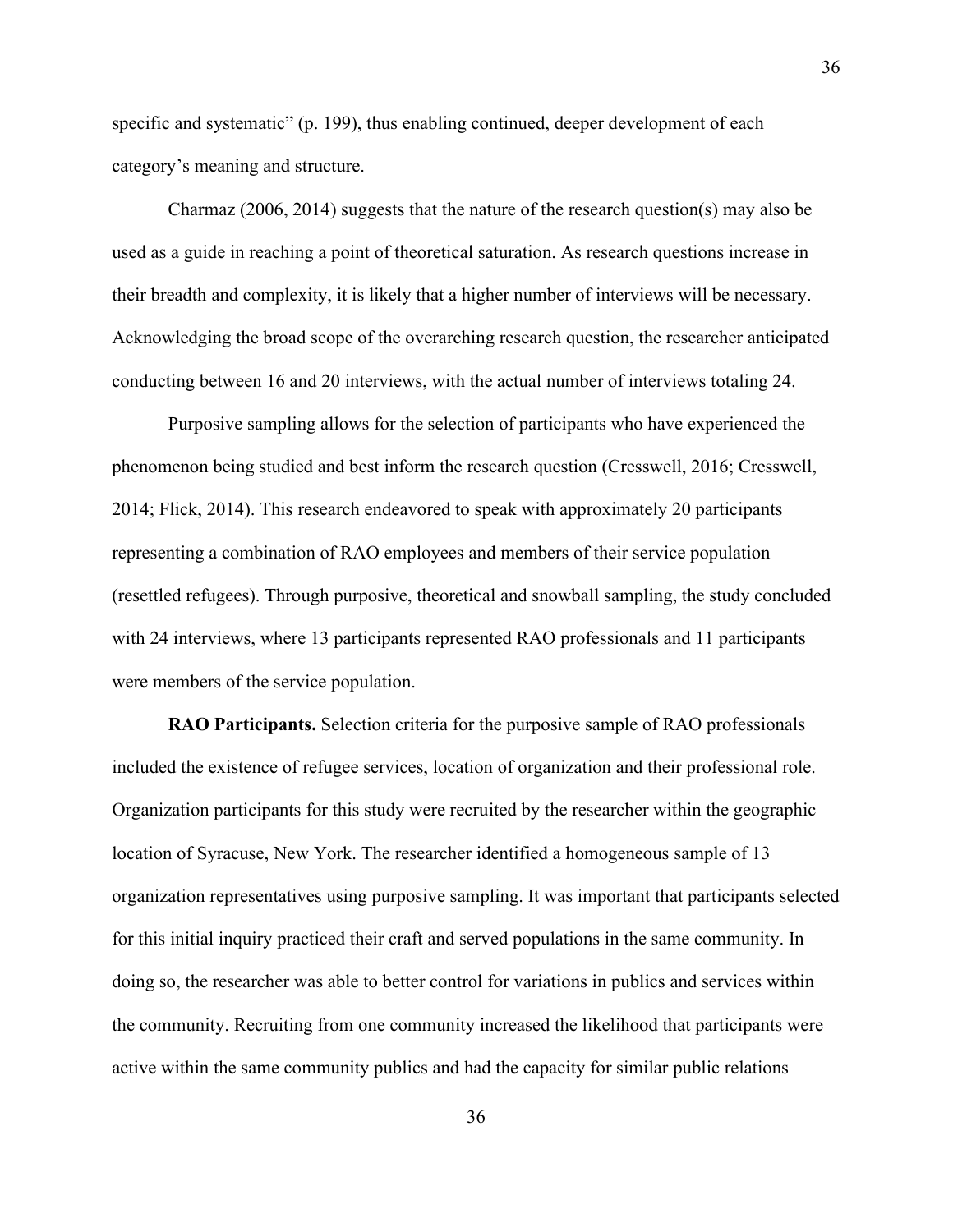specific and systematic" (p. 199), thus enabling continued, deeper development of each category's meaning and structure.

Charmaz (2006, 2014) suggests that the nature of the research question(s) may also be used as a guide in reaching a point of theoretical saturation. As research questions increase in their breadth and complexity, it is likely that a higher number of interviews will be necessary. Acknowledging the broad scope of the overarching research question, the researcher anticipated conducting between 16 and 20 interviews, with the actual number of interviews totaling 24.

Purposive sampling allows for the selection of participants who have experienced the phenomenon being studied and best inform the research question (Cresswell, 2016; Cresswell, 2014; Flick, 2014). This research endeavored to speak with approximately 20 participants representing a combination of RAO employees and members of their service population (resettled refugees). Through purposive, theoretical and snowball sampling, the study concluded with 24 interviews, where 13 participants represented RAO professionals and 11 participants were members of the service population.

**RAO Participants.** Selection criteria for the purposive sample of RAO professionals included the existence of refugee services, location of organization and their professional role. Organization participants for this study were recruited by the researcher within the geographic location of Syracuse, New York. The researcher identified a homogeneous sample of 13 organization representatives using purposive sampling. It was important that participants selected for this initial inquiry practiced their craft and served populations in the same community. In doing so, the researcher was able to better control for variations in publics and services within the community. Recruiting from one community increased the likelihood that participants were active within the same community publics and had the capacity for similar public relations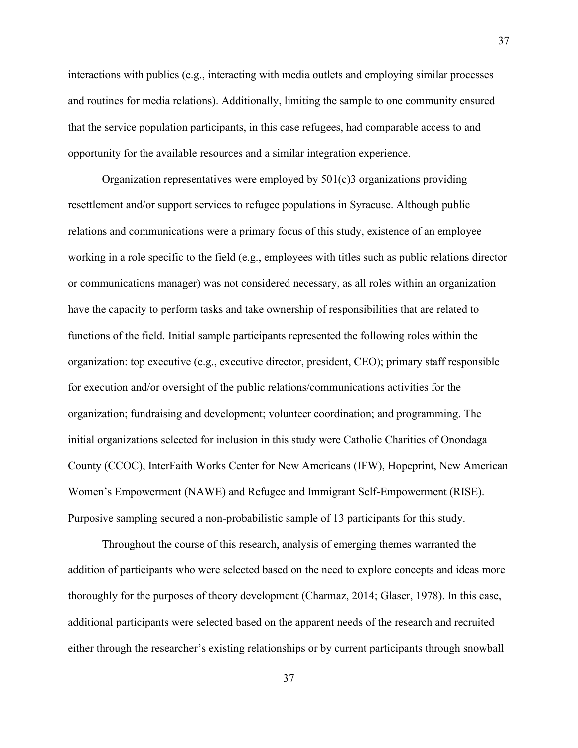interactions with publics (e.g., interacting with media outlets and employing similar processes and routines for media relations). Additionally, limiting the sample to one community ensured that the service population participants, in this case refugees, had comparable access to and opportunity for the available resources and a similar integration experience.

Organization representatives were employed by 501(c)3 organizations providing resettlement and/or support services to refugee populations in Syracuse. Although public relations and communications were a primary focus of this study, existence of an employee working in a role specific to the field (e.g., employees with titles such as public relations director or communications manager) was not considered necessary, as all roles within an organization have the capacity to perform tasks and take ownership of responsibilities that are related to functions of the field. Initial sample participants represented the following roles within the organization: top executive (e.g., executive director, president, CEO); primary staff responsible for execution and/or oversight of the public relations/communications activities for the organization; fundraising and development; volunteer coordination; and programming. The initial organizations selected for inclusion in this study were Catholic Charities of Onondaga County (CCOC), InterFaith Works Center for New Americans (IFW), Hopeprint, New American Women's Empowerment (NAWE) and Refugee and Immigrant Self-Empowerment (RISE). Purposive sampling secured a non-probabilistic sample of 13 participants for this study.

Throughout the course of this research, analysis of emerging themes warranted the addition of participants who were selected based on the need to explore concepts and ideas more thoroughly for the purposes of theory development (Charmaz, 2014; Glaser, 1978). In this case, additional participants were selected based on the apparent needs of the research and recruited either through the researcher's existing relationships or by current participants through snowball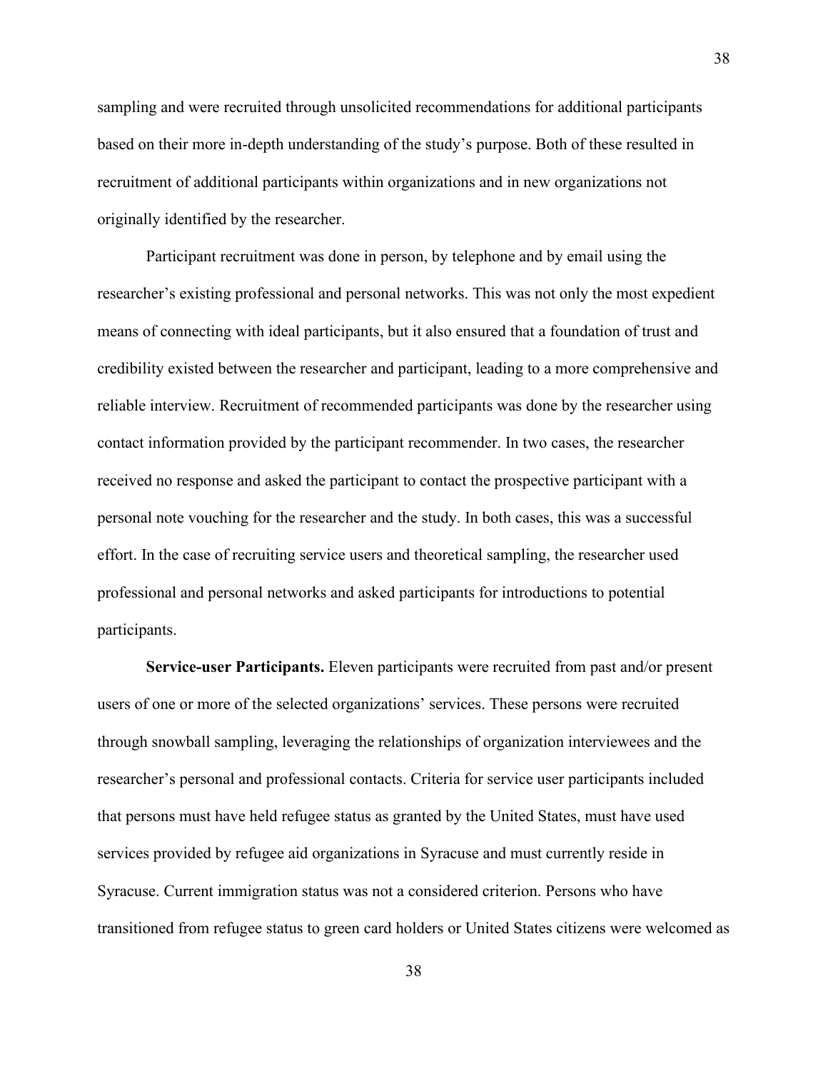sampling and were recruited through unsolicited recommendations for additional participants based on their more in-depth understanding of the study's purpose. Both of these resulted in recruitment of additional participants within organizations and in new organizations not originally identified by the researcher.

Participant recruitment was done in person, by telephone and by email using the researcher's existing professional and personal networks. This was not only the most expedient means of connecting with ideal participants, but it also ensured that a foundation of trust and credibility existed between the researcher and participant, leading to a more comprehensive and reliable interview. Recruitment of recommended participants was done by the researcher using contact information provided by the participant recommender. In two cases, the researcher received no response and asked the participant to contact the prospective participant with a personal note vouching for the researcher and the study. In both cases, this was a successful effort. In the case of recruiting service users and theoretical sampling, the researcher used professional and personal networks and asked participants for introductions to potential participants.

**Service-user Participants.** Eleven participants were recruited from past and/or present users of one or more of the selected organizations' services. These persons were recruited through snowball sampling, leveraging the relationships of organization interviewees and the researcher's personal and professional contacts. Criteria for service user participants included that persons must have held refugee status as granted by the United States, must have used services provided by refugee aid organizations in Syracuse and must currently reside in Syracuse. Current immigration status was not a considered criterion. Persons who have transitioned from refugee status to green card holders or United States citizens were welcomed as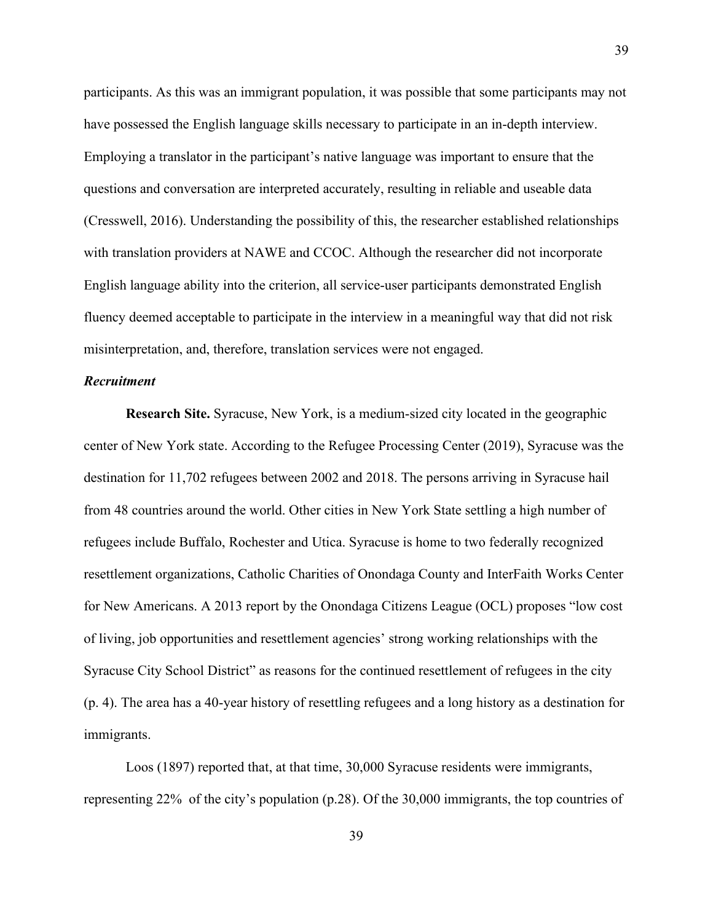participants. As this was an immigrant population, it was possible that some participants may not have possessed the English language skills necessary to participate in an in-depth interview. Employing a translator in the participant's native language was important to ensure that the questions and conversation are interpreted accurately, resulting in reliable and useable data (Cresswell, 2016). Understanding the possibility of this, the researcher established relationships with translation providers at NAWE and CCOC. Although the researcher did not incorporate English language ability into the criterion, all service-user participants demonstrated English fluency deemed acceptable to participate in the interview in a meaningful way that did not risk misinterpretation, and, therefore, translation services were not engaged.

***Recruitment***

**Research Site.** Syracuse, New York, is a medium-sized city located in the geographic center of New York state. According to the Refugee Processing Center (2019), Syracuse was the destination for 11,702 refugees between 2002 and 2018. The persons arriving in Syracuse hail from 48 countries around the world. Other cities in New York State settling a high number of refugees include Buffalo, Rochester and Utica. Syracuse is home to two federally recognized resettlement organizations, Catholic Charities of Onondaga County and InterFaith Works Center for New Americans. A 2013 report by the Onondaga Citizens League (OCL) proposes "low cost of living, job opportunities and resettlement agencies' strong working relationships with the Syracuse City School District" as reasons for the continued resettlement of refugees in the city (p. 4). The area has a 40-year history of resettling refugees and a long history as a destination for immigrants.

Loos (1897) reported that, at that time, 30,000 Syracuse residents were immigrants, representing 22% of the city's population (p.28). Of the 30,000 immigrants, the top countries of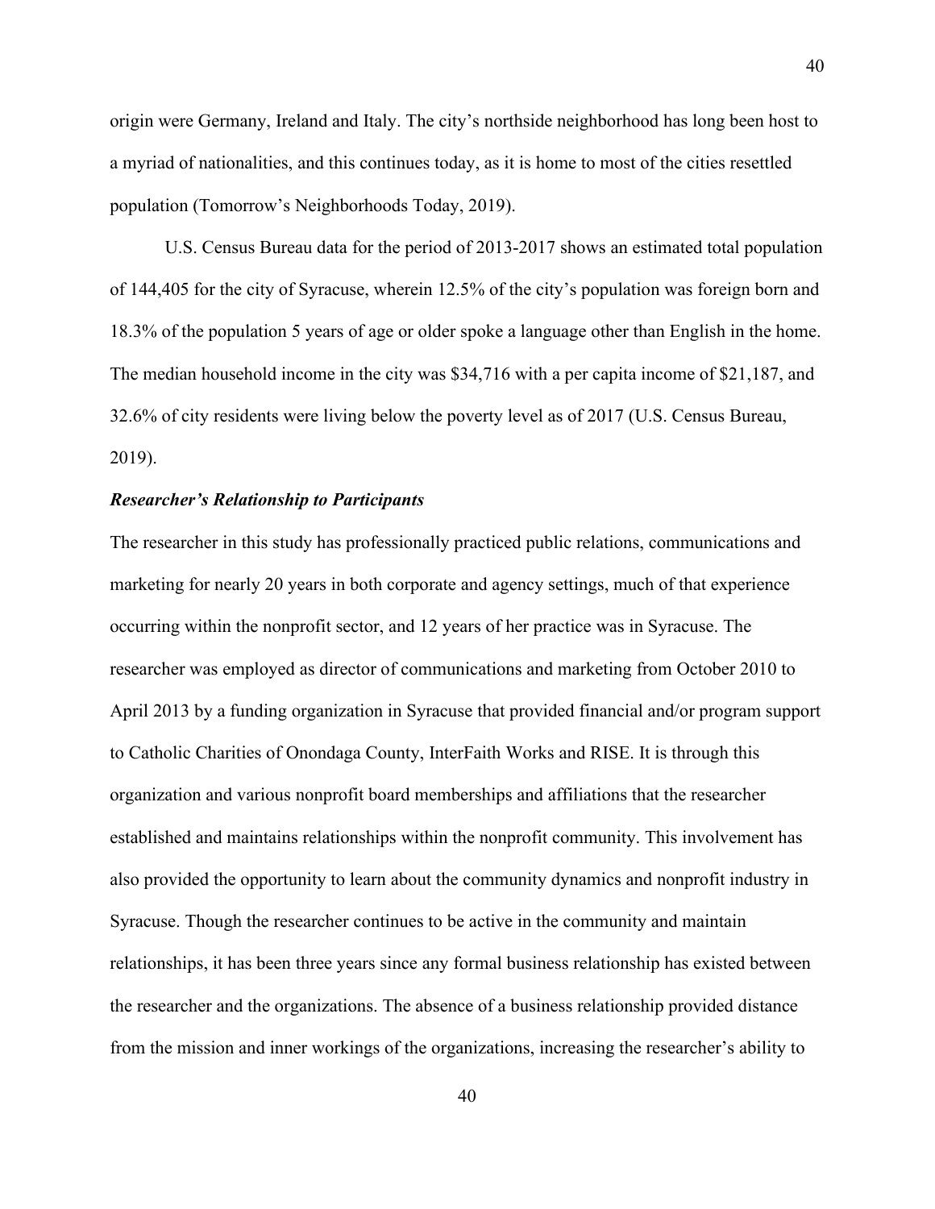origin were Germany, Ireland and Italy. The city's northside neighborhood has long been host to a myriad of nationalities, and this continues today, as it is home to most of the cities resettled population (Tomorrow's Neighborhoods Today, 2019).

U.S. Census Bureau data for the period of 2013-2017 shows an estimated total population of 144,405 for the city of Syracuse, wherein 12.5% of the city's population was foreign born and 18.3% of the population 5 years of age or older spoke a language other than English in the home. The median household income in the city was $34,716 with a per capita income of $21,187, and 32.6% of city residents were living below the poverty level as of 2017 (U.S. Census Bureau, 2019).

### *Researcher's Relationship to Participants*

The researcher in this study has professionally practiced public relations, communications and marketing for nearly 20 years in both corporate and agency settings, much of that experience occurring within the nonprofit sector, and 12 years of her practice was in Syracuse. The researcher was employed as director of communications and marketing from October 2010 to April 2013 by a funding organization in Syracuse that provided financial and/or program support to Catholic Charities of Onondaga County, InterFaith Works and RISE. It is through this organization and various nonprofit board memberships and affiliations that the researcher established and maintains relationships within the nonprofit community. This involvement has also provided the opportunity to learn about the community dynamics and nonprofit industry in Syracuse. Though the researcher continues to be active in the community and maintain relationships, it has been three years since any formal business relationship has existed between the researcher and the organizations. The absence of a business relationship provided distance from the mission and inner workings of the organizations, increasing the researcher's ability to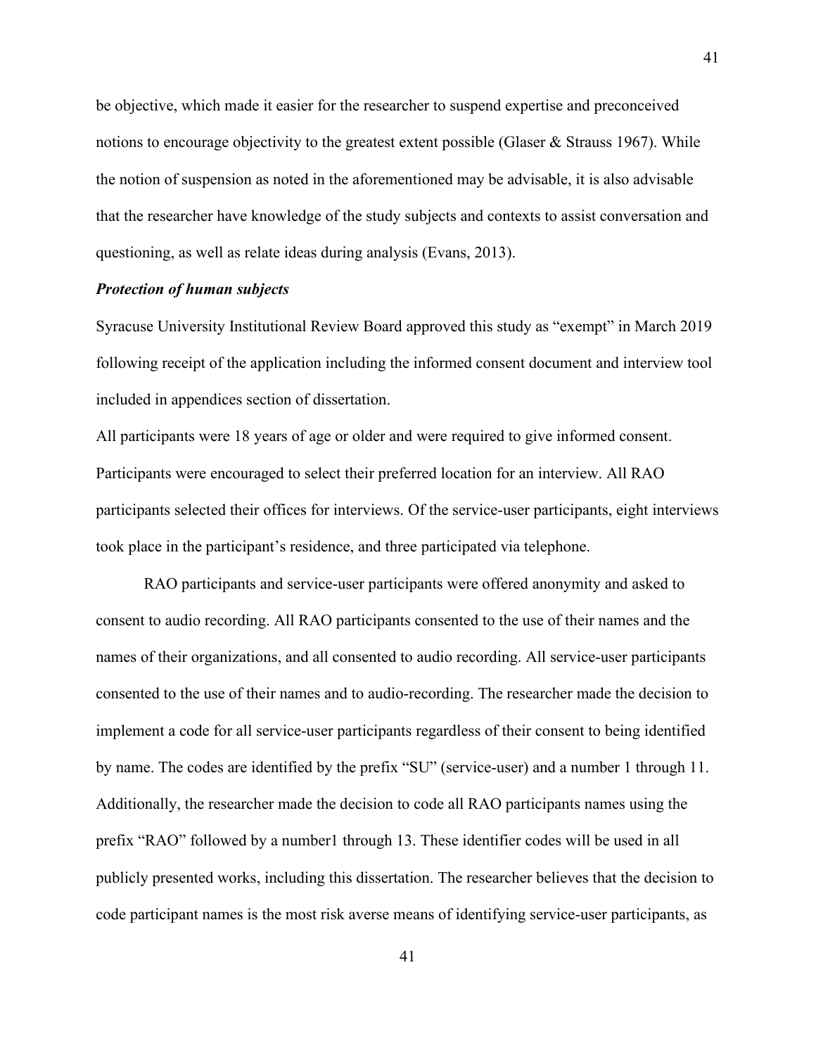be objective, which made it easier for the researcher to suspend expertise and preconceived notions to encourage objectivity to the greatest extent possible (Glaser & Strauss 1967). While the notion of suspension as noted in the aforementioned may be advisable, it is also advisable that the researcher have knowledge of the study subjects and contexts to assist conversation and questioning, as well as relate ideas during analysis (Evans, 2013).

***Protection of human subjects***

Syracuse University Institutional Review Board approved this study as "exempt" in March 2019 following receipt of the application including the informed consent document and interview tool included in appendices section of dissertation.

All participants were 18 years of age or older and were required to give informed consent. Participants were encouraged to select their preferred location for an interview. All RAO participants selected their offices for interviews. Of the service-user participants, eight interviews took place in the participant's residence, and three participated via telephone.

RAO participants and service-user participants were offered anonymity and asked to consent to audio recording. All RAO participants consented to the use of their names and the names of their organizations, and all consented to audio recording. All service-user participants consented to the use of their names and to audio-recording. The researcher made the decision to implement a code for all service-user participants regardless of their consent to being identified by name. The codes are identified by the prefix "SU" (service-user) and a number 1 through 11. Additionally, the researcher made the decision to code all RAO participants names using the prefix "RAO" followed by a number1 through 13. These identifier codes will be used in all publicly presented works, including this dissertation. The researcher believes that the decision to code participant names is the most risk averse means of identifying service-user participants, as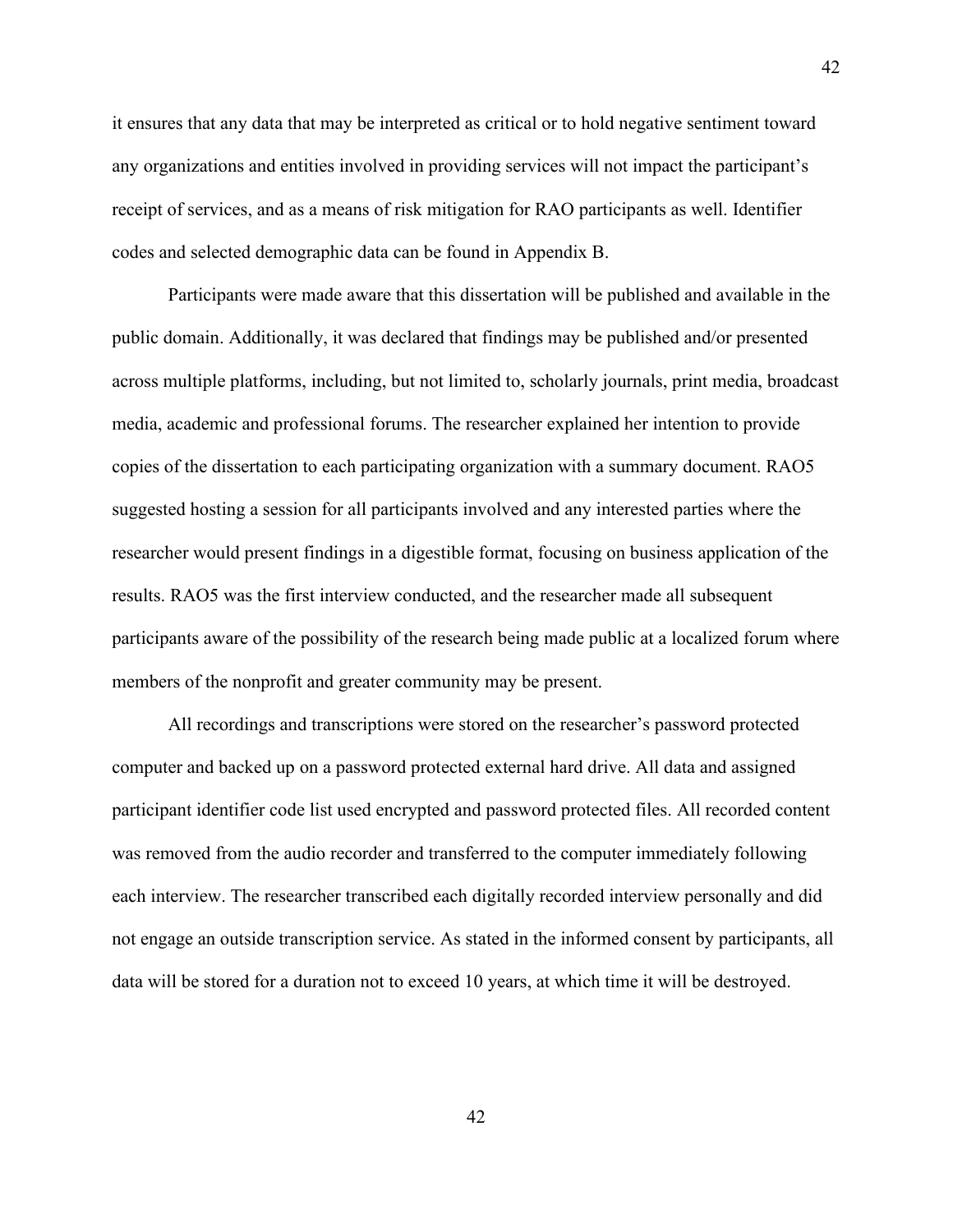it ensures that any data that may be interpreted as critical or to hold negative sentiment toward any organizations and entities involved in providing services will not impact the participant's receipt of services, and as a means of risk mitigation for RAO participants as well. Identifier codes and selected demographic data can be found in Appendix B.

Participants were made aware that this dissertation will be published and available in the public domain. Additionally, it was declared that findings may be published and/or presented across multiple platforms, including, but not limited to, scholarly journals, print media, broadcast media, academic and professional forums. The researcher explained her intention to provide copies of the dissertation to each participating organization with a summary document. RAO5 suggested hosting a session for all participants involved and any interested parties where the researcher would present findings in a digestible format, focusing on business application of the results. RAO5 was the first interview conducted, and the researcher made all subsequent participants aware of the possibility of the research being made public at a localized forum where members of the nonprofit and greater community may be present.

All recordings and transcriptions were stored on the researcher's password protected computer and backed up on a password protected external hard drive. All data and assigned participant identifier code list used encrypted and password protected files. All recorded content was removed from the audio recorder and transferred to the computer immediately following each interview. The researcher transcribed each digitally recorded interview personally and did not engage an outside transcription service. As stated in the informed consent by participants, all data will be stored for a duration not to exceed 10 years, at which time it will be destroyed.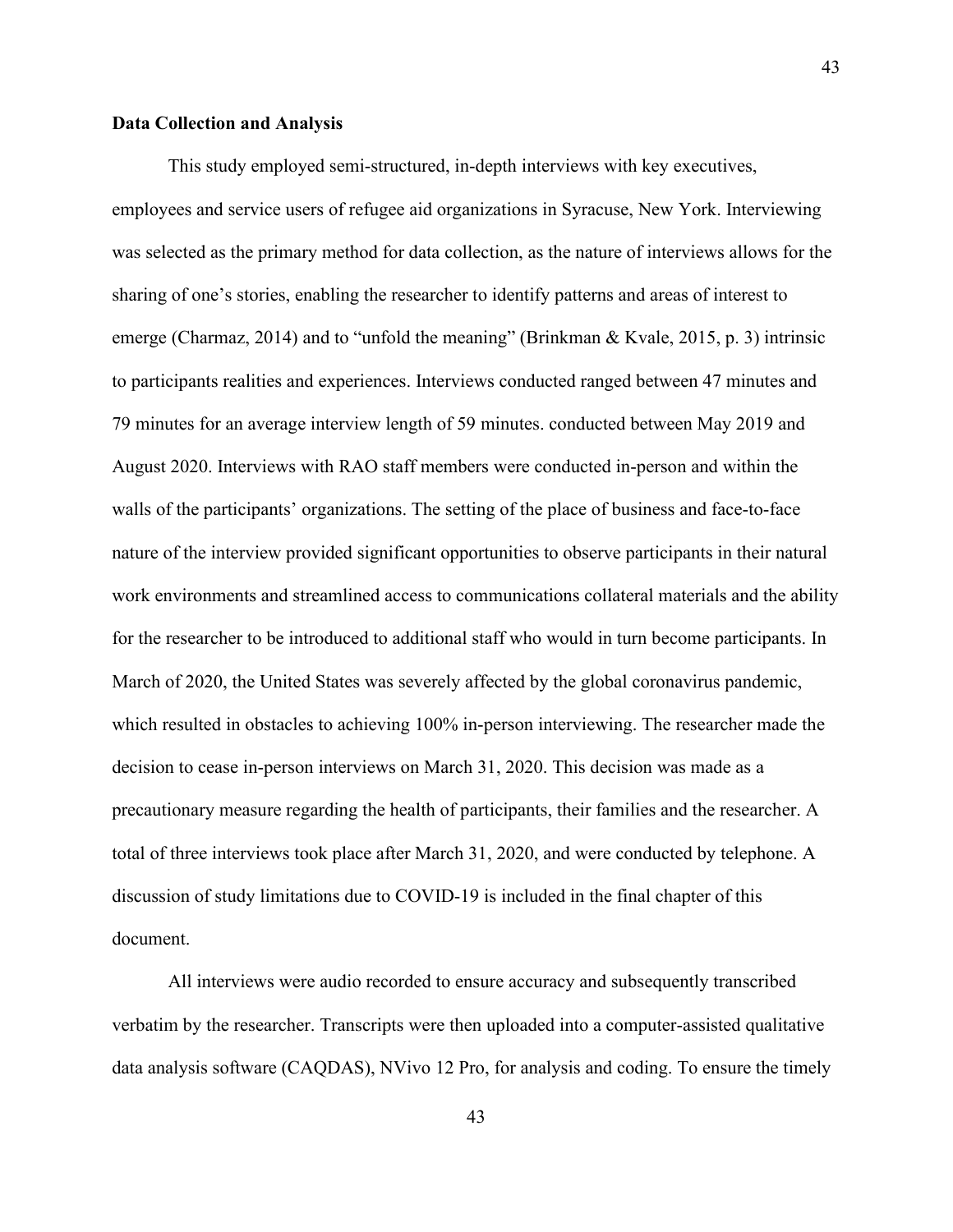**Data Collection and Analysis**

This study employed semi-structured, in-depth interviews with key executives, employees and service users of refugee aid organizations in Syracuse, New York. Interviewing was selected as the primary method for data collection, as the nature of interviews allows for the sharing of one's stories, enabling the researcher to identify patterns and areas of interest to emerge (Charmaz, 2014) and to "unfold the meaning" (Brinkman & Kvale, 2015, p. 3) intrinsic to participants realities and experiences. Interviews conducted ranged between 47 minutes and 79 minutes for an average interview length of 59 minutes. conducted between May 2019 and August 2020. Interviews with RAO staff members were conducted in-person and within the walls of the participants' organizations. The setting of the place of business and face-to-face nature of the interview provided significant opportunities to observe participants in their natural work environments and streamlined access to communications collateral materials and the ability for the researcher to be introduced to additional staff who would in turn become participants. In March of 2020, the United States was severely affected by the global coronavirus pandemic, which resulted in obstacles to achieving 100% in-person interviewing. The researcher made the decision to cease in-person interviews on March 31, 2020. This decision was made as a precautionary measure regarding the health of participants, their families and the researcher. A total of three interviews took place after March 31, 2020, and were conducted by telephone. A discussion of study limitations due to COVID-19 is included in the final chapter of this document.

All interviews were audio recorded to ensure accuracy and subsequently transcribed verbatim by the researcher. Transcripts were then uploaded into a computer-assisted qualitative data analysis software (CAQDAS), NVivo 12 Pro, for analysis and coding. To ensure the timely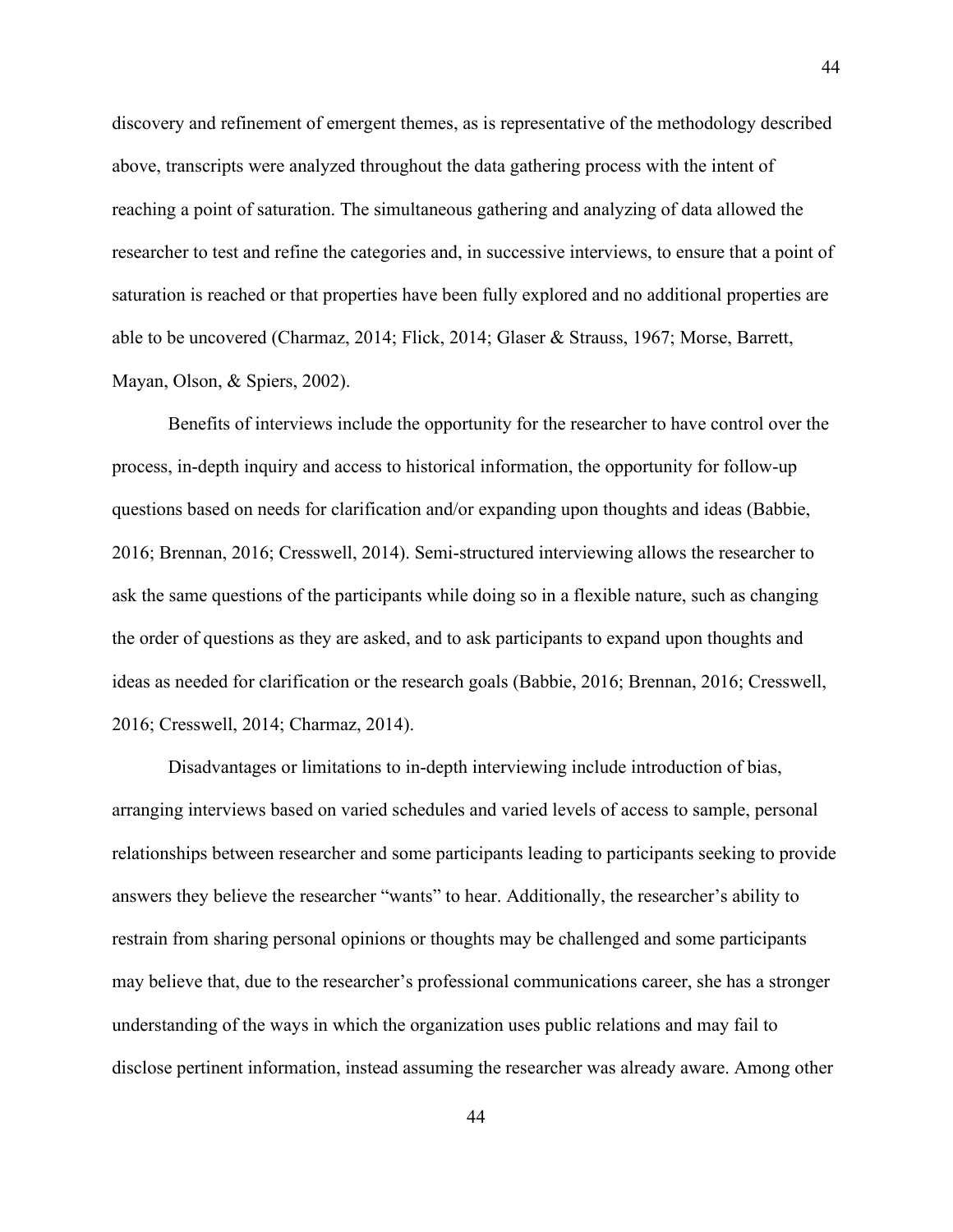discovery and refinement of emergent themes, as is representative of the methodology described above, transcripts were analyzed throughout the data gathering process with the intent of reaching a point of saturation. The simultaneous gathering and analyzing of data allowed the researcher to test and refine the categories and, in successive interviews, to ensure that a point of saturation is reached or that properties have been fully explored and no additional properties are able to be uncovered (Charmaz, 2014; Flick, 2014; Glaser & Strauss, 1967; Morse, Barrett, Mayan, Olson, & Spiers, 2002).

Benefits of interviews include the opportunity for the researcher to have control over the process, in-depth inquiry and access to historical information, the opportunity for follow-up questions based on needs for clarification and/or expanding upon thoughts and ideas (Babbie, 2016; Brennan, 2016; Cresswell, 2014). Semi-structured interviewing allows the researcher to ask the same questions of the participants while doing so in a flexible nature, such as changing the order of questions as they are asked, and to ask participants to expand upon thoughts and ideas as needed for clarification or the research goals (Babbie, 2016; Brennan, 2016; Cresswell, 2016; Cresswell, 2014; Charmaz, 2014).

Disadvantages or limitations to in-depth interviewing include introduction of bias, arranging interviews based on varied schedules and varied levels of access to sample, personal relationships between researcher and some participants leading to participants seeking to provide answers they believe the researcher "wants" to hear. Additionally, the researcher's ability to restrain from sharing personal opinions or thoughts may be challenged and some participants may believe that, due to the researcher's professional communications career, she has a stronger understanding of the ways in which the organization uses public relations and may fail to disclose pertinent information, instead assuming the researcher was already aware. Among other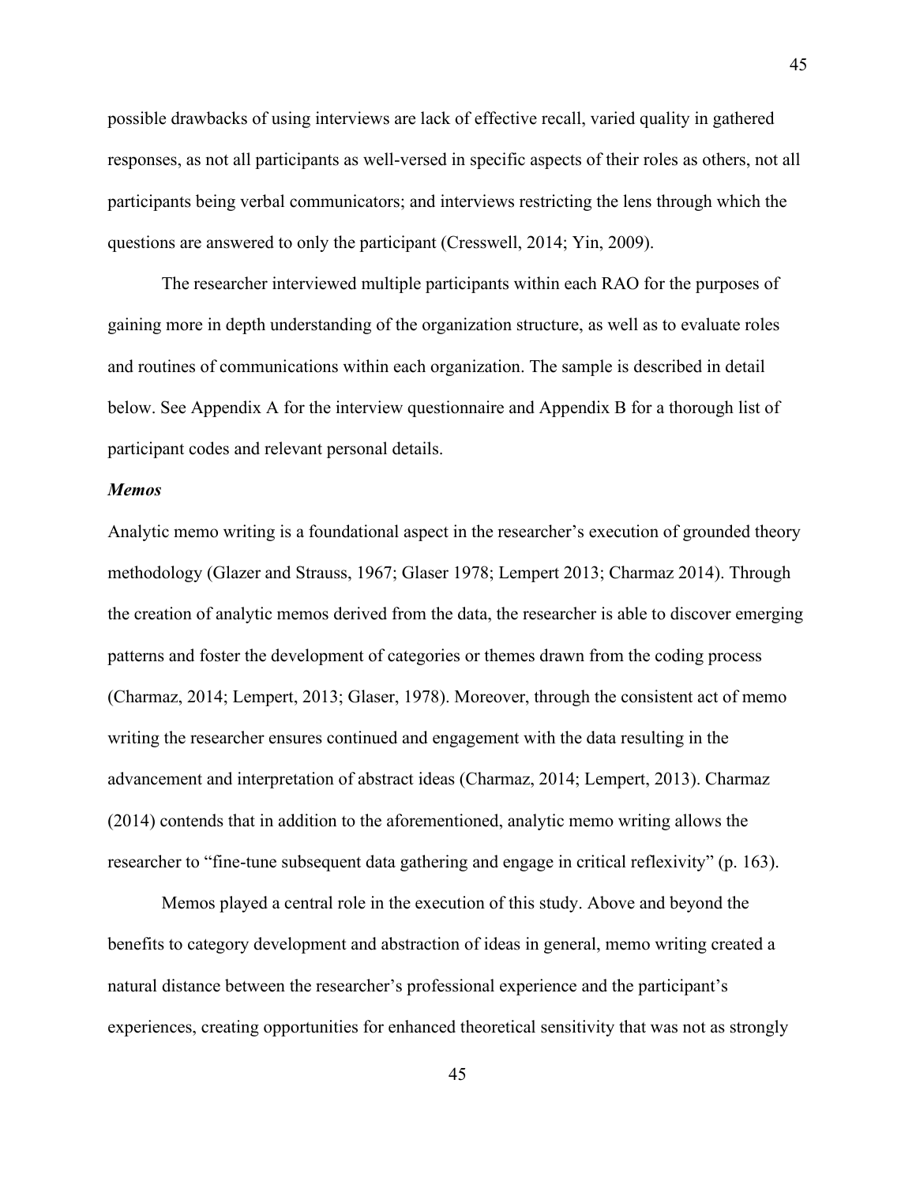possible drawbacks of using interviews are lack of effective recall, varied quality in gathered responses, as not all participants as well-versed in specific aspects of their roles as others, not all participants being verbal communicators; and interviews restricting the lens through which the questions are answered to only the participant (Cresswell, 2014; Yin, 2009).

The researcher interviewed multiple participants within each RAO for the purposes of gaining more in depth understanding of the organization structure, as well as to evaluate roles and routines of communications within each organization. The sample is described in detail below. See Appendix A for the interview questionnaire and Appendix B for a thorough list of participant codes and relevant personal details.

### *Memos*

Analytic memo writing is a foundational aspect in the researcher's execution of grounded theory methodology (Glazer and Strauss, 1967; Glaser 1978; Lempert 2013; Charmaz 2014). Through the creation of analytic memos derived from the data, the researcher is able to discover emerging patterns and foster the development of categories or themes drawn from the coding process (Charmaz, 2014; Lempert, 2013; Glaser, 1978). Moreover, through the consistent act of memo writing the researcher ensures continued and engagement with the data resulting in the advancement and interpretation of abstract ideas (Charmaz, 2014; Lempert, 2013). Charmaz (2014) contends that in addition to the aforementioned, analytic memo writing allows the researcher to "fine-tune subsequent data gathering and engage in critical reflexivity" (p. 163).

Memos played a central role in the execution of this study. Above and beyond the benefits to category development and abstraction of ideas in general, memo writing created a natural distance between the researcher's professional experience and the participant's experiences, creating opportunities for enhanced theoretical sensitivity that was not as strongly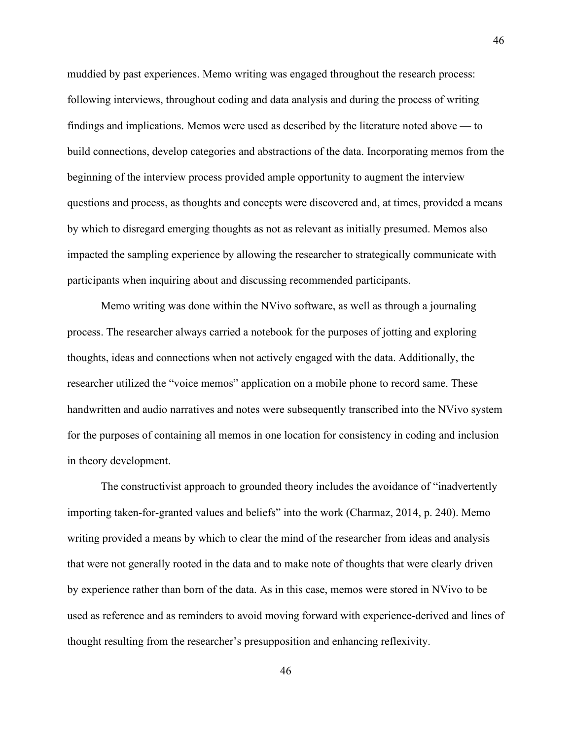muddied by past experiences. Memo writing was engaged throughout the research process: following interviews, throughout coding and data analysis and during the process of writing findings and implications. Memos were used as described by the literature noted above — to build connections, develop categories and abstractions of the data. Incorporating memos from the beginning of the interview process provided ample opportunity to augment the interview questions and process, as thoughts and concepts were discovered and, at times, provided a means by which to disregard emerging thoughts as not as relevant as initially presumed. Memos also impacted the sampling experience by allowing the researcher to strategically communicate with participants when inquiring about and discussing recommended participants.

Memo writing was done within the NVivo software, as well as through a journaling process. The researcher always carried a notebook for the purposes of jotting and exploring thoughts, ideas and connections when not actively engaged with the data. Additionally, the researcher utilized the "voice memos" application on a mobile phone to record same. These handwritten and audio narratives and notes were subsequently transcribed into the NVivo system for the purposes of containing all memos in one location for consistency in coding and inclusion in theory development.

The constructivist approach to grounded theory includes the avoidance of "inadvertently importing taken-for-granted values and beliefs" into the work (Charmaz, 2014, p. 240). Memo writing provided a means by which to clear the mind of the researcher from ideas and analysis that were not generally rooted in the data and to make note of thoughts that were clearly driven by experience rather than born of the data. As in this case, memos were stored in NVivo to be used as reference and as reminders to avoid moving forward with experience-derived and lines of thought resulting from the researcher's presupposition and enhancing reflexivity.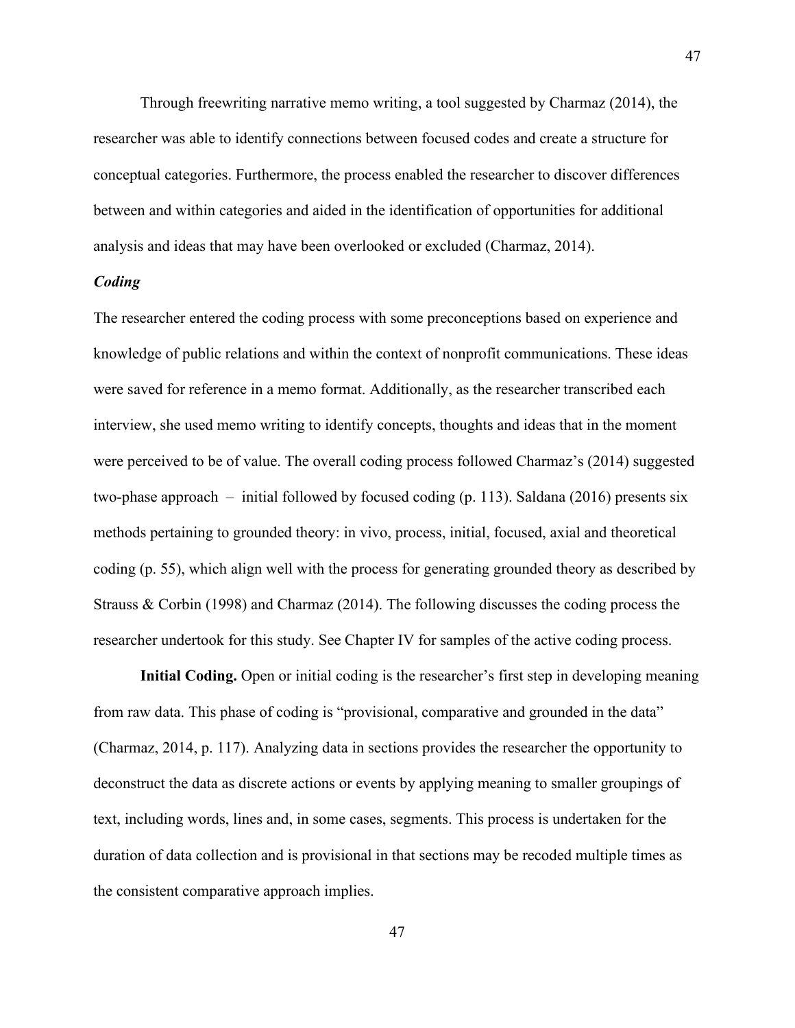Through freewriting narrative memo writing, a tool suggested by Charmaz (2014), the researcher was able to identify connections between focused codes and create a structure for conceptual categories. Furthermore, the process enabled the researcher to discover differences between and within categories and aided in the identification of opportunities for additional analysis and ideas that may have been overlooked or excluded (Charmaz, 2014).

### *Coding*

The researcher entered the coding process with some preconceptions based on experience and knowledge of public relations and within the context of nonprofit communications. These ideas were saved for reference in a memo format. Additionally, as the researcher transcribed each interview, she used memo writing to identify concepts, thoughts and ideas that in the moment were perceived to be of value. The overall coding process followed Charmaz's (2014) suggested two-phase approach – initial followed by focused coding (p. 113). Saldana (2016) presents six methods pertaining to grounded theory: in vivo, process, initial, focused, axial and theoretical coding (p. 55), which align well with the process for generating grounded theory as described by Strauss & Corbin (1998) and Charmaz (2014). The following discusses the coding process the researcher undertook for this study. See Chapter IV for samples of the active coding process.

**Initial Coding.** Open or initial coding is the researcher's first step in developing meaning from raw data. This phase of coding is "provisional, comparative and grounded in the data" (Charmaz, 2014, p. 117). Analyzing data in sections provides the researcher the opportunity to deconstruct the data as discrete actions or events by applying meaning to smaller groupings of text, including words, lines and, in some cases, segments. This process is undertaken for the duration of data collection and is provisional in that sections may be recoded multiple times as the consistent comparative approach implies.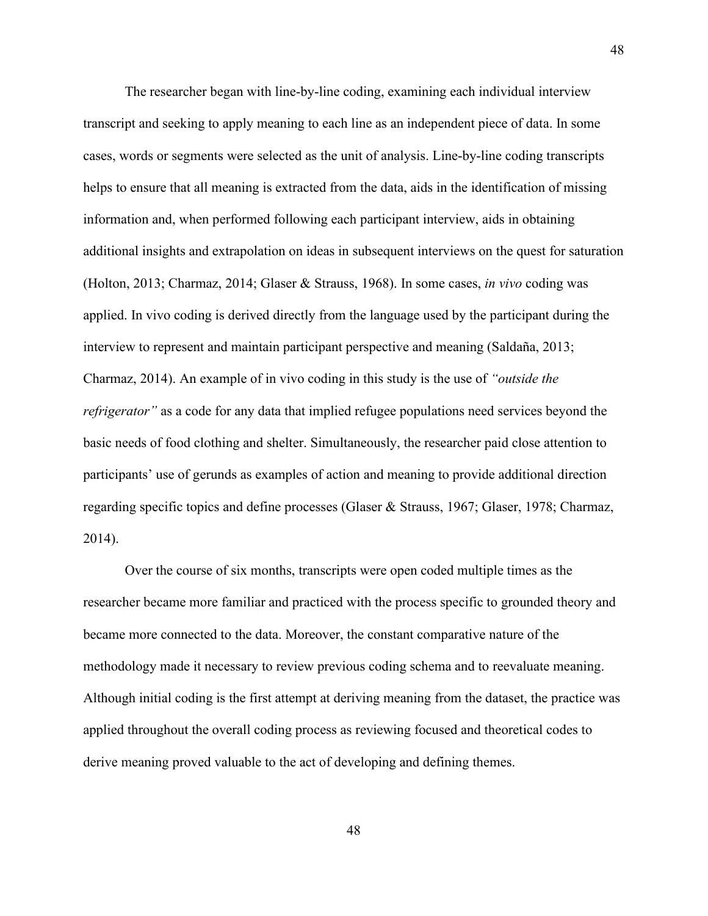The researcher began with line-by-line coding, examining each individual interview transcript and seeking to apply meaning to each line as an independent piece of data. In some cases, words or segments were selected as the unit of analysis. Line-by-line coding transcripts helps to ensure that all meaning is extracted from the data, aids in the identification of missing information and, when performed following each participant interview, aids in obtaining additional insights and extrapolation on ideas in subsequent interviews on the quest for saturation (Holton, 2013; Charmaz, 2014; Glaser & Strauss, 1968). In some cases, *in vivo* coding was applied. In vivo coding is derived directly from the language used by the participant during the interview to represent and maintain participant perspective and meaning (Saldaña, 2013; Charmaz, 2014). An example of in vivo coding in this study is the use of *"outside the refrigerator"* as a code for any data that implied refugee populations need services beyond the basic needs of food clothing and shelter. Simultaneously, the researcher paid close attention to participants' use of gerunds as examples of action and meaning to provide additional direction regarding specific topics and define processes (Glaser & Strauss, 1967; Glaser, 1978; Charmaz, 2014).

Over the course of six months, transcripts were open coded multiple times as the researcher became more familiar and practiced with the process specific to grounded theory and became more connected to the data. Moreover, the constant comparative nature of the methodology made it necessary to review previous coding schema and to reevaluate meaning. Although initial coding is the first attempt at deriving meaning from the dataset, the practice was applied throughout the overall coding process as reviewing focused and theoretical codes to derive meaning proved valuable to the act of developing and defining themes.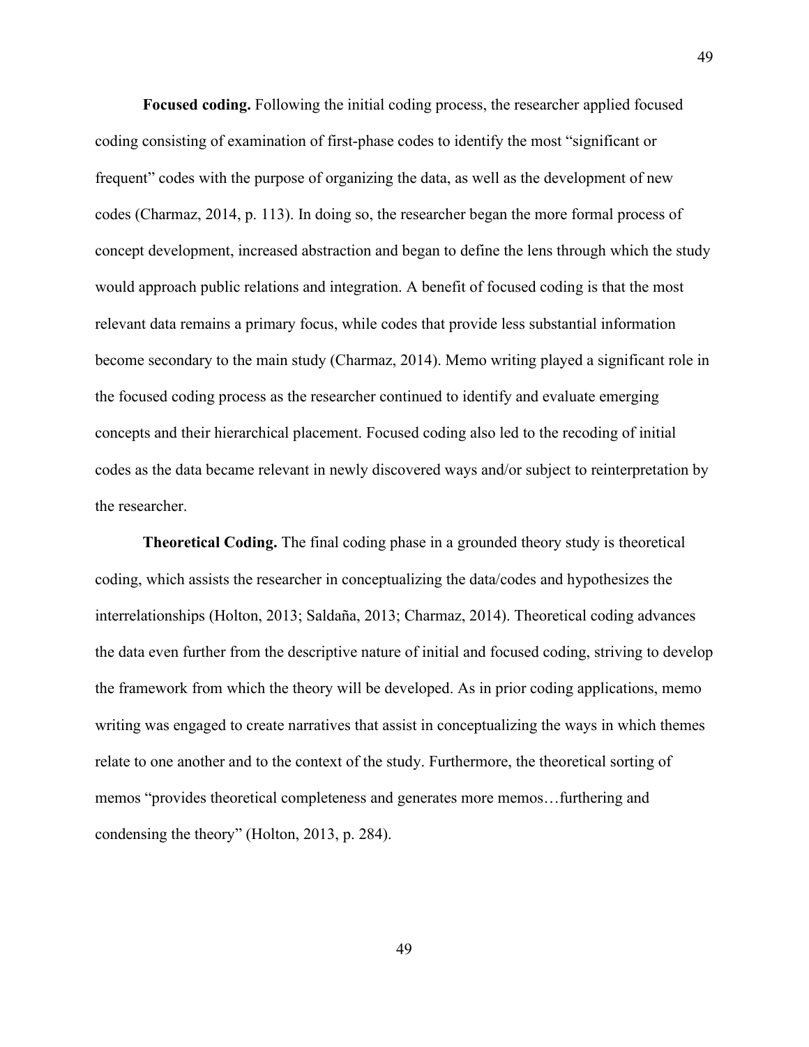**Focused coding.** Following the initial coding process, the researcher applied focused coding consisting of examination of first-phase codes to identify the most "significant or frequent" codes with the purpose of organizing the data, as well as the development of new codes (Charmaz, 2014, p. 113). In doing so, the researcher began the more formal process of concept development, increased abstraction and began to define the lens through which the study would approach public relations and integration. A benefit of focused coding is that the most relevant data remains a primary focus, while codes that provide less substantial information become secondary to the main study (Charmaz, 2014). Memo writing played a significant role in the focused coding process as the researcher continued to identify and evaluate emerging concepts and their hierarchical placement. Focused coding also led to the recoding of initial codes as the data became relevant in newly discovered ways and/or subject to reinterpretation by the researcher.

**Theoretical Coding.** The final coding phase in a grounded theory study is theoretical coding, which assists the researcher in conceptualizing the data/codes and hypothesizes the interrelationships (Holton, 2013; Saldaña, 2013; Charmaz, 2014). Theoretical coding advances the data even further from the descriptive nature of initial and focused coding, striving to develop the framework from which the theory will be developed. As in prior coding applications, memo writing was engaged to create narratives that assist in conceptualizing the ways in which themes relate to one another and to the context of the study. Furthermore, the theoretical sorting of memos "provides theoretical completeness and generates more memos…furthering and condensing the theory" (Holton, 2013, p. 284).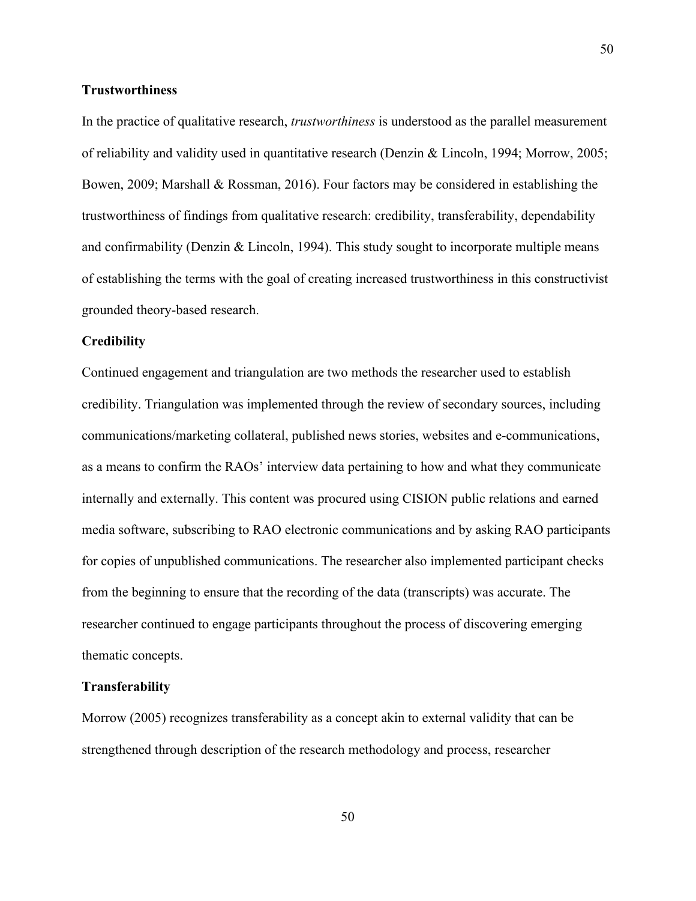## Trustworthiness

In the practice of qualitative research, *trustworthiness* is understood as the parallel measurement of reliability and validity used in quantitative research (Denzin & Lincoln, 1994; Morrow, 2005; Bowen, 2009; Marshall & Rossman, 2016). Four factors may be considered in establishing the trustworthiness of findings from qualitative research: credibility, transferability, dependability and confirmability (Denzin & Lincoln, 1994). This study sought to incorporate multiple means of establishing the terms with the goal of creating increased trustworthiness in this constructivist grounded theory-based research.

## Credibility

Continued engagement and triangulation are two methods the researcher used to establish credibility. Triangulation was implemented through the review of secondary sources, including communications/marketing collateral, published news stories, websites and e-communications, as a means to confirm the RAOs' interview data pertaining to how and what they communicate internally and externally. This content was procured using CISION public relations and earned media software, subscribing to RAO electronic communications and by asking RAO participants for copies of unpublished communications. The researcher also implemented participant checks from the beginning to ensure that the recording of the data (transcripts) was accurate. The researcher continued to engage participants throughout the process of discovering emerging thematic concepts.

## Transferability

Morrow (2005) recognizes transferability as a concept akin to external validity that can be strengthened through description of the research methodology and process, researcher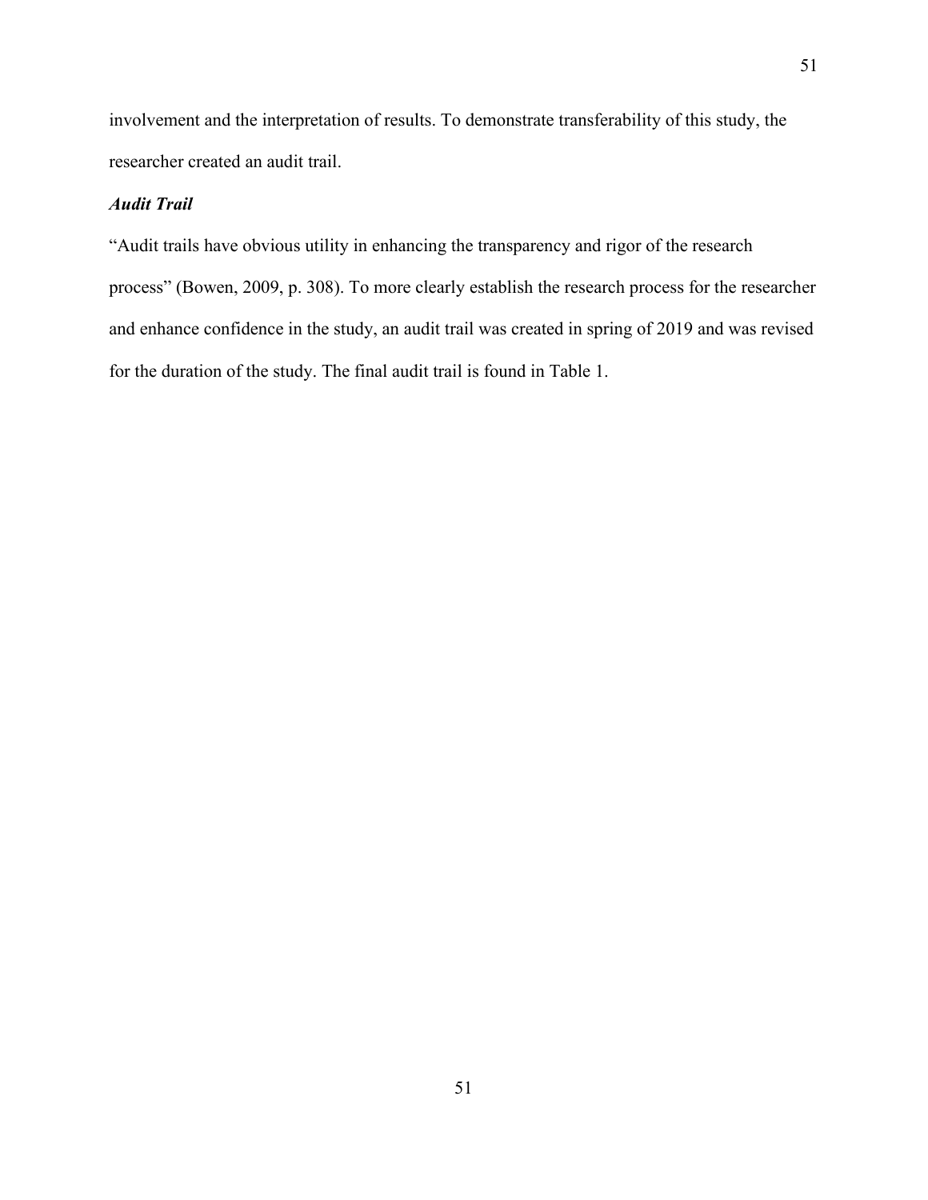involvement and the interpretation of results. To demonstrate transferability of this study, the researcher created an audit trail.

### *Audit Trail*

"Audit trails have obvious utility in enhancing the transparency and rigor of the research process" (Bowen, 2009, p. 308). To more clearly establish the research process for the researcher and enhance confidence in the study, an audit trail was created in spring of 2019 and was revised for the duration of the study. The final audit trail is found in Table 1.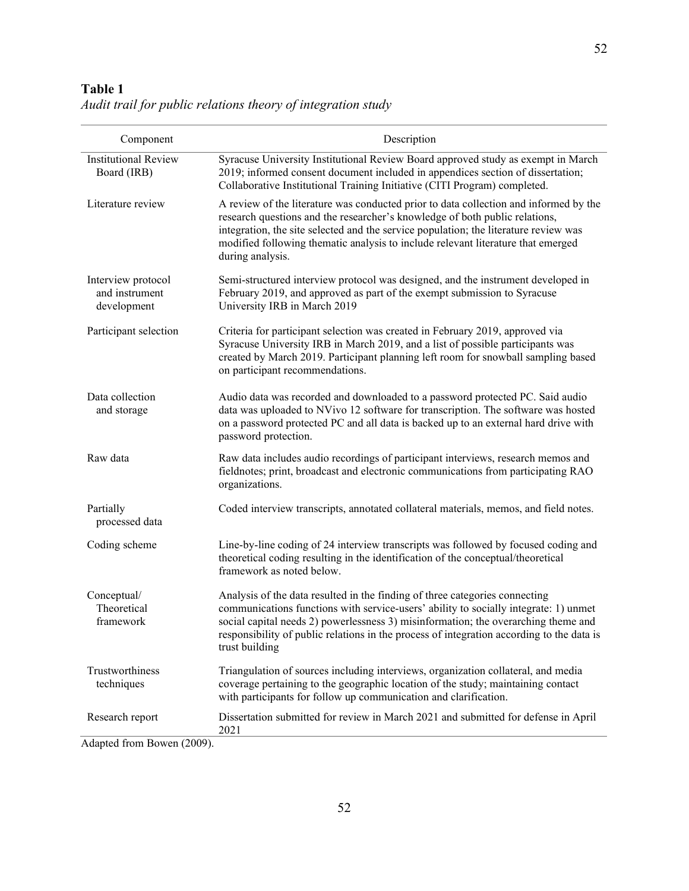**Table 1**
*Audit trail for public relations theory of integration study*

| Component | Description |
|---|---|
| Institutional Review Board (IRB) | Syracuse University Institutional Review Board approved study as exempt in March 2019; informed consent document included in appendices section of dissertation; Collaborative Institutional Training Initiative (CITI Program) completed. |
| Literature review | A review of the literature was conducted prior to data collection and informed by the research questions and the researcher's knowledge of both public relations, integration, the site selected and the service population; the literature review was modified following thematic analysis to include relevant literature that emerged during analysis. |
| Interview protocol and instrument development | Semi-structured interview protocol was designed, and the instrument developed in February 2019, and approved as part of the exempt submission to Syracuse University IRB in March 2019 |
| Participant selection | Criteria for participant selection was created in February 2019, approved via Syracuse University IRB in March 2019, and a list of possible participants was created by March 2019. Participant planning left room for snowball sampling based on participant recommendations. |
| Data collection and storage | Audio data was recorded and downloaded to a password protected PC. Said audio data was uploaded to NVivo 12 software for transcription. The software was hosted on a password protected PC and all data is backed up to an external hard drive with password protection. |
| Raw data | Raw data includes audio recordings of participant interviews, research memos and fieldnotes; print, broadcast and electronic communications from participating RAO organizations. |
| Partially processed data | Coded interview transcripts, annotated collateral materials, memos, and field notes. |
| Coding scheme | Line-by-line coding of 24 interview transcripts was followed by focused coding and theoretical coding resulting in the identification of the conceptual/theoretical framework as noted below. |
| Conceptual/ Theoretical framework | Analysis of the data resulted in the finding of three categories connecting communications functions with service-users' ability to socially integrate: 1) unmet social capital needs 2) powerlessness 3) misinformation; the overarching theme and responsibility of public relations in the process of integration according to the data is trust building |
| Trustworthiness techniques | Triangulation of sources including interviews, organization collateral, and media coverage pertaining to the geographic location of the study; maintaining contact with participants for follow up communication and clarification. |
| Research report | Dissertation submitted for review in March 2021 and submitted for defense in April 2021 |

Adapted from Bowen (2009).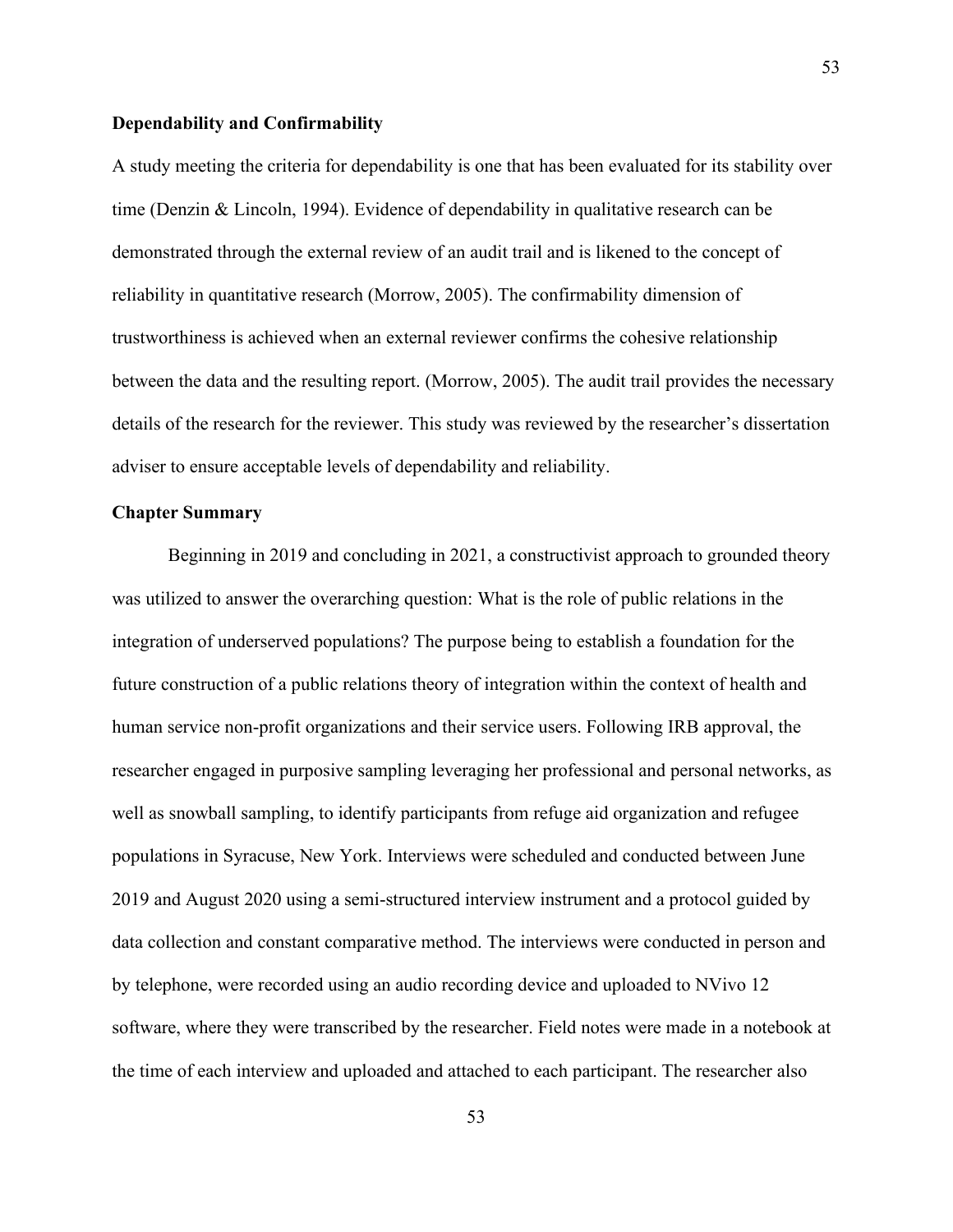**Dependability and Confirmability**

A study meeting the criteria for dependability is one that has been evaluated for its stability over time (Denzin & Lincoln, 1994). Evidence of dependability in qualitative research can be demonstrated through the external review of an audit trail and is likened to the concept of reliability in quantitative research (Morrow, 2005). The confirmability dimension of trustworthiness is achieved when an external reviewer confirms the cohesive relationship between the data and the resulting report. (Morrow, 2005). The audit trail provides the necessary details of the research for the reviewer. This study was reviewed by the researcher's dissertation adviser to ensure acceptable levels of dependability and reliability.

**Chapter Summary**

Beginning in 2019 and concluding in 2021, a constructivist approach to grounded theory was utilized to answer the overarching question: What is the role of public relations in the integration of underserved populations? The purpose being to establish a foundation for the future construction of a public relations theory of integration within the context of health and human service non-profit organizations and their service users. Following IRB approval, the researcher engaged in purposive sampling leveraging her professional and personal networks, as well as snowball sampling, to identify participants from refuge aid organization and refugee populations in Syracuse, New York. Interviews were scheduled and conducted between June 2019 and August 2020 using a semi-structured interview instrument and a protocol guided by data collection and constant comparative method. The interviews were conducted in person and by telephone, were recorded using an audio recording device and uploaded to NVivo 12 software, where they were transcribed by the researcher. Field notes were made in a notebook at the time of each interview and uploaded and attached to each participant. The researcher also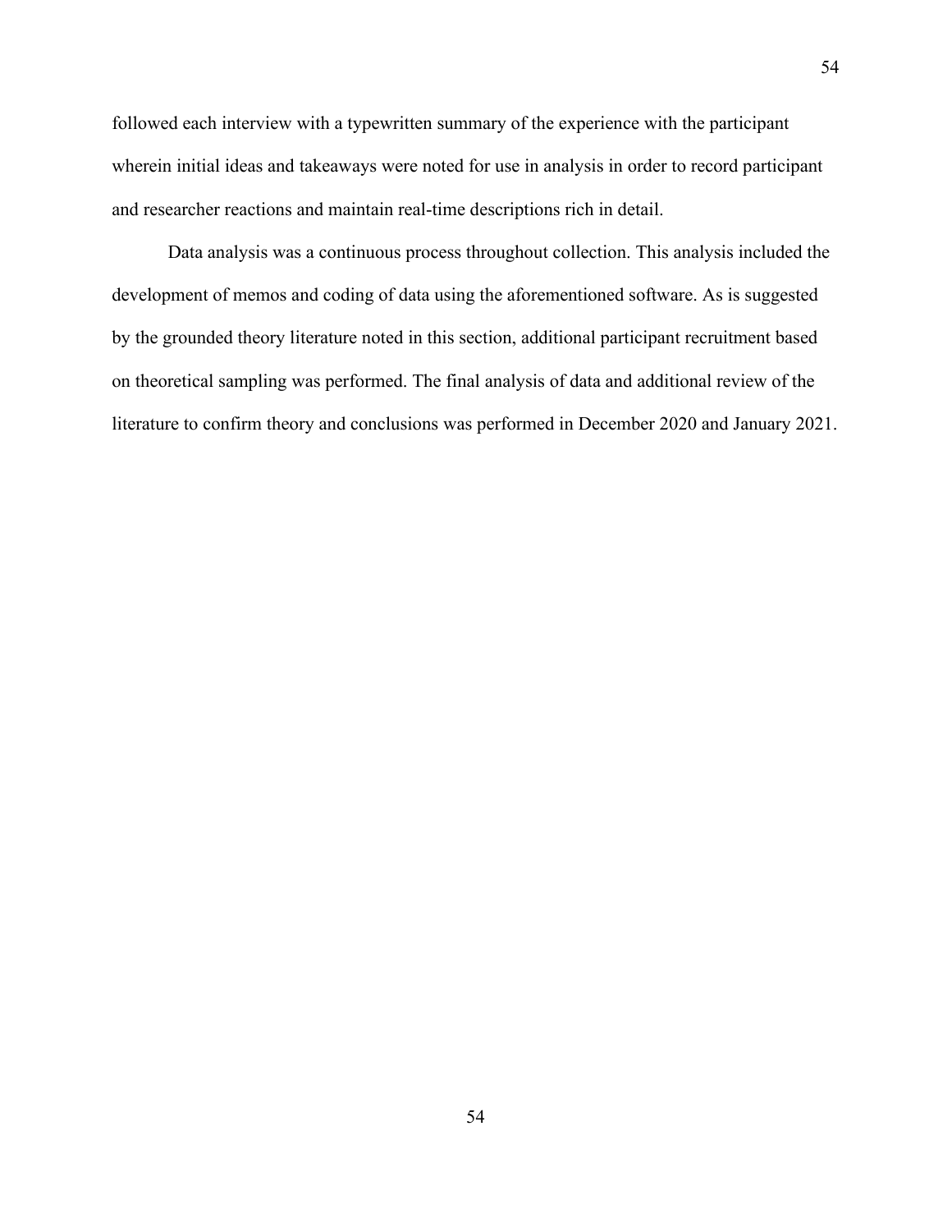followed each interview with a typewritten summary of the experience with the participant wherein initial ideas and takeaways were noted for use in analysis in order to record participant and researcher reactions and maintain real-time descriptions rich in detail.

Data analysis was a continuous process throughout collection. This analysis included the development of memos and coding of data using the aforementioned software. As is suggested by the grounded theory literature noted in this section, additional participant recruitment based on theoretical sampling was performed. The final analysis of data and additional review of the literature to confirm theory and conclusions was performed in December 2020 and January 2021.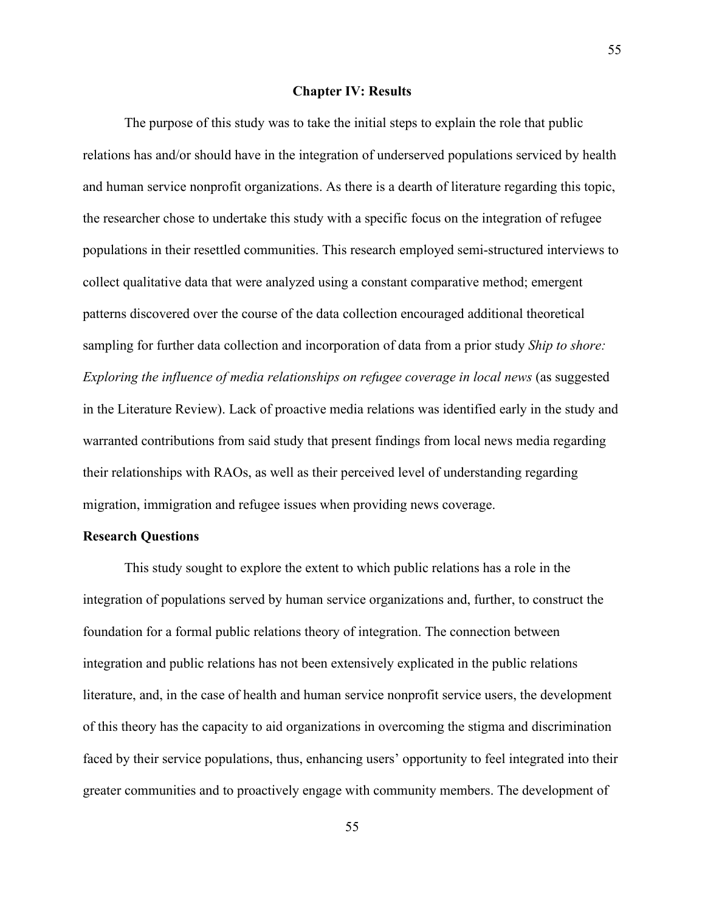# Chapter IV: Results

The purpose of this study was to take the initial steps to explain the role that public relations has and/or should have in the integration of underserved populations serviced by health and human service nonprofit organizations. As there is a dearth of literature regarding this topic, the researcher chose to undertake this study with a specific focus on the integration of refugee populations in their resettled communities. This research employed semi-structured interviews to collect qualitative data that were analyzed using a constant comparative method; emergent patterns discovered over the course of the data collection encouraged additional theoretical sampling for further data collection and incorporation of data from a prior study *Ship to shore: Exploring the influence of media relationships on refugee coverage in local news* (as suggested in the Literature Review). Lack of proactive media relations was identified early in the study and warranted contributions from said study that present findings from local news media regarding their relationships with RAOs, as well as their perceived level of understanding regarding migration, immigration and refugee issues when providing news coverage.

## Research Questions

This study sought to explore the extent to which public relations has a role in the integration of populations served by human service organizations and, further, to construct the foundation for a formal public relations theory of integration. The connection between integration and public relations has not been extensively explicated in the public relations literature, and, in the case of health and human service nonprofit service users, the development of this theory has the capacity to aid organizations in overcoming the stigma and discrimination faced by their service populations, thus, enhancing users' opportunity to feel integrated into their greater communities and to proactively engage with community members. The development of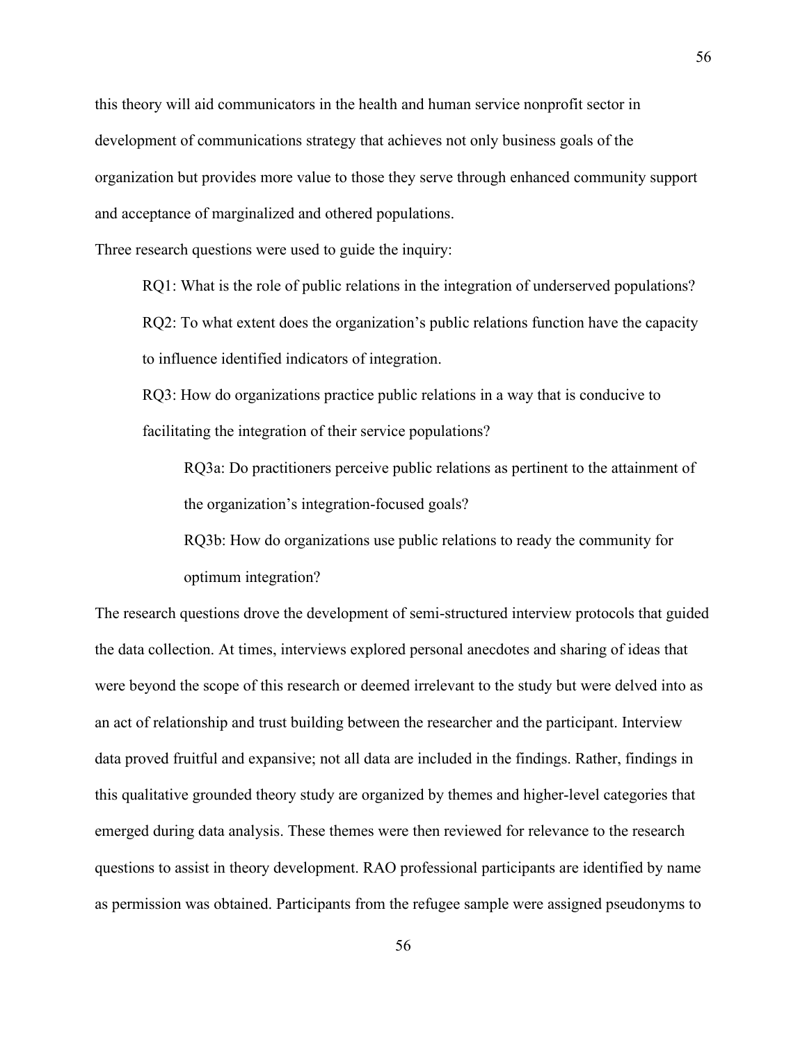this theory will aid communicators in the health and human service nonprofit sector in development of communications strategy that achieves not only business goals of the organization but provides more value to those they serve through enhanced community support and acceptance of marginalized and othered populations.

Three research questions were used to guide the inquiry:

> RQ1: What is the role of public relations in the integration of underserved populations?
>
> RQ2: To what extent does the organization's public relations function have the capacity to influence identified indicators of integration.
>
> RQ3: How do organizations practice public relations in a way that is conducive to facilitating the integration of their service populations?
>
> > RQ3a: Do practitioners perceive public relations as pertinent to the attainment of the organization's integration-focused goals?
> >
> > RQ3b: How do organizations use public relations to ready the community for optimum integration?

The research questions drove the development of semi-structured interview protocols that guided the data collection. At times, interviews explored personal anecdotes and sharing of ideas that were beyond the scope of this research or deemed irrelevant to the study but were delved into as an act of relationship and trust building between the researcher and the participant. Interview data proved fruitful and expansive; not all data are included in the findings. Rather, findings in this qualitative grounded theory study are organized by themes and higher-level categories that emerged during data analysis. These themes were then reviewed for relevance to the research questions to assist in theory development. RAO professional participants are identified by name as permission was obtained. Participants from the refugee sample were assigned pseudonyms to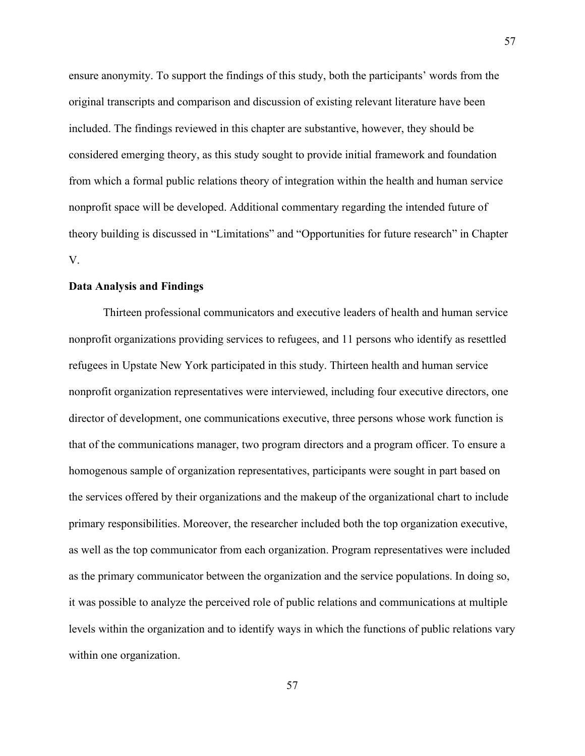ensure anonymity. To support the findings of this study, both the participants' words from the original transcripts and comparison and discussion of existing relevant literature have been included. The findings reviewed in this chapter are substantive, however, they should be considered emerging theory, as this study sought to provide initial framework and foundation from which a formal public relations theory of integration within the health and human service nonprofit space will be developed. Additional commentary regarding the intended future of theory building is discussed in "Limitations" and "Opportunities for future research" in Chapter V.

**Data Analysis and Findings**

Thirteen professional communicators and executive leaders of health and human service nonprofit organizations providing services to refugees, and 11 persons who identify as resettled refugees in Upstate New York participated in this study. Thirteen health and human service nonprofit organization representatives were interviewed, including four executive directors, one director of development, one communications executive, three persons whose work function is that of the communications manager, two program directors and a program officer. To ensure a homogenous sample of organization representatives, participants were sought in part based on the services offered by their organizations and the makeup of the organizational chart to include primary responsibilities. Moreover, the researcher included both the top organization executive, as well as the top communicator from each organization. Program representatives were included as the primary communicator between the organization and the service populations. In doing so, it was possible to analyze the perceived role of public relations and communications at multiple levels within the organization and to identify ways in which the functions of public relations vary within one organization.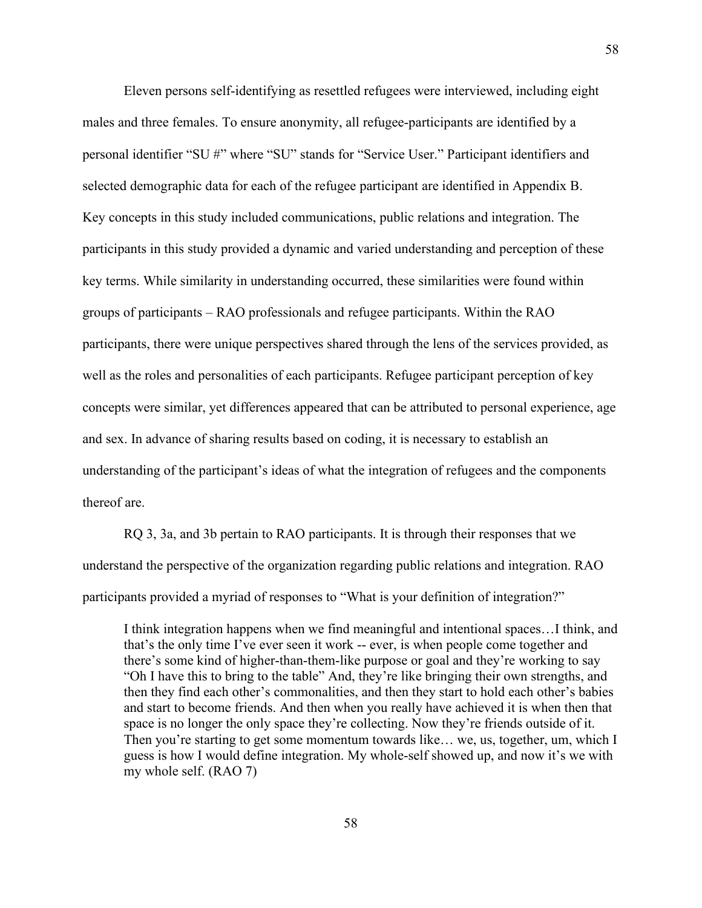Eleven persons self-identifying as resettled refugees were interviewed, including eight males and three females. To ensure anonymity, all refugee-participants are identified by a personal identifier "SU #" where "SU" stands for "Service User." Participant identifiers and selected demographic data for each of the refugee participant are identified in Appendix B. Key concepts in this study included communications, public relations and integration. The participants in this study provided a dynamic and varied understanding and perception of these key terms. While similarity in understanding occurred, these similarities were found within groups of participants – RAO professionals and refugee participants. Within the RAO participants, there were unique perspectives shared through the lens of the services provided, as well as the roles and personalities of each participants. Refugee participant perception of key concepts were similar, yet differences appeared that can be attributed to personal experience, age and sex. In advance of sharing results based on coding, it is necessary to establish an understanding of the participant's ideas of what the integration of refugees and the components thereof are.

RQ 3, 3a, and 3b pertain to RAO participants. It is through their responses that we understand the perspective of the organization regarding public relations and integration. RAO participants provided a myriad of responses to "What is your definition of integration?"

> I think integration happens when we find meaningful and intentional spaces…I think, and that's the only time I've ever seen it work -- ever, is when people come together and there's some kind of higher-than-them-like purpose or goal and they're working to say "Oh I have this to bring to the table" And, they're like bringing their own strengths, and then they find each other's commonalities, and then they start to hold each other's babies and start to become friends. And then when you really have achieved it is when then that space is no longer the only space they're collecting. Now they're friends outside of it. Then you're starting to get some momentum towards like… we, us, together, um, which I guess is how I would define integration. My whole-self showed up, and now it's we with my whole self. (RAO 7)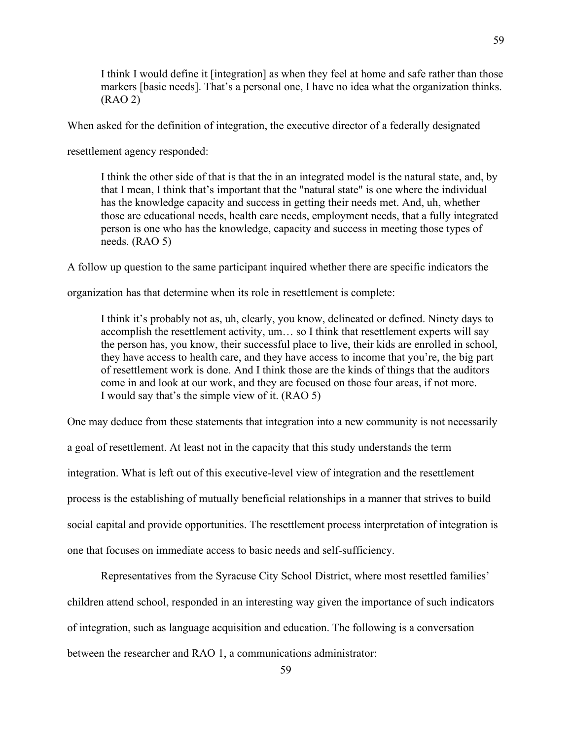> I think I would define it [integration] as when they feel at home and safe rather than those markers [basic needs]. That's a personal one, I have no idea what the organization thinks. (RAO 2)

When asked for the definition of integration, the executive director of a federally designated resettlement agency responded:

> I think the other side of that is that the in an integrated model is the natural state, and, by that I mean, I think that's important that the "natural state" is one where the individual has the knowledge capacity and success in getting their needs met. And, uh, whether those are educational needs, health care needs, employment needs, that a fully integrated person is one who has the knowledge, capacity and success in meeting those types of needs. (RAO 5)

A follow up question to the same participant inquired whether there are specific indicators the organization has that determine when its role in resettlement is complete:

> I think it's probably not as, uh, clearly, you know, delineated or defined. Ninety days to accomplish the resettlement activity, um… so I think that resettlement experts will say the person has, you know, their successful place to live, their kids are enrolled in school, they have access to health care, and they have access to income that you're, the big part of resettlement work is done. And I think those are the kinds of things that the auditors come in and look at our work, and they are focused on those four areas, if not more. I would say that's the simple view of it. (RAO 5)

One may deduce from these statements that integration into a new community is not necessarily a goal of resettlement. At least not in the capacity that this study understands the term integration. What is left out of this executive-level view of integration and the resettlement process is the establishing of mutually beneficial relationships in a manner that strives to build social capital and provide opportunities. The resettlement process interpretation of integration is one that focuses on immediate access to basic needs and self-sufficiency.

Representatives from the Syracuse City School District, where most resettled families' children attend school, responded in an interesting way given the importance of such indicators of integration, such as language acquisition and education. The following is a conversation between the researcher and RAO 1, a communications administrator: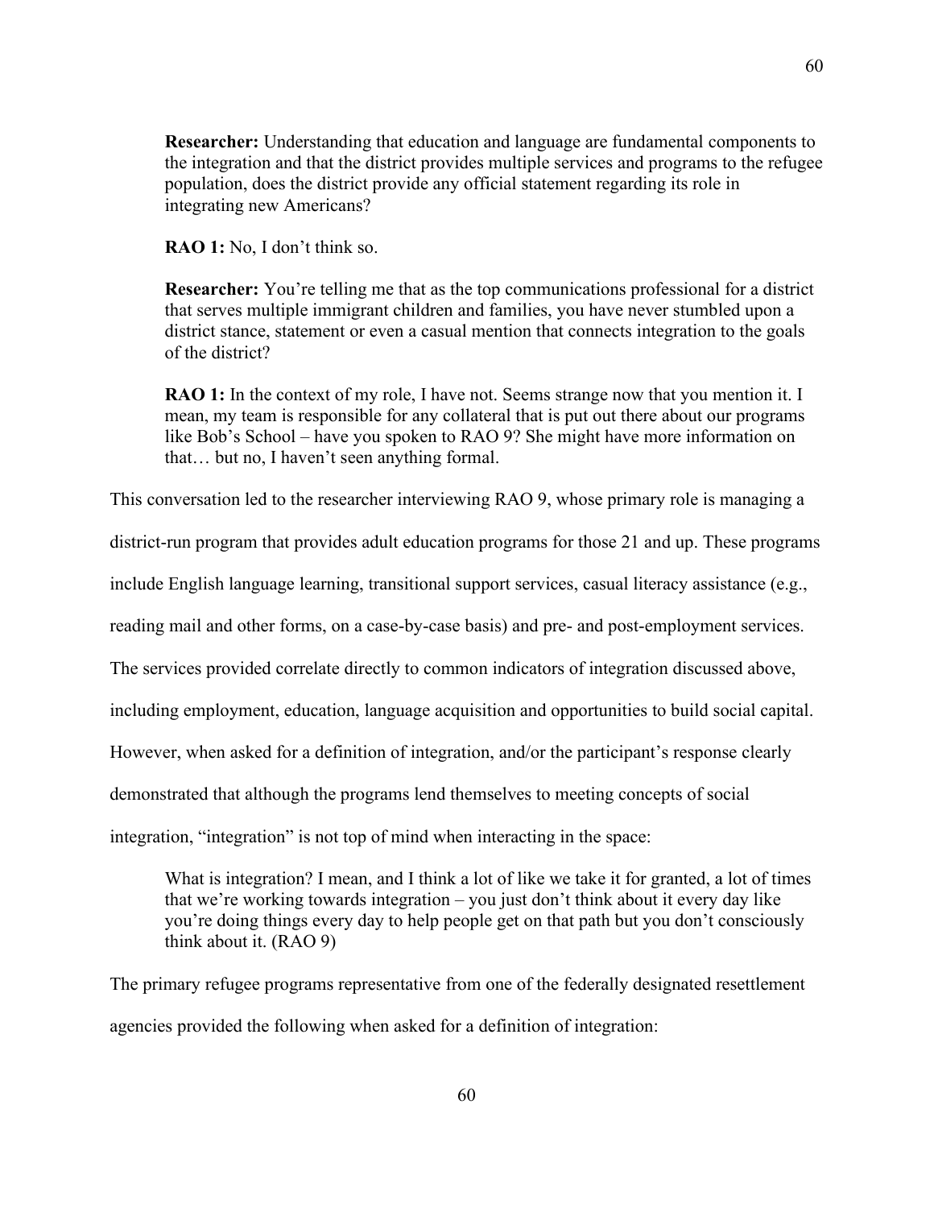> **Researcher:** Understanding that education and language are fundamental components to the integration and that the district provides multiple services and programs to the refugee population, does the district provide any official statement regarding its role in integrating new Americans?
>
> **RAO 1:** No, I don't think so.
>
> **Researcher:** You're telling me that as the top communications professional for a district that serves multiple immigrant children and families, you have never stumbled upon a district stance, statement or even a casual mention that connects integration to the goals of the district?
>
> **RAO 1:** In the context of my role, I have not. Seems strange now that you mention it. I mean, my team is responsible for any collateral that is put out there about our programs like Bob's School – have you spoken to RAO 9? She might have more information on that… but no, I haven't seen anything formal.

This conversation led to the researcher interviewing RAO 9, whose primary role is managing a district-run program that provides adult education programs for those 21 and up. These programs include English language learning, transitional support services, casual literacy assistance (e.g., reading mail and other forms, on a case-by-case basis) and pre- and post-employment services. The services provided correlate directly to common indicators of integration discussed above, including employment, education, language acquisition and opportunities to build social capital. However, when asked for a definition of integration, and/or the participant's response clearly demonstrated that although the programs lend themselves to meeting concepts of social integration, "integration" is not top of mind when interacting in the space:

> What is integration? I mean, and I think a lot of like we take it for granted, a lot of times that we're working towards integration – you just don't think about it every day like you're doing things every day to help people get on that path but you don't consciously think about it. (RAO 9)

The primary refugee programs representative from one of the federally designated resettlement agencies provided the following when asked for a definition of integration: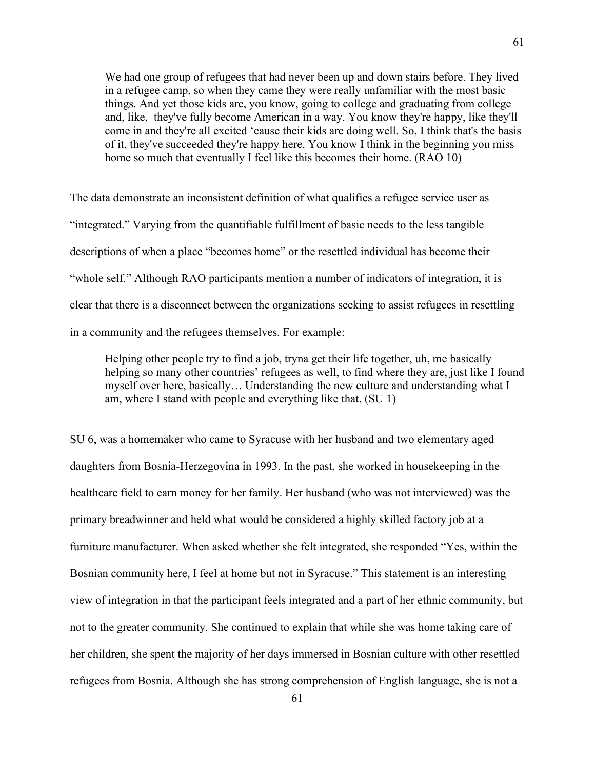> We had one group of refugees that had never been up and down stairs before. They lived in a refugee camp, so when they came they were really unfamiliar with the most basic things. And yet those kids are, you know, going to college and graduating from college and, like, they've fully become American in a way. You know they're happy, like they'll come in and they're all excited 'cause their kids are doing well. So, I think that's the basis of it, they've succeeded they're happy here. You know I think in the beginning you miss home so much that eventually I feel like this becomes their home. (RAO 10)

The data demonstrate an inconsistent definition of what qualifies a refugee service user as "integrated." Varying from the quantifiable fulfillment of basic needs to the less tangible descriptions of when a place "becomes home" or the resettled individual has become their "whole self." Although RAO participants mention a number of indicators of integration, it is clear that there is a disconnect between the organizations seeking to assist refugees in resettling in a community and the refugees themselves. For example:

> Helping other people try to find a job, tryna get their life together, uh, me basically helping so many other countries' refugees as well, to find where they are, just like I found myself over here, basically… Understanding the new culture and understanding what I am, where I stand with people and everything like that. (SU 1)

SU 6, was a homemaker who came to Syracuse with her husband and two elementary aged daughters from Bosnia-Herzegovina in 1993. In the past, she worked in housekeeping in the healthcare field to earn money for her family. Her husband (who was not interviewed) was the primary breadwinner and held what would be considered a highly skilled factory job at a furniture manufacturer. When asked whether she felt integrated, she responded "Yes, within the Bosnian community here, I feel at home but not in Syracuse." This statement is an interesting view of integration in that the participant feels integrated and a part of her ethnic community, but not to the greater community. She continued to explain that while she was home taking care of her children, she spent the majority of her days immersed in Bosnian culture with other resettled refugees from Bosnia. Although she has strong comprehension of English language, she is not a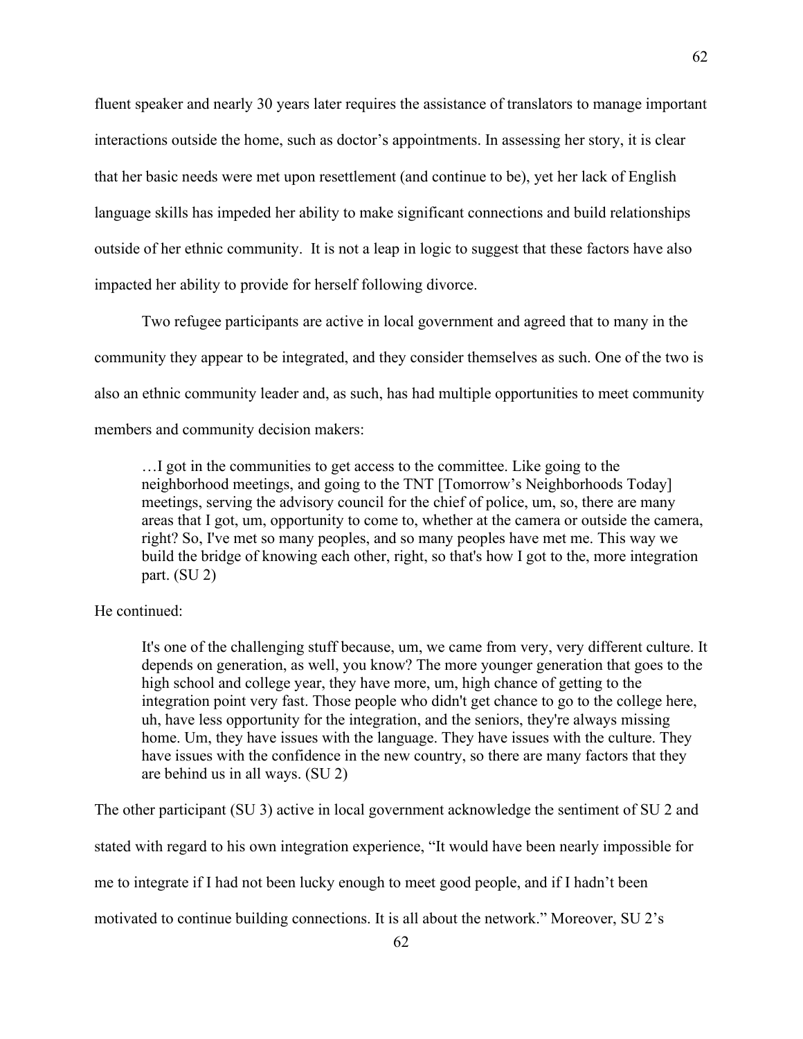fluent speaker and nearly 30 years later requires the assistance of translators to manage important interactions outside the home, such as doctor's appointments. In assessing her story, it is clear that her basic needs were met upon resettlement (and continue to be), yet her lack of English language skills has impeded her ability to make significant connections and build relationships outside of her ethnic community. It is not a leap in logic to suggest that these factors have also impacted her ability to provide for herself following divorce.

Two refugee participants are active in local government and agreed that to many in the community they appear to be integrated, and they consider themselves as such. One of the two is also an ethnic community leader and, as such, has had multiple opportunities to meet community members and community decision makers:

> …I got in the communities to get access to the committee. Like going to the neighborhood meetings, and going to the TNT [Tomorrow's Neighborhoods Today] meetings, serving the advisory council for the chief of police, um, so, there are many areas that I got, um, opportunity to come to, whether at the camera or outside the camera, right? So, I've met so many peoples, and so many peoples have met me. This way we build the bridge of knowing each other, right, so that's how I got to the, more integration part. (SU 2)

He continued:

> It's one of the challenging stuff because, um, we came from very, very different culture. It depends on generation, as well, you know? The more younger generation that goes to the high school and college year, they have more, um, high chance of getting to the integration point very fast. Those people who didn't get chance to go to the college here, uh, have less opportunity for the integration, and the seniors, they're always missing home. Um, they have issues with the language. They have issues with the culture. They have issues with the confidence in the new country, so there are many factors that they are behind us in all ways. (SU 2)

The other participant (SU 3) active in local government acknowledge the sentiment of SU 2 and stated with regard to his own integration experience, "It would have been nearly impossible for me to integrate if I had not been lucky enough to meet good people, and if I hadn't been motivated to continue building connections. It is all about the network." Moreover, SU 2's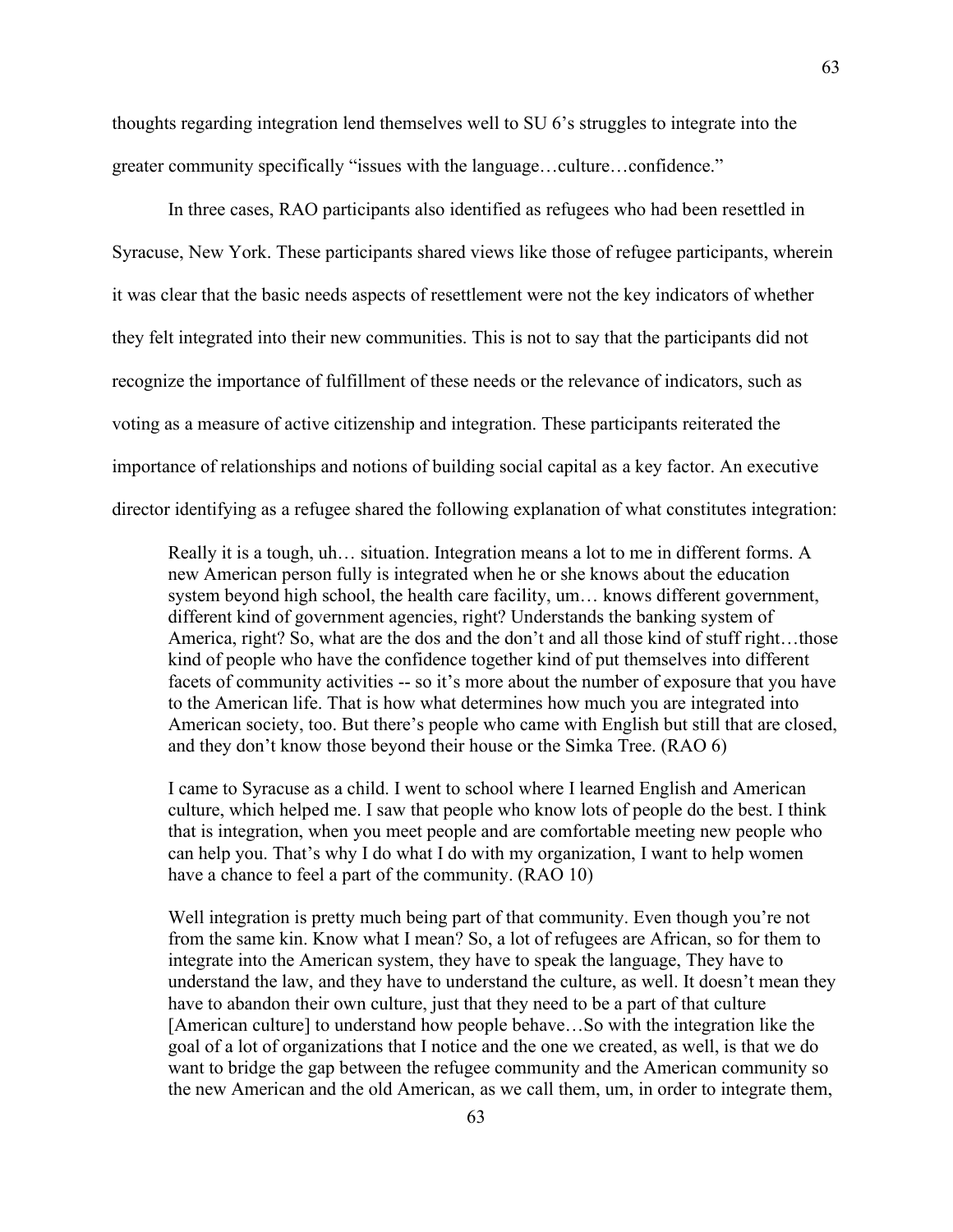thoughts regarding integration lend themselves well to SU 6's struggles to integrate into the greater community specifically "issues with the language…culture…confidence."

In three cases, RAO participants also identified as refugees who had been resettled in Syracuse, New York. These participants shared views like those of refugee participants, wherein it was clear that the basic needs aspects of resettlement were not the key indicators of whether they felt integrated into their new communities. This is not to say that the participants did not recognize the importance of fulfillment of these needs or the relevance of indicators, such as voting as a measure of active citizenship and integration. These participants reiterated the importance of relationships and notions of building social capital as a key factor. An executive director identifying as a refugee shared the following explanation of what constitutes integration:

> Really it is a tough, uh… situation. Integration means a lot to me in different forms. A new American person fully is integrated when he or she knows about the education system beyond high school, the health care facility, um… knows different government, different kind of government agencies, right? Understands the banking system of America, right? So, what are the dos and the don't and all those kind of stuff right…those kind of people who have the confidence together kind of put themselves into different facets of community activities -- so it's more about the number of exposure that you have to the American life. That is how what determines how much you are integrated into American society, too. But there's people who came with English but still that are closed, and they don't know those beyond their house or the Simka Tree. (RAO 6)

> I came to Syracuse as a child. I went to school where I learned English and American culture, which helped me. I saw that people who know lots of people do the best. I think that is integration, when you meet people and are comfortable meeting new people who can help you. That's why I do what I do with my organization, I want to help women have a chance to feel a part of the community. (RAO 10)

> Well integration is pretty much being part of that community. Even though you're not from the same kin. Know what I mean? So, a lot of refugees are African, so for them to integrate into the American system, they have to speak the language, They have to understand the law, and they have to understand the culture, as well. It doesn't mean they have to abandon their own culture, just that they need to be a part of that culture [American culture] to understand how people behave…So with the integration like the goal of a lot of organizations that I notice and the one we created, as well, is that we do want to bridge the gap between the refugee community and the American community so the new American and the old American, as we call them, um, in order to integrate them,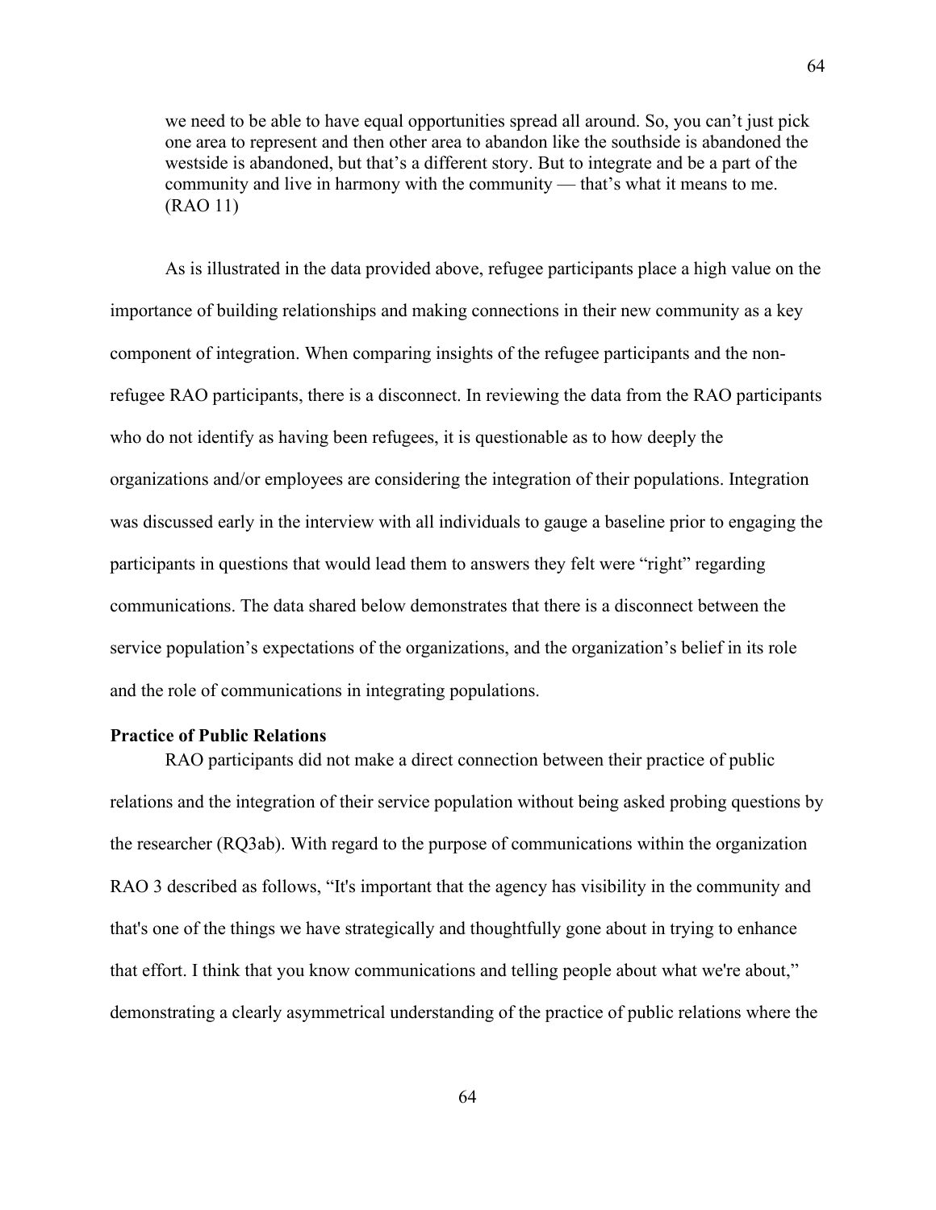> we need to be able to have equal opportunities spread all around. So, you can't just pick one area to represent and then other area to abandon like the southside is abandoned the westside is abandoned, but that's a different story. But to integrate and be a part of the community and live in harmony with the community — that's what it means to me. (RAO 11)

As is illustrated in the data provided above, refugee participants place a high value on the importance of building relationships and making connections in their new community as a key component of integration. When comparing insights of the refugee participants and the non-refugee RAO participants, there is a disconnect. In reviewing the data from the RAO participants who do not identify as having been refugees, it is questionable as to how deeply the organizations and/or employees are considering the integration of their populations. Integration was discussed early in the interview with all individuals to gauge a baseline prior to engaging the participants in questions that would lead them to answers they felt were "right" regarding communications. The data shared below demonstrates that there is a disconnect between the service population's expectations of the organizations, and the organization's belief in its role and the role of communications in integrating populations.

**Practice of Public Relations**

RAO participants did not make a direct connection between their practice of public relations and the integration of their service population without being asked probing questions by the researcher (RQ3ab). With regard to the purpose of communications within the organization RAO 3 described as follows, "It's important that the agency has visibility in the community and that's one of the things we have strategically and thoughtfully gone about in trying to enhance that effort. I think that you know communications and telling people about what we're about," demonstrating a clearly asymmetrical understanding of the practice of public relations where the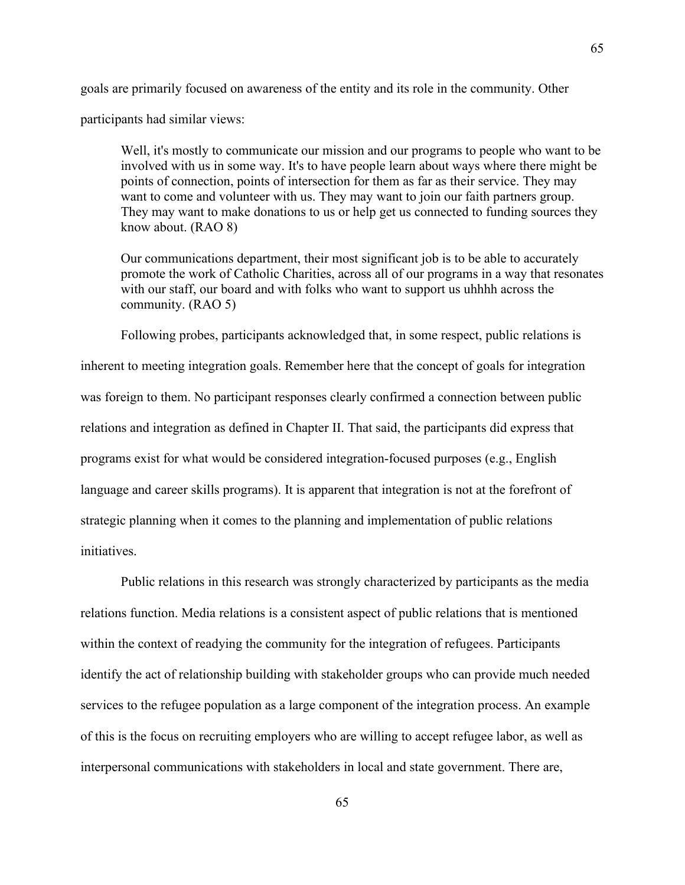goals are primarily focused on awareness of the entity and its role in the community. Other participants had similar views:

> Well, it's mostly to communicate our mission and our programs to people who want to be involved with us in some way. It's to have people learn about ways where there might be points of connection, points of intersection for them as far as their service. They may want to come and volunteer with us. They may want to join our faith partners group. They may want to make donations to us or help get us connected to funding sources they know about. (RAO 8)
>
> Our communications department, their most significant job is to be able to accurately promote the work of Catholic Charities, across all of our programs in a way that resonates with our staff, our board and with folks who want to support us uhhhh across the community. (RAO 5)

Following probes, participants acknowledged that, in some respect, public relations is inherent to meeting integration goals. Remember here that the concept of goals for integration was foreign to them. No participant responses clearly confirmed a connection between public relations and integration as defined in Chapter II. That said, the participants did express that programs exist for what would be considered integration-focused purposes (e.g., English language and career skills programs). It is apparent that integration is not at the forefront of strategic planning when it comes to the planning and implementation of public relations initiatives.

Public relations in this research was strongly characterized by participants as the media relations function. Media relations is a consistent aspect of public relations that is mentioned within the context of readying the community for the integration of refugees. Participants identify the act of relationship building with stakeholder groups who can provide much needed services to the refugee population as a large component of the integration process. An example of this is the focus on recruiting employers who are willing to accept refugee labor, as well as interpersonal communications with stakeholders in local and state government. There are,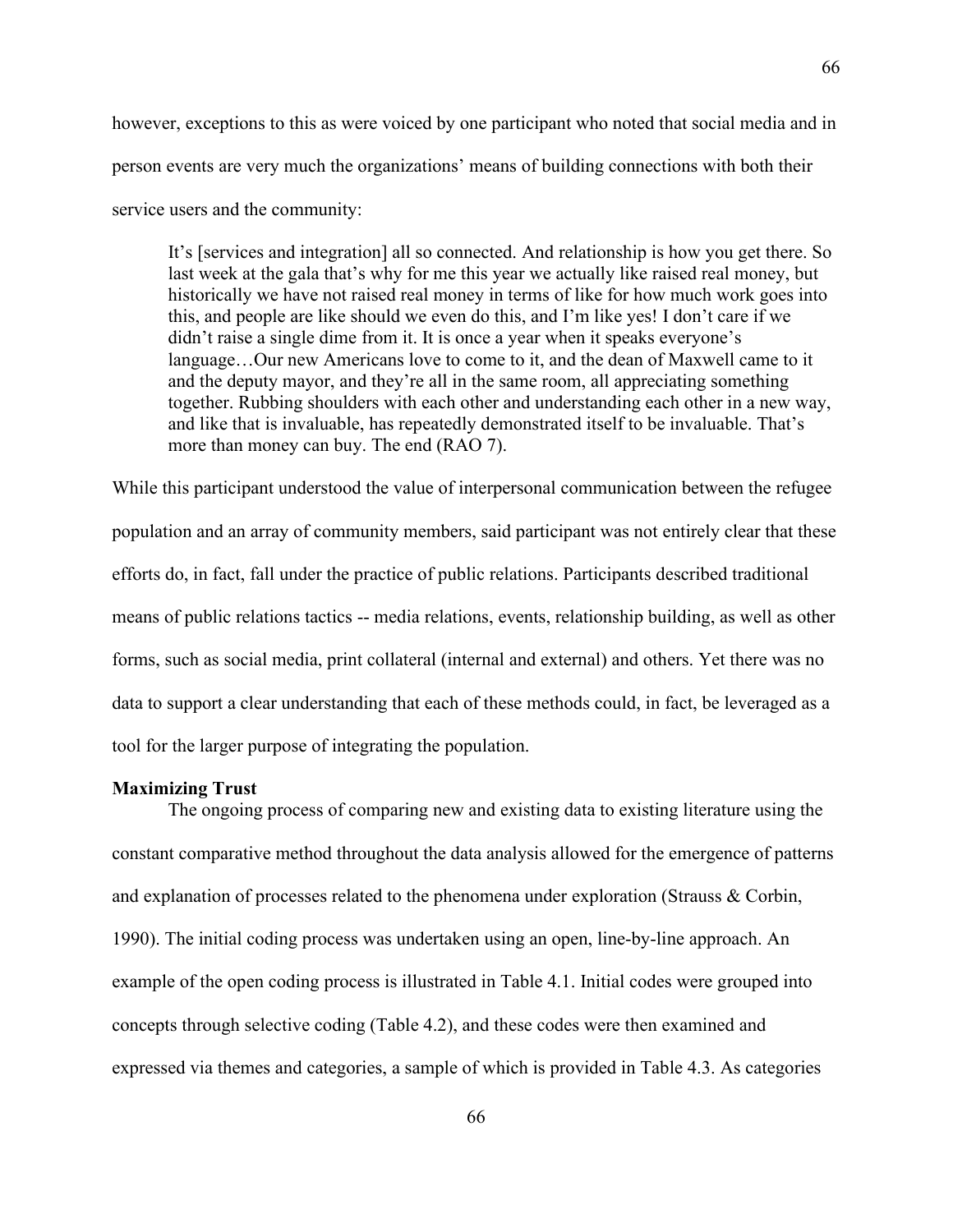however, exceptions to this as were voiced by one participant who noted that social media and in person events are very much the organizations' means of building connections with both their service users and the community:

> It's [services and integration] all so connected. And relationship is how you get there. So last week at the gala that's why for me this year we actually like raised real money, but historically we have not raised real money in terms of like for how much work goes into this, and people are like should we even do this, and I'm like yes! I don't care if we didn't raise a single dime from it. It is once a year when it speaks everyone's language…Our new Americans love to come to it, and the dean of Maxwell came to it and the deputy mayor, and they're all in the same room, all appreciating something together. Rubbing shoulders with each other and understanding each other in a new way, and like that is invaluable, has repeatedly demonstrated itself to be invaluable. That's more than money can buy. The end (RAO 7).

While this participant understood the value of interpersonal communication between the refugee population and an array of community members, said participant was not entirely clear that these efforts do, in fact, fall under the practice of public relations. Participants described traditional means of public relations tactics -- media relations, events, relationship building, as well as other forms, such as social media, print collateral (internal and external) and others. Yet there was no data to support a clear understanding that each of these methods could, in fact, be leveraged as a tool for the larger purpose of integrating the population.

**Maximizing Trust**

The ongoing process of comparing new and existing data to existing literature using the constant comparative method throughout the data analysis allowed for the emergence of patterns and explanation of processes related to the phenomena under exploration (Strauss & Corbin, 1990). The initial coding process was undertaken using an open, line-by-line approach. An example of the open coding process is illustrated in Table 4.1. Initial codes were grouped into concepts through selective coding (Table 4.2), and these codes were then examined and expressed via themes and categories, a sample of which is provided in Table 4.3. As categories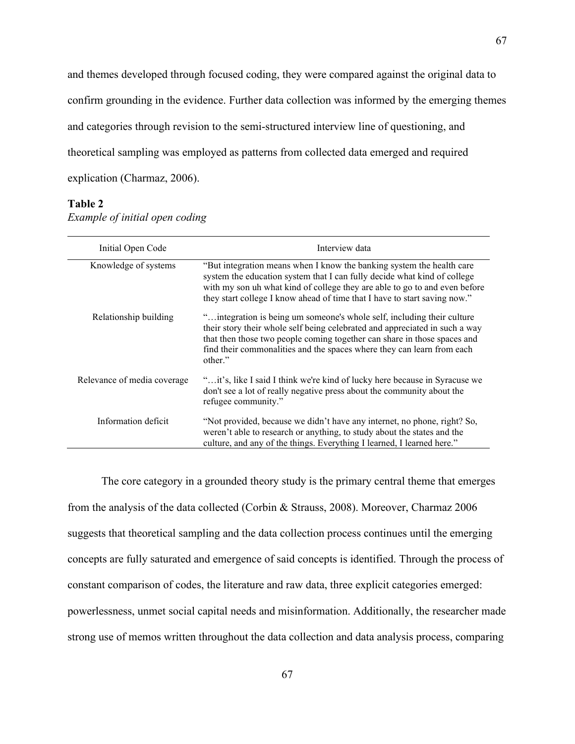and themes developed through focused coding, they were compared against the original data to confirm grounding in the evidence. Further data collection was informed by the emerging themes and categories through revision to the semi-structured interview line of questioning, and theoretical sampling was employed as patterns from collected data emerged and required explication (Charmaz, 2006).

**Table 2**

*Example of initial open coding*

| Initial Open Code | Interview data |
| --- | --- |
| Knowledge of systems | "But integration means when I know the banking system the health care system the education system that I can fully decide what kind of college with my son uh what kind of college they are able to go to and even before they start college I know ahead of time that I have to start saving now." |
| Relationship building | "…integration is being um someone's whole self, including their culture their story their whole self being celebrated and appreciated in such a way that then those two people coming together can share in those spaces and find their commonalities and the spaces where they can learn from each other." |
| Relevance of media coverage | "…it's, like I said I think we're kind of lucky here because in Syracuse we don't see a lot of really negative press about the community about the refugee community." |
| Information deficit | "Not provided, because we didn't have any internet, no phone, right? So, weren't able to research or anything, to study about the states and the culture, and any of the things. Everything I learned, I learned here." |

The core category in a grounded theory study is the primary central theme that emerges from the analysis of the data collected (Corbin & Strauss, 2008). Moreover, Charmaz 2006 suggests that theoretical sampling and the data collection process continues until the emerging concepts are fully saturated and emergence of said concepts is identified. Through the process of constant comparison of codes, the literature and raw data, three explicit categories emerged: powerlessness, unmet social capital needs and misinformation. Additionally, the researcher made strong use of memos written throughout the data collection and data analysis process, comparing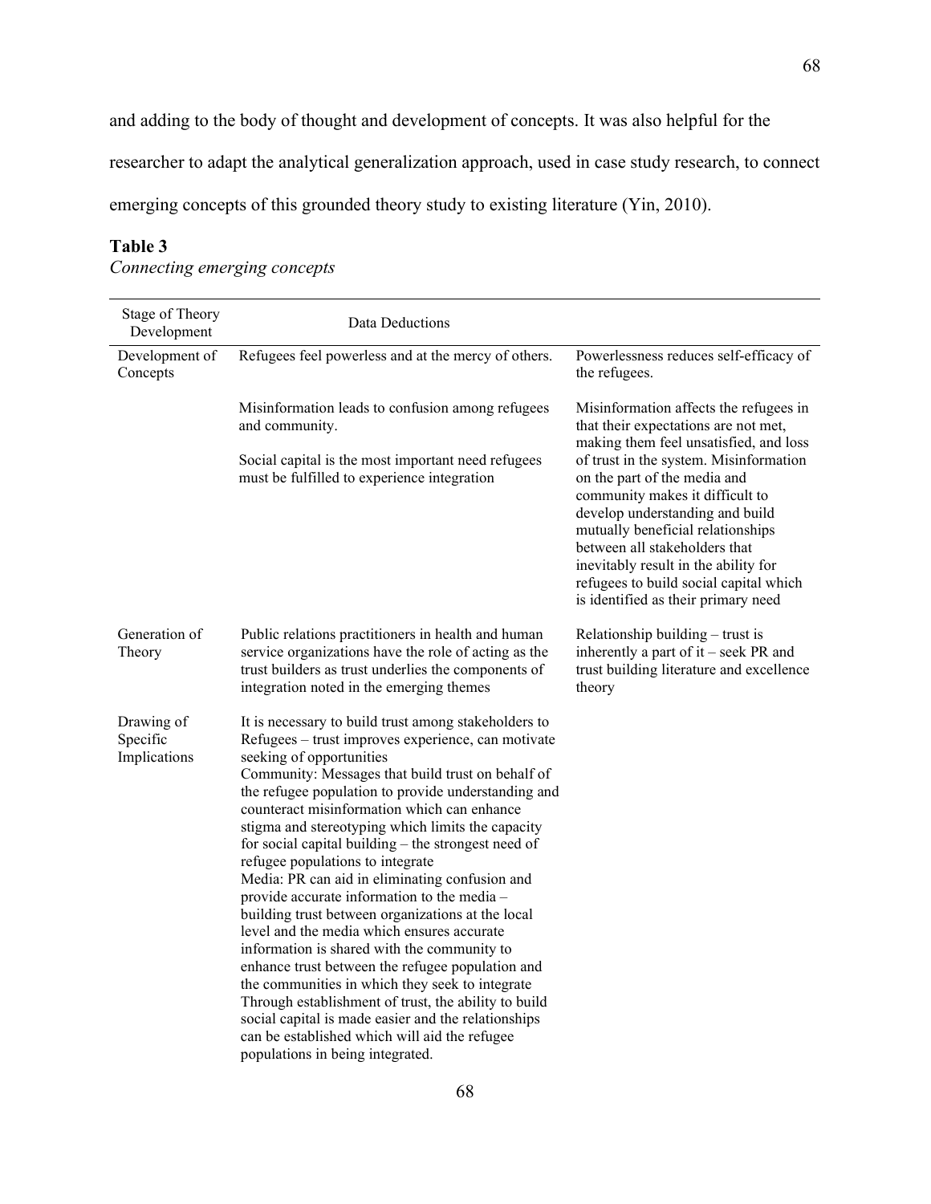and adding to the body of thought and development of concepts. It was also helpful for the researcher to adapt the analytical generalization approach, used in case study research, to connect emerging concepts of this grounded theory study to existing literature (Yin, 2010).

**Table 3**

*Connecting emerging concepts*

| Stage of Theory Development | Data Deductions | |
|---|---|---|
| Development of Concepts | Refugees feel powerless and at the mercy of others. | Powerlessness reduces self-efficacy of the refugees. |
| | Misinformation leads to confusion among refugees and community.<br><br>Social capital is the most important need refugees must be fulfilled to experience integration | Misinformation affects the refugees in that their expectations are not met, making them feel unsatisfied, and loss of trust in the system. Misinformation on the part of the media and community makes it difficult to develop understanding and build mutually beneficial relationships between all stakeholders that inevitably result in the ability for refugees to build social capital which is identified as their primary need |
| Generation of Theory | Public relations practitioners in health and human service organizations have the role of acting as the trust builders as trust underlies the components of integration noted in the emerging themes | Relationship building – trust is inherently a part of it – seek PR and trust building literature and excellence theory |
| Drawing of Specific Implications | It is necessary to build trust among stakeholders to Refugees – trust improves experience, can motivate seeking of opportunities<br>Community: Messages that build trust on behalf of the refugee population to provide understanding and counteract misinformation which can enhance stigma and stereotyping which limits the capacity for social capital building – the strongest need of refugee populations to integrate<br>Media: PR can aid in eliminating confusion and provide accurate information to the media – building trust between organizations at the local level and the media which ensures accurate information is shared with the community to enhance trust between the refugee population and the communities in which they seek to integrate<br>Through establishment of trust, the ability to build social capital is made easier and the relationships can be established which will aid the refugee populations in being integrated. | |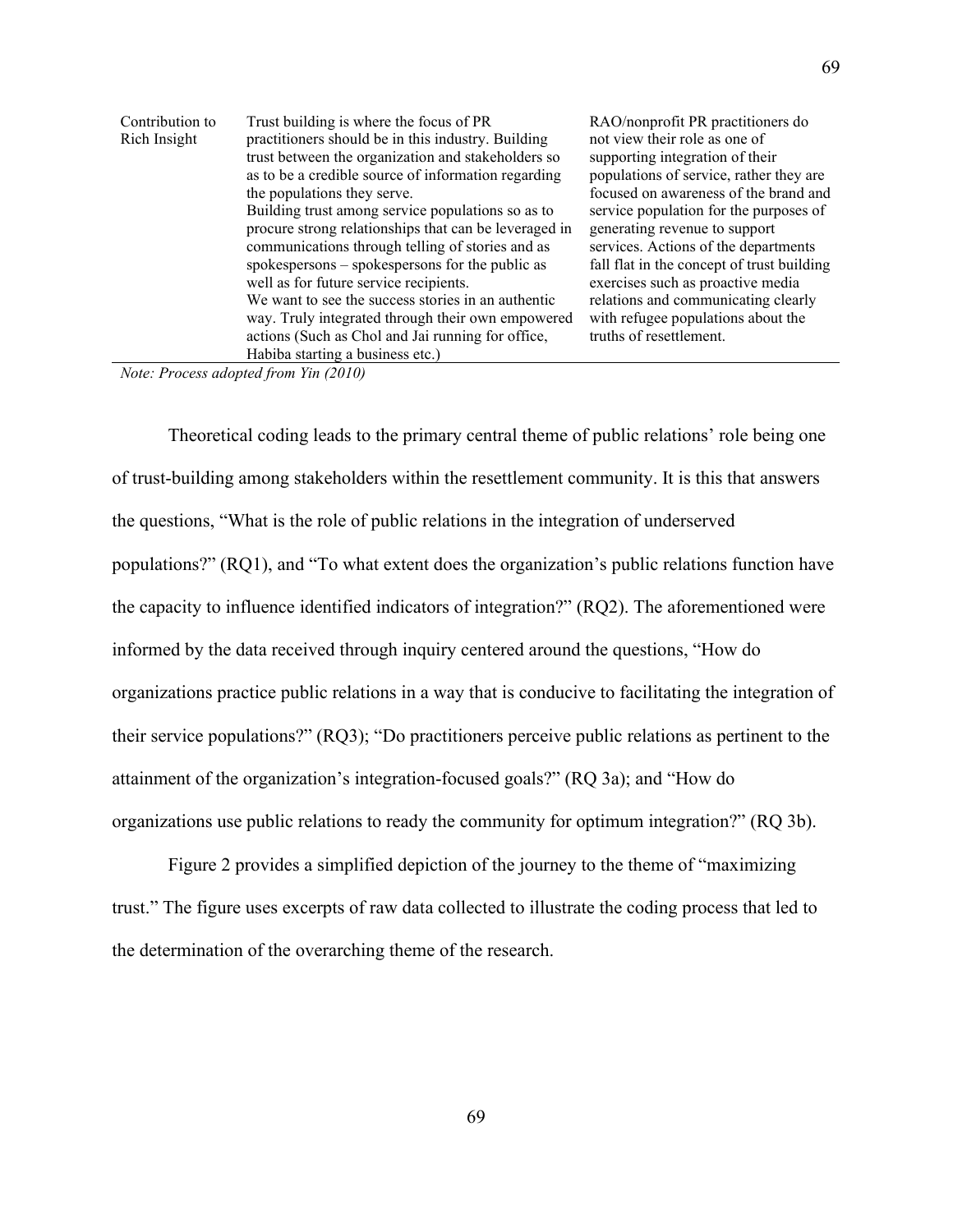| | | |
|---|---|---|
| Contribution to Rich Insight | Trust building is where the focus of PR practitioners should be in this industry. Building trust between the organization and stakeholders so as to be a credible source of information regarding the populations they serve.<br>Building trust among service populations so as to procure strong relationships that can be leveraged in communications through telling of stories and as spokespersons – spokespersons for the public as well as for future service recipients.<br>We want to see the success stories in an authentic way. Truly integrated through their own empowered actions (Such as Chol and Jai running for office, Habiba starting a business etc.) | RAO/nonprofit PR practitioners do not view their role as one of supporting integration of their populations of service, rather they are focused on awareness of the brand and service population for the purposes of generating revenue to support services. Actions of the departments fall flat in the concept of trust building exercises such as proactive media relations and communicating clearly with refugee populations about the truths of resettlement. |

*Note: Process adopted from Yin (2010)*

Theoretical coding leads to the primary central theme of public relations' role being one of trust-building among stakeholders within the resettlement community. It is this that answers the questions, "What is the role of public relations in the integration of underserved populations?" (RQ1), and "To what extent does the organization's public relations function have the capacity to influence identified indicators of integration?" (RQ2). The aforementioned were informed by the data received through inquiry centered around the questions, "How do organizations practice public relations in a way that is conducive to facilitating the integration of their service populations?" (RQ3); "Do practitioners perceive public relations as pertinent to the attainment of the organization's integration-focused goals?" (RQ 3a); and "How do organizations use public relations to ready the community for optimum integration?" (RQ 3b).

Figure 2 provides a simplified depiction of the journey to the theme of "maximizing trust." The figure uses excerpts of raw data collected to illustrate the coding process that led to the determination of the overarching theme of the research.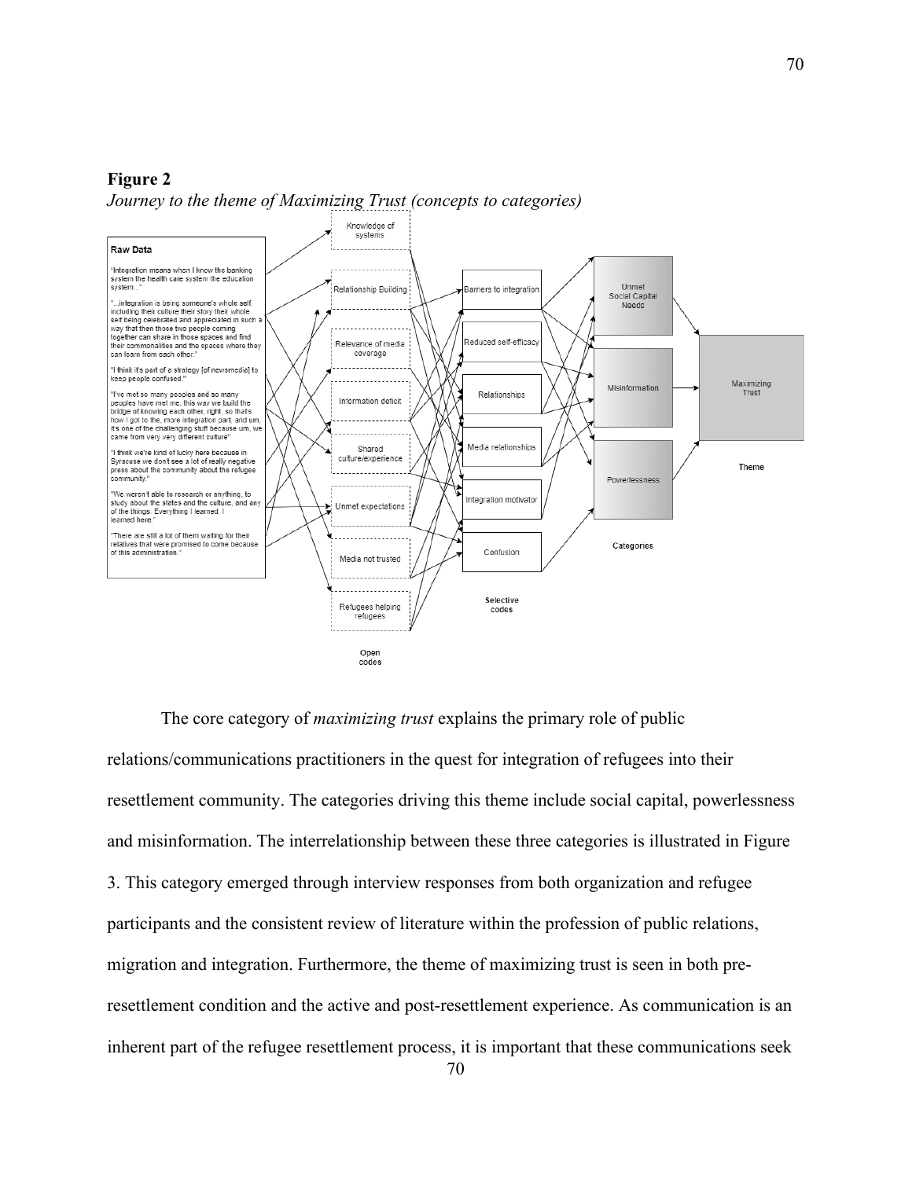**Figure 2**

*Journey to the theme of Maximizing Trust (concepts to categories)*

**Raw Data**

"Integration means when I know the banking system the health care system the education system..."

"...integration is being someone's whole self, including their culture their story their whole self being celebrated and appreciated in such a way that then those two people coming together can share in those spaces and find their commonalities and the spaces where they can learn from each other."

"I think it's part of a strategy [of newsmedia] to keep people confused."

"I've met so many peoples and so many peoples have met me, this way we build the bridge of knowing each other, right, so that's how I got to the, more integration part, and um, it's one of the challenging stuff because um, we came from very very different culture"

"I think we're kind of lucky here because in Syracuse we don't see a lot of really negative press about the community about the refugee community."

"We weren't able to research or anything, to study about the states and the culture, and any of the things. Everything I learned, I learned here."

"There are still a lot of them waiting for their relatives that were promised to come because of this administration."

**Open codes:** Knowledge of systems; Relationship Building; Relevance of media coverage; Information deficit; Shared culture/experience; Unmet expectations; Media not trusted; Refugees helping refugees

**Selective codes:** Barriers to integration; Reduced self-efficacy; Relationships; Media relationships; Integration motivator; Confusion

**Categories:** Unmet Social Capital Needs; Misinformation; Powerlessness

**Theme:** Maximizing Trust

The core category of *maximizing trust* explains the primary role of public relations/communications practitioners in the quest for integration of refugees into their resettlement community. The categories driving this theme include social capital, powerlessness and misinformation. The interrelationship between these three categories is illustrated in Figure 3. This category emerged through interview responses from both organization and refugee participants and the consistent review of literature within the profession of public relations, migration and integration. Furthermore, the theme of maximizing trust is seen in both pre-resettlement condition and the active and post-resettlement experience. As communication is an inherent part of the refugee resettlement process, it is important that these communications seek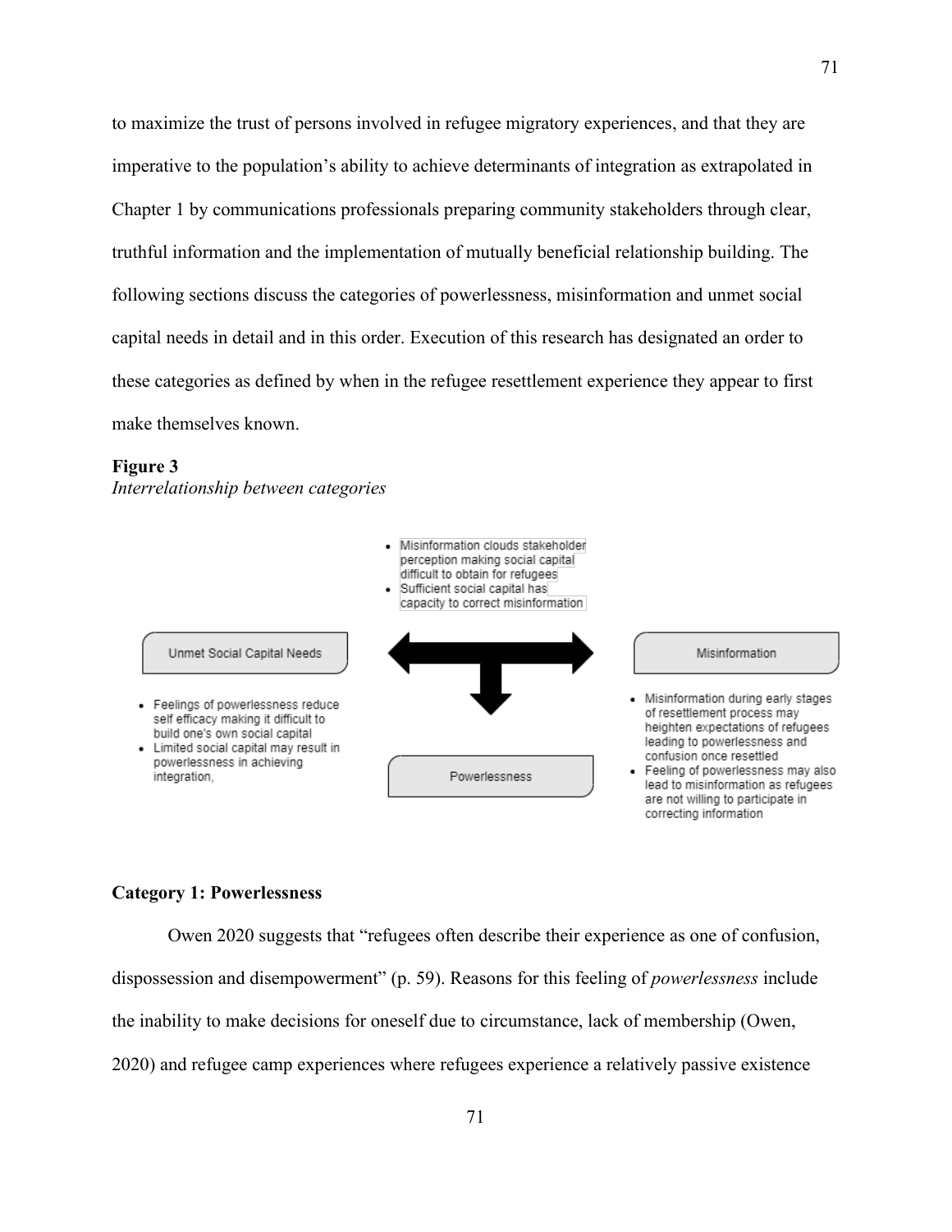to maximize the trust of persons involved in refugee migratory experiences, and that they are imperative to the population's ability to achieve determinants of integration as extrapolated in Chapter 1 by communications professionals preparing community stakeholders through clear, truthful information and the implementation of mutually beneficial relationship building. The following sections discuss the categories of powerlessness, misinformation and unmet social capital needs in detail and in this order. Execution of this research has designated an order to these categories as defined by when in the refugee resettlement experience they appear to first make themselves known.

**Figure 3**

*Interrelationship between categories*

- Misinformation clouds stakeholder perception making social capital difficult to obtain for refugees
- Sufficient social capital has capacity to correct misinformation

Unmet Social Capital Needs

- Feelings of powerlessness reduce self efficacy making it difficult to build one's own social capital
- Limited social capital may result in powerlessness in achieving integration,

Powerlessness

Misinformation

- Misinformation during early stages of resettlement process may heighten expectations of refugees leading to powerlessness and confusion once resettled
- Feeling of powerlessness may also lead to misinformation as refugees are not willing to participate in correcting information

**Category 1: Powerlessness**

Owen 2020 suggests that "refugees often describe their experience as one of confusion, dispossession and disempowerment" (p. 59). Reasons for this feeling of *powerlessness* include the inability to make decisions for oneself due to circumstance, lack of membership (Owen, 2020) and refugee camp experiences where refugees experience a relatively passive existence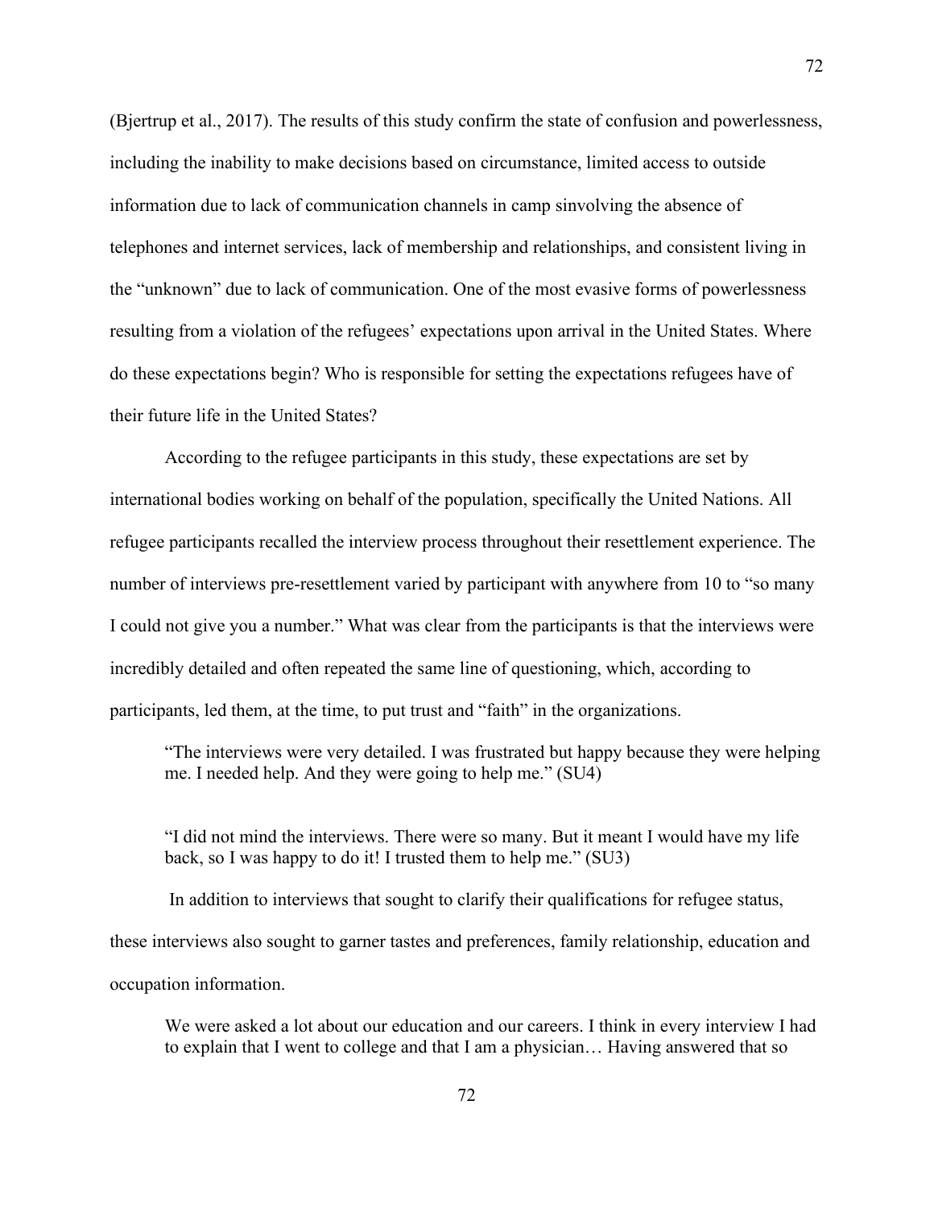(Bjertrup et al., 2017). The results of this study confirm the state of confusion and powerlessness, including the inability to make decisions based on circumstance, limited access to outside information due to lack of communication channels in camp sinvolving the absence of telephones and internet services, lack of membership and relationships, and consistent living in the "unknown" due to lack of communication. One of the most evasive forms of powerlessness resulting from a violation of the refugees' expectations upon arrival in the United States. Where do these expectations begin? Who is responsible for setting the expectations refugees have of their future life in the United States?

According to the refugee participants in this study, these expectations are set by international bodies working on behalf of the population, specifically the United Nations. All refugee participants recalled the interview process throughout their resettlement experience. The number of interviews pre-resettlement varied by participant with anywhere from 10 to "so many I could not give you a number." What was clear from the participants is that the interviews were incredibly detailed and often repeated the same line of questioning, which, according to participants, led them, at the time, to put trust and "faith" in the organizations.

> "The interviews were very detailed. I was frustrated but happy because they were helping me. I needed help. And they were going to help me." (SU4)

> "I did not mind the interviews. There were so many. But it meant I would have my life back, so I was happy to do it! I trusted them to help me." (SU3)

In addition to interviews that sought to clarify their qualifications for refugee status, these interviews also sought to garner tastes and preferences, family relationship, education and occupation information.

> We were asked a lot about our education and our careers. I think in every interview I had to explain that I went to college and that I am a physician… Having answered that so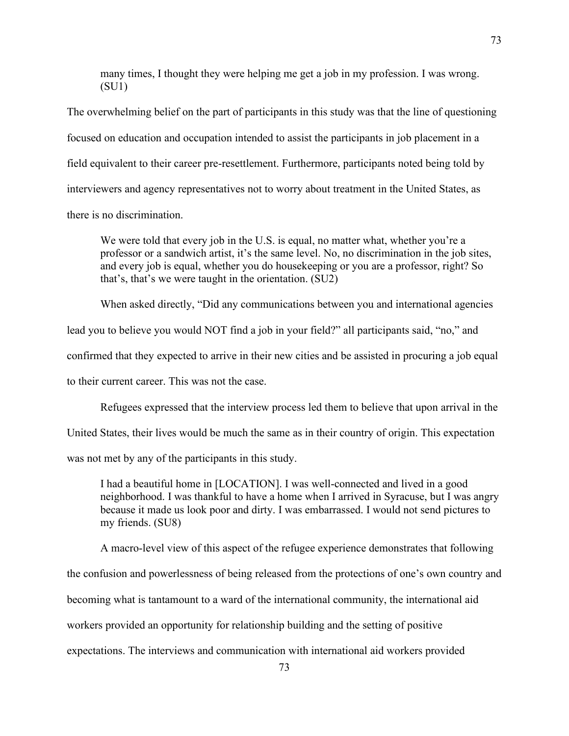> many times, I thought they were helping me get a job in my profession. I was wrong. (SU1)

The overwhelming belief on the part of participants in this study was that the line of questioning focused on education and occupation intended to assist the participants in job placement in a field equivalent to their career pre-resettlement. Furthermore, participants noted being told by interviewers and agency representatives not to worry about treatment in the United States, as there is no discrimination.

> We were told that every job in the U.S. is equal, no matter what, whether you're a professor or a sandwich artist, it's the same level. No, no discrimination in the job sites, and every job is equal, whether you do housekeeping or you are a professor, right? So that's, that's we were taught in the orientation. (SU2)

When asked directly, "Did any communications between you and international agencies lead you to believe you would NOT find a job in your field?" all participants said, "no," and confirmed that they expected to arrive in their new cities and be assisted in procuring a job equal to their current career. This was not the case.

Refugees expressed that the interview process led them to believe that upon arrival in the United States, their lives would be much the same as in their country of origin. This expectation was not met by any of the participants in this study.

> I had a beautiful home in [LOCATION]. I was well-connected and lived in a good neighborhood. I was thankful to have a home when I arrived in Syracuse, but I was angry because it made us look poor and dirty. I was embarrassed. I would not send pictures to my friends. (SU8)

A macro-level view of this aspect of the refugee experience demonstrates that following the confusion and powerlessness of being released from the protections of one's own country and becoming what is tantamount to a ward of the international community, the international aid workers provided an opportunity for relationship building and the setting of positive expectations. The interviews and communication with international aid workers provided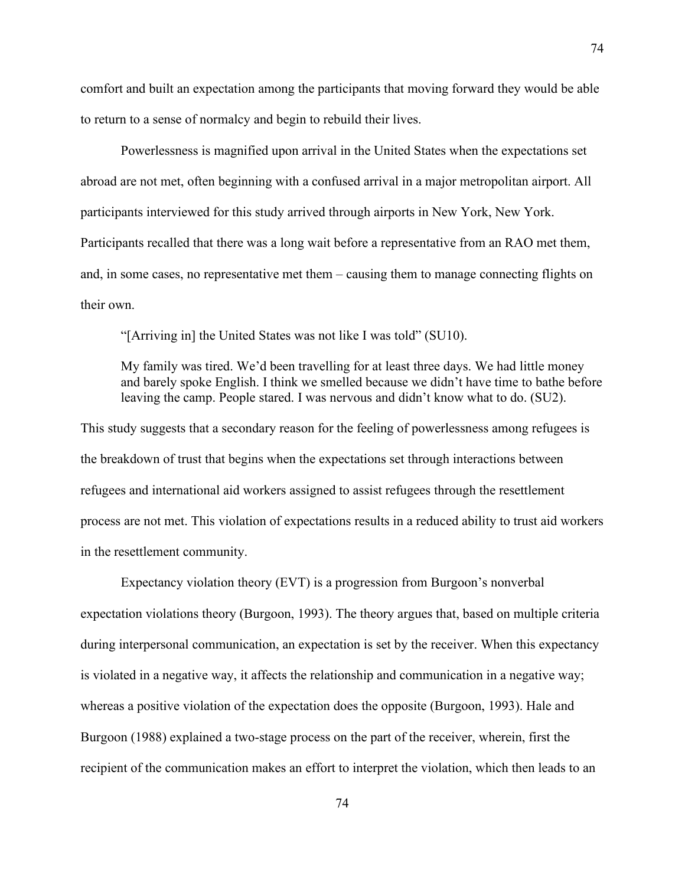comfort and built an expectation among the participants that moving forward they would be able to return to a sense of normalcy and begin to rebuild their lives.

Powerlessness is magnified upon arrival in the United States when the expectations set abroad are not met, often beginning with a confused arrival in a major metropolitan airport. All participants interviewed for this study arrived through airports in New York, New York. Participants recalled that there was a long wait before a representative from an RAO met them, and, in some cases, no representative met them – causing them to manage connecting flights on their own.

"[Arriving in] the United States was not like I was told" (SU10).

> My family was tired. We'd been travelling for at least three days. We had little money and barely spoke English. I think we smelled because we didn't have time to bathe before leaving the camp. People stared. I was nervous and didn't know what to do. (SU2).

This study suggests that a secondary reason for the feeling of powerlessness among refugees is the breakdown of trust that begins when the expectations set through interactions between refugees and international aid workers assigned to assist refugees through the resettlement process are not met. This violation of expectations results in a reduced ability to trust aid workers in the resettlement community.

Expectancy violation theory (EVT) is a progression from Burgoon's nonverbal expectation violations theory (Burgoon, 1993). The theory argues that, based on multiple criteria during interpersonal communication, an expectation is set by the receiver. When this expectancy is violated in a negative way, it affects the relationship and communication in a negative way; whereas a positive violation of the expectation does the opposite (Burgoon, 1993). Hale and Burgoon (1988) explained a two-stage process on the part of the receiver, wherein, first the recipient of the communication makes an effort to interpret the violation, which then leads to an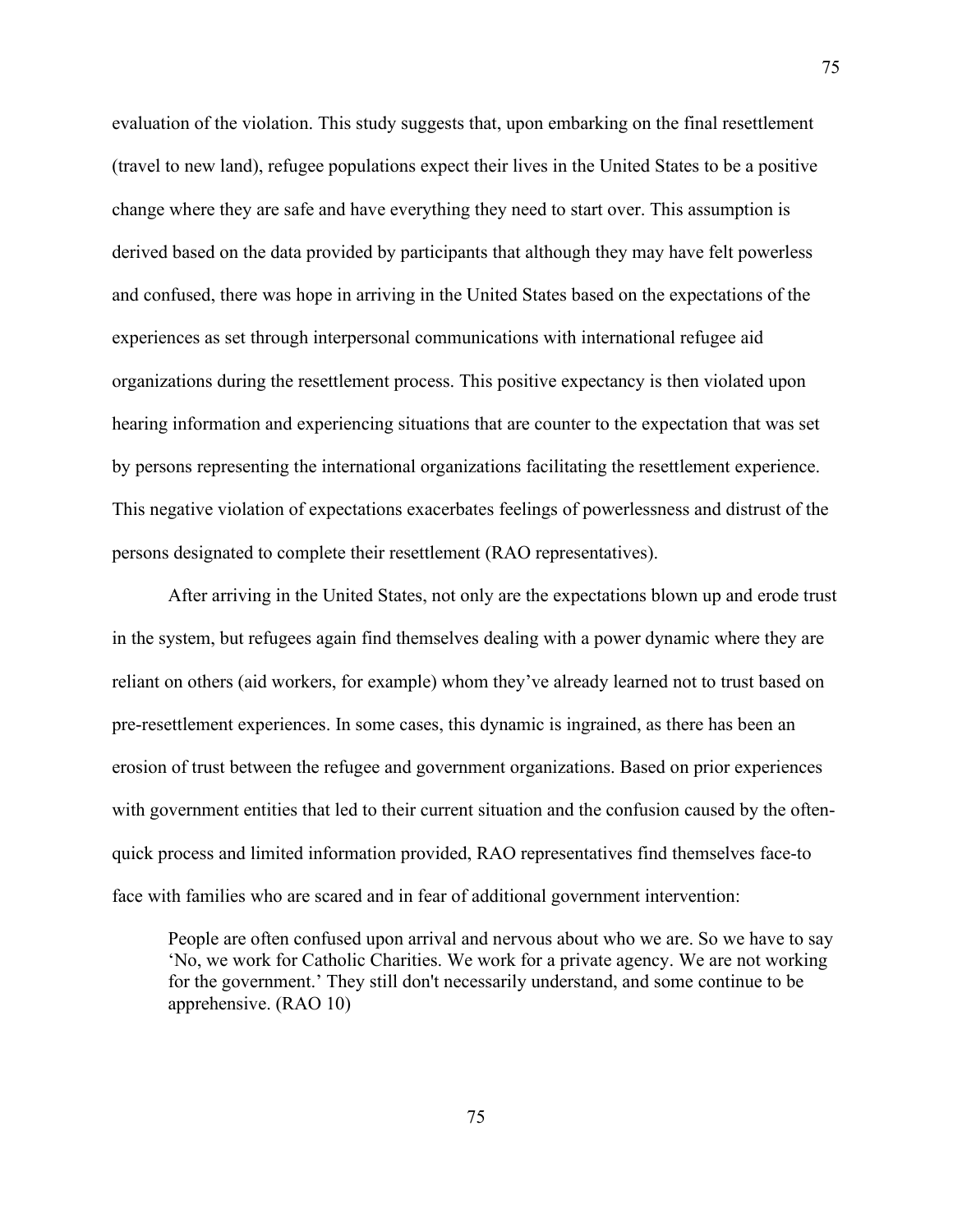evaluation of the violation. This study suggests that, upon embarking on the final resettlement (travel to new land), refugee populations expect their lives in the United States to be a positive change where they are safe and have everything they need to start over. This assumption is derived based on the data provided by participants that although they may have felt powerless and confused, there was hope in arriving in the United States based on the expectations of the experiences as set through interpersonal communications with international refugee aid organizations during the resettlement process. This positive expectancy is then violated upon hearing information and experiencing situations that are counter to the expectation that was set by persons representing the international organizations facilitating the resettlement experience. This negative violation of expectations exacerbates feelings of powerlessness and distrust of the persons designated to complete their resettlement (RAO representatives).

After arriving in the United States, not only are the expectations blown up and erode trust in the system, but refugees again find themselves dealing with a power dynamic where they are reliant on others (aid workers, for example) whom they've already learned not to trust based on pre-resettlement experiences. In some cases, this dynamic is ingrained, as there has been an erosion of trust between the refugee and government organizations. Based on prior experiences with government entities that led to their current situation and the confusion caused by the often-quick process and limited information provided, RAO representatives find themselves face-to face with families who are scared and in fear of additional government intervention:

> People are often confused upon arrival and nervous about who we are. So we have to say 'No, we work for Catholic Charities. We work for a private agency. We are not working for the government.' They still don't necessarily understand, and some continue to be apprehensive. (RAO 10)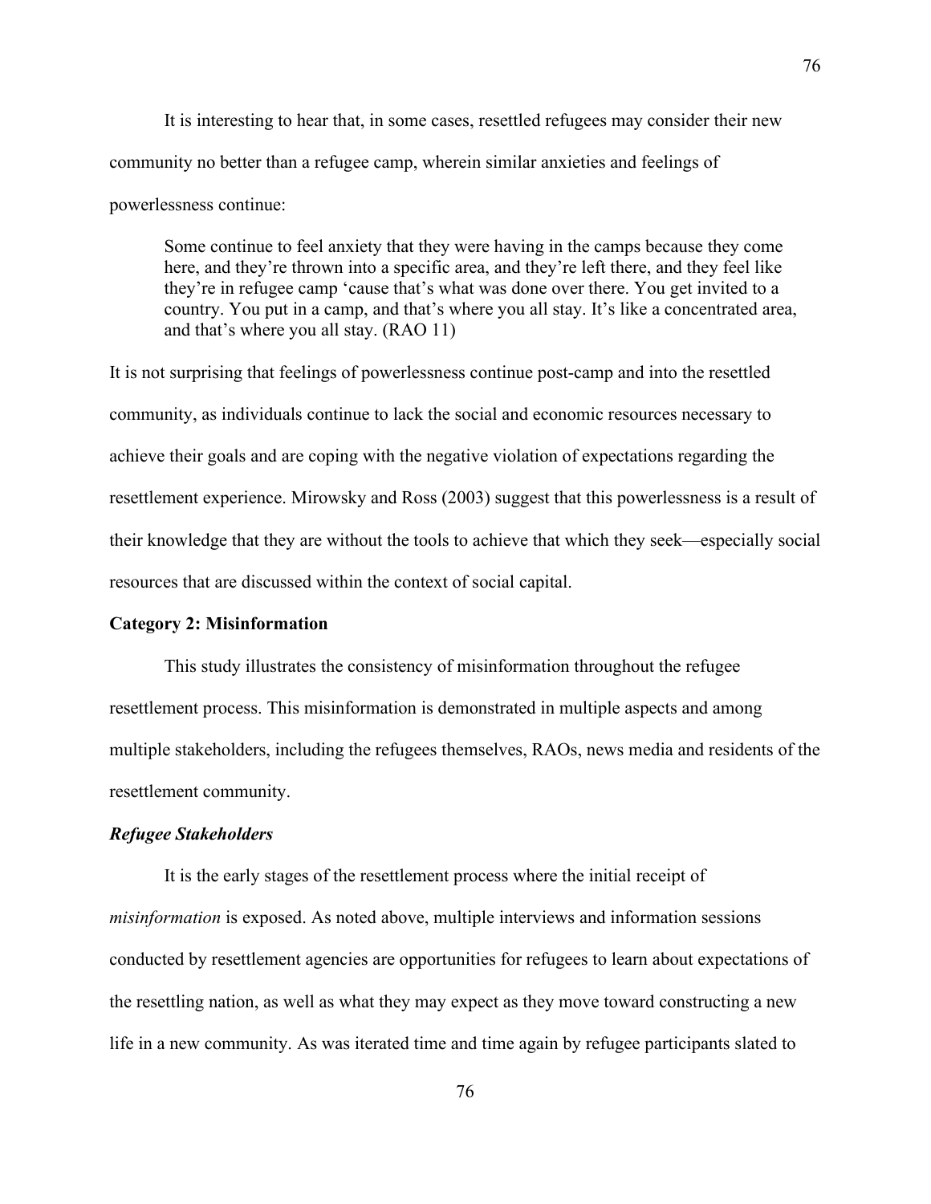It is interesting to hear that, in some cases, resettled refugees may consider their new community no better than a refugee camp, wherein similar anxieties and feelings of powerlessness continue:

> Some continue to feel anxiety that they were having in the camps because they come here, and they're thrown into a specific area, and they're left there, and they feel like they're in refugee camp 'cause that's what was done over there. You get invited to a country. You put in a camp, and that's where you all stay. It's like a concentrated area, and that's where you all stay. (RAO 11)

It is not surprising that feelings of powerlessness continue post-camp and into the resettled community, as individuals continue to lack the social and economic resources necessary to achieve their goals and are coping with the negative violation of expectations regarding the resettlement experience. Mirowsky and Ross (2003) suggest that this powerlessness is a result of their knowledge that they are without the tools to achieve that which they seek—especially social resources that are discussed within the context of social capital.

**Category 2: Misinformation**

This study illustrates the consistency of misinformation throughout the refugee resettlement process. This misinformation is demonstrated in multiple aspects and among multiple stakeholders, including the refugees themselves, RAOs, news media and residents of the resettlement community.

***Refugee Stakeholders***

It is the early stages of the resettlement process where the initial receipt of *misinformation* is exposed. As noted above, multiple interviews and information sessions conducted by resettlement agencies are opportunities for refugees to learn about expectations of the resettling nation, as well as what they may expect as they move toward constructing a new life in a new community. As was iterated time and time again by refugee participants slated to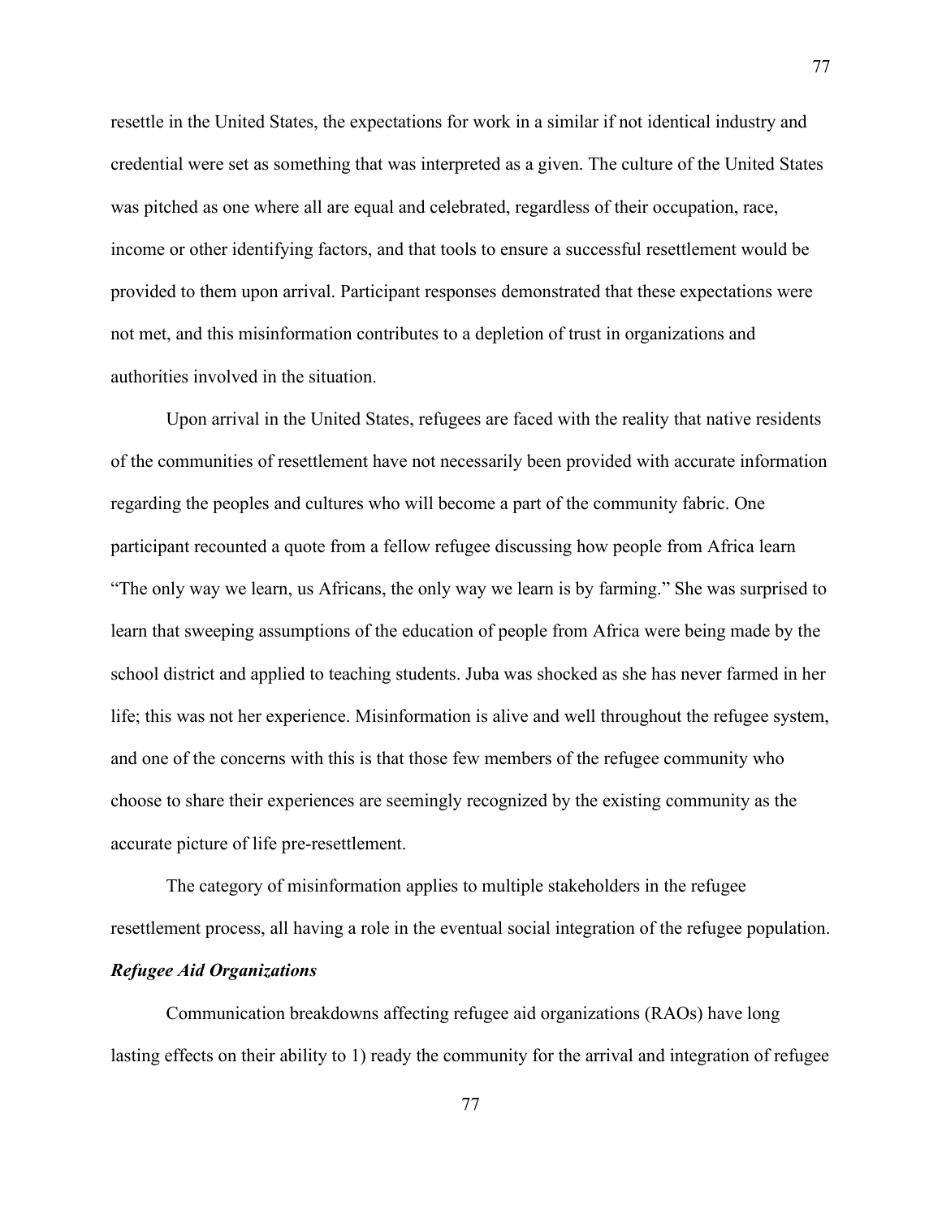resettle in the United States, the expectations for work in a similar if not identical industry and credential were set as something that was interpreted as a given. The culture of the United States was pitched as one where all are equal and celebrated, regardless of their occupation, race, income or other identifying factors, and that tools to ensure a successful resettlement would be provided to them upon arrival. Participant responses demonstrated that these expectations were not met, and this misinformation contributes to a depletion of trust in organizations and authorities involved in the situation.

Upon arrival in the United States, refugees are faced with the reality that native residents of the communities of resettlement have not necessarily been provided with accurate information regarding the peoples and cultures who will become a part of the community fabric. One participant recounted a quote from a fellow refugee discussing how people from Africa learn "The only way we learn, us Africans, the only way we learn is by farming." She was surprised to learn that sweeping assumptions of the education of people from Africa were being made by the school district and applied to teaching students. Juba was shocked as she has never farmed in her life; this was not her experience. Misinformation is alive and well throughout the refugee system, and one of the concerns with this is that those few members of the refugee community who choose to share their experiences are seemingly recognized by the existing community as the accurate picture of life pre-resettlement.

The category of misinformation applies to multiple stakeholders in the refugee resettlement process, all having a role in the eventual social integration of the refugee population.

### *Refugee Aid Organizations*

Communication breakdowns affecting refugee aid organizations (RAOs) have long lasting effects on their ability to 1) ready the community for the arrival and integration of refugee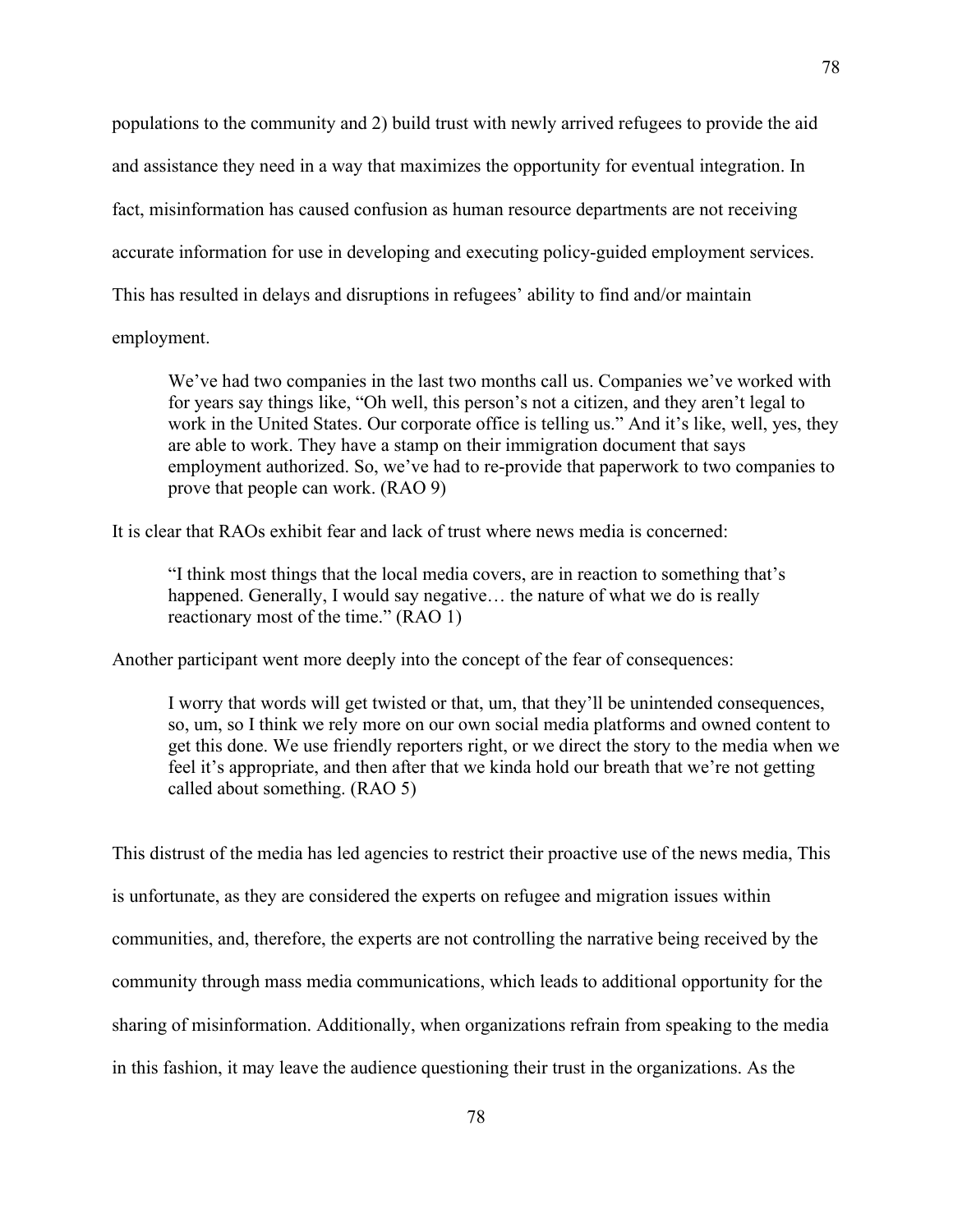populations to the community and 2) build trust with newly arrived refugees to provide the aid and assistance they need in a way that maximizes the opportunity for eventual integration. In fact, misinformation has caused confusion as human resource departments are not receiving accurate information for use in developing and executing policy-guided employment services. This has resulted in delays and disruptions in refugees' ability to find and/or maintain employment.

> We've had two companies in the last two months call us. Companies we've worked with for years say things like, "Oh well, this person's not a citizen, and they aren't legal to work in the United States. Our corporate office is telling us." And it's like, well, yes, they are able to work. They have a stamp on their immigration document that says employment authorized. So, we've had to re-provide that paperwork to two companies to prove that people can work. (RAO 9)

It is clear that RAOs exhibit fear and lack of trust where news media is concerned:

> "I think most things that the local media covers, are in reaction to something that's happened. Generally, I would say negative… the nature of what we do is really reactionary most of the time." (RAO 1)

Another participant went more deeply into the concept of the fear of consequences:

> I worry that words will get twisted or that, um, that they'll be unintended consequences, so, um, so I think we rely more on our own social media platforms and owned content to get this done. We use friendly reporters right, or we direct the story to the media when we feel it's appropriate, and then after that we kinda hold our breath that we're not getting called about something. (RAO 5)

This distrust of the media has led agencies to restrict their proactive use of the news media, This is unfortunate, as they are considered the experts on refugee and migration issues within communities, and, therefore, the experts are not controlling the narrative being received by the community through mass media communications, which leads to additional opportunity for the sharing of misinformation. Additionally, when organizations refrain from speaking to the media in this fashion, it may leave the audience questioning their trust in the organizations. As the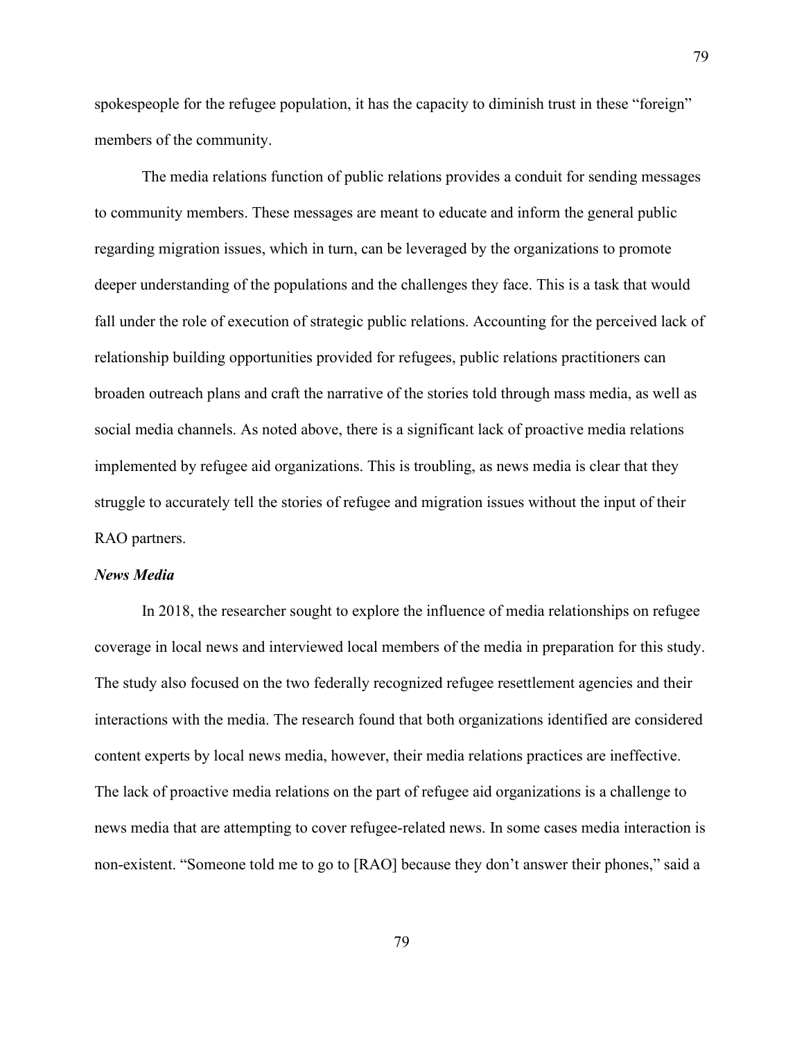spokespeople for the refugee population, it has the capacity to diminish trust in these "foreign" members of the community.

The media relations function of public relations provides a conduit for sending messages to community members. These messages are meant to educate and inform the general public regarding migration issues, which in turn, can be leveraged by the organizations to promote deeper understanding of the populations and the challenges they face. This is a task that would fall under the role of execution of strategic public relations. Accounting for the perceived lack of relationship building opportunities provided for refugees, public relations practitioners can broaden outreach plans and craft the narrative of the stories told through mass media, as well as social media channels. As noted above, there is a significant lack of proactive media relations implemented by refugee aid organizations. This is troubling, as news media is clear that they struggle to accurately tell the stories of refugee and migration issues without the input of their RAO partners.

***News Media***

In 2018, the researcher sought to explore the influence of media relationships on refugee coverage in local news and interviewed local members of the media in preparation for this study. The study also focused on the two federally recognized refugee resettlement agencies and their interactions with the media. The research found that both organizations identified are considered content experts by local news media, however, their media relations practices are ineffective. The lack of proactive media relations on the part of refugee aid organizations is a challenge to news media that are attempting to cover refugee-related news. In some cases media interaction is non-existent. "Someone told me to go to [RAO] because they don't answer their phones," said a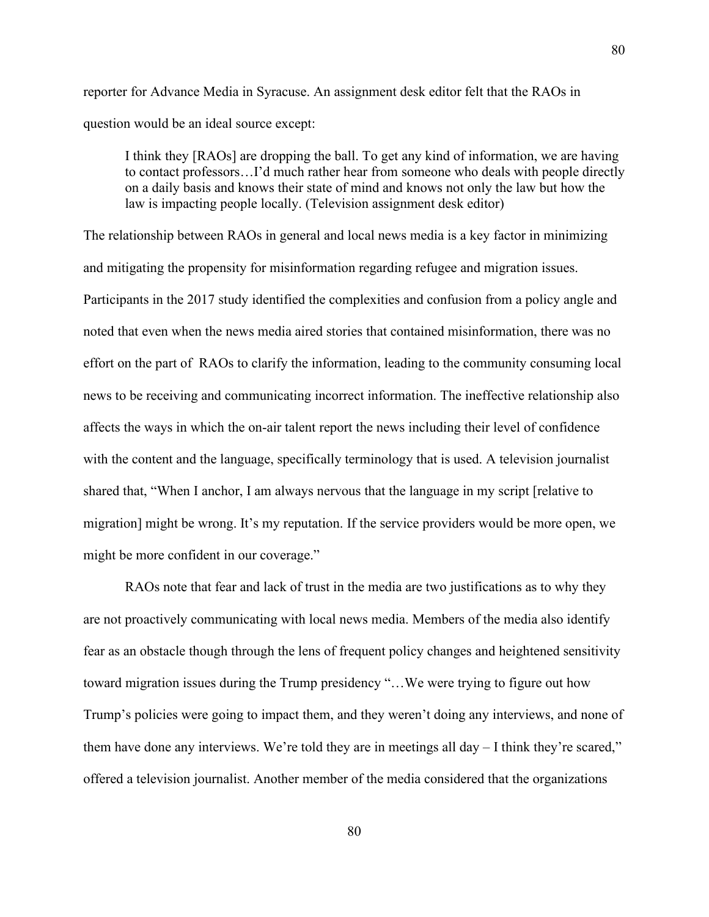reporter for Advance Media in Syracuse. An assignment desk editor felt that the RAOs in question would be an ideal source except:

> I think they [RAOs] are dropping the ball. To get any kind of information, we are having to contact professors…I'd much rather hear from someone who deals with people directly on a daily basis and knows their state of mind and knows not only the law but how the law is impacting people locally. (Television assignment desk editor)

The relationship between RAOs in general and local news media is a key factor in minimizing and mitigating the propensity for misinformation regarding refugee and migration issues. Participants in the 2017 study identified the complexities and confusion from a policy angle and noted that even when the news media aired stories that contained misinformation, there was no effort on the part of RAOs to clarify the information, leading to the community consuming local news to be receiving and communicating incorrect information. The ineffective relationship also affects the ways in which the on-air talent report the news including their level of confidence with the content and the language, specifically terminology that is used. A television journalist shared that, "When I anchor, I am always nervous that the language in my script [relative to migration] might be wrong. It's my reputation. If the service providers would be more open, we might be more confident in our coverage."

RAOs note that fear and lack of trust in the media are two justifications as to why they are not proactively communicating with local news media. Members of the media also identify fear as an obstacle though through the lens of frequent policy changes and heightened sensitivity toward migration issues during the Trump presidency "…We were trying to figure out how Trump's policies were going to impact them, and they weren't doing any interviews, and none of them have done any interviews. We're told they are in meetings all day – I think they're scared," offered a television journalist. Another member of the media considered that the organizations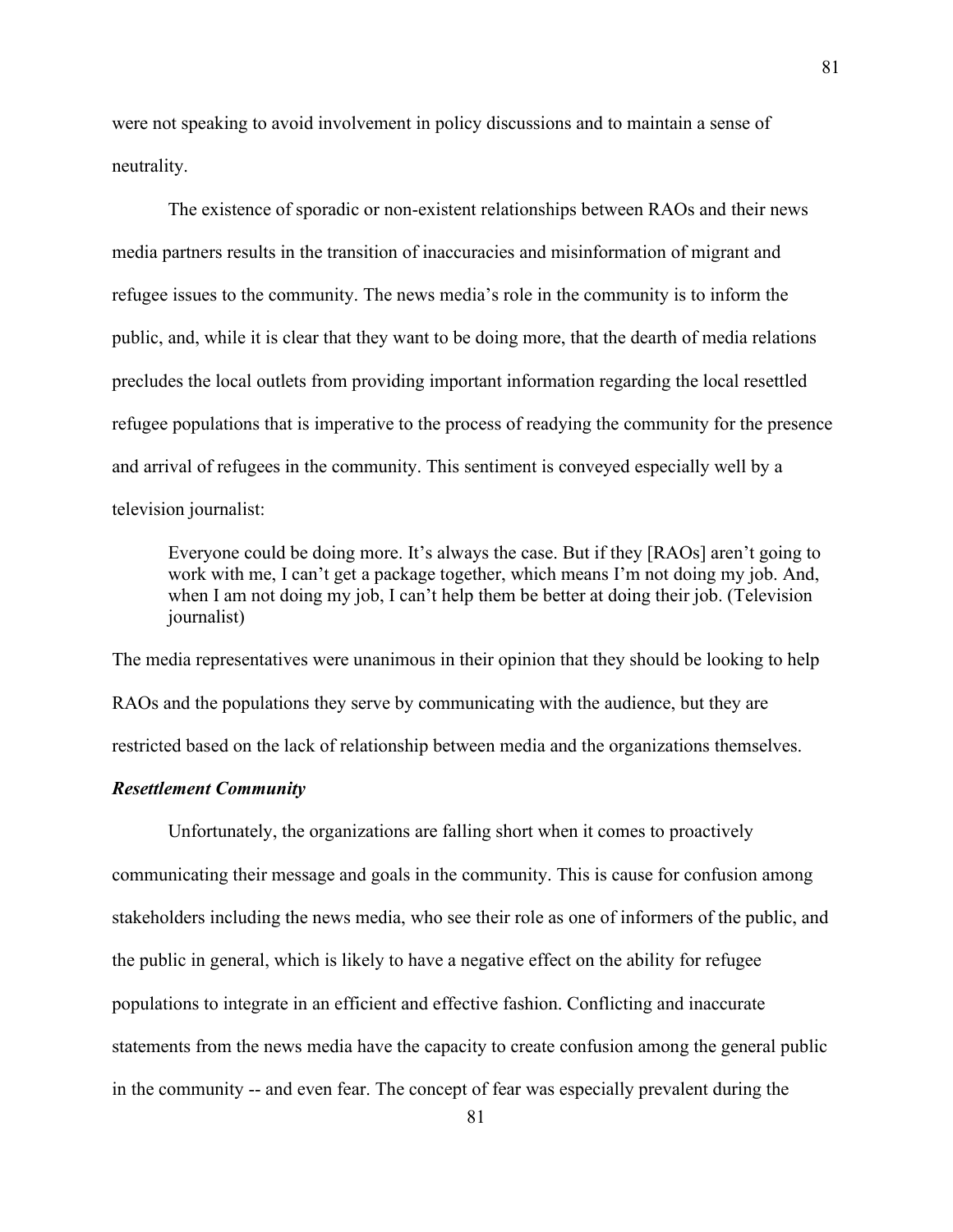were not speaking to avoid involvement in policy discussions and to maintain a sense of neutrality.

The existence of sporadic or non-existent relationships between RAOs and their news media partners results in the transition of inaccuracies and misinformation of migrant and refugee issues to the community. The news media's role in the community is to inform the public, and, while it is clear that they want to be doing more, that the dearth of media relations precludes the local outlets from providing important information regarding the local resettled refugee populations that is imperative to the process of readying the community for the presence and arrival of refugees in the community. This sentiment is conveyed especially well by a television journalist:

> Everyone could be doing more. It's always the case. But if they [RAOs] aren't going to work with me, I can't get a package together, which means I'm not doing my job. And, when I am not doing my job, I can't help them be better at doing their job. (Television journalist)

The media representatives were unanimous in their opinion that they should be looking to help RAOs and the populations they serve by communicating with the audience, but they are restricted based on the lack of relationship between media and the organizations themselves.

***Resettlement Community***

Unfortunately, the organizations are falling short when it comes to proactively communicating their message and goals in the community. This is cause for confusion among stakeholders including the news media, who see their role as one of informers of the public, and the public in general, which is likely to have a negative effect on the ability for refugee populations to integrate in an efficient and effective fashion. Conflicting and inaccurate statements from the news media have the capacity to create confusion among the general public in the community -- and even fear. The concept of fear was especially prevalent during the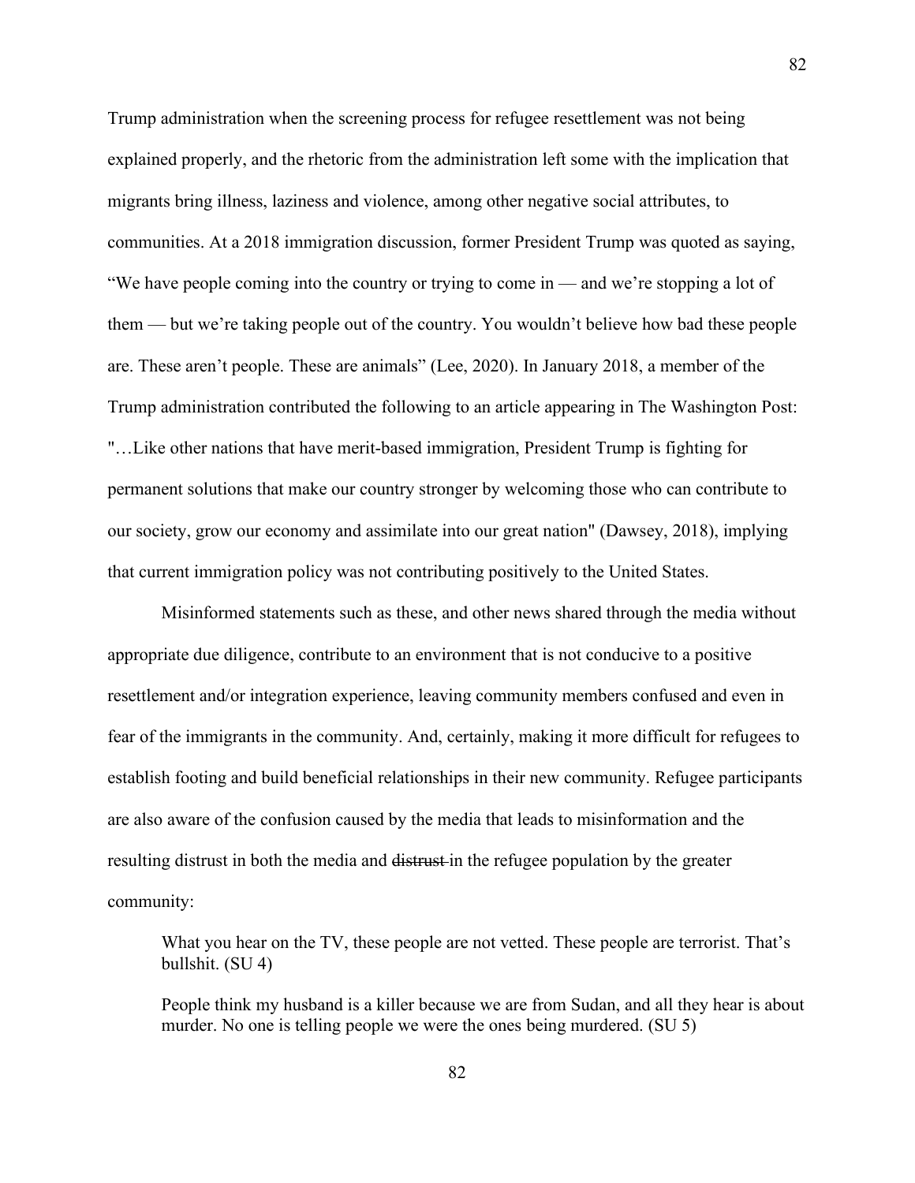Trump administration when the screening process for refugee resettlement was not being explained properly, and the rhetoric from the administration left some with the implication that migrants bring illness, laziness and violence, among other negative social attributes, to communities. At a 2018 immigration discussion, former President Trump was quoted as saying, "We have people coming into the country or trying to come in — and we're stopping a lot of them — but we're taking people out of the country. You wouldn't believe how bad these people are. These aren't people. These are animals" (Lee, 2020). In January 2018, a member of the Trump administration contributed the following to an article appearing in The Washington Post: "…Like other nations that have merit-based immigration, President Trump is fighting for permanent solutions that make our country stronger by welcoming those who can contribute to our society, grow our economy and assimilate into our great nation" (Dawsey, 2018), implying that current immigration policy was not contributing positively to the United States.

Misinformed statements such as these, and other news shared through the media without appropriate due diligence, contribute to an environment that is not conducive to a positive resettlement and/or integration experience, leaving community members confused and even in fear of the immigrants in the community. And, certainly, making it more difficult for refugees to establish footing and build beneficial relationships in their new community. Refugee participants are also aware of the confusion caused by the media that leads to misinformation and the resulting distrust in both the media and ~~distrust~~ in the refugee population by the greater community:

> What you hear on the TV, these people are not vetted. These people are terrorist. That's bullshit. (SU 4)
>
> People think my husband is a killer because we are from Sudan, and all they hear is about murder. No one is telling people we were the ones being murdered. (SU 5)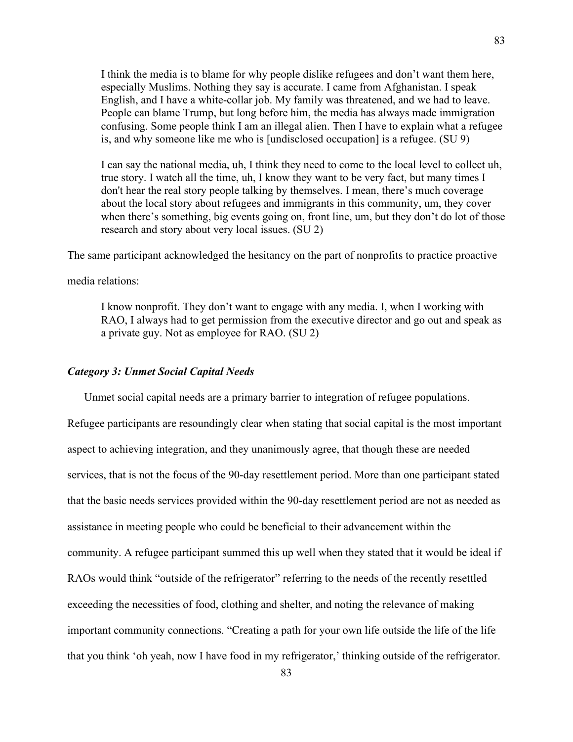> I think the media is to blame for why people dislike refugees and don't want them here, especially Muslims. Nothing they say is accurate. I came from Afghanistan. I speak English, and I have a white-collar job. My family was threatened, and we had to leave. People can blame Trump, but long before him, the media has always made immigration confusing. Some people think I am an illegal alien. Then I have to explain what a refugee is, and why someone like me who is [undisclosed occupation] is a refugee. (SU 9)

> I can say the national media, uh, I think they need to come to the local level to collect uh, true story. I watch all the time, uh, I know they want to be very fact, but many times I don't hear the real story people talking by themselves. I mean, there's much coverage about the local story about refugees and immigrants in this community, um, they cover when there's something, big events going on, front line, um, but they don't do lot of those research and story about very local issues. (SU 2)

The same participant acknowledged the hesitancy on the part of nonprofits to practice proactive media relations:

> I know nonprofit. They don't want to engage with any media. I, when I working with RAO, I always had to get permission from the executive director and go out and speak as a private guy. Not as employee for RAO. (SU 2)

### *Category 3: Unmet Social Capital Needs*

Unmet social capital needs are a primary barrier to integration of refugee populations. Refugee participants are resoundingly clear when stating that social capital is the most important aspect to achieving integration, and they unanimously agree, that though these are needed services, that is not the focus of the 90-day resettlement period. More than one participant stated that the basic needs services provided within the 90-day resettlement period are not as needed as assistance in meeting people who could be beneficial to their advancement within the community. A refugee participant summed this up well when they stated that it would be ideal if RAOs would think "outside of the refrigerator" referring to the needs of the recently resettled exceeding the necessities of food, clothing and shelter, and noting the relevance of making important community connections. "Creating a path for your own life outside the life of the life that you think 'oh yeah, now I have food in my refrigerator,' thinking outside of the refrigerator.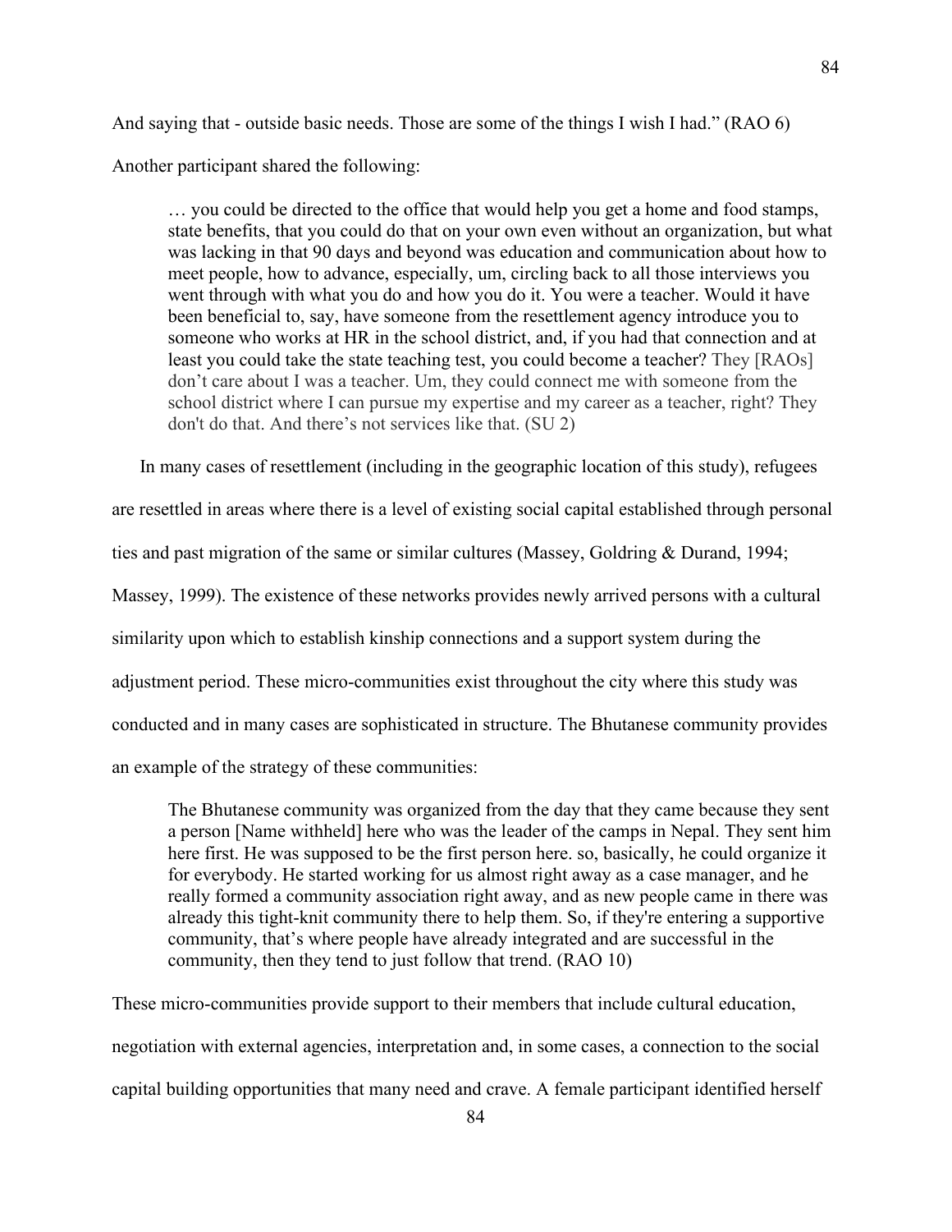And saying that - outside basic needs. Those are some of the things I wish I had." (RAO 6)

Another participant shared the following:

> … you could be directed to the office that would help you get a home and food stamps, state benefits, that you could do that on your own even without an organization, but what was lacking in that 90 days and beyond was education and communication about how to meet people, how to advance, especially, um, circling back to all those interviews you went through with what you do and how you do it. You were a teacher. Would it have been beneficial to, say, have someone from the resettlement agency introduce you to someone who works at HR in the school district, and, if you had that connection and at least you could take the state teaching test, you could become a teacher? They [RAOs] don't care about I was a teacher. Um, they could connect me with someone from the school district where I can pursue my expertise and my career as a teacher, right? They don't do that. And there's not services like that. (SU 2)

In many cases of resettlement (including in the geographic location of this study), refugees are resettled in areas where there is a level of existing social capital established through personal ties and past migration of the same or similar cultures (Massey, Goldring & Durand, 1994; Massey, 1999). The existence of these networks provides newly arrived persons with a cultural similarity upon which to establish kinship connections and a support system during the adjustment period. These micro-communities exist throughout the city where this study was conducted and in many cases are sophisticated in structure. The Bhutanese community provides an example of the strategy of these communities:

> The Bhutanese community was organized from the day that they came because they sent a person [Name withheld] here who was the leader of the camps in Nepal. They sent him here first. He was supposed to be the first person here. so, basically, he could organize it for everybody. He started working for us almost right away as a case manager, and he really formed a community association right away, and as new people came in there was already this tight-knit community there to help them. So, if they're entering a supportive community, that's where people have already integrated and are successful in the community, then they tend to just follow that trend. (RAO 10)

These micro-communities provide support to their members that include cultural education, negotiation with external agencies, interpretation and, in some cases, a connection to the social capital building opportunities that many need and crave. A female participant identified herself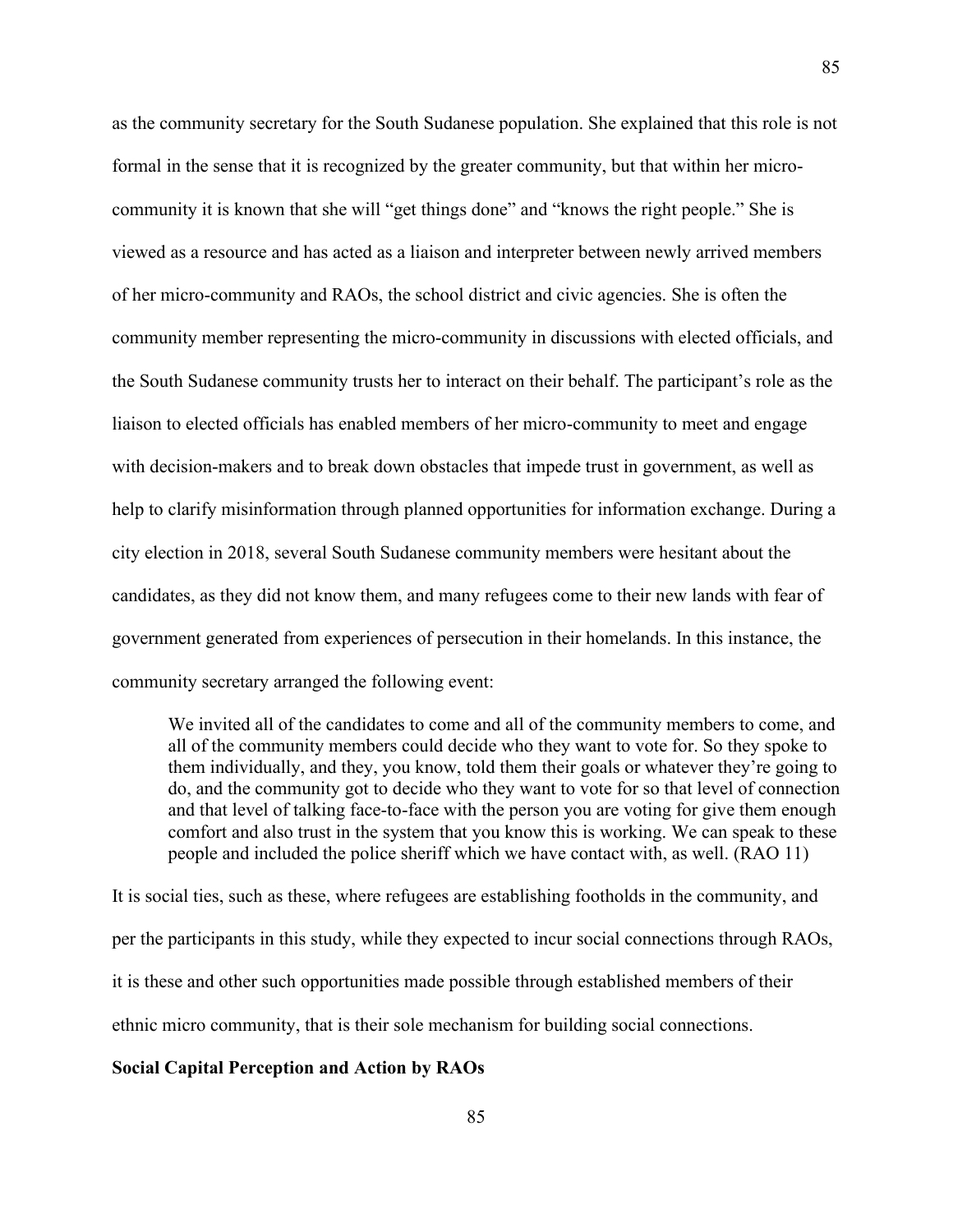as the community secretary for the South Sudanese population. She explained that this role is not formal in the sense that it is recognized by the greater community, but that within her micro-community it is known that she will “get things done” and “knows the right people.” She is viewed as a resource and has acted as a liaison and interpreter between newly arrived members of her micro-community and RAOs, the school district and civic agencies. She is often the community member representing the micro-community in discussions with elected officials, and the South Sudanese community trusts her to interact on their behalf. The participant’s role as the liaison to elected officials has enabled members of her micro-community to meet and engage with decision-makers and to break down obstacles that impede trust in government, as well as help to clarify misinformation through planned opportunities for information exchange. During a city election in 2018, several South Sudanese community members were hesitant about the candidates, as they did not know them, and many refugees come to their new lands with fear of government generated from experiences of persecution in their homelands. In this instance, the community secretary arranged the following event:

> We invited all of the candidates to come and all of the community members to come, and all of the community members could decide who they want to vote for. So they spoke to them individually, and they, you know, told them their goals or whatever they’re going to do, and the community got to decide who they want to vote for so that level of connection and that level of talking face-to-face with the person you are voting for give them enough comfort and also trust in the system that you know this is working. We can speak to these people and included the police sheriff which we have contact with, as well. (RAO 11)

It is social ties, such as these, where refugees are establishing footholds in the community, and per the participants in this study, while they expected to incur social connections through RAOs, it is these and other such opportunities made possible through established members of their ethnic micro community, that is their sole mechanism for building social connections.

**Social Capital Perception and Action by RAOs**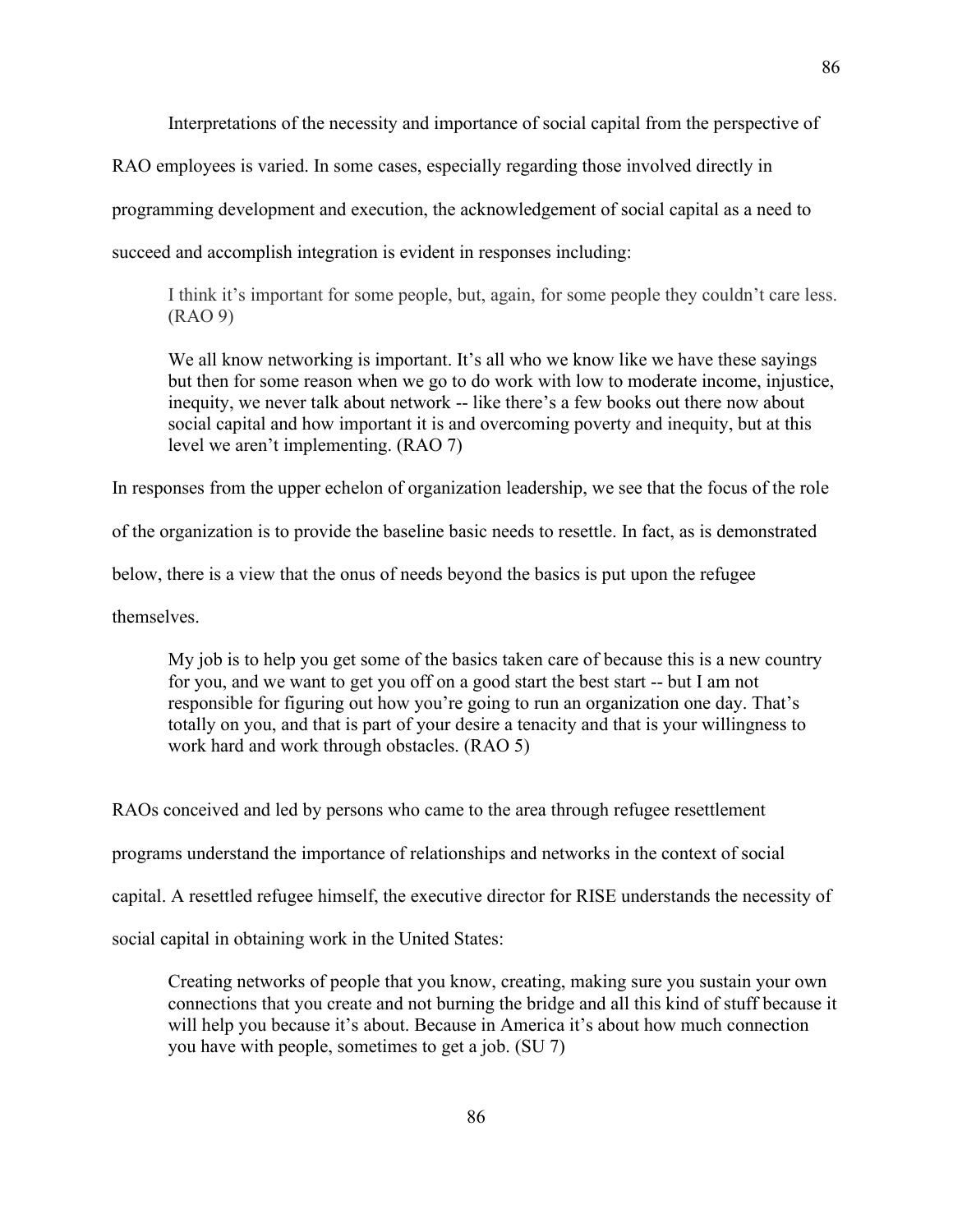Interpretations of the necessity and importance of social capital from the perspective of RAO employees is varied. In some cases, especially regarding those involved directly in programming development and execution, the acknowledgement of social capital as a need to succeed and accomplish integration is evident in responses including:

> I think it's important for some people, but, again, for some people they couldn't care less. (RAO 9)

> We all know networking is important. It's all who we know like we have these sayings but then for some reason when we go to do work with low to moderate income, injustice, inequity, we never talk about network -- like there's a few books out there now about social capital and how important it is and overcoming poverty and inequity, but at this level we aren't implementing. (RAO 7)

In responses from the upper echelon of organization leadership, we see that the focus of the role of the organization is to provide the baseline basic needs to resettle. In fact, as is demonstrated below, there is a view that the onus of needs beyond the basics is put upon the refugee themselves.

> My job is to help you get some of the basics taken care of because this is a new country for you, and we want to get you off on a good start the best start -- but I am not responsible for figuring out how you're going to run an organization one day. That's totally on you, and that is part of your desire a tenacity and that is your willingness to work hard and work through obstacles. (RAO 5)

RAOs conceived and led by persons who came to the area through refugee resettlement programs understand the importance of relationships and networks in the context of social capital. A resettled refugee himself, the executive director for RISE understands the necessity of social capital in obtaining work in the United States:

> Creating networks of people that you know, creating, making sure you sustain your own connections that you create and not burning the bridge and all this kind of stuff because it will help you because it's about. Because in America it's about how much connection you have with people, sometimes to get a job. (SU 7)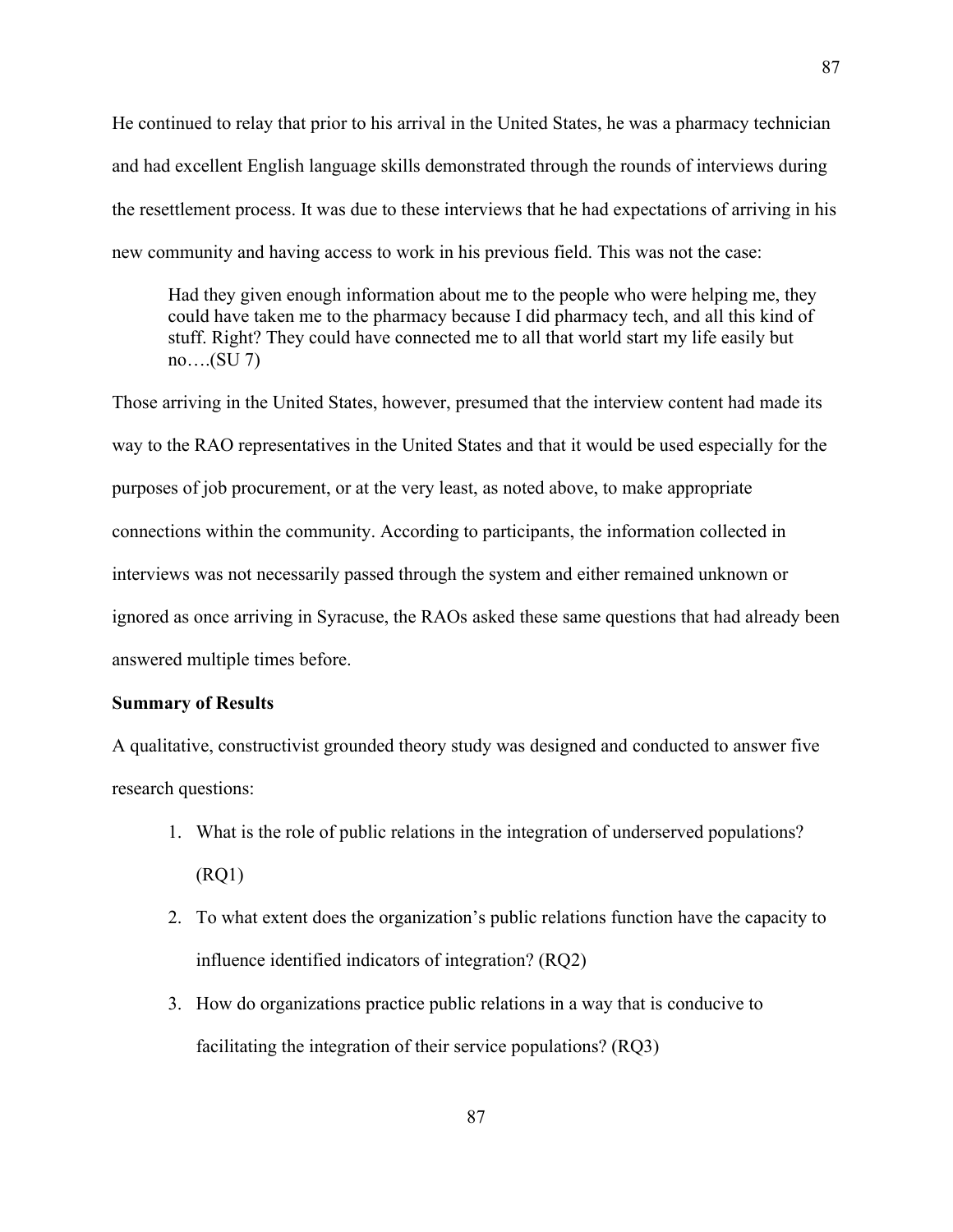He continued to relay that prior to his arrival in the United States, he was a pharmacy technician and had excellent English language skills demonstrated through the rounds of interviews during the resettlement process. It was due to these interviews that he had expectations of arriving in his new community and having access to work in his previous field. This was not the case:

> Had they given enough information about me to the people who were helping me, they could have taken me to the pharmacy because I did pharmacy tech, and all this kind of stuff. Right? They could have connected me to all that world start my life easily but no….(SU 7)

Those arriving in the United States, however, presumed that the interview content had made its way to the RAO representatives in the United States and that it would be used especially for the purposes of job procurement, or at the very least, as noted above, to make appropriate connections within the community. According to participants, the information collected in interviews was not necessarily passed through the system and either remained unknown or ignored as once arriving in Syracuse, the RAOs asked these same questions that had already been answered multiple times before.

**Summary of Results**

A qualitative, constructivist grounded theory study was designed and conducted to answer five research questions:

1. What is the role of public relations in the integration of underserved populations? (RQ1)
2. To what extent does the organization's public relations function have the capacity to influence identified indicators of integration? (RQ2)
3. How do organizations practice public relations in a way that is conducive to facilitating the integration of their service populations? (RQ3)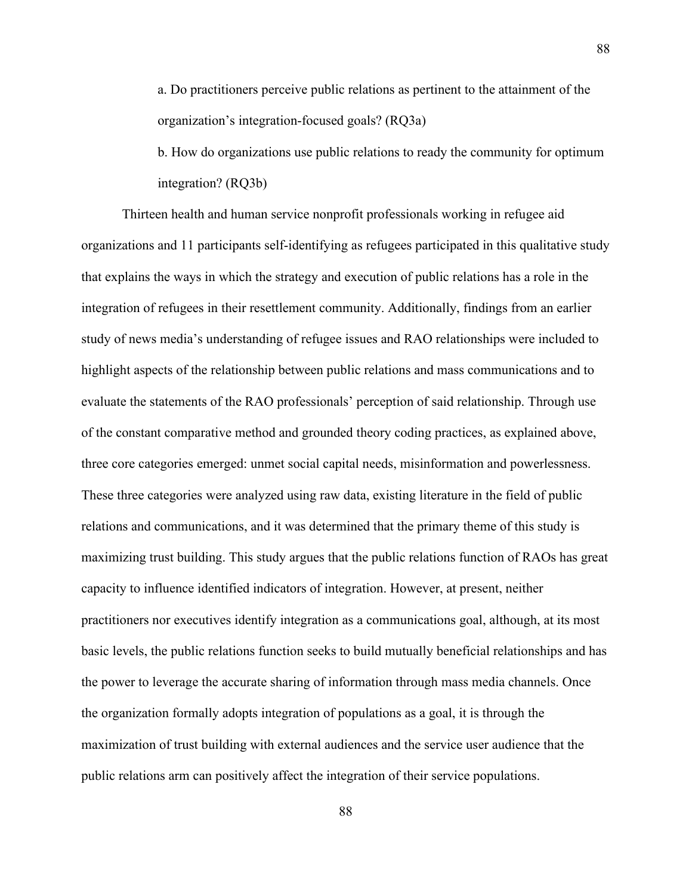a. Do practitioners perceive public relations as pertinent to the attainment of the organization's integration-focused goals? (RQ3a)

b. How do organizations use public relations to ready the community for optimum integration? (RQ3b)

Thirteen health and human service nonprofit professionals working in refugee aid organizations and 11 participants self-identifying as refugees participated in this qualitative study that explains the ways in which the strategy and execution of public relations has a role in the integration of refugees in their resettlement community. Additionally, findings from an earlier study of news media's understanding of refugee issues and RAO relationships were included to highlight aspects of the relationship between public relations and mass communications and to evaluate the statements of the RAO professionals' perception of said relationship. Through use of the constant comparative method and grounded theory coding practices, as explained above, three core categories emerged: unmet social capital needs, misinformation and powerlessness. These three categories were analyzed using raw data, existing literature in the field of public relations and communications, and it was determined that the primary theme of this study is maximizing trust building. This study argues that the public relations function of RAOs has great capacity to influence identified indicators of integration. However, at present, neither practitioners nor executives identify integration as a communications goal, although, at its most basic levels, the public relations function seeks to build mutually beneficial relationships and has the power to leverage the accurate sharing of information through mass media channels. Once the organization formally adopts integration of populations as a goal, it is through the maximization of trust building with external audiences and the service user audience that the public relations arm can positively affect the integration of their service populations.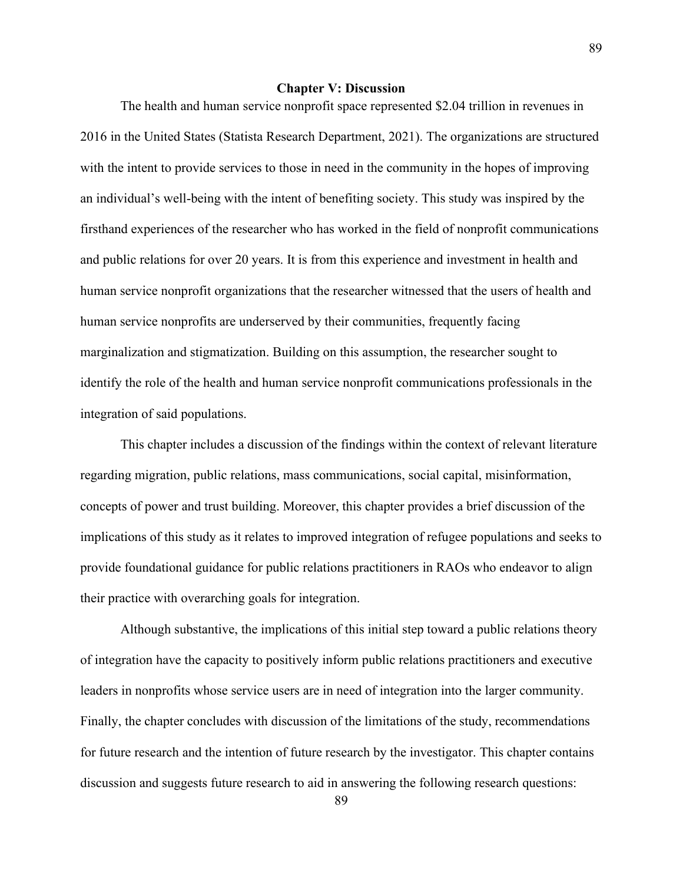# Chapter V: Discussion

The health and human service nonprofit space represented $2.04 trillion in revenues in 2016 in the United States (Statista Research Department, 2021). The organizations are structured with the intent to provide services to those in need in the community in the hopes of improving an individual's well-being with the intent of benefiting society. This study was inspired by the firsthand experiences of the researcher who has worked in the field of nonprofit communications and public relations for over 20 years. It is from this experience and investment in health and human service nonprofit organizations that the researcher witnessed that the users of health and human service nonprofits are underserved by their communities, frequently facing marginalization and stigmatization. Building on this assumption, the researcher sought to identify the role of the health and human service nonprofit communications professionals in the integration of said populations.

This chapter includes a discussion of the findings within the context of relevant literature regarding migration, public relations, mass communications, social capital, misinformation, concepts of power and trust building. Moreover, this chapter provides a brief discussion of the implications of this study as it relates to improved integration of refugee populations and seeks to provide foundational guidance for public relations practitioners in RAOs who endeavor to align their practice with overarching goals for integration.

Although substantive, the implications of this initial step toward a public relations theory of integration have the capacity to positively inform public relations practitioners and executive leaders in nonprofits whose service users are in need of integration into the larger community. Finally, the chapter concludes with discussion of the limitations of the study, recommendations for future research and the intention of future research by the investigator. This chapter contains discussion and suggests future research to aid in answering the following research questions: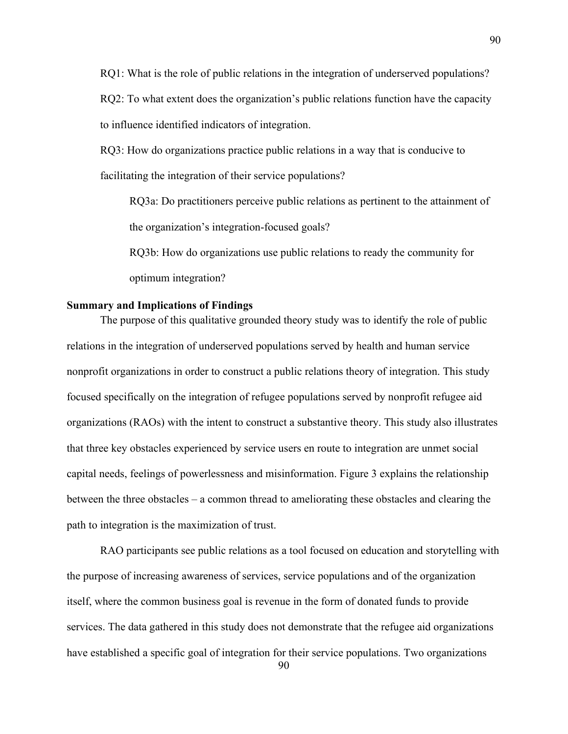RQ1: What is the role of public relations in the integration of underserved populations?

RQ2: To what extent does the organization's public relations function have the capacity to influence identified indicators of integration.

RQ3: How do organizations practice public relations in a way that is conducive to facilitating the integration of their service populations?

> RQ3a: Do practitioners perceive public relations as pertinent to the attainment of the organization's integration-focused goals?
>
> RQ3b: How do organizations use public relations to ready the community for optimum integration?

**Summary and Implications of Findings**

The purpose of this qualitative grounded theory study was to identify the role of public relations in the integration of underserved populations served by health and human service nonprofit organizations in order to construct a public relations theory of integration. This study focused specifically on the integration of refugee populations served by nonprofit refugee aid organizations (RAOs) with the intent to construct a substantive theory. This study also illustrates that three key obstacles experienced by service users en route to integration are unmet social capital needs, feelings of powerlessness and misinformation. Figure 3 explains the relationship between the three obstacles – a common thread to ameliorating these obstacles and clearing the path to integration is the maximization of trust.

RAO participants see public relations as a tool focused on education and storytelling with the purpose of increasing awareness of services, service populations and of the organization itself, where the common business goal is revenue in the form of donated funds to provide services. The data gathered in this study does not demonstrate that the refugee aid organizations have established a specific goal of integration for their service populations. Two organizations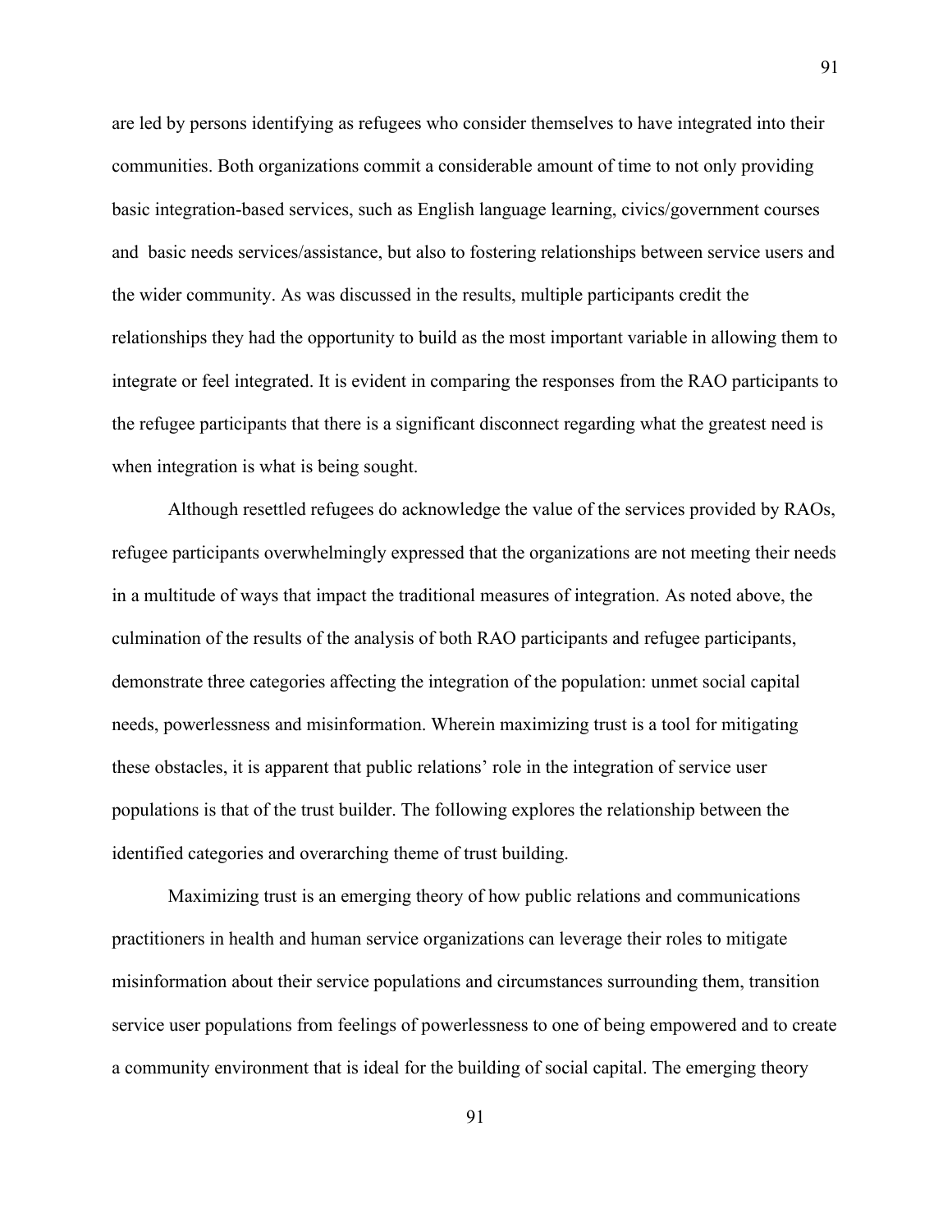are led by persons identifying as refugees who consider themselves to have integrated into their communities. Both organizations commit a considerable amount of time to not only providing basic integration-based services, such as English language learning, civics/government courses and basic needs services/assistance, but also to fostering relationships between service users and the wider community. As was discussed in the results, multiple participants credit the relationships they had the opportunity to build as the most important variable in allowing them to integrate or feel integrated. It is evident in comparing the responses from the RAO participants to the refugee participants that there is a significant disconnect regarding what the greatest need is when integration is what is being sought.

Although resettled refugees do acknowledge the value of the services provided by RAOs, refugee participants overwhelmingly expressed that the organizations are not meeting their needs in a multitude of ways that impact the traditional measures of integration. As noted above, the culmination of the results of the analysis of both RAO participants and refugee participants, demonstrate three categories affecting the integration of the population: unmet social capital needs, powerlessness and misinformation. Wherein maximizing trust is a tool for mitigating these obstacles, it is apparent that public relations' role in the integration of service user populations is that of the trust builder. The following explores the relationship between the identified categories and overarching theme of trust building.

Maximizing trust is an emerging theory of how public relations and communications practitioners in health and human service organizations can leverage their roles to mitigate misinformation about their service populations and circumstances surrounding them, transition service user populations from feelings of powerlessness to one of being empowered and to create a community environment that is ideal for the building of social capital. The emerging theory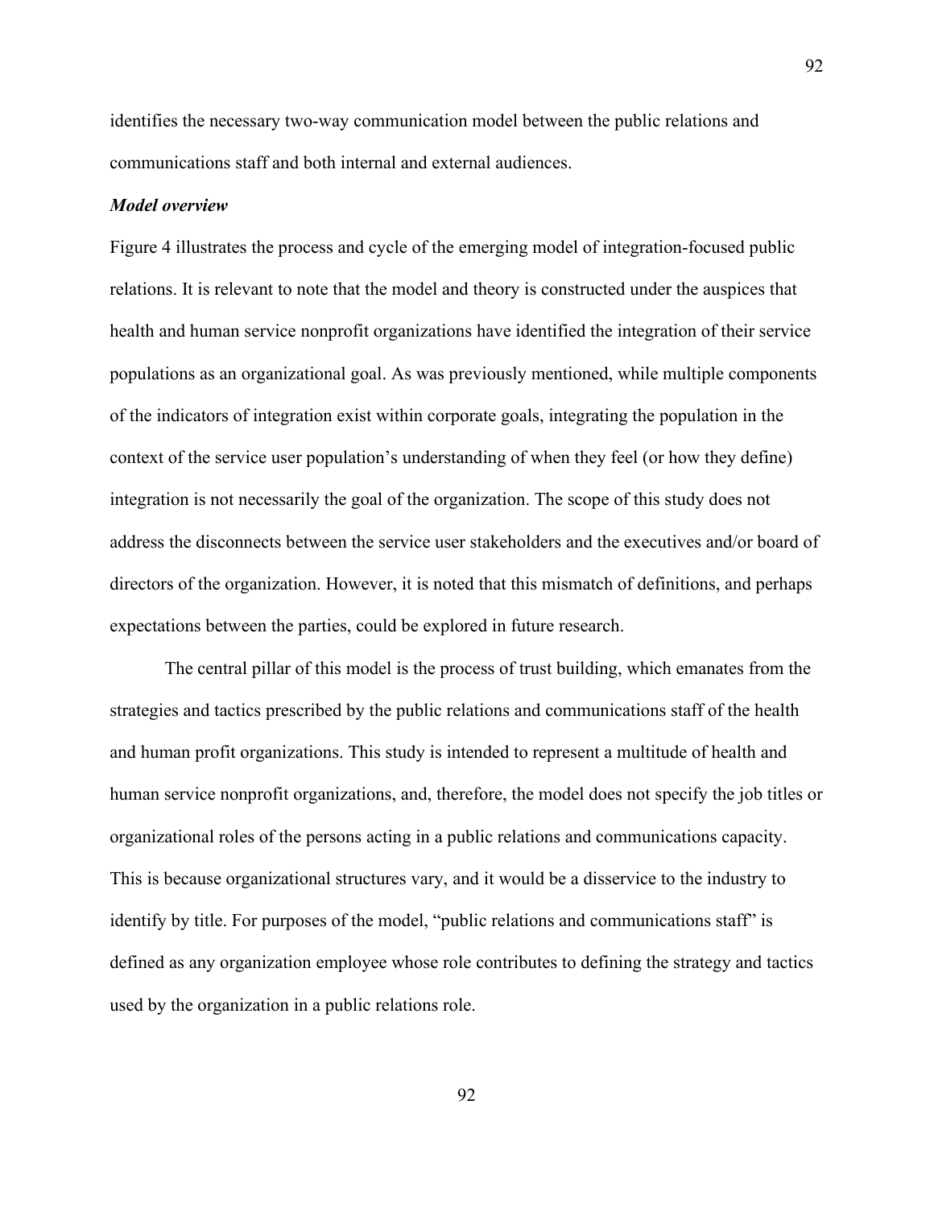identifies the necessary two-way communication model between the public relations and communications staff and both internal and external audiences.

***Model overview***

Figure 4 illustrates the process and cycle of the emerging model of integration-focused public relations. It is relevant to note that the model and theory is constructed under the auspices that health and human service nonprofit organizations have identified the integration of their service populations as an organizational goal. As was previously mentioned, while multiple components of the indicators of integration exist within corporate goals, integrating the population in the context of the service user population's understanding of when they feel (or how they define) integration is not necessarily the goal of the organization. The scope of this study does not address the disconnects between the service user stakeholders and the executives and/or board of directors of the organization. However, it is noted that this mismatch of definitions, and perhaps expectations between the parties, could be explored in future research.

The central pillar of this model is the process of trust building, which emanates from the strategies and tactics prescribed by the public relations and communications staff of the health and human profit organizations. This study is intended to represent a multitude of health and human service nonprofit organizations, and, therefore, the model does not specify the job titles or organizational roles of the persons acting in a public relations and communications capacity. This is because organizational structures vary, and it would be a disservice to the industry to identify by title. For purposes of the model, "public relations and communications staff" is defined as any organization employee whose role contributes to defining the strategy and tactics used by the organization in a public relations role.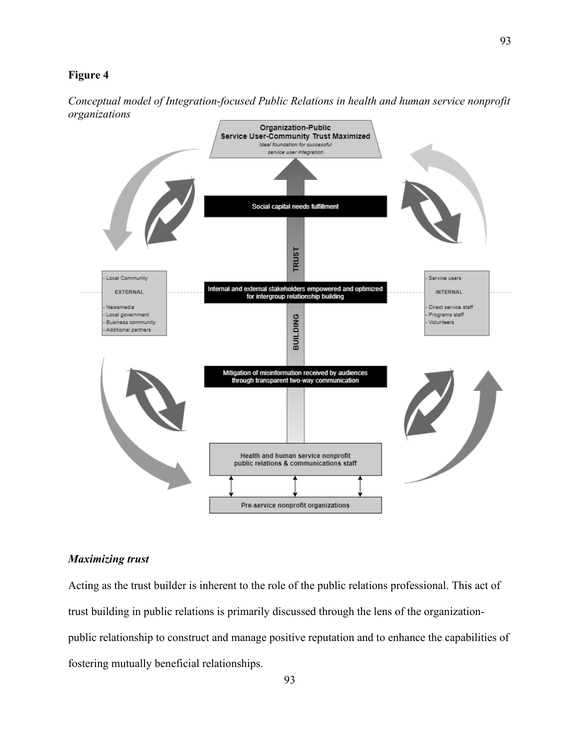**Figure 4**

*Conceptual model of Integration-focused Public Relations in health and human service nonprofit organizations*

Organization-Public Service User-Community Trust Maximized

*Ideal foundation for successful service user integration*

Social capital needs fulfillment

TRUST

Internal and external stakeholders empowered and optimized for intergroup relationship building

BUILDING

Mitigation of misinformation received by audiences through transparent two-way communication

Health and human service nonprofit public relations & communications staff

Pre-service nonprofit organizations

- Local Community

EXTERNAL

- Newsmedia
- Local government
- Business community
- Additional partners

- Service users

INTERNAL

- Direct service staff
- Programs staff
- Volunteers

### *Maximizing trust*

Acting as the trust builder is inherent to the role of the public relations professional. This act of trust building in public relations is primarily discussed through the lens of the organization-public relationship to construct and manage positive reputation and to enhance the capabilities of fostering mutually beneficial relationships.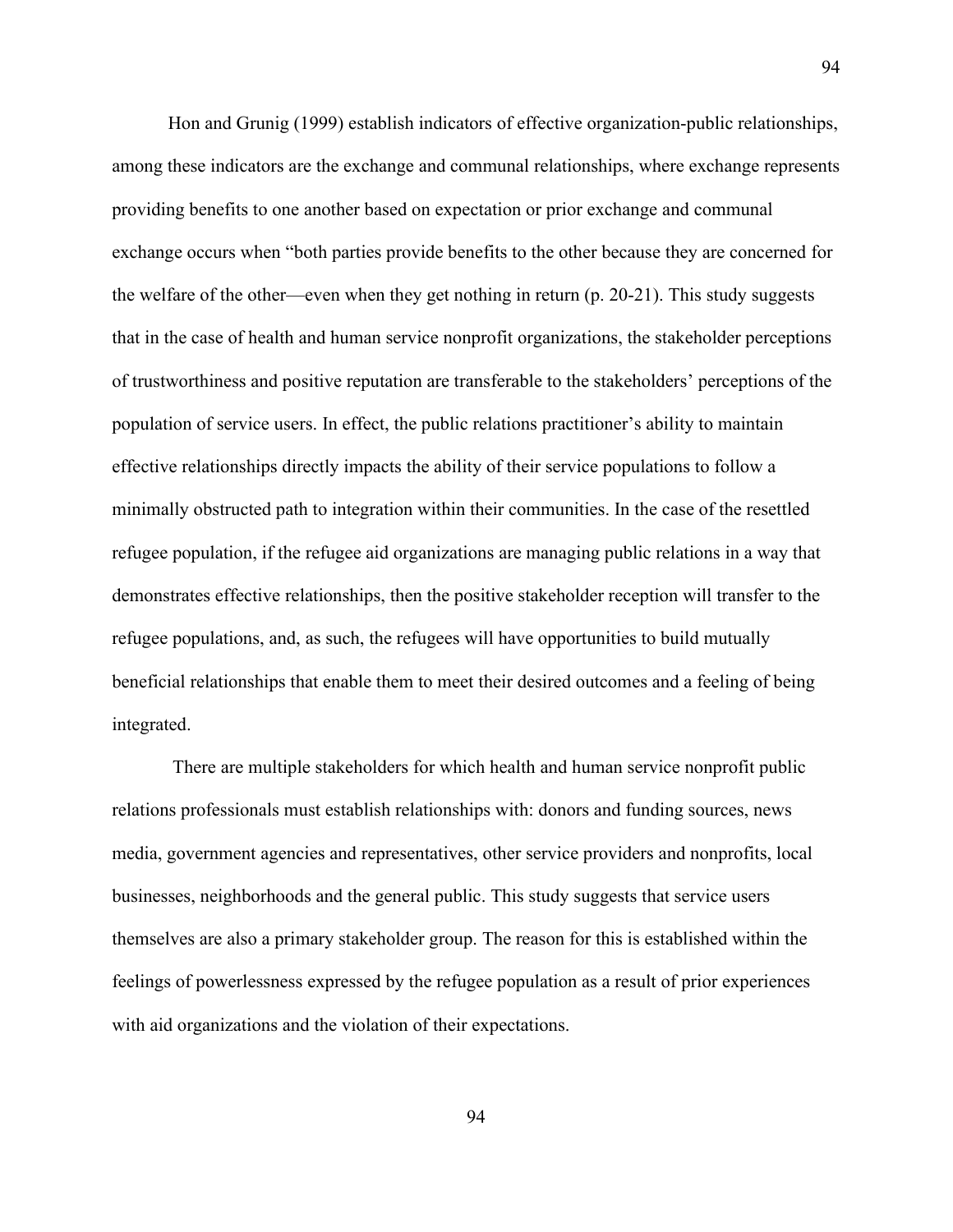Hon and Grunig (1999) establish indicators of effective organization-public relationships, among these indicators are the exchange and communal relationships, where exchange represents providing benefits to one another based on expectation or prior exchange and communal exchange occurs when "both parties provide benefits to the other because they are concerned for the welfare of the other—even when they get nothing in return (p. 20-21). This study suggests that in the case of health and human service nonprofit organizations, the stakeholder perceptions of trustworthiness and positive reputation are transferable to the stakeholders' perceptions of the population of service users. In effect, the public relations practitioner's ability to maintain effective relationships directly impacts the ability of their service populations to follow a minimally obstructed path to integration within their communities. In the case of the resettled refugee population, if the refugee aid organizations are managing public relations in a way that demonstrates effective relationships, then the positive stakeholder reception will transfer to the refugee populations, and, as such, the refugees will have opportunities to build mutually beneficial relationships that enable them to meet their desired outcomes and a feeling of being integrated.

There are multiple stakeholders for which health and human service nonprofit public relations professionals must establish relationships with: donors and funding sources, news media, government agencies and representatives, other service providers and nonprofits, local businesses, neighborhoods and the general public. This study suggests that service users themselves are also a primary stakeholder group. The reason for this is established within the feelings of powerlessness expressed by the refugee population as a result of prior experiences with aid organizations and the violation of their expectations.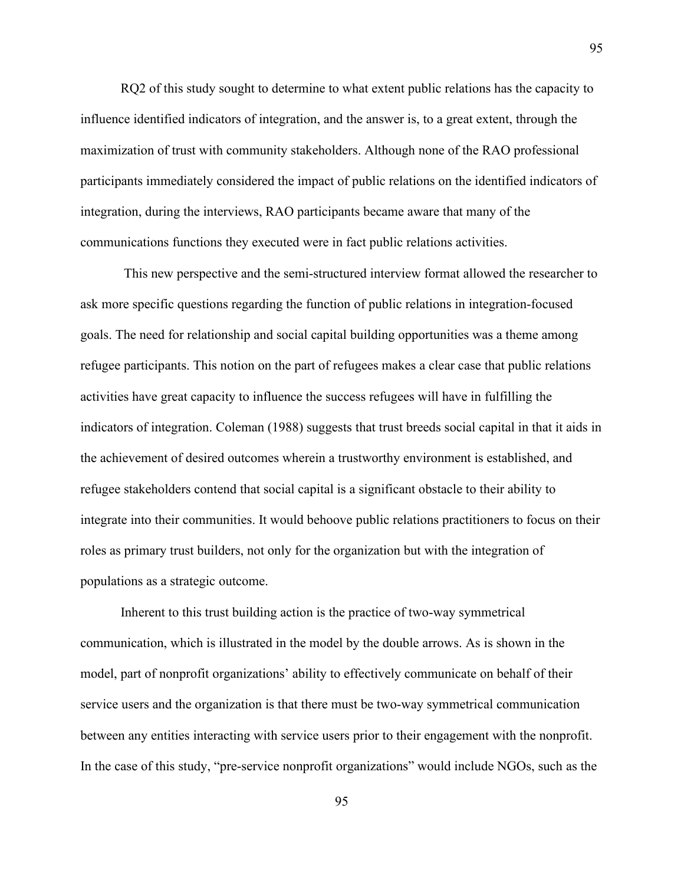RQ2 of this study sought to determine to what extent public relations has the capacity to influence identified indicators of integration, and the answer is, to a great extent, through the maximization of trust with community stakeholders. Although none of the RAO professional participants immediately considered the impact of public relations on the identified indicators of integration, during the interviews, RAO participants became aware that many of the communications functions they executed were in fact public relations activities.

This new perspective and the semi-structured interview format allowed the researcher to ask more specific questions regarding the function of public relations in integration-focused goals. The need for relationship and social capital building opportunities was a theme among refugee participants. This notion on the part of refugees makes a clear case that public relations activities have great capacity to influence the success refugees will have in fulfilling the indicators of integration. Coleman (1988) suggests that trust breeds social capital in that it aids in the achievement of desired outcomes wherein a trustworthy environment is established, and refugee stakeholders contend that social capital is a significant obstacle to their ability to integrate into their communities. It would behoove public relations practitioners to focus on their roles as primary trust builders, not only for the organization but with the integration of populations as a strategic outcome.

Inherent to this trust building action is the practice of two-way symmetrical communication, which is illustrated in the model by the double arrows. As is shown in the model, part of nonprofit organizations' ability to effectively communicate on behalf of their service users and the organization is that there must be two-way symmetrical communication between any entities interacting with service users prior to their engagement with the nonprofit. In the case of this study, "pre-service nonprofit organizations" would include NGOs, such as the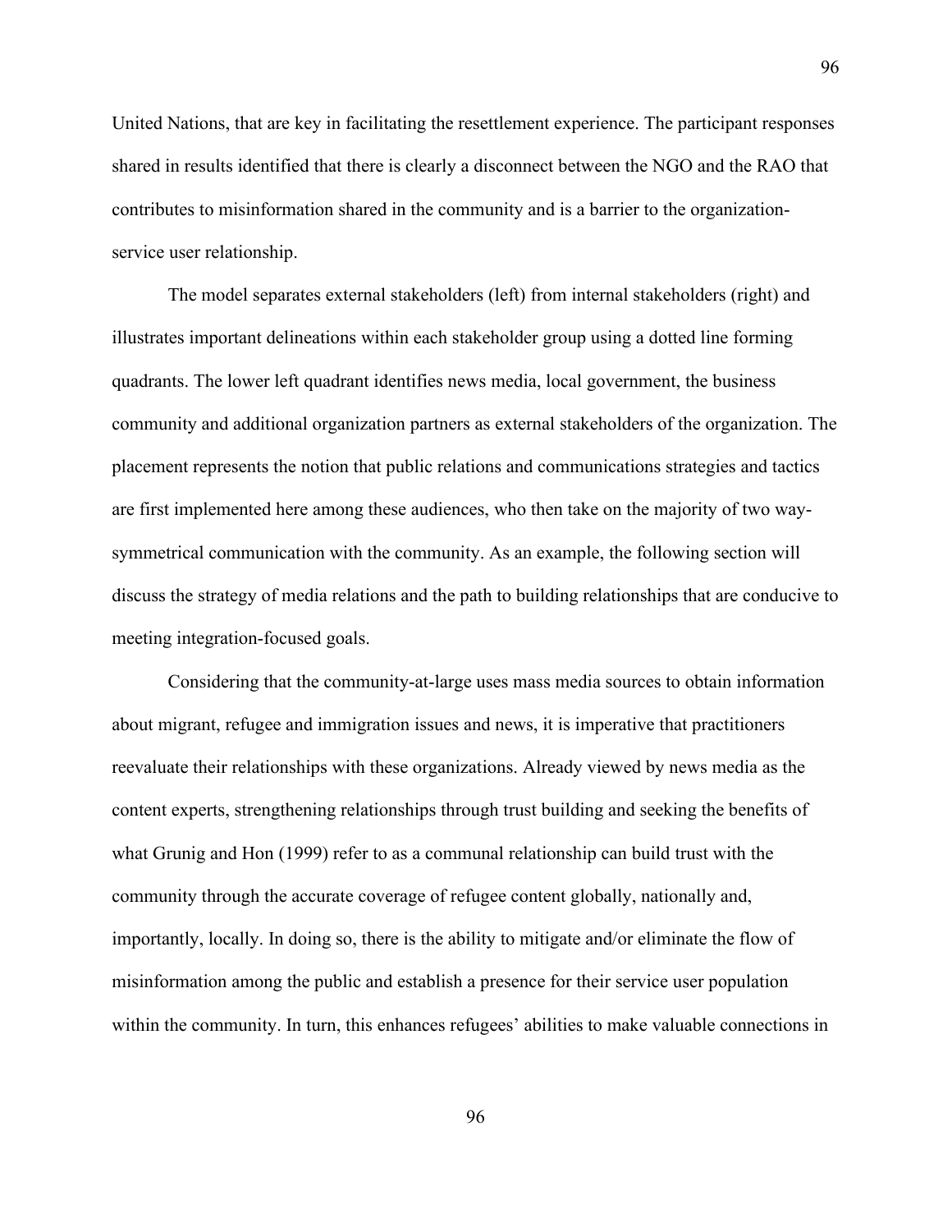United Nations, that are key in facilitating the resettlement experience. The participant responses shared in results identified that there is clearly a disconnect between the NGO and the RAO that contributes to misinformation shared in the community and is a barrier to the organization-service user relationship.

The model separates external stakeholders (left) from internal stakeholders (right) and illustrates important delineations within each stakeholder group using a dotted line forming quadrants. The lower left quadrant identifies news media, local government, the business community and additional organization partners as external stakeholders of the organization. The placement represents the notion that public relations and communications strategies and tactics are first implemented here among these audiences, who then take on the majority of two way-symmetrical communication with the community. As an example, the following section will discuss the strategy of media relations and the path to building relationships that are conducive to meeting integration-focused goals.

Considering that the community-at-large uses mass media sources to obtain information about migrant, refugee and immigration issues and news, it is imperative that practitioners reevaluate their relationships with these organizations. Already viewed by news media as the content experts, strengthening relationships through trust building and seeking the benefits of what Grunig and Hon (1999) refer to as a communal relationship can build trust with the community through the accurate coverage of refugee content globally, nationally and, importantly, locally. In doing so, there is the ability to mitigate and/or eliminate the flow of misinformation among the public and establish a presence for their service user population within the community. In turn, this enhances refugees' abilities to make valuable connections in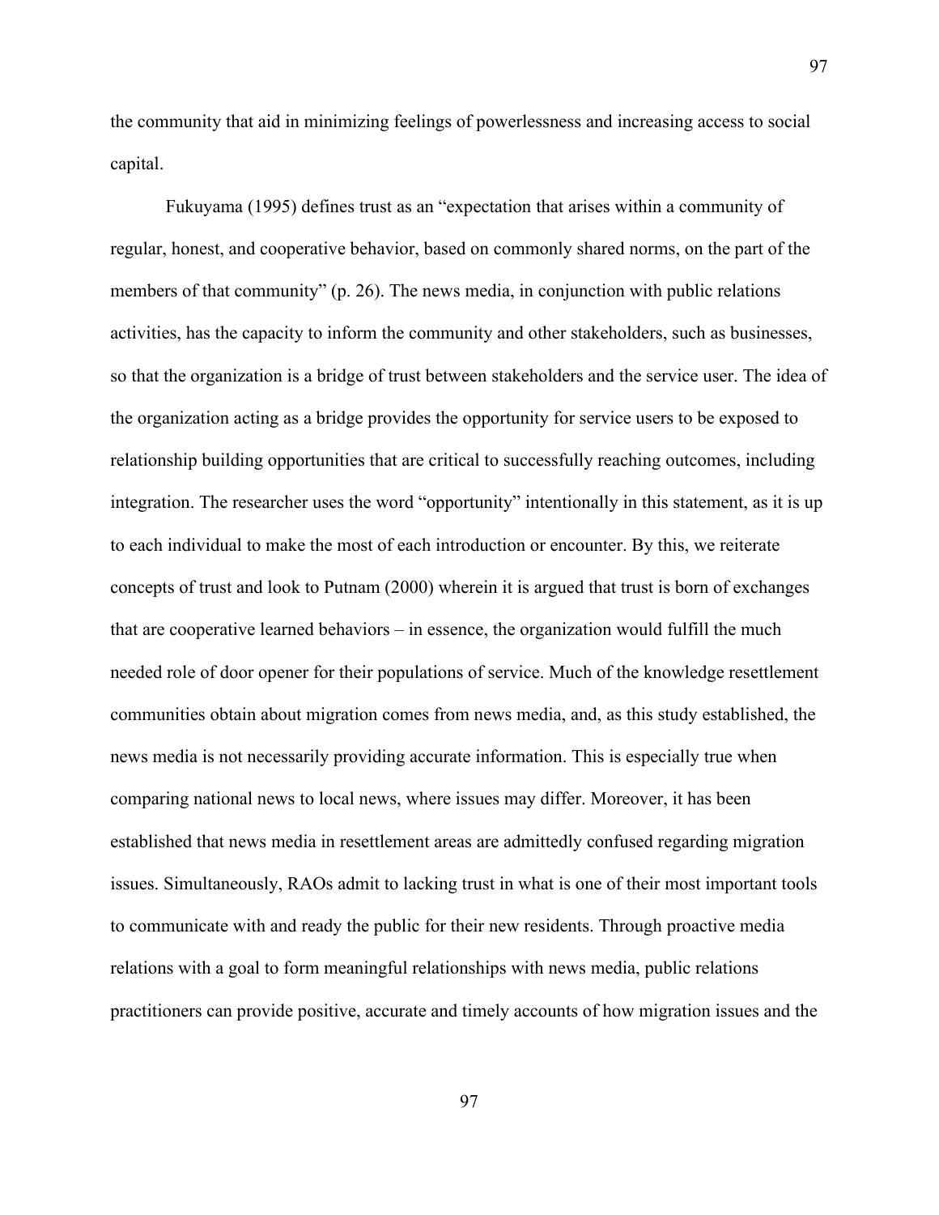the community that aid in minimizing feelings of powerlessness and increasing access to social capital.

Fukuyama (1995) defines trust as an "expectation that arises within a community of regular, honest, and cooperative behavior, based on commonly shared norms, on the part of the members of that community" (p. 26). The news media, in conjunction with public relations activities, has the capacity to inform the community and other stakeholders, such as businesses, so that the organization is a bridge of trust between stakeholders and the service user. The idea of the organization acting as a bridge provides the opportunity for service users to be exposed to relationship building opportunities that are critical to successfully reaching outcomes, including integration. The researcher uses the word "opportunity" intentionally in this statement, as it is up to each individual to make the most of each introduction or encounter. By this, we reiterate concepts of trust and look to Putnam (2000) wherein it is argued that trust is born of exchanges that are cooperative learned behaviors – in essence, the organization would fulfill the much needed role of door opener for their populations of service. Much of the knowledge resettlement communities obtain about migration comes from news media, and, as this study established, the news media is not necessarily providing accurate information. This is especially true when comparing national news to local news, where issues may differ. Moreover, it has been established that news media in resettlement areas are admittedly confused regarding migration issues. Simultaneously, RAOs admit to lacking trust in what is one of their most important tools to communicate with and ready the public for their new residents. Through proactive media relations with a goal to form meaningful relationships with news media, public relations practitioners can provide positive, accurate and timely accounts of how migration issues and the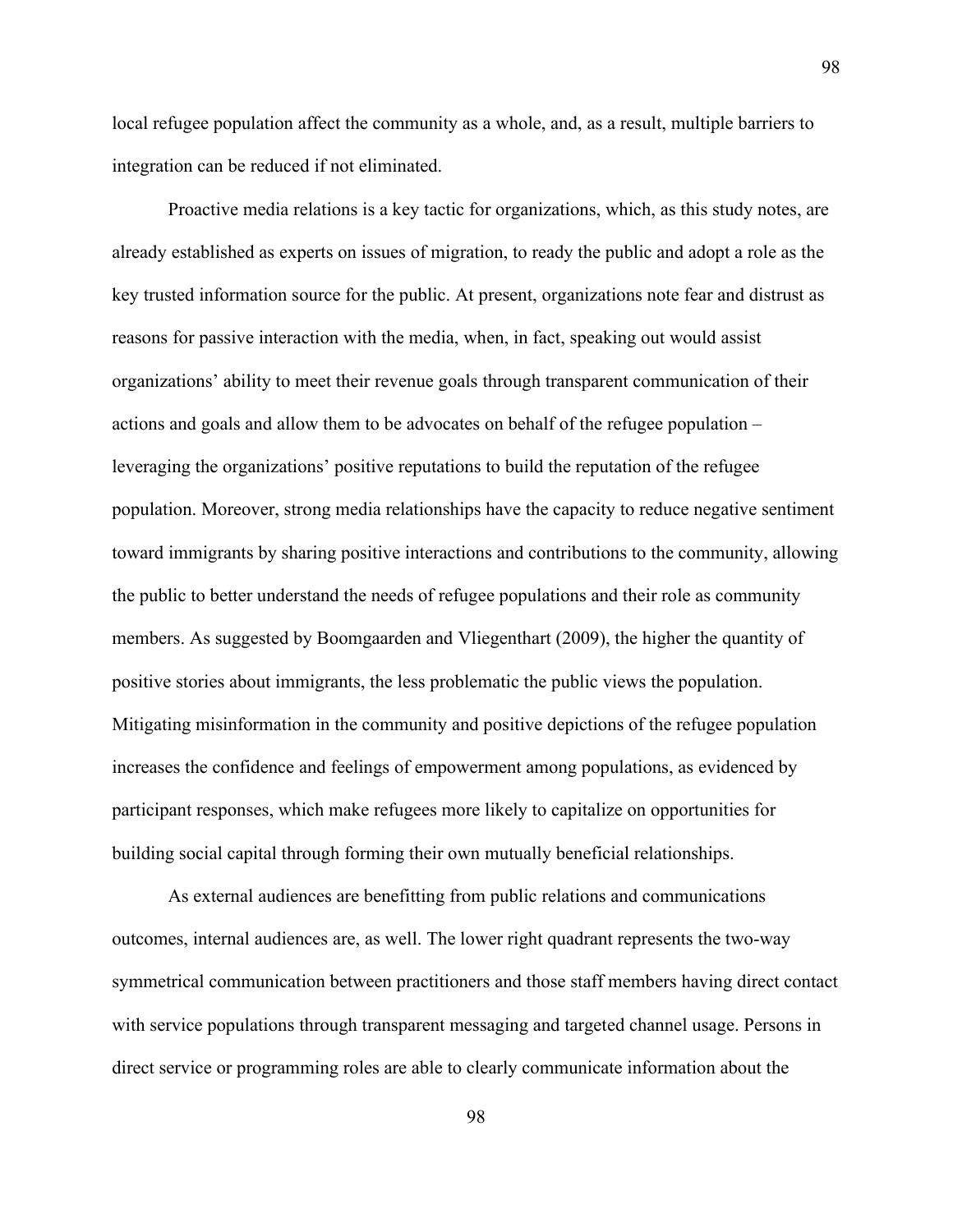local refugee population affect the community as a whole, and, as a result, multiple barriers to integration can be reduced if not eliminated.

Proactive media relations is a key tactic for organizations, which, as this study notes, are already established as experts on issues of migration, to ready the public and adopt a role as the key trusted information source for the public. At present, organizations note fear and distrust as reasons for passive interaction with the media, when, in fact, speaking out would assist organizations' ability to meet their revenue goals through transparent communication of their actions and goals and allow them to be advocates on behalf of the refugee population – leveraging the organizations' positive reputations to build the reputation of the refugee population. Moreover, strong media relationships have the capacity to reduce negative sentiment toward immigrants by sharing positive interactions and contributions to the community, allowing the public to better understand the needs of refugee populations and their role as community members. As suggested by Boomgaarden and Vliegenthart (2009), the higher the quantity of positive stories about immigrants, the less problematic the public views the population. Mitigating misinformation in the community and positive depictions of the refugee population increases the confidence and feelings of empowerment among populations, as evidenced by participant responses, which make refugees more likely to capitalize on opportunities for building social capital through forming their own mutually beneficial relationships.

As external audiences are benefitting from public relations and communications outcomes, internal audiences are, as well. The lower right quadrant represents the two-way symmetrical communication between practitioners and those staff members having direct contact with service populations through transparent messaging and targeted channel usage. Persons in direct service or programming roles are able to clearly communicate information about the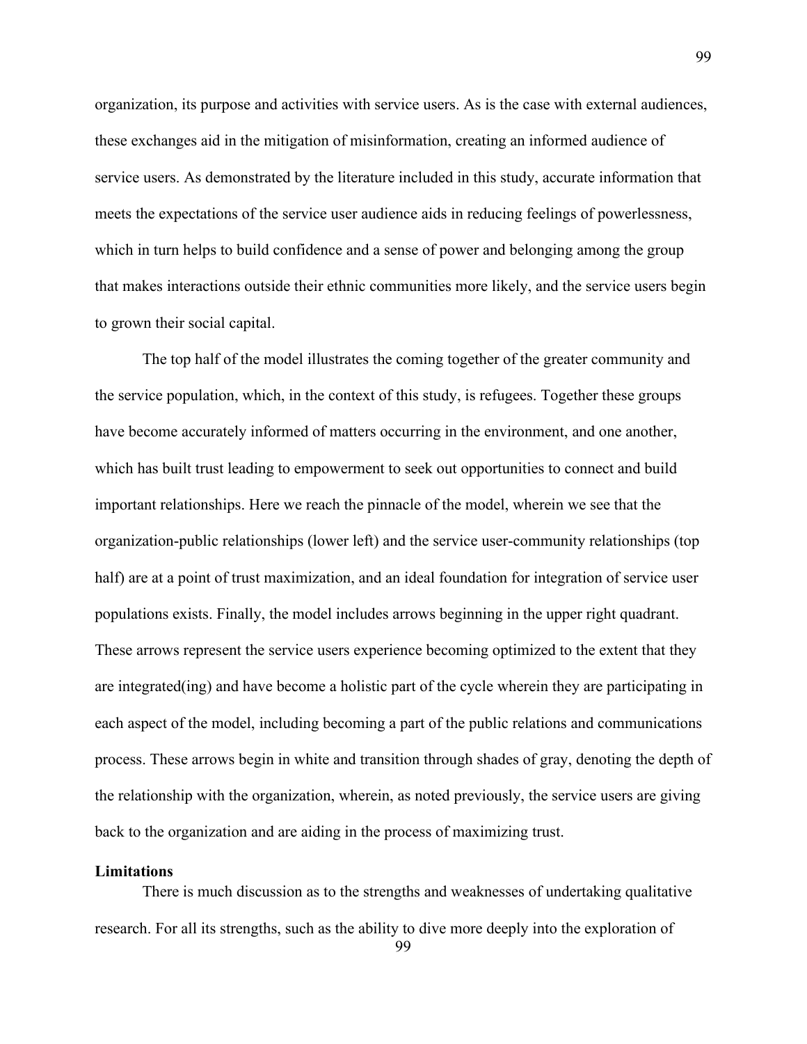organization, its purpose and activities with service users. As is the case with external audiences, these exchanges aid in the mitigation of misinformation, creating an informed audience of service users. As demonstrated by the literature included in this study, accurate information that meets the expectations of the service user audience aids in reducing feelings of powerlessness, which in turn helps to build confidence and a sense of power and belonging among the group that makes interactions outside their ethnic communities more likely, and the service users begin to grown their social capital.

The top half of the model illustrates the coming together of the greater community and the service population, which, in the context of this study, is refugees. Together these groups have become accurately informed of matters occurring in the environment, and one another, which has built trust leading to empowerment to seek out opportunities to connect and build important relationships. Here we reach the pinnacle of the model, wherein we see that the organization-public relationships (lower left) and the service user-community relationships (top half) are at a point of trust maximization, and an ideal foundation for integration of service user populations exists. Finally, the model includes arrows beginning in the upper right quadrant. These arrows represent the service users experience becoming optimized to the extent that they are integrated(ing) and have become a holistic part of the cycle wherein they are participating in each aspect of the model, including becoming a part of the public relations and communications process. These arrows begin in white and transition through shades of gray, denoting the depth of the relationship with the organization, wherein, as noted previously, the service users are giving back to the organization and are aiding in the process of maximizing trust.

**Limitations**

There is much discussion as to the strengths and weaknesses of undertaking qualitative research. For all its strengths, such as the ability to dive more deeply into the exploration of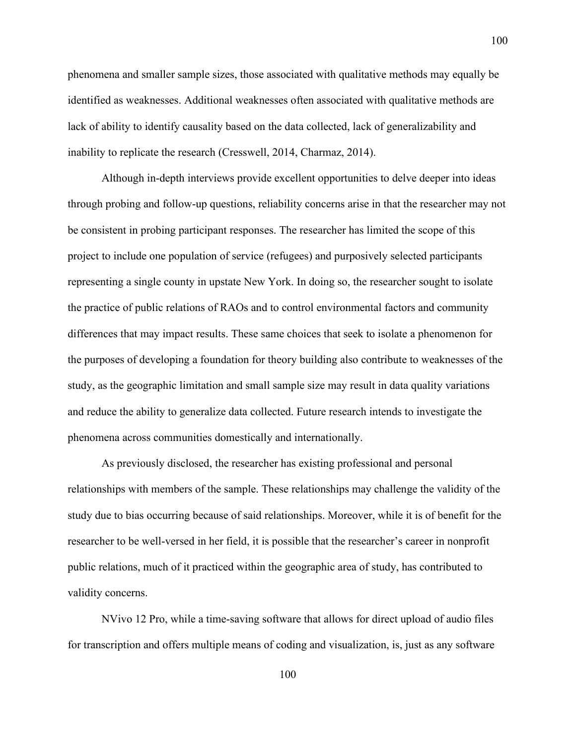phenomena and smaller sample sizes, those associated with qualitative methods may equally be identified as weaknesses. Additional weaknesses often associated with qualitative methods are lack of ability to identify causality based on the data collected, lack of generalizability and inability to replicate the research (Cresswell, 2014, Charmaz, 2014).

Although in-depth interviews provide excellent opportunities to delve deeper into ideas through probing and follow-up questions, reliability concerns arise in that the researcher may not be consistent in probing participant responses. The researcher has limited the scope of this project to include one population of service (refugees) and purposively selected participants representing a single county in upstate New York. In doing so, the researcher sought to isolate the practice of public relations of RAOs and to control environmental factors and community differences that may impact results. These same choices that seek to isolate a phenomenon for the purposes of developing a foundation for theory building also contribute to weaknesses of the study, as the geographic limitation and small sample size may result in data quality variations and reduce the ability to generalize data collected. Future research intends to investigate the phenomena across communities domestically and internationally.

As previously disclosed, the researcher has existing professional and personal relationships with members of the sample. These relationships may challenge the validity of the study due to bias occurring because of said relationships. Moreover, while it is of benefit for the researcher to be well-versed in her field, it is possible that the researcher's career in nonprofit public relations, much of it practiced within the geographic area of study, has contributed to validity concerns.

NVivo 12 Pro, while a time-saving software that allows for direct upload of audio files for transcription and offers multiple means of coding and visualization, is, just as any software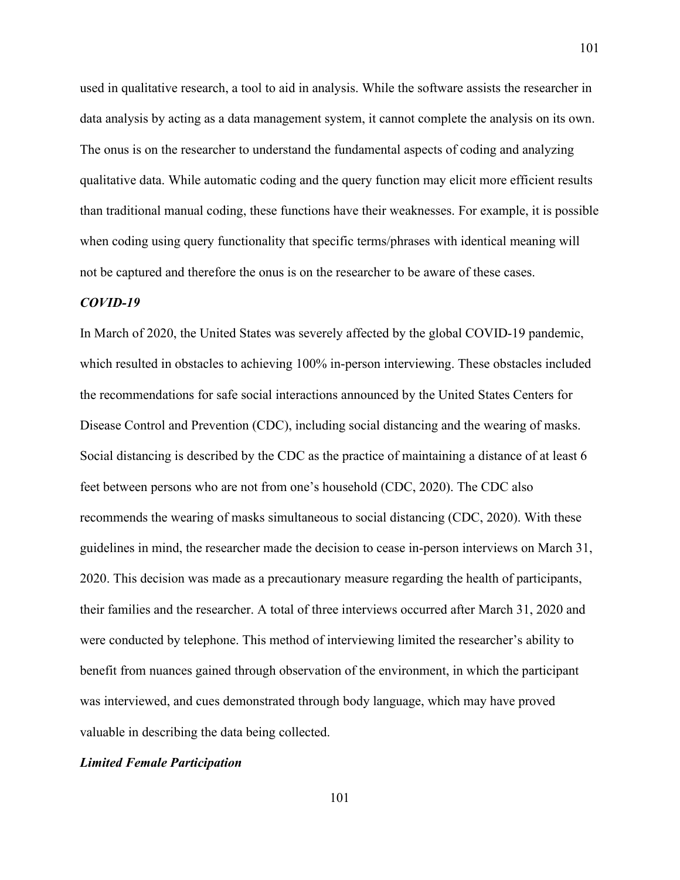used in qualitative research, a tool to aid in analysis. While the software assists the researcher in data analysis by acting as a data management system, it cannot complete the analysis on its own. The onus is on the researcher to understand the fundamental aspects of coding and analyzing qualitative data. While automatic coding and the query function may elicit more efficient results than traditional manual coding, these functions have their weaknesses. For example, it is possible when coding using query functionality that specific terms/phrases with identical meaning will not be captured and therefore the onus is on the researcher to be aware of these cases.

### *COVID-19*

In March of 2020, the United States was severely affected by the global COVID-19 pandemic, which resulted in obstacles to achieving 100% in-person interviewing. These obstacles included the recommendations for safe social interactions announced by the United States Centers for Disease Control and Prevention (CDC), including social distancing and the wearing of masks. Social distancing is described by the CDC as the practice of maintaining a distance of at least 6 feet between persons who are not from one's household (CDC, 2020). The CDC also recommends the wearing of masks simultaneous to social distancing (CDC, 2020). With these guidelines in mind, the researcher made the decision to cease in-person interviews on March 31, 2020. This decision was made as a precautionary measure regarding the health of participants, their families and the researcher. A total of three interviews occurred after March 31, 2020 and were conducted by telephone. This method of interviewing limited the researcher's ability to benefit from nuances gained through observation of the environment, in which the participant was interviewed, and cues demonstrated through body language, which may have proved valuable in describing the data being collected.

### *Limited Female Participation*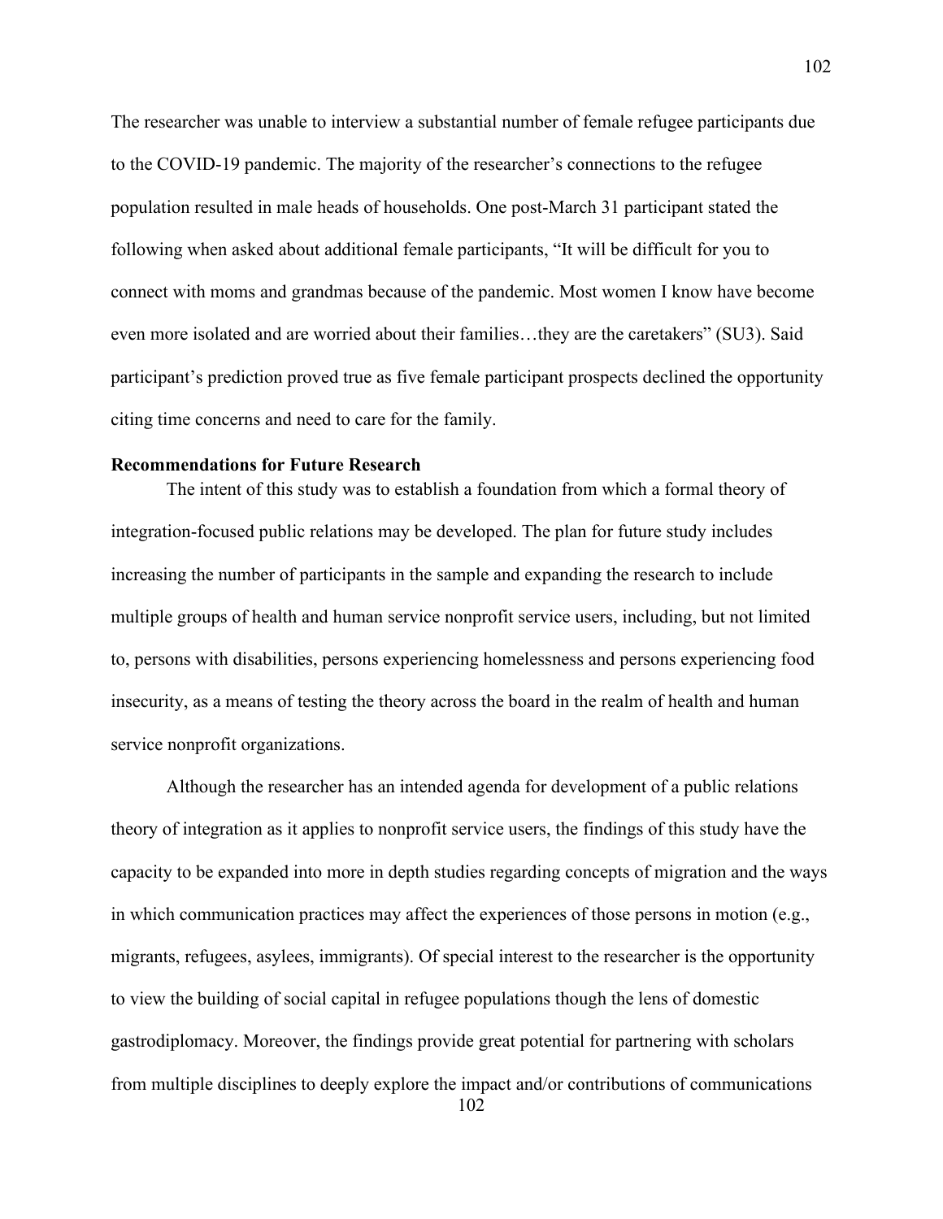The researcher was unable to interview a substantial number of female refugee participants due to the COVID-19 pandemic. The majority of the researcher's connections to the refugee population resulted in male heads of households. One post-March 31 participant stated the following when asked about additional female participants, "It will be difficult for you to connect with moms and grandmas because of the pandemic. Most women I know have become even more isolated and are worried about their families…they are the caretakers" (SU3). Said participant's prediction proved true as five female participant prospects declined the opportunity citing time concerns and need to care for the family.

**Recommendations for Future Research**

The intent of this study was to establish a foundation from which a formal theory of integration-focused public relations may be developed. The plan for future study includes increasing the number of participants in the sample and expanding the research to include multiple groups of health and human service nonprofit service users, including, but not limited to, persons with disabilities, persons experiencing homelessness and persons experiencing food insecurity, as a means of testing the theory across the board in the realm of health and human service nonprofit organizations.

Although the researcher has an intended agenda for development of a public relations theory of integration as it applies to nonprofit service users, the findings of this study have the capacity to be expanded into more in depth studies regarding concepts of migration and the ways in which communication practices may affect the experiences of those persons in motion (e.g., migrants, refugees, asylees, immigrants). Of special interest to the researcher is the opportunity to view the building of social capital in refugee populations though the lens of domestic gastrodiplomacy. Moreover, the findings provide great potential for partnering with scholars from multiple disciplines to deeply explore the impact and/or contributions of communications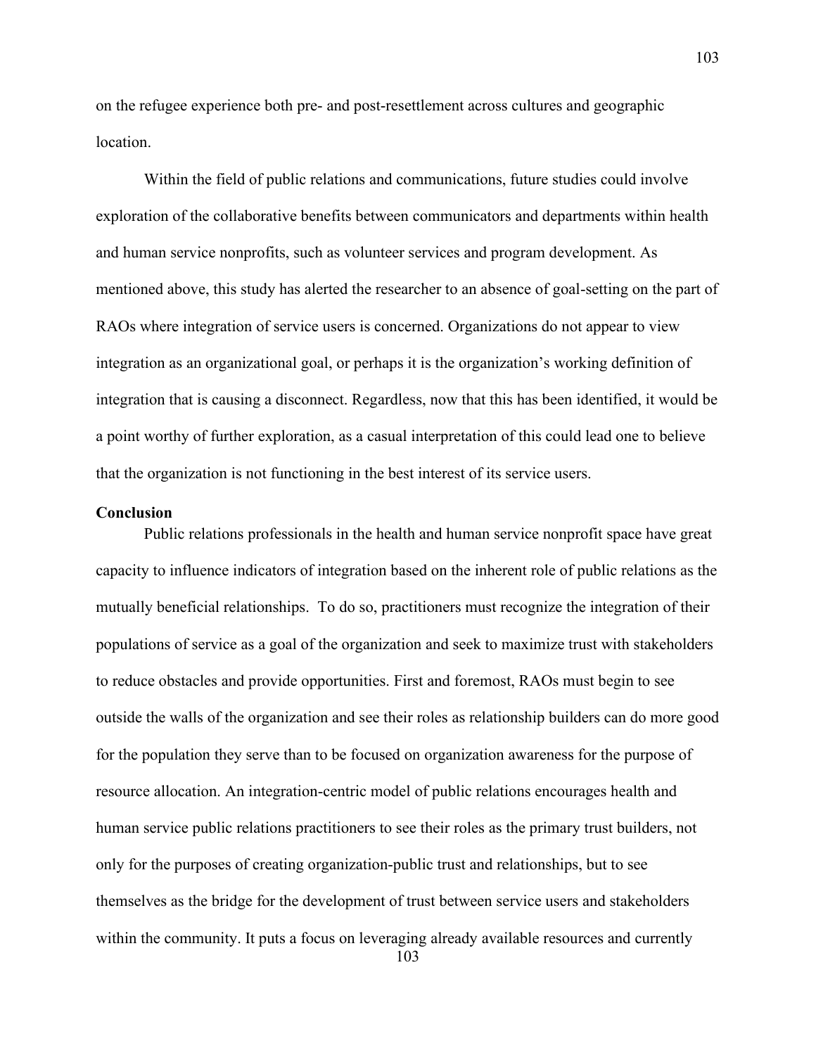on the refugee experience both pre- and post-resettlement across cultures and geographic location.

Within the field of public relations and communications, future studies could involve exploration of the collaborative benefits between communicators and departments within health and human service nonprofits, such as volunteer services and program development. As mentioned above, this study has alerted the researcher to an absence of goal-setting on the part of RAOs where integration of service users is concerned. Organizations do not appear to view integration as an organizational goal, or perhaps it is the organization's working definition of integration that is causing a disconnect. Regardless, now that this has been identified, it would be a point worthy of further exploration, as a casual interpretation of this could lead one to believe that the organization is not functioning in the best interest of its service users.

**Conclusion**

Public relations professionals in the health and human service nonprofit space have great capacity to influence indicators of integration based on the inherent role of public relations as the mutually beneficial relationships. To do so, practitioners must recognize the integration of their populations of service as a goal of the organization and seek to maximize trust with stakeholders to reduce obstacles and provide opportunities. First and foremost, RAOs must begin to see outside the walls of the organization and see their roles as relationship builders can do more good for the population they serve than to be focused on organization awareness for the purpose of resource allocation. An integration-centric model of public relations encourages health and human service public relations practitioners to see their roles as the primary trust builders, not only for the purposes of creating organization-public trust and relationships, but to see themselves as the bridge for the development of trust between service users and stakeholders within the community. It puts a focus on leveraging already available resources and currently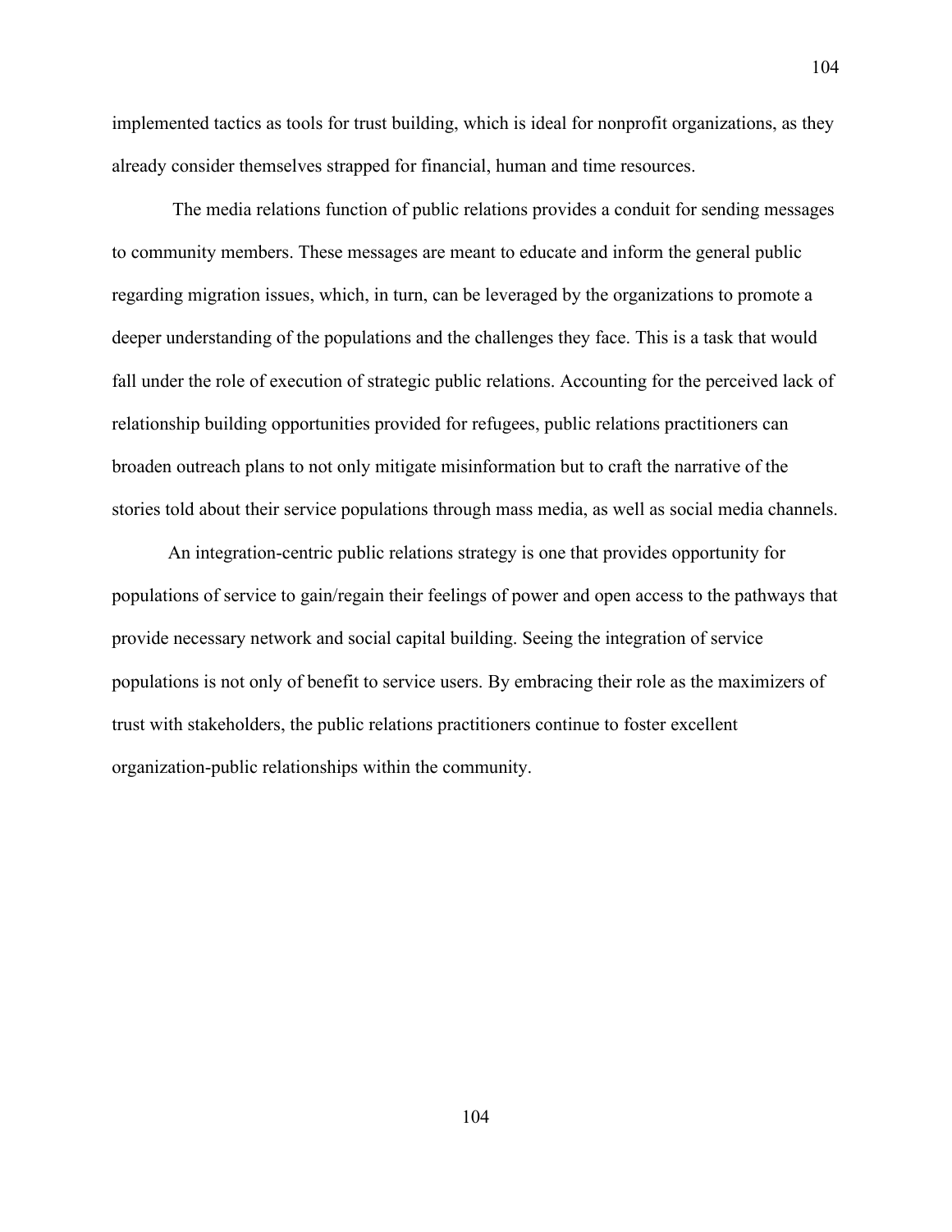implemented tactics as tools for trust building, which is ideal for nonprofit organizations, as they already consider themselves strapped for financial, human and time resources.

The media relations function of public relations provides a conduit for sending messages to community members. These messages are meant to educate and inform the general public regarding migration issues, which, in turn, can be leveraged by the organizations to promote a deeper understanding of the populations and the challenges they face. This is a task that would fall under the role of execution of strategic public relations. Accounting for the perceived lack of relationship building opportunities provided for refugees, public relations practitioners can broaden outreach plans to not only mitigate misinformation but to craft the narrative of the stories told about their service populations through mass media, as well as social media channels.

An integration-centric public relations strategy is one that provides opportunity for populations of service to gain/regain their feelings of power and open access to the pathways that provide necessary network and social capital building. Seeing the integration of service populations is not only of benefit to service users. By embracing their role as the maximizers of trust with stakeholders, the public relations practitioners continue to foster excellent organization-public relationships within the community.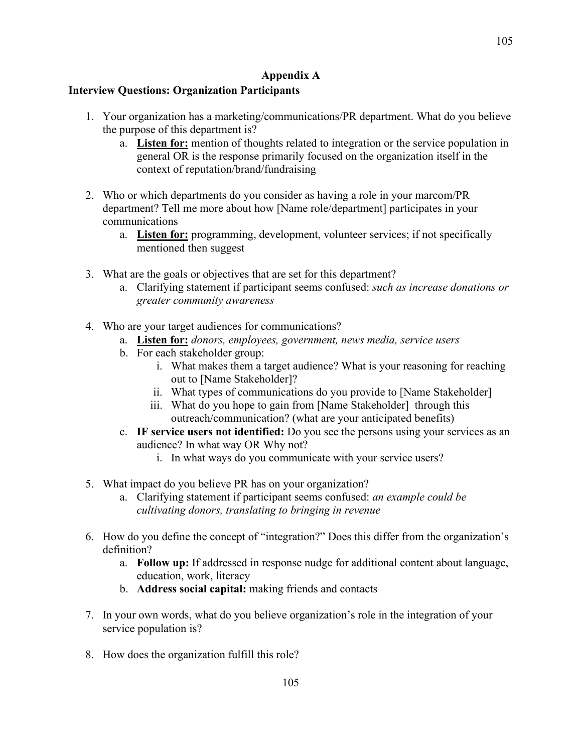# Appendix A

## Interview Questions: Organization Participants

1. Your organization has a marketing/communications/PR department. What do you believe the purpose of this department is?
    a. **Listen for:** mention of thoughts related to integration or the service population in general OR is the response primarily focused on the organization itself in the context of reputation/brand/fundraising

2. Who or which departments do you consider as having a role in your marcom/PR department? Tell me more about how [Name role/department] participates in your communications
    a. **Listen for:** programming, development, volunteer services; if not specifically mentioned then suggest

3. What are the goals or objectives that are set for this department?
    a. Clarifying statement if participant seems confused: *such as increase donations or greater community awareness*

4. Who are your target audiences for communications?
    a. **Listen for:** *donors, employees, government, news media, service users*
    b. For each stakeholder group:
        i. What makes them a target audience? What is your reasoning for reaching out to [Name Stakeholder]?
        ii. What types of communications do you provide to [Name Stakeholder]
        iii. What do you hope to gain from [Name Stakeholder] through this outreach/communication? (what are your anticipated benefits)
    c. **IF service users not identified:** Do you see the persons using your services as an audience? In what way OR Why not?
        i. In what ways do you communicate with your service users?

5. What impact do you believe PR has on your organization?
    a. Clarifying statement if participant seems confused: *an example could be cultivating donors, translating to bringing in revenue*

6. How do you define the concept of "integration?" Does this differ from the organization's definition?
    a. **Follow up:** If addressed in response nudge for additional content about language, education, work, literacy
    b. **Address social capital:** making friends and contacts

7. In your own words, what do you believe organization's role in the integration of your service population is?

8. How does the organization fulfill this role?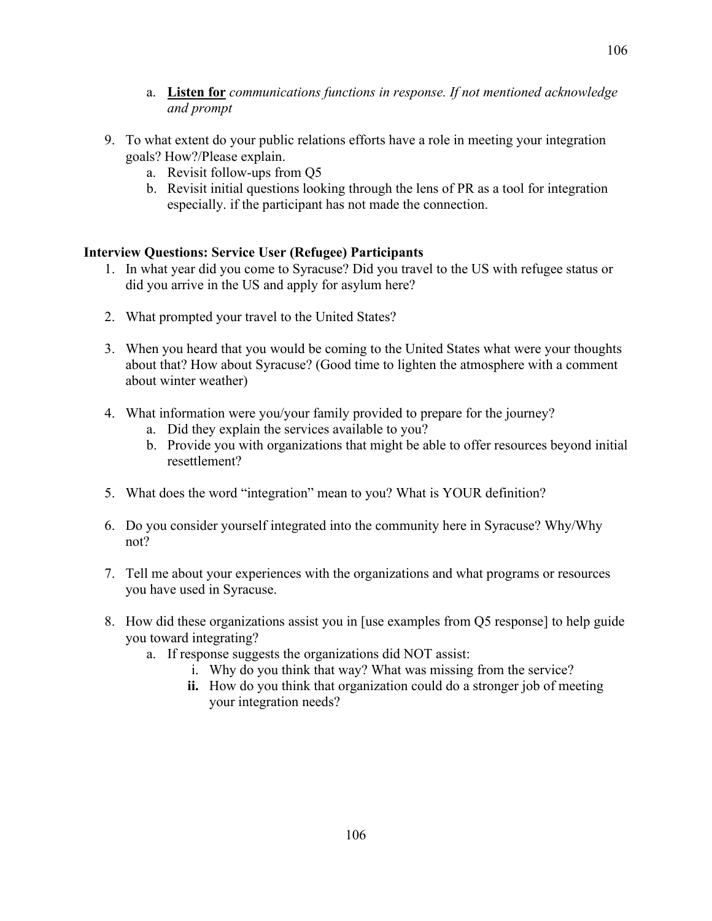a. **<u>Listen for</u>** *communications functions in response. If not mentioned acknowledge and prompt*

9. To what extent do your public relations efforts have a role in meeting your integration goals? How?/Please explain.
   a. Revisit follow-ups from Q5
   b. Revisit initial questions looking through the lens of PR as a tool for integration especially. if the participant has not made the connection.

**Interview Questions: Service User (Refugee) Participants**

1. In what year did you come to Syracuse? Did you travel to the US with refugee status or did you arrive in the US and apply for asylum here?

2. What prompted your travel to the United States?

3. When you heard that you would be coming to the United States what were your thoughts about that? How about Syracuse? (Good time to lighten the atmosphere with a comment about winter weather)

4. What information were you/your family provided to prepare for the journey?
   a. Did they explain the services available to you?
   b. Provide you with organizations that might be able to offer resources beyond initial resettlement?

5. What does the word "integration" mean to you? What is YOUR definition?

6. Do you consider yourself integrated into the community here in Syracuse? Why/Why not?

7. Tell me about your experiences with the organizations and what programs or resources you have used in Syracuse.

8. How did these organizations assist you in [use examples from Q5 response] to help guide you toward integrating?
   a. If response suggests the organizations did NOT assist:
      i. Why do you think that way? What was missing from the service?
      **ii.** How do you think that organization could do a stronger job of meeting your integration needs?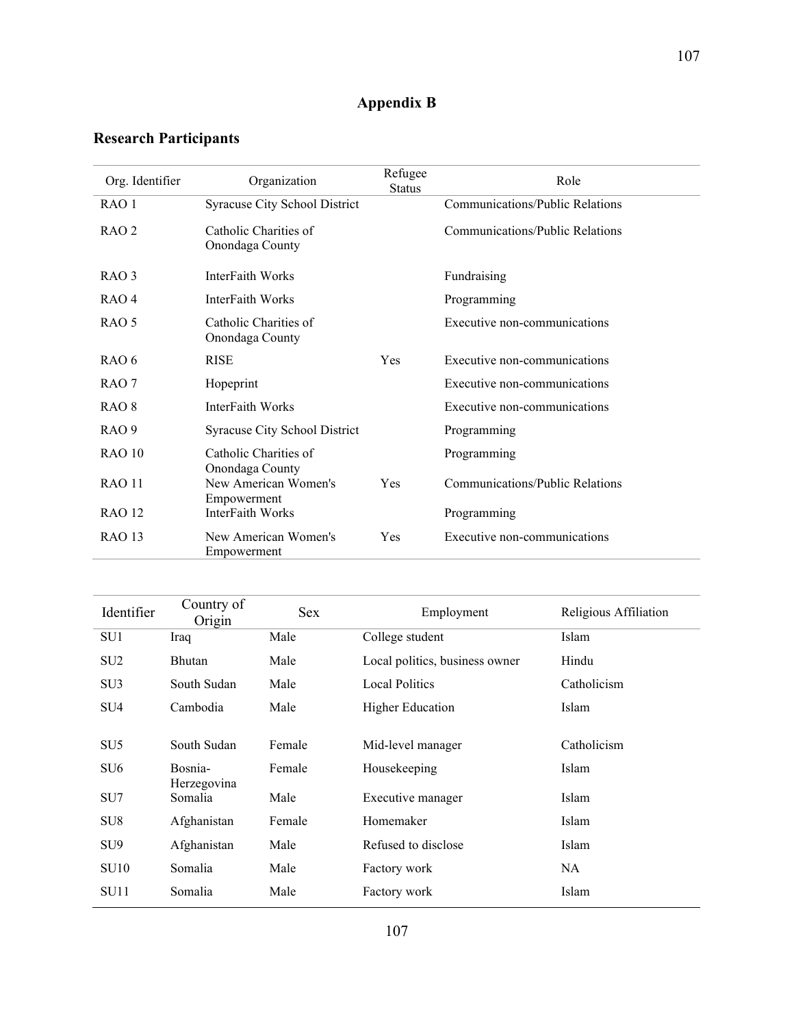# Appendix B

## Research Participants

| Org. Identifier | Organization | Refugee Status | Role |
|---|---|---|---|
| RAO 1 | Syracuse City School District | | Communications/Public Relations |
| RAO 2 | Catholic Charities of Onondaga County | | Communications/Public Relations |
| RAO 3 | InterFaith Works | | Fundraising |
| RAO 4 | InterFaith Works | | Programming |
| RAO 5 | Catholic Charities of Onondaga County | | Executive non-communications |
| RAO 6 | RISE | Yes | Executive non-communications |
| RAO 7 | Hopeprint | | Executive non-communications |
| RAO 8 | InterFaith Works | | Executive non-communications |
| RAO 9 | Syracuse City School District | | Programming |
| RAO 10 | Catholic Charities of Onondaga County | | Programming |
| RAO 11 | New American Women's Empowerment | Yes | Communications/Public Relations |
| RAO 12 | InterFaith Works | | Programming |
| RAO 13 | New American Women's Empowerment | Yes | Executive non-communications |

| Identifier | Country of Origin | Sex | Employment | Religious Affiliation |
|---|---|---|---|---|
| SU1 | Iraq | Male | College student | Islam |
| SU2 | Bhutan | Male | Local politics, business owner | Hindu |
| SU3 | South Sudan | Male | Local Politics | Catholicism |
| SU4 | Cambodia | Male | Higher Education | Islam |
| SU5 | South Sudan | Female | Mid-level manager | Catholicism |
| SU6 | Bosnia-Herzegovina | Female | Housekeeping | Islam |
| SU7 | Somalia | Male | Executive manager | Islam |
| SU8 | Afghanistan | Female | Homemaker | Islam |
| SU9 | Afghanistan | Male | Refused to disclose | Islam |
| SU10 | Somalia | Male | Factory work | NA |
| SU11 | Somalia | Male | Factory work | Islam |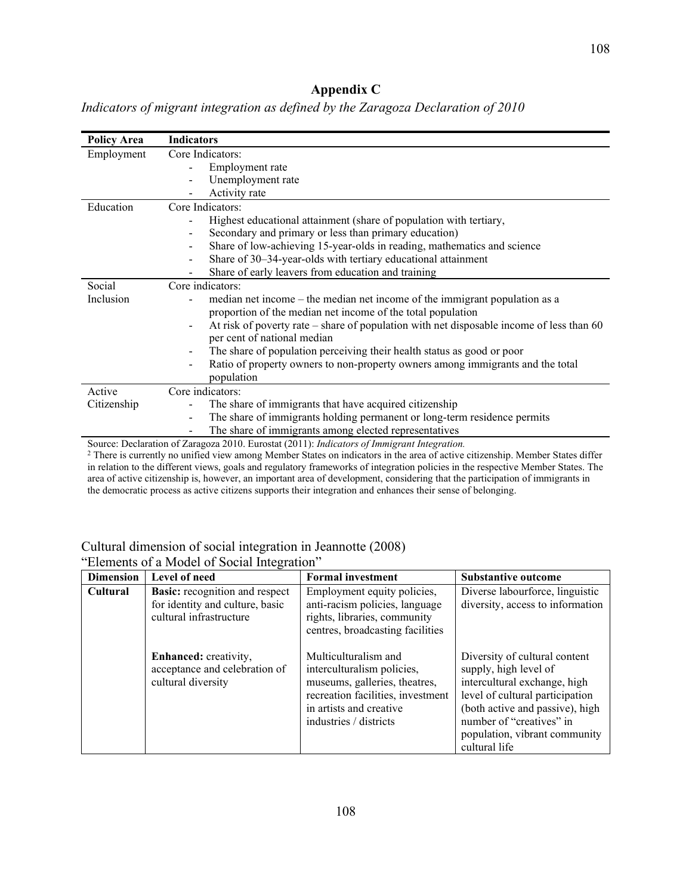## Appendix C

*Indicators of migrant integration as defined by the Zaragoza Declaration of 2010*

| Policy Area | Indicators |
|---|---|
| Employment | Core Indicators:<br>- Employment rate<br>- Unemployment rate<br>- Activity rate |
| Education | Core Indicators:<br>- Highest educational attainment (share of population with tertiary,<br>- Secondary and primary or less than primary education)<br>- Share of low-achieving 15-year-olds in reading, mathematics and science<br>- Share of 30–34-year-olds with tertiary educational attainment<br>- Share of early leavers from education and training |
| Social Inclusion | Core indicators:<br>- median net income – the median net income of the immigrant population as a proportion of the median net income of the total population<br>- At risk of poverty rate – share of population with net disposable income of less than 60 per cent of national median<br>- The share of population perceiving their health status as good or poor<br>- Ratio of property owners to non-property owners among immigrants and the total population |
| Active Citizenship | Core indicators:<br>- The share of immigrants that have acquired citizenship<br>- The share of immigrants holding permanent or long-term residence permits<br>- The share of immigrants among elected representatives |

Source: Declaration of Zaragoza 2010. Eurostat (2011): *Indicators of Immigrant Integration.*

[2] There is currently no unified view among Member States on indicators in the area of active citizenship. Member States differ in relation to the different views, goals and regulatory frameworks of integration policies in the respective Member States. The area of active citizenship is, however, an important area of development, considering that the participation of immigrants in the democratic process as active citizens supports their integration and enhances their sense of belonging.

Cultural dimension of social integration in Jeannotte (2008)
"Elements of a Model of Social Integration"

| Dimension | Level of need | Formal investment | Substantive outcome |
|---|---|---|---|
| **Cultural** | **Basic:** recognition and respect for identity and culture, basic cultural infrastructure | Employment equity policies, anti-racism policies, language rights, libraries, community centres, broadcasting facilities | Diverse labourforce, linguistic diversity, access to information |
| | **Enhanced:** creativity, acceptance and celebration of cultural diversity | Multiculturalism and interculturalism policies, museums, galleries, theatres, recreation facilities, investment in artists and creative industries / districts | Diversity of cultural content supply, high level of intercultural exchange, high level of cultural participation (both active and passive), high number of "creatives" in population, vibrant community cultural life |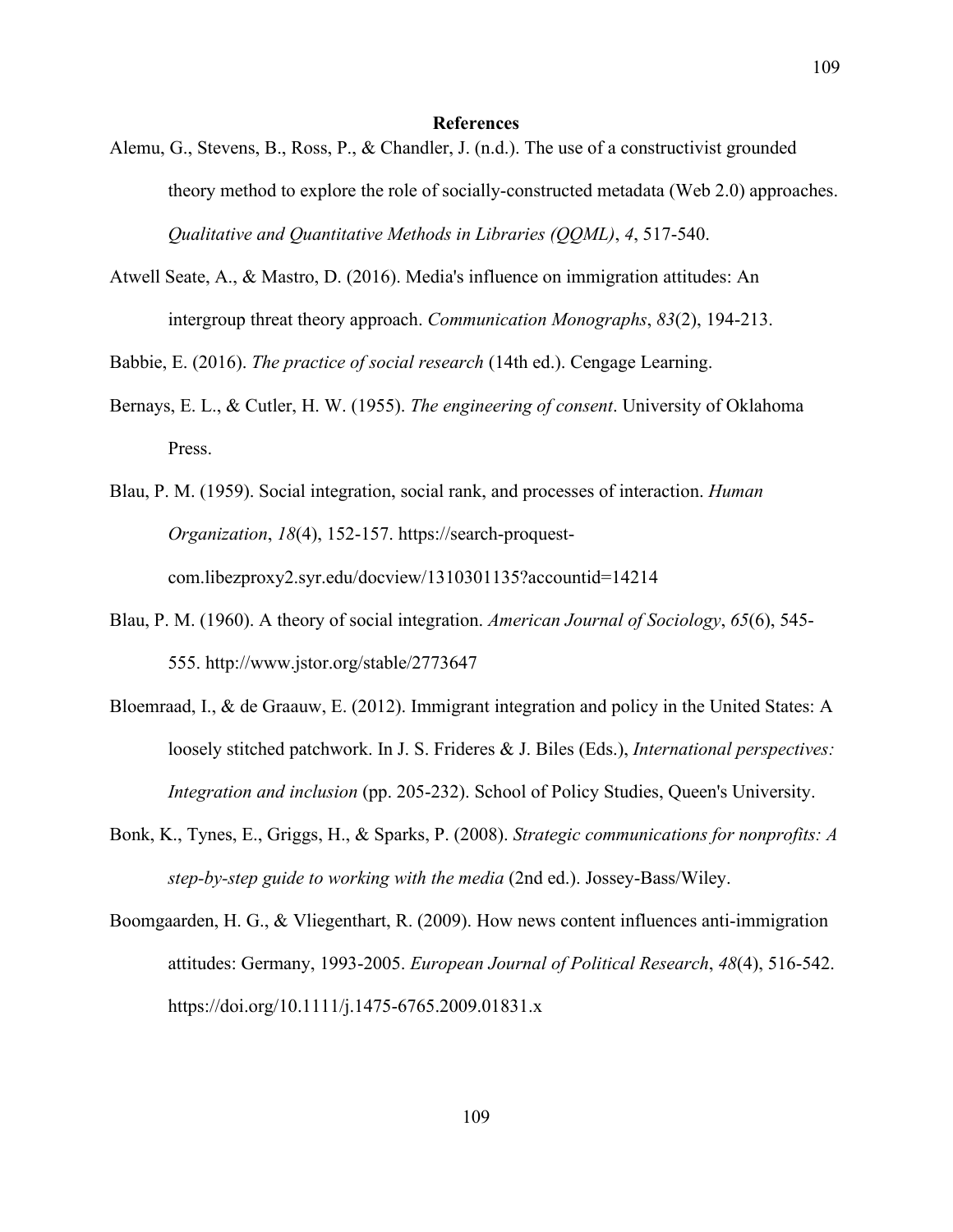# References

Alemu, G., Stevens, B., Ross, P., & Chandler, J. (n.d.). The use of a constructivist grounded theory method to explore the role of socially-constructed metadata (Web 2.0) approaches. *Qualitative and Quantitative Methods in Libraries (QQML)*, *4*, 517-540.

Atwell Seate, A., & Mastro, D. (2016). Media's influence on immigration attitudes: An intergroup threat theory approach. *Communication Monographs*, *83*(2), 194-213.

Babbie, E. (2016). *The practice of social research* (14th ed.). Cengage Learning.

Bernays, E. L., & Cutler, H. W. (1955). *The engineering of consent*. University of Oklahoma Press.

Blau, P. M. (1959). Social integration, social rank, and processes of interaction. *Human Organization*, *18*(4), 152-157. https://search-proquest-com.libezproxy2.syr.edu/docview/1310301135?accountid=14214

Blau, P. M. (1960). A theory of social integration. *American Journal of Sociology*, *65*(6), 545-555. http://www.jstor.org/stable/2773647

Bloemraad, I., & de Graauw, E. (2012). Immigrant integration and policy in the United States: A loosely stitched patchwork. In J. S. Frideres & J. Biles (Eds.), *International perspectives: Integration and inclusion* (pp. 205-232). School of Policy Studies, Queen's University.

Bonk, K., Tynes, E., Griggs, H., & Sparks, P. (2008). *Strategic communications for nonprofits: A step-by-step guide to working with the media* (2nd ed.). Jossey-Bass/Wiley.

Boomgaarden, H. G., & Vliegenthart, R. (2009). How news content influences anti-immigration attitudes: Germany, 1993-2005. *European Journal of Political Research*, *48*(4), 516-542. https://doi.org/10.1111/j.1475-6765.2009.01831.x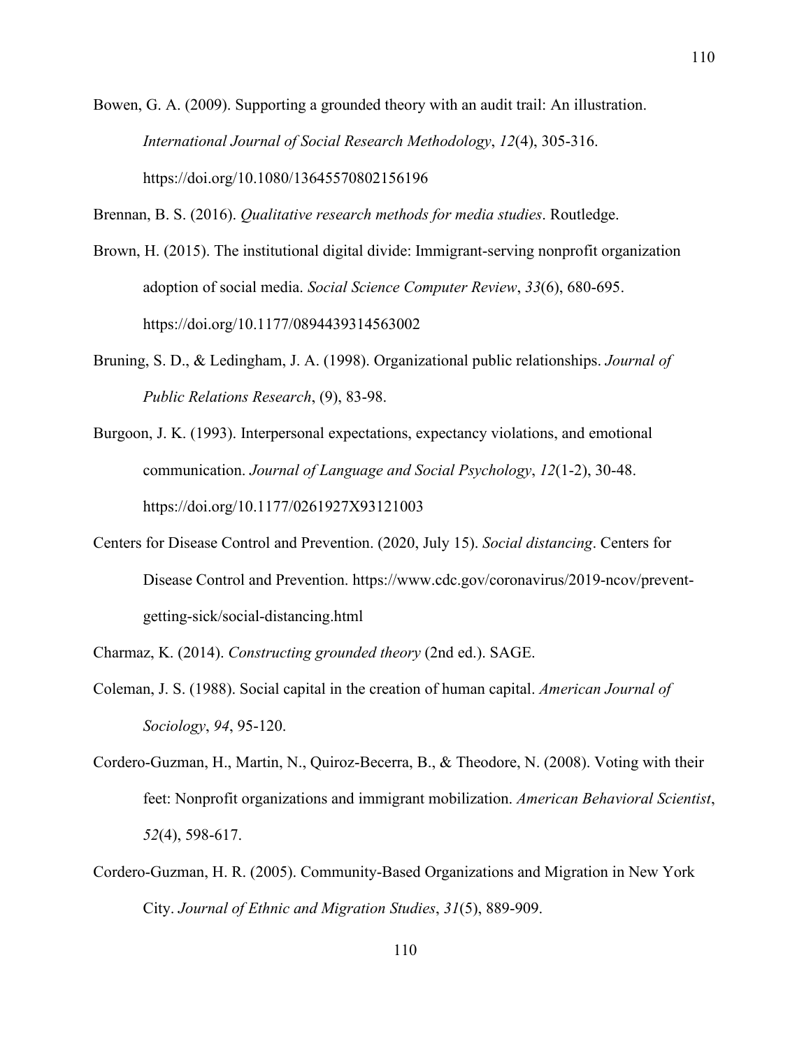Bowen, G. A. (2009). Supporting a grounded theory with an audit trail: An illustration. *International Journal of Social Research Methodology*, *12*(4), 305-316. https://doi.org/10.1080/13645570802156196

Brennan, B. S. (2016). *Qualitative research methods for media studies*. Routledge.

Brown, H. (2015). The institutional digital divide: Immigrant-serving nonprofit organization adoption of social media. *Social Science Computer Review*, *33*(6), 680-695. https://doi.org/10.1177/0894439314563002

Bruning, S. D., & Ledingham, J. A. (1998). Organizational public relationships. *Journal of Public Relations Research*, (9), 83-98.

Burgoon, J. K. (1993). Interpersonal expectations, expectancy violations, and emotional communication. *Journal of Language and Social Psychology*, *12*(1-2), 30-48. https://doi.org/10.1177/0261927X93121003

Centers for Disease Control and Prevention. (2020, July 15). *Social distancing*. Centers for Disease Control and Prevention. https://www.cdc.gov/coronavirus/2019-ncov/prevent-getting-sick/social-distancing.html

Charmaz, K. (2014). *Constructing grounded theory* (2nd ed.). SAGE.

Coleman, J. S. (1988). Social capital in the creation of human capital. *American Journal of Sociology*, *94*, 95-120.

Cordero-Guzman, H., Martin, N., Quiroz-Becerra, B., & Theodore, N. (2008). Voting with their feet: Nonprofit organizations and immigrant mobilization. *American Behavioral Scientist*, *52*(4), 598-617.

Cordero-Guzman, H. R. (2005). Community-Based Organizations and Migration in New York City. *Journal of Ethnic and Migration Studies*, *31*(5), 889-909.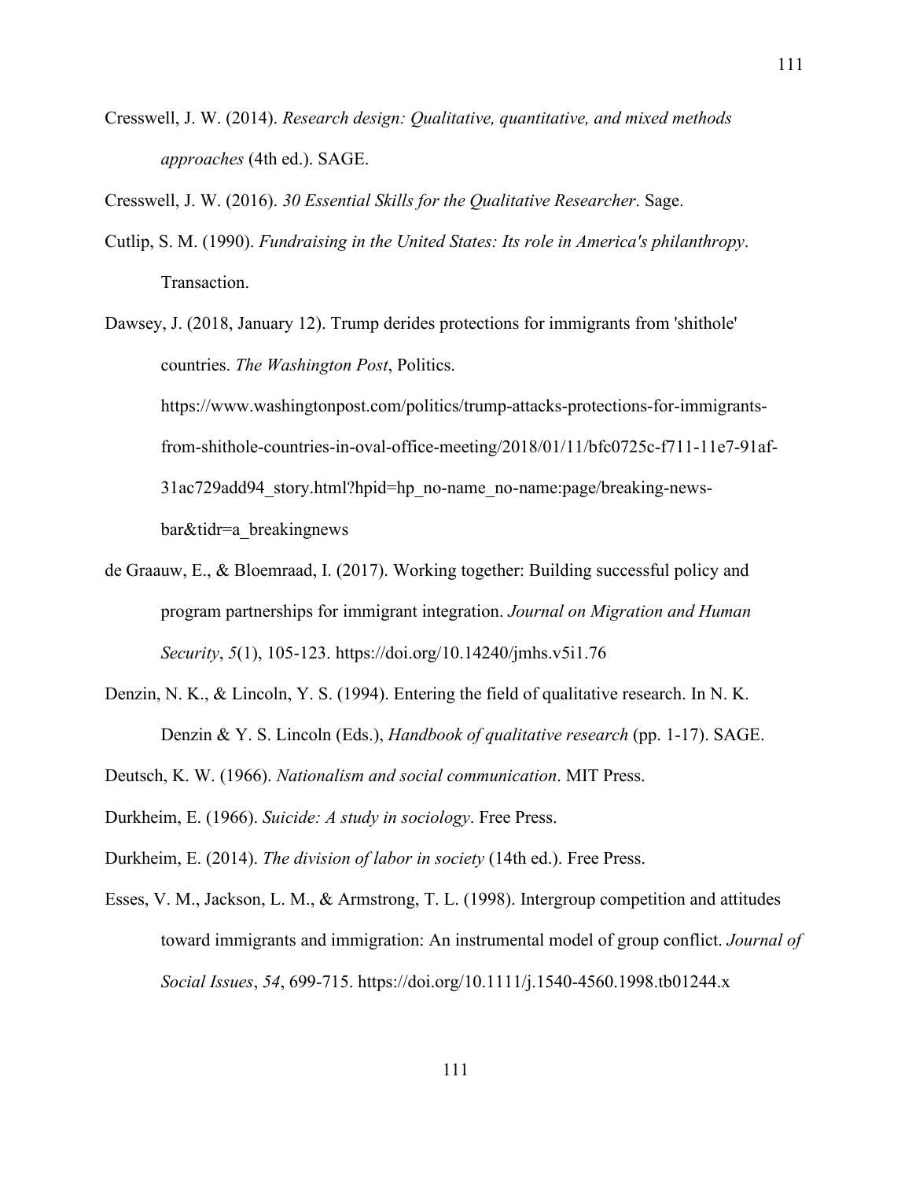Cresswell, J. W. (2014). *Research design: Qualitative, quantitative, and mixed methods approaches* (4th ed.). SAGE.

Cresswell, J. W. (2016). *30 Essential Skills for the Qualitative Researcher*. Sage.

Cutlip, S. M. (1990). *Fundraising in the United States: Its role in America's philanthropy*. Transaction.

Dawsey, J. (2018, January 12). Trump derides protections for immigrants from 'shithole' countries. *The Washington Post*, Politics. https://www.washingtonpost.com/politics/trump-attacks-protections-for-immigrants-from-shithole-countries-in-oval-office-meeting/2018/01/11/bfc0725c-f711-11e7-91af-31ac729add94_story.html?hpid=hp_no-name_no-name:page/breaking-news-bar&tidr=a_breakingnews

de Graauw, E., & Bloemraad, I. (2017). Working together: Building successful policy and program partnerships for immigrant integration. *Journal on Migration and Human Security*, *5*(1), 105-123. https://doi.org/10.14240/jmhs.v5i1.76

Denzin, N. K., & Lincoln, Y. S. (1994). Entering the field of qualitative research. In N. K. Denzin & Y. S. Lincoln (Eds.), *Handbook of qualitative research* (pp. 1-17). SAGE.

Deutsch, K. W. (1966). *Nationalism and social communication*. MIT Press.

Durkheim, E. (1966). *Suicide: A study in sociology*. Free Press.

Durkheim, E. (2014). *The division of labor in society* (14th ed.). Free Press.

Esses, V. M., Jackson, L. M., & Armstrong, T. L. (1998). Intergroup competition and attitudes toward immigrants and immigration: An instrumental model of group conflict. *Journal of Social Issues*, *54*, 699-715. https://doi.org/10.1111/j.1540-4560.1998.tb01244.x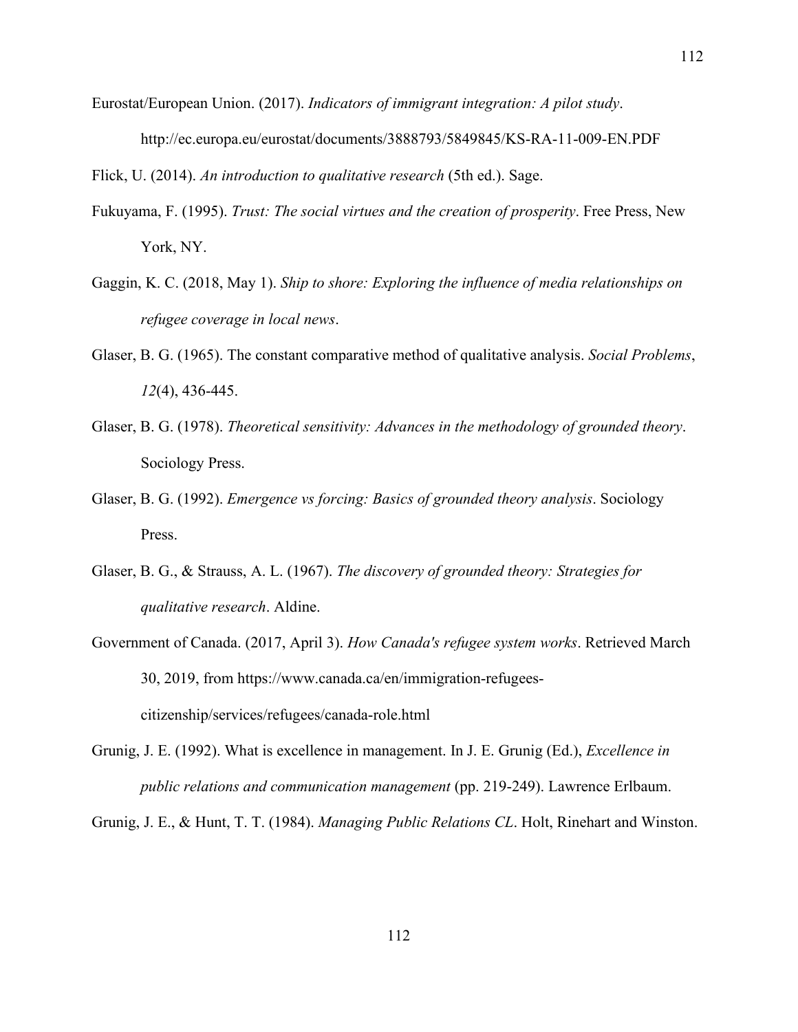Eurostat/European Union. (2017). *Indicators of immigrant integration: A pilot study*. http://ec.europa.eu/eurostat/documents/3888793/5849845/KS-RA-11-009-EN.PDF

Flick, U. (2014). *An introduction to qualitative research* (5th ed.). Sage.

Fukuyama, F. (1995). *Trust: The social virtues and the creation of prosperity*. Free Press, New York, NY.

Gaggin, K. C. (2018, May 1). *Ship to shore: Exploring the influence of media relationships on refugee coverage in local news*.

Glaser, B. G. (1965). The constant comparative method of qualitative analysis. *Social Problems*, *12*(4), 436-445.

Glaser, B. G. (1978). *Theoretical sensitivity: Advances in the methodology of grounded theory*. Sociology Press.

Glaser, B. G. (1992). *Emergence vs forcing: Basics of grounded theory analysis*. Sociology Press.

Glaser, B. G., & Strauss, A. L. (1967). *The discovery of grounded theory: Strategies for qualitative research*. Aldine.

Government of Canada. (2017, April 3). *How Canada's refugee system works*. Retrieved March 30, 2019, from https://www.canada.ca/en/immigration-refugees-citizenship/services/refugees/canada-role.html

Grunig, J. E. (1992). What is excellence in management. In J. E. Grunig (Ed.), *Excellence in public relations and communication management* (pp. 219-249). Lawrence Erlbaum.

Grunig, J. E., & Hunt, T. T. (1984). *Managing Public Relations CL*. Holt, Rinehart and Winston.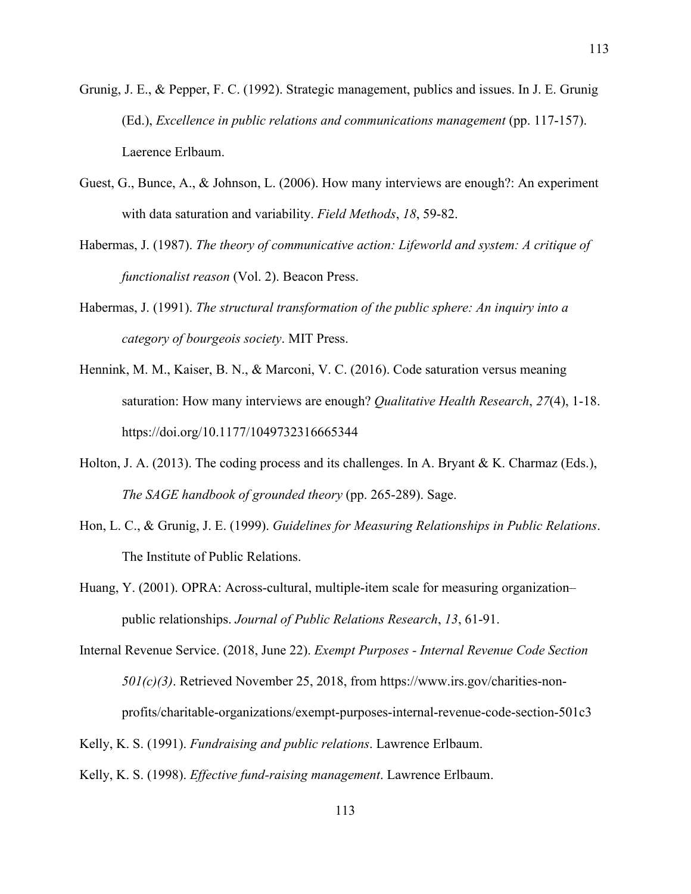Grunig, J. E., & Pepper, F. C. (1992). Strategic management, publics and issues. In J. E. Grunig (Ed.), *Excellence in public relations and communications management* (pp. 117-157). Laerence Erlbaum.

Guest, G., Bunce, A., & Johnson, L. (2006). How many interviews are enough?: An experiment with data saturation and variability. *Field Methods*, *18*, 59-82.

Habermas, J. (1987). *The theory of communicative action: Lifeworld and system: A critique of functionalist reason* (Vol. 2). Beacon Press.

Habermas, J. (1991). *The structural transformation of the public sphere: An inquiry into a category of bourgeois society*. MIT Press.

Hennink, M. M., Kaiser, B. N., & Marconi, V. C. (2016). Code saturation versus meaning saturation: How many interviews are enough? *Qualitative Health Research*, *27*(4), 1-18. https://doi.org/10.1177/1049732316665344

Holton, J. A. (2013). The coding process and its challenges. In A. Bryant & K. Charmaz (Eds.), *The SAGE handbook of grounded theory* (pp. 265-289). Sage.

Hon, L. C., & Grunig, J. E. (1999). *Guidelines for Measuring Relationships in Public Relations*. The Institute of Public Relations.

Huang, Y. (2001). OPRA: Across-cultural, multiple-item scale for measuring organization–public relationships. *Journal of Public Relations Research*, *13*, 61-91.

Internal Revenue Service. (2018, June 22). *Exempt Purposes - Internal Revenue Code Section 501(c)(3)*. Retrieved November 25, 2018, from https://www.irs.gov/charities-non-profits/charitable-organizations/exempt-purposes-internal-revenue-code-section-501c3

Kelly, K. S. (1991). *Fundraising and public relations*. Lawrence Erlbaum.

Kelly, K. S. (1998). *Effective fund-raising management*. Lawrence Erlbaum.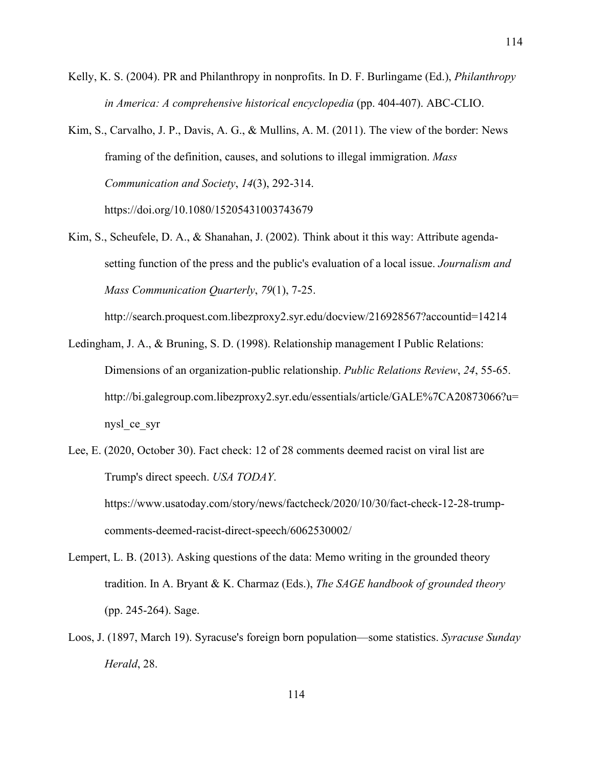Kelly, K. S. (2004). PR and Philanthropy in nonprofits. In D. F. Burlingame (Ed.), *Philanthropy in America: A comprehensive historical encyclopedia* (pp. 404-407). ABC-CLIO.

Kim, S., Carvalho, J. P., Davis, A. G., & Mullins, A. M. (2011). The view of the border: News framing of the definition, causes, and solutions to illegal immigration. *Mass Communication and Society*, *14*(3), 292-314. https://doi.org/10.1080/15205431003743679

Kim, S., Scheufele, D. A., & Shanahan, J. (2002). Think about it this way: Attribute agenda-setting function of the press and the public's evaluation of a local issue. *Journalism and Mass Communication Quarterly*, *79*(1), 7-25. http://search.proquest.com.libezproxy2.syr.edu/docview/216928567?accountid=14214

Ledingham, J. A., & Bruning, S. D. (1998). Relationship management I Public Relations: Dimensions of an organization-public relationship. *Public Relations Review*, *24*, 55-65. http://bi.galegroup.com.libezproxy2.syr.edu/essentials/article/GALE%7CA20873066?u=nysl_ce_syr

Lee, E. (2020, October 30). Fact check: 12 of 28 comments deemed racist on viral list are Trump's direct speech. *USA TODAY*. https://www.usatoday.com/story/news/factcheck/2020/10/30/fact-check-12-28-trump-comments-deemed-racist-direct-speech/6062530002/

Lempert, L. B. (2013). Asking questions of the data: Memo writing in the grounded theory tradition. In A. Bryant & K. Charmaz (Eds.), *The SAGE handbook of grounded theory* (pp. 245-264). Sage.

Loos, J. (1897, March 19). Syracuse's foreign born population—some statistics. *Syracuse Sunday Herald*, 28.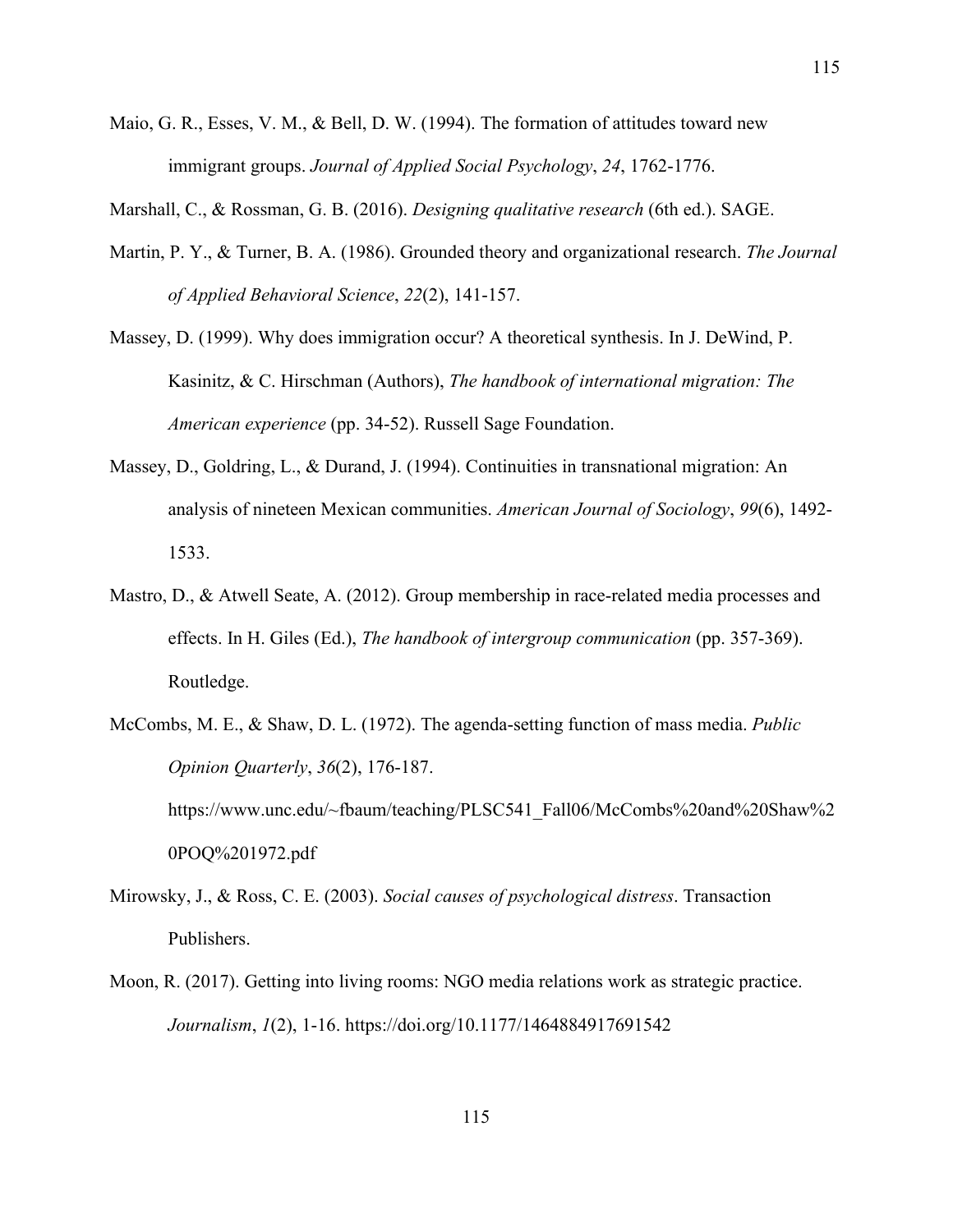Maio, G. R., Esses, V. M., & Bell, D. W. (1994). The formation of attitudes toward new immigrant groups. *Journal of Applied Social Psychology*, *24*, 1762-1776.

Marshall, C., & Rossman, G. B. (2016). *Designing qualitative research* (6th ed.). SAGE.

Martin, P. Y., & Turner, B. A. (1986). Grounded theory and organizational research. *The Journal of Applied Behavioral Science*, *22*(2), 141-157.

Massey, D. (1999). Why does immigration occur? A theoretical synthesis. In J. DeWind, P. Kasinitz, & C. Hirschman (Authors), *The handbook of international migration: The American experience* (pp. 34-52). Russell Sage Foundation.

Massey, D., Goldring, L., & Durand, J. (1994). Continuities in transnational migration: An analysis of nineteen Mexican communities. *American Journal of Sociology*, *99*(6), 1492-1533.

Mastro, D., & Atwell Seate, A. (2012). Group membership in race-related media processes and effects. In H. Giles (Ed.), *The handbook of intergroup communication* (pp. 357-369). Routledge.

McCombs, M. E., & Shaw, D. L. (1972). The agenda-setting function of mass media. *Public Opinion Quarterly*, *36*(2), 176-187. https://www.unc.edu/~fbaum/teaching/PLSC541_Fall06/McCombs%20and%20Shaw%20POQ%201972.pdf

Mirowsky, J., & Ross, C. E. (2003). *Social causes of psychological distress*. Transaction Publishers.

Moon, R. (2017). Getting into living rooms: NGO media relations work as strategic practice. *Journalism*, *1*(2), 1-16. https://doi.org/10.1177/1464884917691542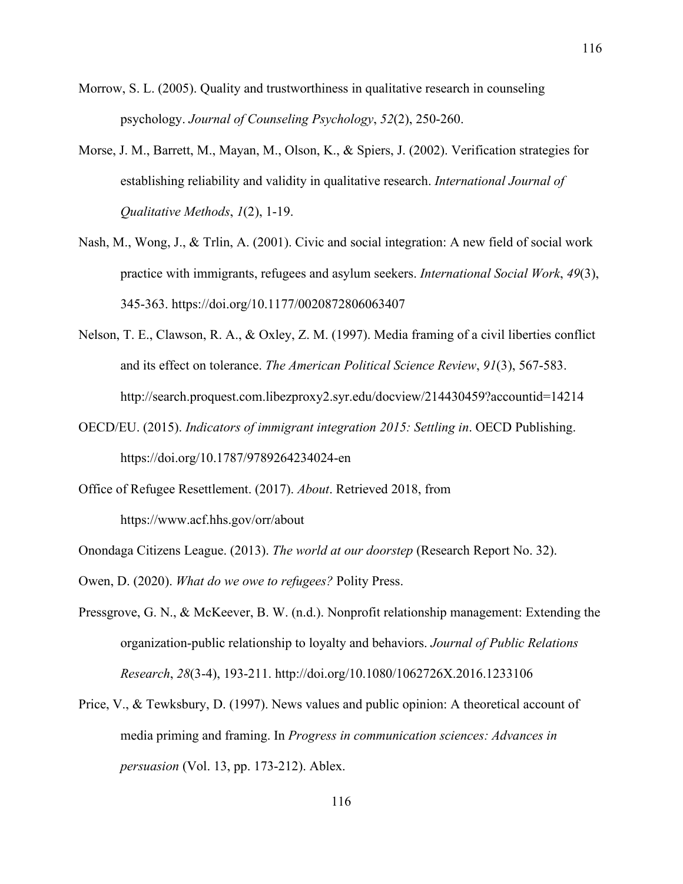Morrow, S. L. (2005). Quality and trustworthiness in qualitative research in counseling psychology. *Journal of Counseling Psychology*, *52*(2), 250-260.

Morse, J. M., Barrett, M., Mayan, M., Olson, K., & Spiers, J. (2002). Verification strategies for establishing reliability and validity in qualitative research. *International Journal of Qualitative Methods*, *1*(2), 1-19.

Nash, M., Wong, J., & Trlin, A. (2001). Civic and social integration: A new field of social work practice with immigrants, refugees and asylum seekers. *International Social Work*, *49*(3), 345-363. https://doi.org/10.1177/0020872806063407

Nelson, T. E., Clawson, R. A., & Oxley, Z. M. (1997). Media framing of a civil liberties conflict and its effect on tolerance. *The American Political Science Review*, *91*(3), 567-583. http://search.proquest.com.libezproxy2.syr.edu/docview/214430459?accountid=14214

OECD/EU. (2015). *Indicators of immigrant integration 2015: Settling in*. OECD Publishing. https://doi.org/10.1787/9789264234024-en

Office of Refugee Resettlement. (2017). *About*. Retrieved 2018, from https://www.acf.hhs.gov/orr/about

Onondaga Citizens League. (2013). *The world at our doorstep* (Research Report No. 32).

Owen, D. (2020). *What do we owe to refugees?* Polity Press.

Pressgrove, G. N., & McKeever, B. W. (n.d.). Nonprofit relationship management: Extending the organization-public relationship to loyalty and behaviors. *Journal of Public Relations Research*, *28*(3-4), 193-211. http://doi.org/10.1080/1062726X.2016.1233106

Price, V., & Tewksbury, D. (1997). News values and public opinion: A theoretical account of media priming and framing. In *Progress in communication sciences: Advances in persuasion* (Vol. 13, pp. 173-212). Ablex.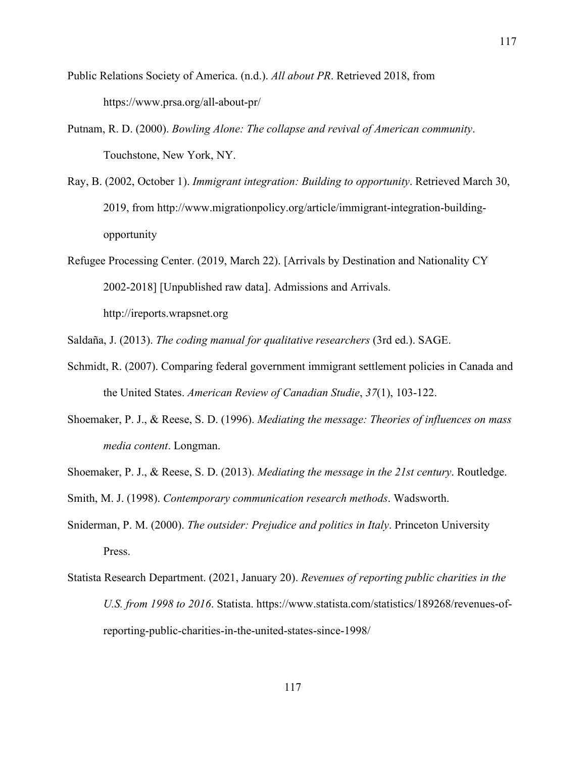Public Relations Society of America. (n.d.). *All about PR*. Retrieved 2018, from https://www.prsa.org/all-about-pr/

Putnam, R. D. (2000). *Bowling Alone: The collapse and revival of American community*. Touchstone, New York, NY.

Ray, B. (2002, October 1). *Immigrant integration: Building to opportunity*. Retrieved March 30, 2019, from http://www.migrationpolicy.org/article/immigrant-integration-building-opportunity

Refugee Processing Center. (2019, March 22). [Arrivals by Destination and Nationality CY 2002-2018] [Unpublished raw data]. Admissions and Arrivals. http://ireports.wrapsnet.org

Saldaña, J. (2013). *The coding manual for qualitative researchers* (3rd ed.). SAGE.

Schmidt, R. (2007). Comparing federal government immigrant settlement policies in Canada and the United States. *American Review of Canadian Studie*, *37*(1), 103-122.

Shoemaker, P. J., & Reese, S. D. (1996). *Mediating the message: Theories of influences on mass media content*. Longman.

Shoemaker, P. J., & Reese, S. D. (2013). *Mediating the message in the 21st century*. Routledge.

Smith, M. J. (1998). *Contemporary communication research methods*. Wadsworth.

Sniderman, P. M. (2000). *The outsider: Prejudice and politics in Italy*. Princeton University Press.

Statista Research Department. (2021, January 20). *Revenues of reporting public charities in the U.S. from 1998 to 2016*. Statista. https://www.statista.com/statistics/189268/revenues-of-reporting-public-charities-in-the-united-states-since-1998/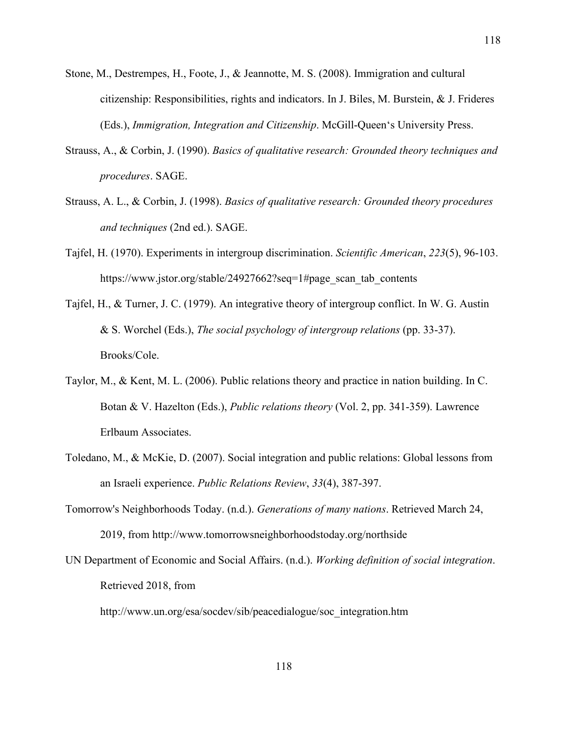Stone, M., Destrempes, H., Foote, J., & Jeannotte, M. S. (2008). Immigration and cultural citizenship: Responsibilities, rights and indicators. In J. Biles, M. Burstein, & J. Frideres (Eds.), *Immigration, Integration and Citizenship*. McGill-Queen's University Press.

Strauss, A., & Corbin, J. (1990). *Basics of qualitative research: Grounded theory techniques and procedures*. SAGE.

Strauss, A. L., & Corbin, J. (1998). *Basics of qualitative research: Grounded theory procedures and techniques* (2nd ed.). SAGE.

Tajfel, H. (1970). Experiments in intergroup discrimination. *Scientific American*, *223*(5), 96-103. https://www.jstor.org/stable/24927662?seq=1#page_scan_tab_contents

Tajfel, H., & Turner, J. C. (1979). An integrative theory of intergroup conflict. In W. G. Austin & S. Worchel (Eds.), *The social psychology of intergroup relations* (pp. 33-37). Brooks/Cole.

Taylor, M., & Kent, M. L. (2006). Public relations theory and practice in nation building. In C. Botan & V. Hazelton (Eds.), *Public relations theory* (Vol. 2, pp. 341-359). Lawrence Erlbaum Associates.

Toledano, M., & McKie, D. (2007). Social integration and public relations: Global lessons from an Israeli experience. *Public Relations Review*, *33*(4), 387-397.

Tomorrow's Neighborhoods Today. (n.d.). *Generations of many nations*. Retrieved March 24, 2019, from http://www.tomorrowsneighborhoodstoday.org/northside

UN Department of Economic and Social Affairs. (n.d.). *Working definition of social integration*. Retrieved 2018, from http://www.un.org/esa/socdev/sib/peacedialogue/soc_integration.htm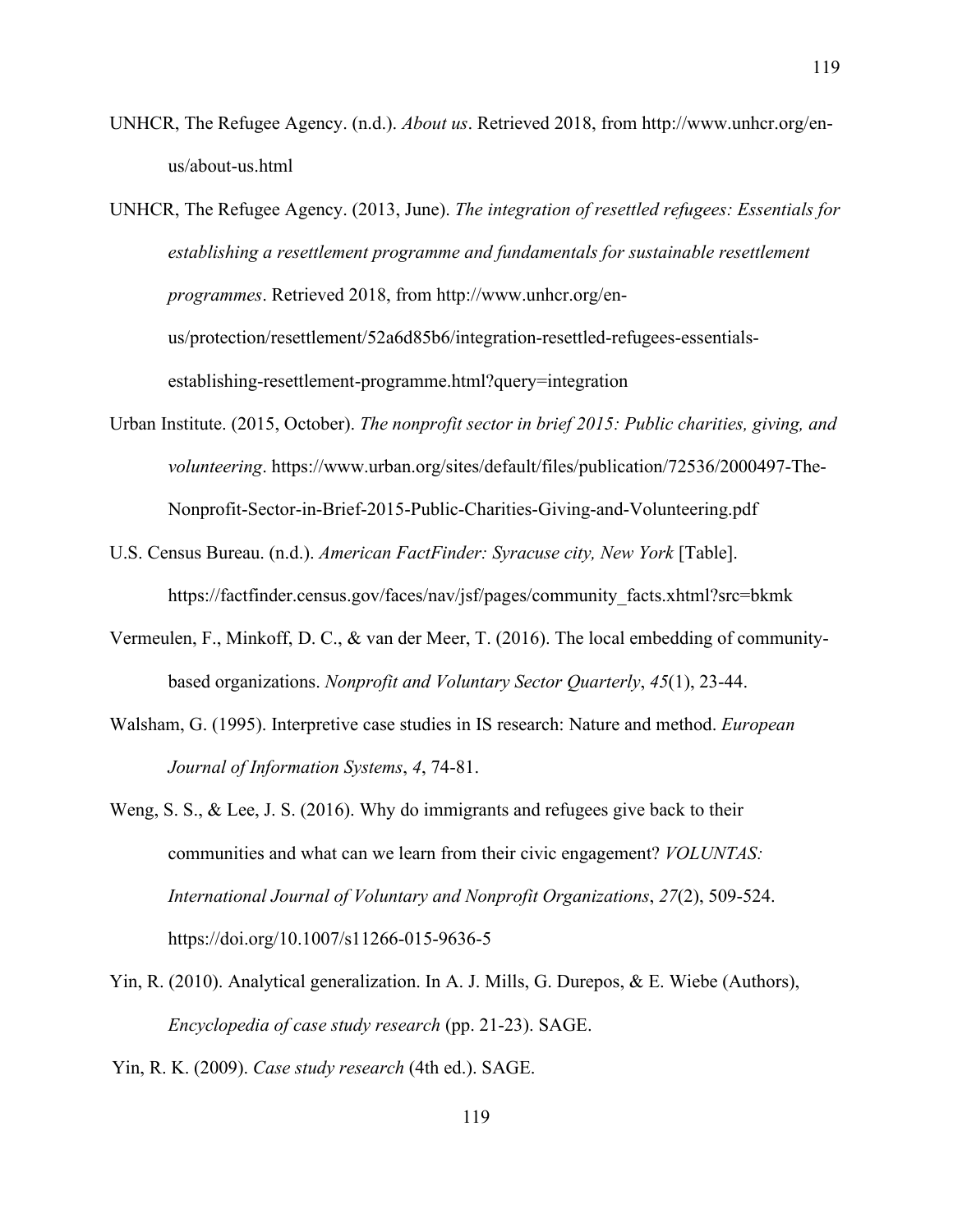UNHCR, The Refugee Agency. (n.d.). *About us*. Retrieved 2018, from http://www.unhcr.org/en-us/about-us.html

UNHCR, The Refugee Agency. (2013, June). *The integration of resettled refugees: Essentials for establishing a resettlement programme and fundamentals for sustainable resettlement programmes*. Retrieved 2018, from http://www.unhcr.org/en-us/protection/resettlement/52a6d85b6/integration-resettled-refugees-essentials-establishing-resettlement-programme.html?query=integration

Urban Institute. (2015, October). *The nonprofit sector in brief 2015: Public charities, giving, and volunteering*. https://www.urban.org/sites/default/files/publication/72536/2000497-The-Nonprofit-Sector-in-Brief-2015-Public-Charities-Giving-and-Volunteering.pdf

U.S. Census Bureau. (n.d.). *American FactFinder: Syracuse city, New York* [Table]. https://factfinder.census.gov/faces/nav/jsf/pages/community_facts.xhtml?src=bkmk

Vermeulen, F., Minkoff, D. C., & van der Meer, T. (2016). The local embedding of community-based organizations. *Nonprofit and Voluntary Sector Quarterly*, *45*(1), 23-44.

Walsham, G. (1995). Interpretive case studies in IS research: Nature and method. *European Journal of Information Systems*, *4*, 74-81.

Weng, S. S., & Lee, J. S. (2016). Why do immigrants and refugees give back to their communities and what can we learn from their civic engagement? *VOLUNTAS: International Journal of Voluntary and Nonprofit Organizations*, *27*(2), 509-524. https://doi.org/10.1007/s11266-015-9636-5

Yin, R. (2010). Analytical generalization. In A. J. Mills, G. Durepos, & E. Wiebe (Authors), *Encyclopedia of case study research* (pp. 21-23). SAGE.

Yin, R. K. (2009). *Case study research* (4th ed.). SAGE.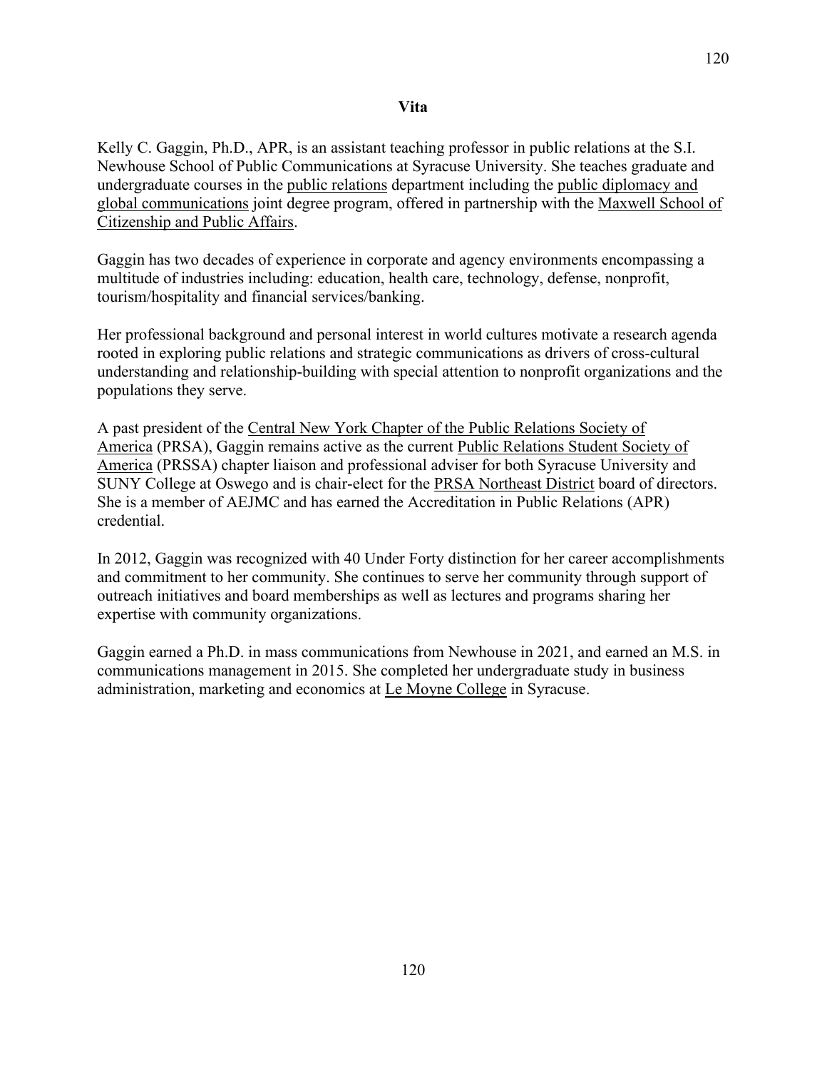# Vita

Kelly C. Gaggin, Ph.D., APR, is an assistant teaching professor in public relations at the S.I. Newhouse School of Public Communications at Syracuse University. She teaches graduate and undergraduate courses in the public relations department including the public diplomacy and global communications joint degree program, offered in partnership with the Maxwell School of Citizenship and Public Affairs.

Gaggin has two decades of experience in corporate and agency environments encompassing a multitude of industries including: education, health care, technology, defense, nonprofit, tourism/hospitality and financial services/banking.

Her professional background and personal interest in world cultures motivate a research agenda rooted in exploring public relations and strategic communications as drivers of cross-cultural understanding and relationship-building with special attention to nonprofit organizations and the populations they serve.

A past president of the Central New York Chapter of the Public Relations Society of America (PRSA), Gaggin remains active as the current Public Relations Student Society of America (PRSSA) chapter liaison and professional adviser for both Syracuse University and SUNY College at Oswego and is chair-elect for the PRSA Northeast District board of directors. She is a member of AEJMC and has earned the Accreditation in Public Relations (APR) credential.

In 2012, Gaggin was recognized with 40 Under Forty distinction for her career accomplishments and commitment to her community. She continues to serve her community through support of outreach initiatives and board memberships as well as lectures and programs sharing her expertise with community organizations.

Gaggin earned a Ph.D. in mass communications from Newhouse in 2021, and earned an M.S. in communications management in 2015. She completed her undergraduate study in business administration, marketing and economics at Le Moyne College in Syracuse.